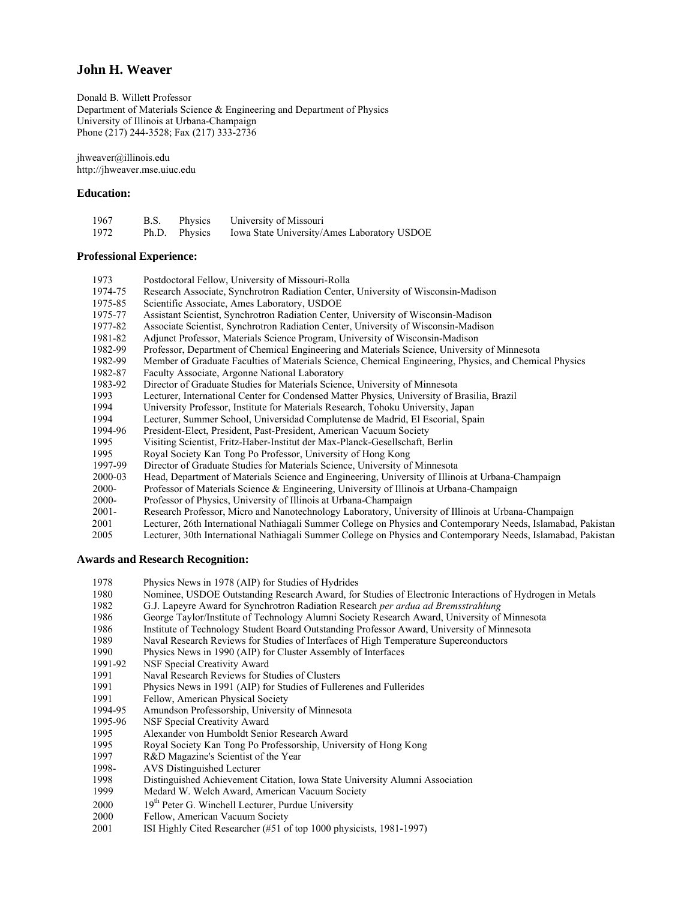# John H. Weaver

Donald B. Willett Professor
Department of Materials Science & Engineering and Department of Physics
University of Illinois at Urbana-Champaign
Phone (217) 244-3528; Fax (217) 333-2736

jhweaver@illinois.edu
http://jhweaver.mse.uiuc.edu

## Education:

| | | | |
|---|---|---|---|
| 1967 | B.S. | Physics | University of Missouri |
| 1972 | Ph.D. | Physics | Iowa State University/Ames Laboratory USDOE |

## Professional Experience:

| | |
|---|---|
| 1973 | Postdoctoral Fellow, University of Missouri-Rolla |
| 1974-75 | Research Associate, Synchrotron Radiation Center, University of Wisconsin-Madison |
| 1975-85 | Scientific Associate, Ames Laboratory, USDOE |
| 1975-77 | Assistant Scientist, Synchrotron Radiation Center, University of Wisconsin-Madison |
| 1977-82 | Associate Scientist, Synchrotron Radiation Center, University of Wisconsin-Madison |
| 1981-82 | Adjunct Professor, Materials Science Program, University of Wisconsin-Madison |
| 1982-99 | Professor, Department of Chemical Engineering and Materials Science, University of Minnesota |
| 1982-99 | Member of Graduate Faculties of Materials Science, Chemical Engineering, Physics, and Chemical Physics |
| 1982-87 | Faculty Associate, Argonne National Laboratory |
| 1983-92 | Director of Graduate Studies for Materials Science, University of Minnesota |
| 1993 | Lecturer, International Center for Condensed Matter Physics, University of Brasilia, Brazil |
| 1994 | University Professor, Institute for Materials Research, Tohoku University, Japan |
| 1994 | Lecturer, Summer School, Universidad Complutense de Madrid, El Escorial, Spain |
| 1994-96 | President-Elect, President, Past-President, American Vacuum Society |
| 1995 | Visiting Scientist, Fritz-Haber-Institut der Max-Planck-Gesellschaft, Berlin |
| 1995 | Royal Society Kan Tong Po Professor, University of Hong Kong |
| 1997-99 | Director of Graduate Studies for Materials Science, University of Minnesota |
| 2000-03 | Head, Department of Materials Science and Engineering, University of Illinois at Urbana-Champaign |
| 2000- | Professor of Materials Science & Engineering, University of Illinois at Urbana-Champaign |
| 2000- | Professor of Physics, University of Illinois at Urbana-Champaign |
| 2001- | Research Professor, Micro and Nanotechnology Laboratory, University of Illinois at Urbana-Champaign |
| 2001 | Lecturer, 26th International Nathiagali Summer College on Physics and Contemporary Needs, Islamabad, Pakistan |
| 2005 | Lecturer, 30th International Nathiagali Summer College on Physics and Contemporary Needs, Islamabad, Pakistan |

## Awards and Research Recognition:

| | |
|---|---|
| 1978 | Physics News in 1978 (AIP) for Studies of Hydrides |
| 1980 | Nominee, USDOE Outstanding Research Award, for Studies of Electronic Interactions of Hydrogen in Metals |
| 1982 | G.J. Lapeyre Award for Synchrotron Radiation Research *per ardua ad Bremsstrahlung* |
| 1986 | George Taylor/Institute of Technology Alumni Society Research Award, University of Minnesota |
| 1986 | Institute of Technology Student Board Outstanding Professor Award, University of Minnesota |
| 1989 | Naval Research Reviews for Studies of Interfaces of High Temperature Superconductors |
| 1990 | Physics News in 1990 (AIP) for Cluster Assembly of Interfaces |
| 1991-92 | NSF Special Creativity Award |
| 1991 | Naval Research Reviews for Studies of Clusters |
| 1991 | Physics News in 1991 (AIP) for Studies of Fullerenes and Fullerides |
| 1991 | Fellow, American Physical Society |
| 1994-95 | Amundson Professorship, University of Minnesota |
| 1995-96 | NSF Special Creativity Award |
| 1995 | Alexander von Humboldt Senior Research Award |
| 1995 | Royal Society Kan Tong Po Professorship, University of Hong Kong |
| 1997 | R&D Magazine's Scientist of the Year |
| 1998- | AVS Distinguished Lecturer |
| 1998 | Distinguished Achievement Citation, Iowa State University Alumni Association |
| 1999 | Medard W. Welch Award, American Vacuum Society |
| 2000 | 19th Peter G. Winchell Lecturer, Purdue University |
| 2000 | Fellow, American Vacuum Society |
| 2001 | ISI Highly Cited Researcher (#51 of top 1000 physicists, 1981-1997) |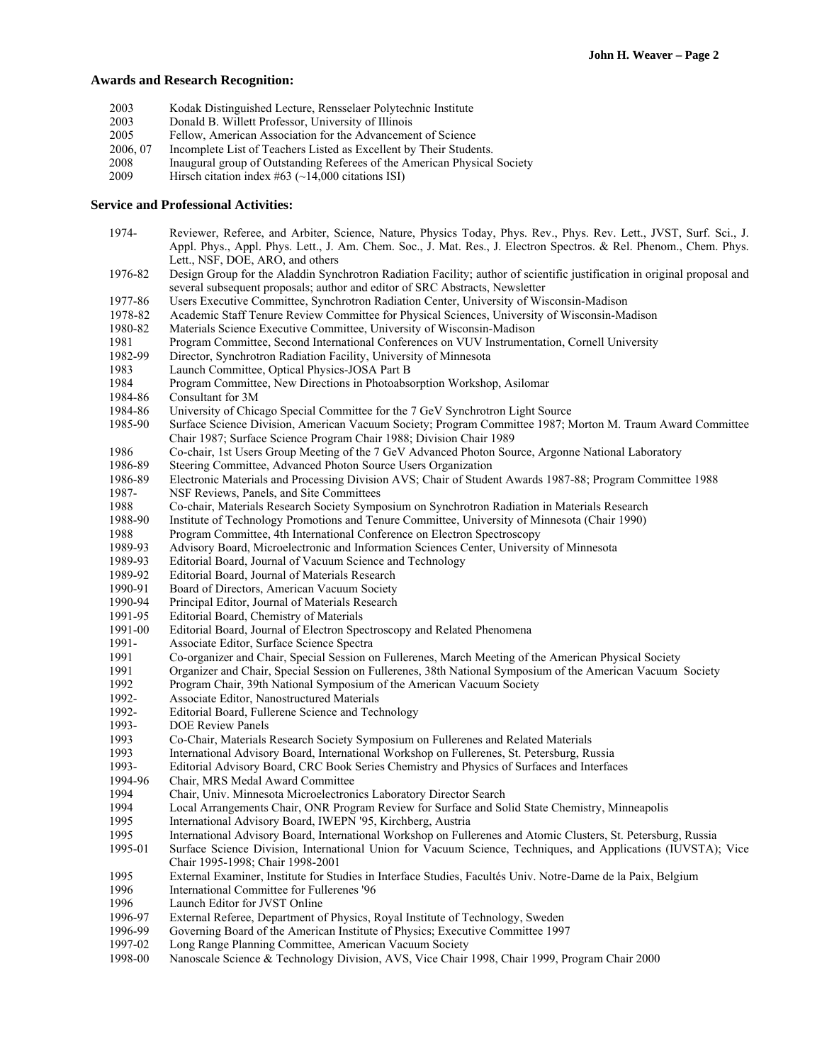## Awards and Research Recognition:

| | |
|---|---|
| 2003 | Kodak Distinguished Lecture, Rensselaer Polytechnic Institute |
| 2003 | Donald B. Willett Professor, University of Illinois |
| 2005 | Fellow, American Association for the Advancement of Science |
| 2006, 07 | Incomplete List of Teachers Listed as Excellent by Their Students. |
| 2008 | Inaugural group of Outstanding Referees of the American Physical Society |
| 2009 | Hirsch citation index #63 (~14,000 citations ISI) |

## Service and Professional Activities:

| | |
|---|---|
| 1974- | Reviewer, Referee, and Arbiter, Science, Nature, Physics Today, Phys. Rev., Phys. Rev. Lett., JVST, Surf. Sci., J. Appl. Phys., Appl. Phys. Lett., J. Am. Chem. Soc., J. Mat. Res., J. Electron Spectros. & Rel. Phenom., Chem. Phys. Lett., NSF, DOE, ARO, and others |
| 1976-82 | Design Group for the Aladdin Synchrotron Radiation Facility; author of scientific justification in original proposal and several subsequent proposals; author and editor of SRC Abstracts, Newsletter |
| 1977-86 | Users Executive Committee, Synchrotron Radiation Center, University of Wisconsin-Madison |
| 1978-82 | Academic Staff Tenure Review Committee for Physical Sciences, University of Wisconsin-Madison |
| 1980-82 | Materials Science Executive Committee, University of Wisconsin-Madison |
| 1981 | Program Committee, Second International Conferences on VUV Instrumentation, Cornell University |
| 1982-99 | Director, Synchrotron Radiation Facility, University of Minnesota |
| 1983 | Launch Committee, Optical Physics-JOSA Part B |
| 1984 | Program Committee, New Directions in Photoabsorption Workshop, Asilomar |
| 1984-86 | Consultant for 3M |
| 1984-86 | University of Chicago Special Committee for the 7 GeV Synchrotron Light Source |
| 1985-90 | Surface Science Division, American Vacuum Society; Program Committee 1987; Morton M. Traum Award Committee Chair 1987; Surface Science Program Chair 1988; Division Chair 1989 |
| 1986 | Co-chair, 1st Users Group Meeting of the 7 GeV Advanced Photon Source, Argonne National Laboratory |
| 1986-89 | Steering Committee, Advanced Photon Source Users Organization |
| 1986-89 | Electronic Materials and Processing Division AVS; Chair of Student Awards 1987-88; Program Committee 1988 |
| 1987- | NSF Reviews, Panels, and Site Committees |
| 1988 | Co-chair, Materials Research Society Symposium on Synchrotron Radiation in Materials Research |
| 1988-90 | Institute of Technology Promotions and Tenure Committee, University of Minnesota (Chair 1990) |
| 1988 | Program Committee, 4th International Conference on Electron Spectroscopy |
| 1989-93 | Advisory Board, Microelectronic and Information Sciences Center, University of Minnesota |
| 1989-93 | Editorial Board, Journal of Vacuum Science and Technology |
| 1989-92 | Editorial Board, Journal of Materials Research |
| 1990-91 | Board of Directors, American Vacuum Society |
| 1990-94 | Principal Editor, Journal of Materials Research |
| 1991-95 | Editorial Board, Chemistry of Materials |
| 1991-00 | Editorial Board, Journal of Electron Spectroscopy and Related Phenomena |
| 1991- | Associate Editor, Surface Science Spectra |
| 1991 | Co-organizer and Chair, Special Session on Fullerenes, March Meeting of the American Physical Society |
| 1991 | Organizer and Chair, Special Session on Fullerenes, 38th National Symposium of the American Vacuum Society |
| 1992 | Program Chair, 39th National Symposium of the American Vacuum Society |
| 1992- | Associate Editor, Nanostructured Materials |
| 1992- | Editorial Board, Fullerene Science and Technology |
| 1993- | DOE Review Panels |
| 1993 | Co-Chair, Materials Research Society Symposium on Fullerenes and Related Materials |
| 1993 | International Advisory Board, International Workshop on Fullerenes, St. Petersburg, Russia |
| 1993- | Editorial Advisory Board, CRC Book Series Chemistry and Physics of Surfaces and Interfaces |
| 1994-96 | Chair, MRS Medal Award Committee |
| 1994 | Chair, Univ. Minnesota Microelectronics Laboratory Director Search |
| 1994 | Local Arrangements Chair, ONR Program Review for Surface and Solid State Chemistry, Minneapolis |
| 1995 | International Advisory Board, IWEPN '95, Kirchberg, Austria |
| 1995 | International Advisory Board, International Workshop on Fullerenes and Atomic Clusters, St. Petersburg, Russia |
| 1995-01 | Surface Science Division, International Union for Vacuum Science, Techniques, and Applications (IUVSTA); Vice Chair 1995-1998; Chair 1998-2001 |
| 1995 | External Examiner, Institute for Studies in Interface Studies, Facultés Univ. Notre-Dame de la Paix, Belgium |
| 1996 | International Committee for Fullerenes '96 |
| 1996 | Launch Editor for JVST Online |
| 1996-97 | External Referee, Department of Physics, Royal Institute of Technology, Sweden |
| 1996-99 | Governing Board of the American Institute of Physics; Executive Committee 1997 |
| 1997-02 | Long Range Planning Committee, American Vacuum Society |
| 1998-00 | Nanoscale Science & Technology Division, AVS, Vice Chair 1998, Chair 1999, Program Chair 2000 |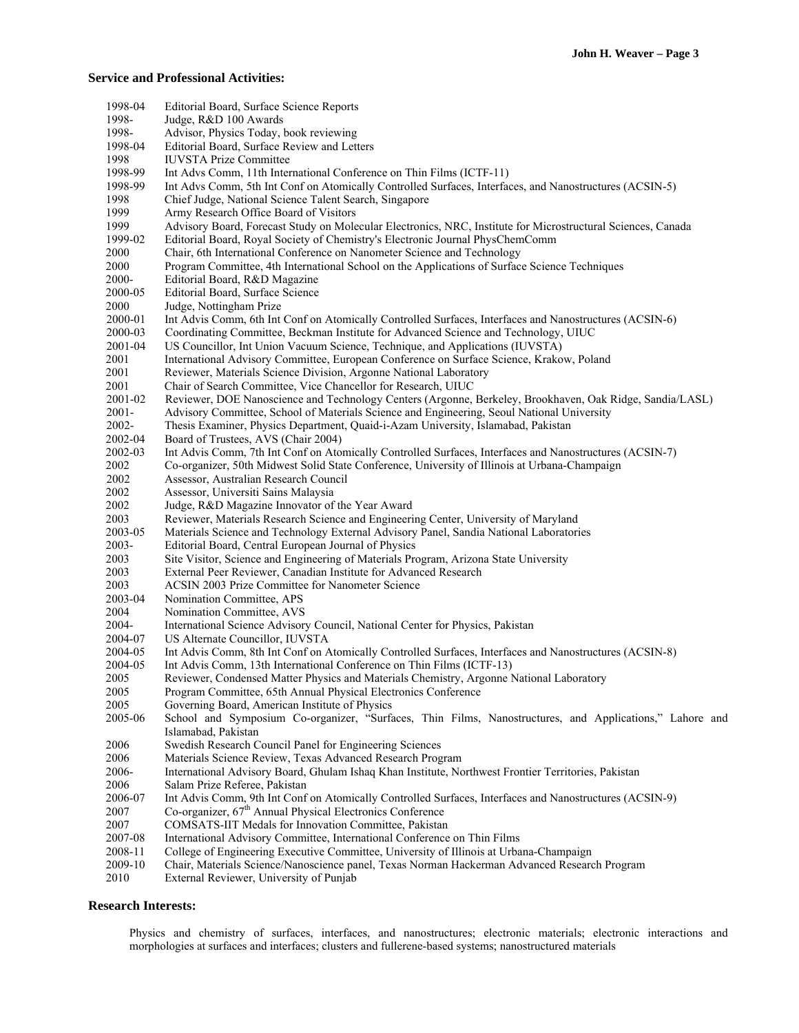## Service and Professional Activities:

| | |
|---|---|
| 1998-04 | Editorial Board, Surface Science Reports |
| 1998- | Judge, R&D 100 Awards |
| 1998- | Advisor, Physics Today, book reviewing |
| 1998-04 | Editorial Board, Surface Review and Letters |
| 1998 | IUVSTA Prize Committee |
| 1998-99 | Int Advs Comm, 11th International Conference on Thin Films (ICTF-11) |
| 1998-99 | Int Advs Comm, 5th Int Conf on Atomically Controlled Surfaces, Interfaces, and Nanostructures (ACSIN-5) |
| 1998 | Chief Judge, National Science Talent Search, Singapore |
| 1999 | Army Research Office Board of Visitors |
| 1999 | Advisory Board, Forecast Study on Molecular Electronics, NRC, Institute for Microstructural Sciences, Canada |
| 1999-02 | Editorial Board, Royal Society of Chemistry's Electronic Journal PhysChemComm |
| 2000 | Chair, 6th International Conference on Nanometer Science and Technology |
| 2000 | Program Committee, 4th International School on the Applications of Surface Science Techniques |
| 2000- | Editorial Board, R&D Magazine |
| 2000-05 | Editorial Board, Surface Science |
| 2000 | Judge, Nottingham Prize |
| 2000-01 | Int Advis Comm, 6th Int Conf on Atomically Controlled Surfaces, Interfaces and Nanostructures (ACSIN-6) |
| 2000-03 | Coordinating Committee, Beckman Institute for Advanced Science and Technology, UIUC |
| 2001-04 | US Councillor, Int Union Vacuum Science, Technique, and Applications (IUVSTA) |
| 2001 | International Advisory Committee, European Conference on Surface Science, Krakow, Poland |
| 2001 | Reviewer, Materials Science Division, Argonne National Laboratory |
| 2001 | Chair of Search Committee, Vice Chancellor for Research, UIUC |
| 2001-02 | Reviewer, DOE Nanoscience and Technology Centers (Argonne, Berkeley, Brookhaven, Oak Ridge, Sandia/LASL) |
| 2001- | Advisory Committee, School of Materials Science and Engineering, Seoul National University |
| 2002- | Thesis Examiner, Physics Department, Quaid-i-Azam University, Islamabad, Pakistan |
| 2002-04 | Board of Trustees, AVS (Chair 2004) |
| 2002-03 | Int Advis Comm, 7th Int Conf on Atomically Controlled Surfaces, Interfaces and Nanostructures (ACSIN-7) |
| 2002 | Co-organizer, 50th Midwest Solid State Conference, University of Illinois at Urbana-Champaign |
| 2002 | Assessor, Australian Research Council |
| 2002 | Assessor, Universiti Sains Malaysia |
| 2002 | Judge, R&D Magazine Innovator of the Year Award |
| 2003 | Reviewer, Materials Research Science and Engineering Center, University of Maryland |
| 2003-05 | Materials Science and Technology External Advisory Panel, Sandia National Laboratories |
| 2003- | Editorial Board, Central European Journal of Physics |
| 2003 | Site Visitor, Science and Engineering of Materials Program, Arizona State University |
| 2003 | External Peer Reviewer, Canadian Institute for Advanced Research |
| 2003 | ACSIN 2003 Prize Committee for Nanometer Science |
| 2003-04 | Nomination Committee, APS |
| 2004 | Nomination Committee, AVS |
| 2004- | International Science Advisory Council, National Center for Physics, Pakistan |
| 2004-07 | US Alternate Councillor, IUVSTA |
| 2004-05 | Int Advis Comm, 8th Int Conf on Atomically Controlled Surfaces, Interfaces and Nanostructures (ACSIN-8) |
| 2004-05 | Int Advis Comm, 13th International Conference on Thin Films (ICTF-13) |
| 2005 | Reviewer, Condensed Matter Physics and Materials Chemistry, Argonne National Laboratory |
| 2005 | Program Committee, 65th Annual Physical Electronics Conference |
| 2005 | Governing Board, American Institute of Physics |
| 2005-06 | School and Symposium Co-organizer, "Surfaces, Thin Films, Nanostructures, and Applications," Lahore and Islamabad, Pakistan |
| 2006 | Swedish Research Council Panel for Engineering Sciences |
| 2006 | Materials Science Review, Texas Advanced Research Program |
| 2006- | International Advisory Board, Ghulam Ishaq Khan Institute, Northwest Frontier Territories, Pakistan |
| 2006 | Salam Prize Referee, Pakistan |
| 2006-07 | Int Advis Comm, 9th Int Conf on Atomically Controlled Surfaces, Interfaces and Nanostructures (ACSIN-9) |
| 2007 | Co-organizer, 67th Annual Physical Electronics Conference |
| 2007 | COMSATS-IIT Medals for Innovation Committee, Pakistan |
| 2007-08 | International Advisory Committee, International Conference on Thin Films |
| 2008-11 | College of Engineering Executive Committee, University of Illinois at Urbana-Champaign |
| 2009-10 | Chair, Materials Science/Nanoscience panel, Texas Norman Hackerman Advanced Research Program |
| 2010 | External Reviewer, University of Punjab |

## Research Interests:

Physics and chemistry of surfaces, interfaces, and nanostructures; electronic materials; electronic interactions and morphologies at surfaces and interfaces; clusters and fullerene-based systems; nanostructured materials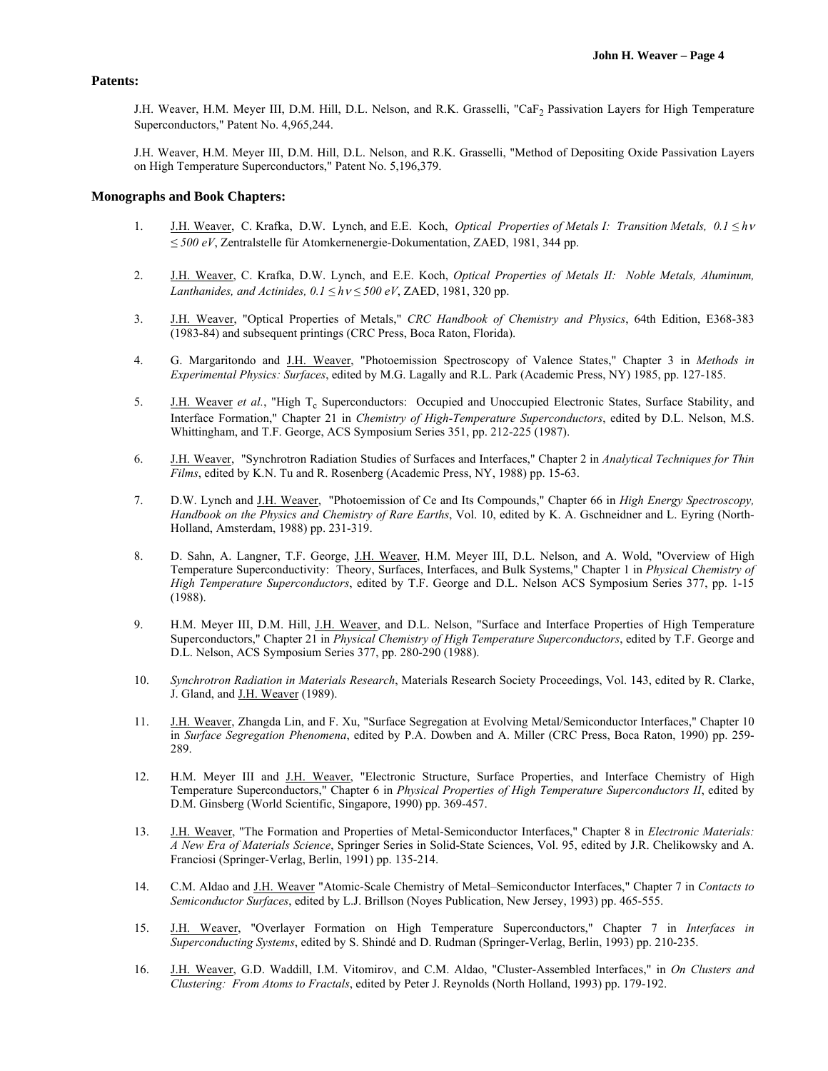## Patents:

J.H. Weaver, H.M. Meyer III, D.M. Hill, D.L. Nelson, and R.K. Grasselli, "$CaF_2$ Passivation Layers for High Temperature Superconductors," Patent No. 4,965,244.

J.H. Weaver, H.M. Meyer III, D.M. Hill, D.L. Nelson, and R.K. Grasselli, "Method of Depositing Oxide Passivation Layers on High Temperature Superconductors," Patent No. 5,196,379.

## Monographs and Book Chapters:

1. J.H. Weaver, C. Krafka, D.W. Lynch, and E.E. Koch, *Optical Properties of Metals I: Transition Metals, $0.1 \le h\nu \le 500$ eV*, Zentralstelle für Atomkernenergie-Dokumentation, ZAED, 1981, 344 pp.

2. J.H. Weaver, C. Krafka, D.W. Lynch, and E.E. Koch, *Optical Properties of Metals II: Noble Metals, Aluminum, Lanthanides, and Actinides, $0.1 \le h\nu \le 500$ eV*, ZAED, 1981, 320 pp.

3. J.H. Weaver, "Optical Properties of Metals," *CRC Handbook of Chemistry and Physics*, 64th Edition, E368-383 (1983-84) and subsequent printings (CRC Press, Boca Raton, Florida).

4. G. Margaritondo and J.H. Weaver, "Photoemission Spectroscopy of Valence States," Chapter 3 in *Methods in Experimental Physics: Surfaces*, edited by M.G. Lagally and R.L. Park (Academic Press, NY) 1985, pp. 127-185.

5. J.H. Weaver *et al.*, "High $T_c$ Superconductors: Occupied and Unoccupied Electronic States, Surface Stability, and Interface Formation," Chapter 21 in *Chemistry of High-Temperature Superconductors*, edited by D.L. Nelson, M.S. Whittingham, and T.F. George, ACS Symposium Series 351, pp. 212-225 (1987).

6. J.H. Weaver, "Synchrotron Radiation Studies of Surfaces and Interfaces," Chapter 2 in *Analytical Techniques for Thin Films*, edited by K.N. Tu and R. Rosenberg (Academic Press, NY, 1988) pp. 15-63.

7. D.W. Lynch and J.H. Weaver, "Photoemission of Ce and Its Compounds," Chapter 66 in *High Energy Spectroscopy, Handbook on the Physics and Chemistry of Rare Earths*, Vol. 10, edited by K. A. Gschneidner and L. Eyring (North-Holland, Amsterdam, 1988) pp. 231-319.

8. D. Sahn, A. Langner, T.F. George, J.H. Weaver, H.M. Meyer III, D.L. Nelson, and A. Wold, "Overview of High Temperature Superconductivity: Theory, Surfaces, Interfaces, and Bulk Systems," Chapter 1 in *Physical Chemistry of High Temperature Superconductors*, edited by T.F. George and D.L. Nelson ACS Symposium Series 377, pp. 1-15 (1988).

9. H.M. Meyer III, D.M. Hill, J.H. Weaver, and D.L. Nelson, "Surface and Interface Properties of High Temperature Superconductors," Chapter 21 in *Physical Chemistry of High Temperature Superconductors*, edited by T.F. George and D.L. Nelson, ACS Symposium Series 377, pp. 280-290 (1988).

10. *Synchrotron Radiation in Materials Research*, Materials Research Society Proceedings, Vol. 143, edited by R. Clarke, J. Gland, and J.H. Weaver (1989).

11. J.H. Weaver, Zhangda Lin, and F. Xu, "Surface Segregation at Evolving Metal/Semiconductor Interfaces," Chapter 10 in *Surface Segregation Phenomena*, edited by P.A. Dowben and A. Miller (CRC Press, Boca Raton, 1990) pp. 259-289.

12. H.M. Meyer III and J.H. Weaver, "Electronic Structure, Surface Properties, and Interface Chemistry of High Temperature Superconductors," Chapter 6 in *Physical Properties of High Temperature Superconductors II*, edited by D.M. Ginsberg (World Scientific, Singapore, 1990) pp. 369-457.

13. J.H. Weaver, "The Formation and Properties of Metal-Semiconductor Interfaces," Chapter 8 in *Electronic Materials: A New Era of Materials Science*, Springer Series in Solid-State Sciences, Vol. 95, edited by J.R. Chelikowsky and A. Franciosi (Springer-Verlag, Berlin, 1991) pp. 135-214.

14. C.M. Aldao and J.H. Weaver "Atomic-Scale Chemistry of Metal–Semiconductor Interfaces," Chapter 7 in *Contacts to Semiconductor Surfaces*, edited by L.J. Brillson (Noyes Publication, New Jersey, 1993) pp. 465-555.

15. J.H. Weaver, "Overlayer Formation on High Temperature Superconductors," Chapter 7 in *Interfaces in Superconducting Systems*, edited by S. Shindé and D. Rudman (Springer-Verlag, Berlin, 1993) pp. 210-235.

16. J.H. Weaver, G.D. Waddill, I.M. Vitomirov, and C.M. Aldao, "Cluster-Assembled Interfaces," in *On Clusters and Clustering: From Atoms to Fractals*, edited by Peter J. Reynolds (North Holland, 1993) pp. 179-192.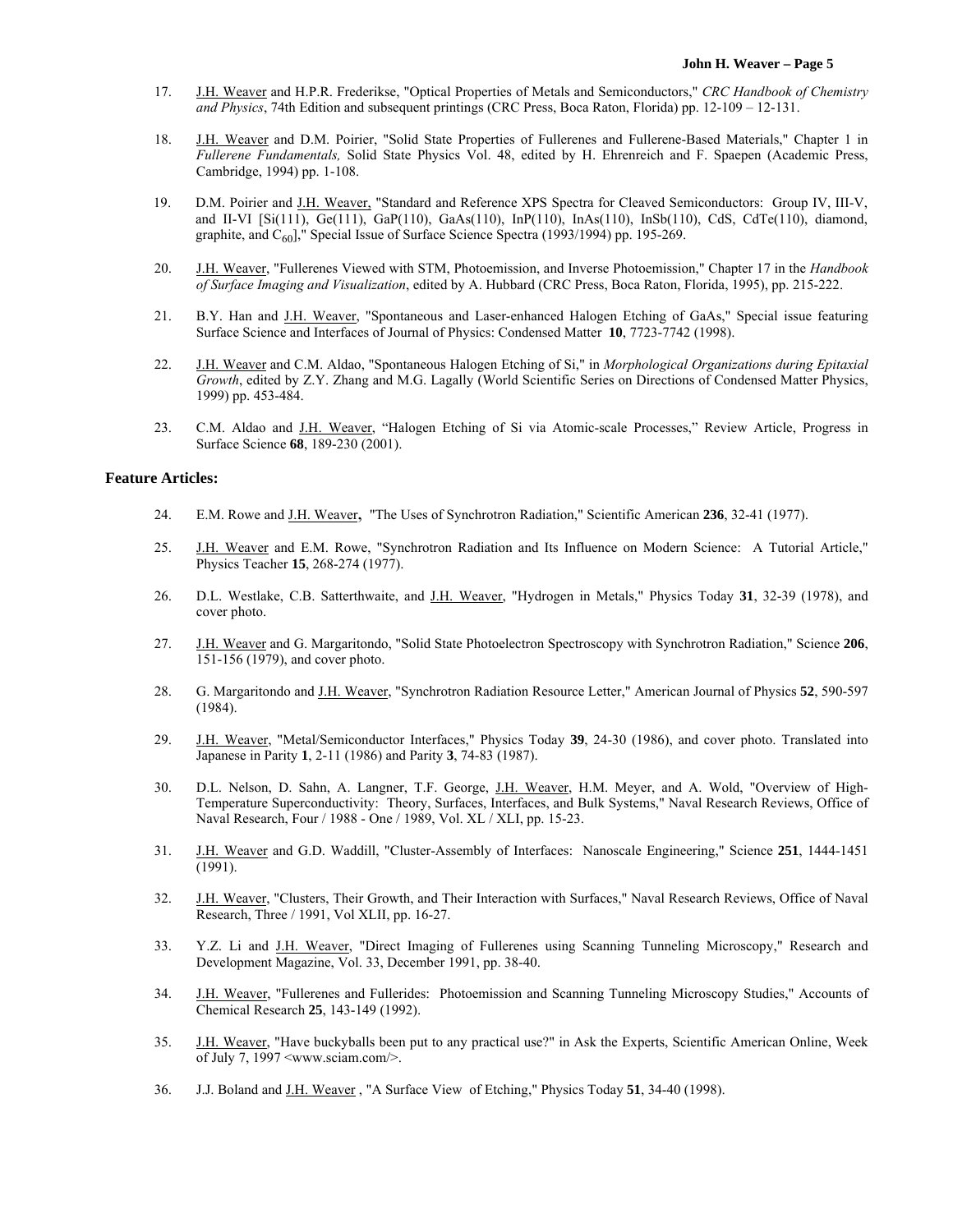17. J.H. Weaver and H.P.R. Frederikse, "Optical Properties of Metals and Semiconductors," *CRC Handbook of Chemistry and Physics*, 74th Edition and subsequent printings (CRC Press, Boca Raton, Florida) pp. 12-109 – 12-131.

18. J.H. Weaver and D.M. Poirier, "Solid State Properties of Fullerenes and Fullerene-Based Materials," Chapter 1 in *Fullerene Fundamentals,* Solid State Physics Vol. 48, edited by H. Ehrenreich and F. Spaepen (Academic Press, Cambridge, 1994) pp. 1-108.

19. D.M. Poirier and J.H. Weaver, "Standard and Reference XPS Spectra for Cleaved Semiconductors: Group IV, III-V, and II-VI [Si(111), Ge(111), GaP(110), GaAs(110), InP(110), InAs(110), InSb(110), CdS, CdTe(110), diamond, graphite, and $C_{60}$]," Special Issue of Surface Science Spectra (1993/1994) pp. 195-269.

20. J.H. Weaver, "Fullerenes Viewed with STM, Photoemission, and Inverse Photoemission," Chapter 17 in the *Handbook of Surface Imaging and Visualization*, edited by A. Hubbard (CRC Press, Boca Raton, Florida, 1995), pp. 215-222.

21. B.Y. Han and J.H. Weaver, "Spontaneous and Laser-enhanced Halogen Etching of GaAs," Special issue featuring Surface Science and Interfaces of Journal of Physics: Condensed Matter **10**, 7723-7742 (1998).

22. J.H. Weaver and C.M. Aldao, "Spontaneous Halogen Etching of Si," in *Morphological Organizations during Epitaxial Growth*, edited by Z.Y. Zhang and M.G. Lagally (World Scientific Series on Directions of Condensed Matter Physics, 1999) pp. 453-484.

23. C.M. Aldao and J.H. Weaver, "Halogen Etching of Si via Atomic-scale Processes," Review Article, Progress in Surface Science **68**, 189-230 (2001).

**Feature Articles:**

24. E.M. Rowe and J.H. Weaver**,** "The Uses of Synchrotron Radiation," Scientific American **236**, 32-41 (1977).

25. J.H. Weaver and E.M. Rowe, "Synchrotron Radiation and Its Influence on Modern Science: A Tutorial Article," Physics Teacher **15**, 268-274 (1977).

26. D.L. Westlake, C.B. Satterthwaite, and J.H. Weaver, "Hydrogen in Metals," Physics Today **31**, 32-39 (1978), and cover photo.

27. J.H. Weaver and G. Margaritondo, "Solid State Photoelectron Spectroscopy with Synchrotron Radiation," Science **206**, 151-156 (1979), and cover photo.

28. G. Margaritondo and J.H. Weaver, "Synchrotron Radiation Resource Letter," American Journal of Physics **52**, 590-597 (1984).

29. J.H. Weaver, "Metal/Semiconductor Interfaces," Physics Today **39**, 24-30 (1986), and cover photo. Translated into Japanese in Parity **1**, 2-11 (1986) and Parity **3**, 74-83 (1987).

30. D.L. Nelson, D. Sahn, A. Langner, T.F. George, J.H. Weaver, H.M. Meyer, and A. Wold, "Overview of High-Temperature Superconductivity: Theory, Surfaces, Interfaces, and Bulk Systems," Naval Research Reviews, Office of Naval Research, Four / 1988 - One / 1989, Vol. XL / XLI, pp. 15-23.

31. J.H. Weaver and G.D. Waddill, "Cluster-Assembly of Interfaces: Nanoscale Engineering," Science **251**, 1444-1451 (1991).

32. J.H. Weaver, "Clusters, Their Growth, and Their Interaction with Surfaces," Naval Research Reviews, Office of Naval Research, Three / 1991, Vol XLII, pp. 16-27.

33. Y.Z. Li and J.H. Weaver, "Direct Imaging of Fullerenes using Scanning Tunneling Microscopy," Research and Development Magazine, Vol. 33, December 1991, pp. 38-40.

34. J.H. Weaver, "Fullerenes and Fullerides: Photoemission and Scanning Tunneling Microscopy Studies," Accounts of Chemical Research **25**, 143-149 (1992).

35. J.H. Weaver, "Have buckyballs been put to any practical use?" in Ask the Experts, Scientific American Online, Week of July 7, 1997 <www.sciam.com/>.

36. J.J. Boland and J.H. Weaver , "A Surface View of Etching," Physics Today **51**, 34-40 (1998).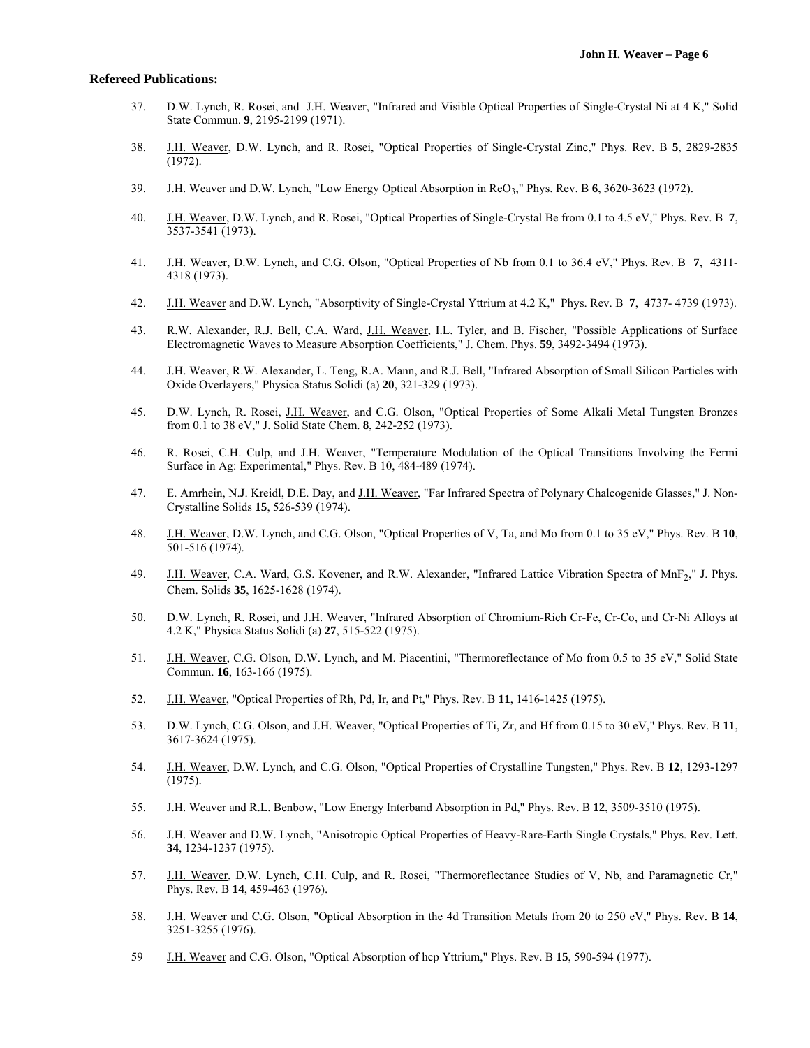**Refereed Publications:**

37. D.W. Lynch, R. Rosei, and J.H. Weaver, "Infrared and Visible Optical Properties of Single-Crystal Ni at 4 K," Solid State Commun. **9**, 2195-2199 (1971).

38. J.H. Weaver, D.W. Lynch, and R. Rosei, "Optical Properties of Single-Crystal Zinc," Phys. Rev. B **5**, 2829-2835 (1972).

39. J.H. Weaver and D.W. Lynch, "Low Energy Optical Absorption in $ReO_3$," Phys. Rev. B **6**, 3620-3623 (1972).

40. J.H. Weaver, D.W. Lynch, and R. Rosei, "Optical Properties of Single-Crystal Be from 0.1 to 4.5 eV," Phys. Rev. B **7**, 3537-3541 (1973).

41. J.H. Weaver, D.W. Lynch, and C.G. Olson, "Optical Properties of Nb from 0.1 to 36.4 eV," Phys. Rev. B **7**, 4311-4318 (1973).

42. J.H. Weaver and D.W. Lynch, "Absorptivity of Single-Crystal Yttrium at 4.2 K," Phys. Rev. B **7**, 4737- 4739 (1973).

43. R.W. Alexander, R.J. Bell, C.A. Ward, J.H. Weaver, I.L. Tyler, and B. Fischer, "Possible Applications of Surface Electromagnetic Waves to Measure Absorption Coefficients," J. Chem. Phys. **59**, 3492-3494 (1973).

44. J.H. Weaver, R.W. Alexander, L. Teng, R.A. Mann, and R.J. Bell, "Infrared Absorption of Small Silicon Particles with Oxide Overlayers," Physica Status Solidi (a) **20**, 321-329 (1973).

45. D.W. Lynch, R. Rosei, J.H. Weaver, and C.G. Olson, "Optical Properties of Some Alkali Metal Tungsten Bronzes from 0.1 to 38 eV," J. Solid State Chem. **8**, 242-252 (1973).

46. R. Rosei, C.H. Culp, and J.H. Weaver, "Temperature Modulation of the Optical Transitions Involving the Fermi Surface in Ag: Experimental," Phys. Rev. B 10, 484-489 (1974).

47. E. Amrhein, N.J. Kreidl, D.E. Day, and J.H. Weaver, "Far Infrared Spectra of Polynary Chalcogenide Glasses," J. Non-Crystalline Solids **15**, 526-539 (1974).

48. J.H. Weaver, D.W. Lynch, and C.G. Olson, "Optical Properties of V, Ta, and Mo from 0.1 to 35 eV," Phys. Rev. B **10**, 501-516 (1974).

49. J.H. Weaver, C.A. Ward, G.S. Kovener, and R.W. Alexander, "Infrared Lattice Vibration Spectra of $MnF_2$," J. Phys. Chem. Solids **35**, 1625-1628 (1974).

50. D.W. Lynch, R. Rosei, and J.H. Weaver, "Infrared Absorption of Chromium-Rich Cr-Fe, Cr-Co, and Cr-Ni Alloys at 4.2 K," Physica Status Solidi (a) **27**, 515-522 (1975).

51. J.H. Weaver, C.G. Olson, D.W. Lynch, and M. Piacentini, "Thermoreflectance of Mo from 0.5 to 35 eV," Solid State Commun. **16**, 163-166 (1975).

52. J.H. Weaver, "Optical Properties of Rh, Pd, Ir, and Pt," Phys. Rev. B **11**, 1416-1425 (1975).

53. D.W. Lynch, C.G. Olson, and J.H. Weaver, "Optical Properties of Ti, Zr, and Hf from 0.15 to 30 eV," Phys. Rev. B **11**, 3617-3624 (1975).

54. J.H. Weaver, D.W. Lynch, and C.G. Olson, "Optical Properties of Crystalline Tungsten," Phys. Rev. B **12**, 1293-1297 (1975).

55. J.H. Weaver and R.L. Benbow, "Low Energy Interband Absorption in Pd," Phys. Rev. B **12**, 3509-3510 (1975).

56. J.H. Weaver and D.W. Lynch, "Anisotropic Optical Properties of Heavy-Rare-Earth Single Crystals," Phys. Rev. Lett. **34**, 1234-1237 (1975).

57. J.H. Weaver, D.W. Lynch, C.H. Culp, and R. Rosei, "Thermoreflectance Studies of V, Nb, and Paramagnetic Cr," Phys. Rev. B **14**, 459-463 (1976).

58. J.H. Weaver and C.G. Olson, "Optical Absorption in the 4d Transition Metals from 20 to 250 eV," Phys. Rev. B **14**, 3251-3255 (1976).

59. J.H. Weaver and C.G. Olson, "Optical Absorption of hcp Yttrium," Phys. Rev. B **15**, 590-594 (1977).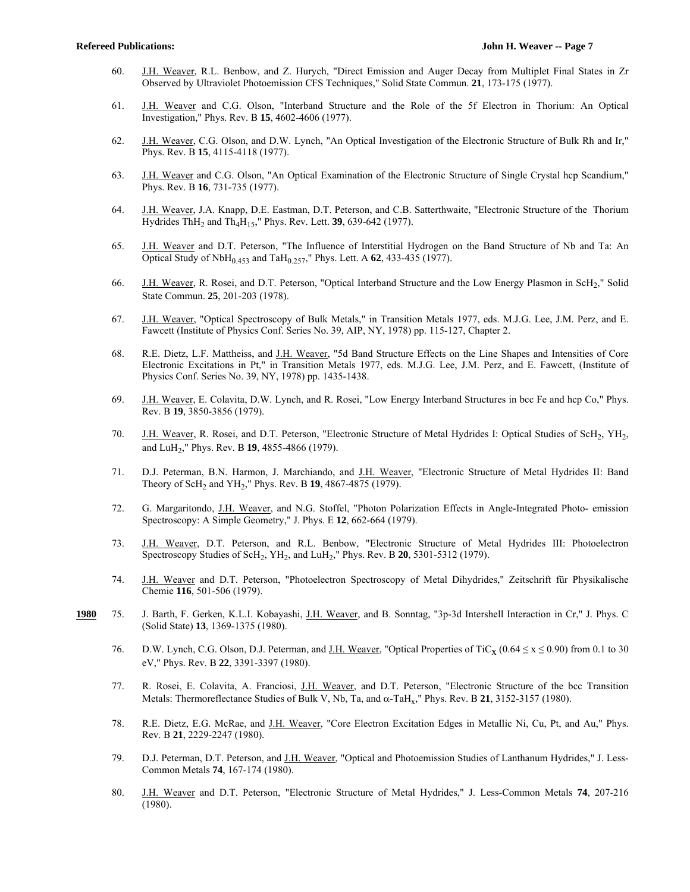60. J.H. Weaver, R.L. Benbow, and Z. Hurych, "Direct Emission and Auger Decay from Multiplet Final States in Zr Observed by Ultraviolet Photoemission CFS Techniques," Solid State Commun. **21**, 173-175 (1977).

61. J.H. Weaver and C.G. Olson, "Interband Structure and the Role of the 5f Electron in Thorium: An Optical Investigation," Phys. Rev. B **15**, 4602-4606 (1977).

62. J.H. Weaver, C.G. Olson, and D.W. Lynch, "An Optical Investigation of the Electronic Structure of Bulk Rh and Ir," Phys. Rev. B **15**, 4115-4118 (1977).

63. J.H. Weaver and C.G. Olson, "An Optical Examination of the Electronic Structure of Single Crystal hcp Scandium," Phys. Rev. B **16**, 731-735 (1977).

64. J.H. Weaver, J.A. Knapp, D.E. Eastman, D.T. Peterson, and C.B. Satterthwaite, "Electronic Structure of the Thorium Hydrides $ThH_2$ and $Th_4H_{15}$," Phys. Rev. Lett. **39**, 639-642 (1977).

65. J.H. Weaver and D.T. Peterson, "The Influence of Interstitial Hydrogen on the Band Structure of Nb and Ta: An Optical Study of $NbH_{0.453}$ and $TaH_{0.257}$," Phys. Lett. A **62**, 433-435 (1977).

66. J.H. Weaver, R. Rosei, and D.T. Peterson, "Optical Interband Structure and the Low Energy Plasmon in $ScH_2$," Solid State Commun. **25**, 201-203 (1978).

67. J.H. Weaver, "Optical Spectroscopy of Bulk Metals," in Transition Metals 1977, eds. M.J.G. Lee, J.M. Perz, and E. Fawcett (Institute of Physics Conf. Series No. 39, AIP, NY, 1978) pp. 115-127, Chapter 2.

68. R.E. Dietz, L.F. Mattheiss, and J.H. Weaver, "5d Band Structure Effects on the Line Shapes and Intensities of Core Electronic Excitations in Pt," in Transition Metals 1977, eds. M.J.G. Lee, J.M. Perz, and E. Fawcett, (Institute of Physics Conf. Series No. 39, NY, 1978) pp. 1435-1438.

69. J.H. Weaver, E. Colavita, D.W. Lynch, and R. Rosei, "Low Energy Interband Structures in bcc Fe and hcp Co," Phys. Rev. B **19**, 3850-3856 (1979).

70. J.H. Weaver, R. Rosei, and D.T. Peterson, "Electronic Structure of Metal Hydrides I: Optical Studies of $ScH_2$, $YH_2$, and $LuH_2$," Phys. Rev. B **19**, 4855-4866 (1979).

71. D.J. Peterman, B.N. Harmon, J. Marchiando, and J.H. Weaver, "Electronic Structure of Metal Hydrides II: Band Theory of $ScH_2$ and $YH_2$," Phys. Rev. B **19**, 4867-4875 (1979).

72. G. Margaritondo, J.H. Weaver, and N.G. Stoffel, "Photon Polarization Effects in Angle-Integrated Photo- emission Spectroscopy: A Simple Geometry," J. Phys. E **12**, 662-664 (1979).

73. J.H. Weaver, D.T. Peterson, and R.L. Benbow, "Electronic Structure of Metal Hydrides III: Photoelectron Spectroscopy Studies of $ScH_2$, $YH_2$, and $LuH_2$," Phys. Rev. B **20**, 5301-5312 (1979).

74. J.H. Weaver and D.T. Peterson, "Photoelectron Spectroscopy of Metal Dihydrides," Zeitschrift für Physikalische Chemie **116**, 501-506 (1979).

**1980**

75. J. Barth, F. Gerken, K.L.I. Kobayashi, J.H. Weaver, and B. Sonntag, "3p-3d Intershell Interaction in Cr," J. Phys. C (Solid State) **13**, 1369-1375 (1980).

76. D.W. Lynch, C.G. Olson, D.J. Peterman, and J.H. Weaver, "Optical Properties of $TiC_x$ ($0.64 \leq x \leq 0.90$) from 0.1 to 30 eV," Phys. Rev. B **22**, 3391-3397 (1980).

77. R. Rosei, E. Colavita, A. Franciosi, J.H. Weaver, and D.T. Peterson, "Electronic Structure of the bcc Transition Metals: Thermoreflectance Studies of Bulk V, Nb, Ta, and $\alpha$-$TaH_x$," Phys. Rev. B **21**, 3152-3157 (1980).

78. R.E. Dietz, E.G. McRae, and J.H. Weaver, "Core Electron Excitation Edges in Metallic Ni, Cu, Pt, and Au," Phys. Rev. B **21**, 2229-2247 (1980).

79. D.J. Peterman, D.T. Peterson, and J.H. Weaver, "Optical and Photoemission Studies of Lanthanum Hydrides," J. Less-Common Metals **74**, 167-174 (1980).

80. J.H. Weaver and D.T. Peterson, "Electronic Structure of Metal Hydrides," J. Less-Common Metals **74**, 207-216 (1980).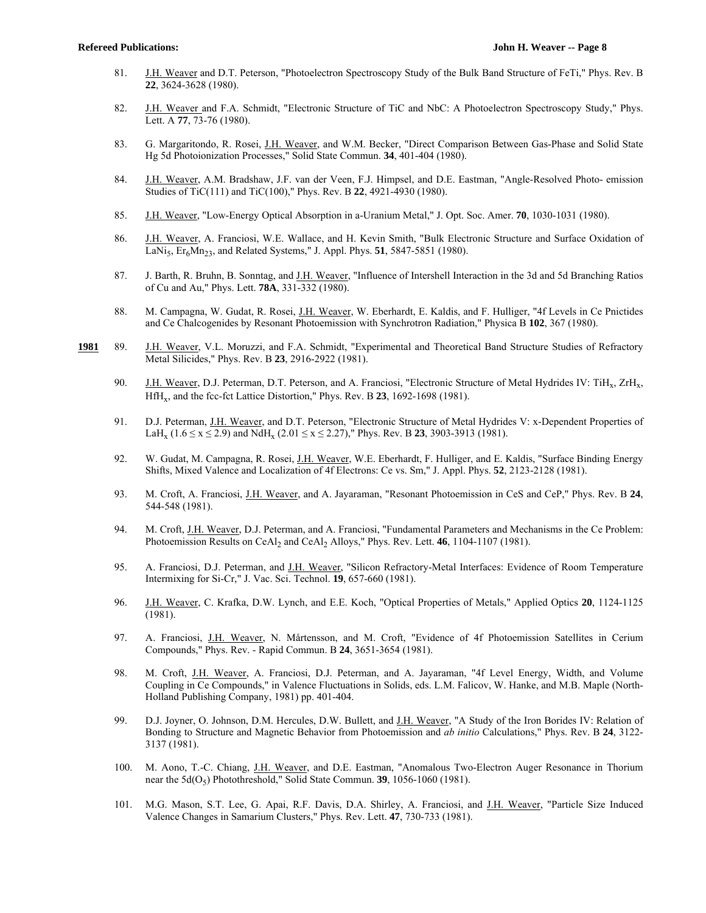81. J.H. Weaver and D.T. Peterson, "Photoelectron Spectroscopy Study of the Bulk Band Structure of FeTi," Phys. Rev. B **22**, 3624-3628 (1980).

82. J.H. Weaver and F.A. Schmidt, "Electronic Structure of TiC and NbC: A Photoelectron Spectroscopy Study," Phys. Lett. A **77**, 73-76 (1980).

83. G. Margaritondo, R. Rosei, J.H. Weaver, and W.M. Becker, "Direct Comparison Between Gas-Phase and Solid State Hg 5d Photoionization Processes," Solid State Commun. **34**, 401-404 (1980).

84. J.H. Weaver, A.M. Bradshaw, J.F. van der Veen, F.J. Himpsel, and D.E. Eastman, "Angle-Resolved Photo- emission Studies of TiC(111) and TiC(100)," Phys. Rev. B **22**, 4921-4930 (1980).

85. J.H. Weaver, "Low-Energy Optical Absorption in a-Uranium Metal," J. Opt. Soc. Amer. **70**, 1030-1031 (1980).

86. J.H. Weaver, A. Franciosi, W.E. Wallace, and H. Kevin Smith, "Bulk Electronic Structure and Surface Oxidation of $LaNi_5$, $Er_6Mn_{23}$, and Related Systems," J. Appl. Phys. **51**, 5847-5851 (1980).

87. J. Barth, R. Bruhn, B. Sonntag, and J.H. Weaver, "Influence of Intershell Interaction in the 3d and 5d Branching Ratios of Cu and Au," Phys. Lett. **78A**, 331-332 (1980).

88. M. Campagna, W. Gudat, R. Rosei, J.H. Weaver, W. Eberhardt, E. Kaldis, and F. Hulliger, "4f Levels in Ce Pnictides and Ce Chalcogenides by Resonant Photoemission with Synchrotron Radiation," Physica B **102**, 367 (1980).

**1981**

89. J.H. Weaver, V.L. Moruzzi, and F.A. Schmidt, "Experimental and Theoretical Band Structure Studies of Refractory Metal Silicides," Phys. Rev. B **23**, 2916-2922 (1981).

90. J.H. Weaver, D.J. Peterman, D.T. Peterson, and A. Franciosi, "Electronic Structure of Metal Hydrides IV: $TiH_x$, $ZrH_x$, $HfH_x$, and the fcc-fct Lattice Distortion," Phys. Rev. B **23**, 1692-1698 (1981).

91. D.J. Peterman, J.H. Weaver, and D.T. Peterson, "Electronic Structure of Metal Hydrides V: x-Dependent Properties of $LaH_x$ ($1.6 \leq x \leq 2.9$) and $NdH_x$ ($2.01 \leq x \leq 2.27$)," Phys. Rev. B **23**, 3903-3913 (1981).

92. W. Gudat, M. Campagna, R. Rosei, J.H. Weaver, W.E. Eberhardt, F. Hulliger, and E. Kaldis, "Surface Binding Energy Shifts, Mixed Valence and Localization of 4f Electrons: Ce vs. Sm," J. Appl. Phys. **52**, 2123-2128 (1981).

93. M. Croft, A. Franciosi, J.H. Weaver, and A. Jayaraman, "Resonant Photoemission in CeS and CeP," Phys. Rev. B **24**, 544-548 (1981).

94. M. Croft, J.H. Weaver, D.J. Peterman, and A. Franciosi, "Fundamental Parameters and Mechanisms in the Ce Problem: Photoemission Results on $CeAl_2$ and $CeAl_2$ Alloys," Phys. Rev. Lett. **46**, 1104-1107 (1981).

95. A. Franciosi, D.J. Peterman, and J.H. Weaver, "Silicon Refractory-Metal Interfaces: Evidence of Room Temperature Intermixing for Si-Cr," J. Vac. Sci. Technol. **19**, 657-660 (1981).

96. J.H. Weaver, C. Krafka, D.W. Lynch, and E.E. Koch, "Optical Properties of Metals," Applied Optics **20**, 1124-1125 (1981).

97. A. Franciosi, J.H. Weaver, N. Mårtensson, and M. Croft, "Evidence of 4f Photoemission Satellites in Cerium Compounds," Phys. Rev. - Rapid Commun. B **24**, 3651-3654 (1981).

98. M. Croft, J.H. Weaver, A. Franciosi, D.J. Peterman, and A. Jayaraman, "4f Level Energy, Width, and Volume Coupling in Ce Compounds," in Valence Fluctuations in Solids, eds. L.M. Falicov, W. Hanke, and M.B. Maple (North-Holland Publishing Company, 1981) pp. 401-404.

99. D.J. Joyner, O. Johnson, D.M. Hercules, D.W. Bullett, and J.H. Weaver, "A Study of the Iron Borides IV: Relation of Bonding to Structure and Magnetic Behavior from Photoemission and *ab initio* Calculations," Phys. Rev. B **24**, 3122-3137 (1981).

100. M. Aono, T.-C. Chiang, J.H. Weaver, and D.E. Eastman, "Anomalous Two-Electron Auger Resonance in Thorium near the $5d(O_5)$ Photothreshold," Solid State Commun. **39**, 1056-1060 (1981).

101. M.G. Mason, S.T. Lee, G. Apai, R.F. Davis, D.A. Shirley, A. Franciosi, and J.H. Weaver, "Particle Size Induced Valence Changes in Samarium Clusters," Phys. Rev. Lett. **47**, 730-733 (1981).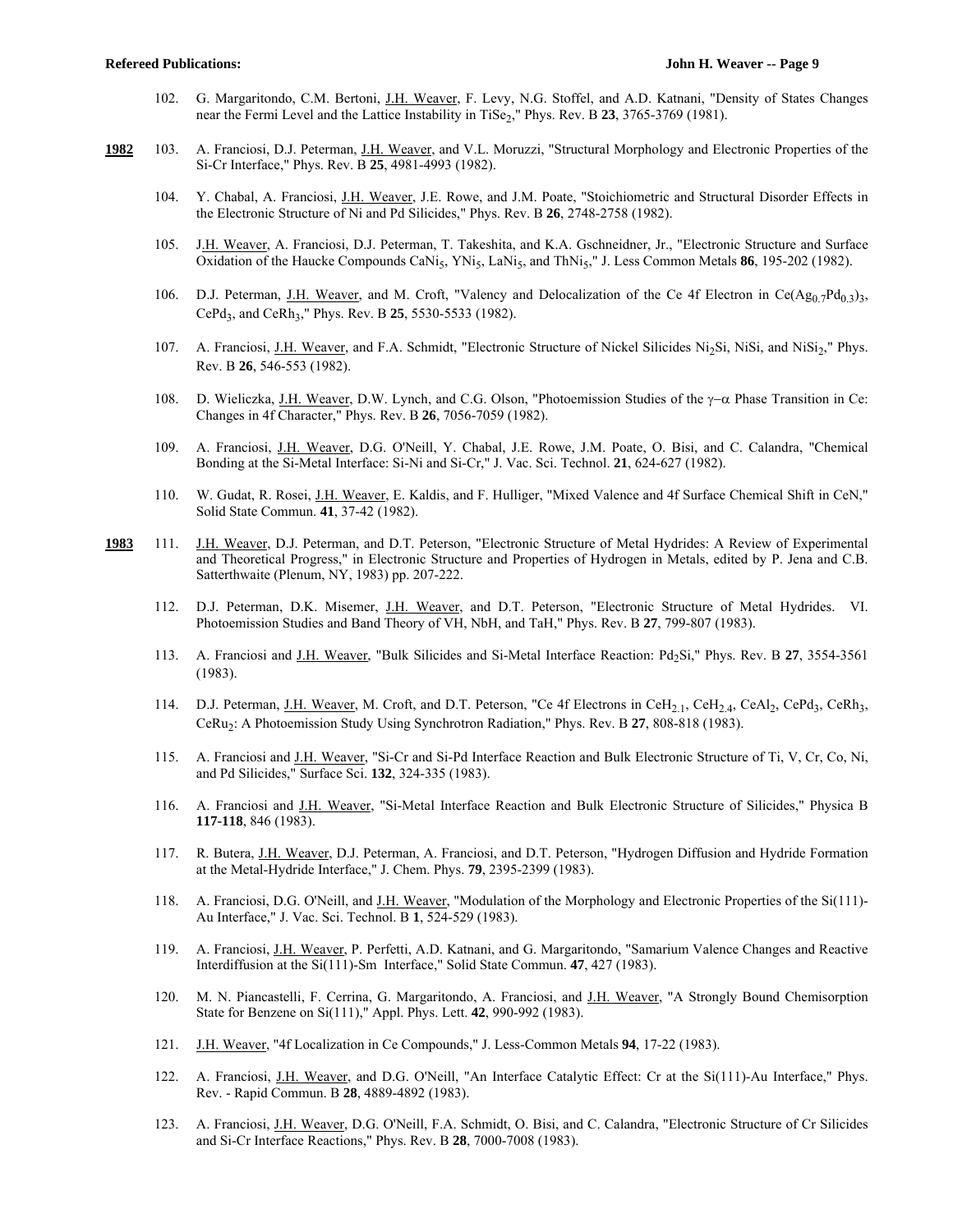102. G. Margaritondo, C.M. Bertoni, J.H. Weaver, F. Levy, N.G. Stoffel, and A.D. Katnani, "Density of States Changes near the Fermi Level and the Lattice Instability in $TiSe_2$," Phys. Rev. B **23**, 3765-3769 (1981).

**1982** 103. A. Franciosi, D.J. Peterman, J.H. Weaver, and V.L. Moruzzi, "Structural Morphology and Electronic Properties of the Si-Cr Interface," Phys. Rev. B **25**, 4981-4993 (1982).

104. Y. Chabal, A. Franciosi, J.H. Weaver, J.E. Rowe, and J.M. Poate, "Stoichiometric and Structural Disorder Effects in the Electronic Structure of Ni and Pd Silicides," Phys. Rev. B **26**, 2748-2758 (1982).

105. J.H. Weaver, A. Franciosi, D.J. Peterman, T. Takeshita, and K.A. Gschneidner, Jr., "Electronic Structure and Surface Oxidation of the Haucke Compounds $CaNi_5$, $YNi_5$, $LaNi_5$, and $ThNi_5$," J. Less Common Metals **86**, 195-202 (1982).

106. D.J. Peterman, J.H. Weaver, and M. Croft, "Valency and Delocalization of the Ce 4f Electron in $Ce(Ag_{0.7}Pd_{0.3})_3$, $CePd_3$, and $CeRh_3$," Phys. Rev. B **25**, 5530-5533 (1982).

107. A. Franciosi, J.H. Weaver, and F.A. Schmidt, "Electronic Structure of Nickel Silicides $Ni_2Si$, NiSi, and $NiSi_2$," Phys. Rev. B **26**, 546-553 (1982).

108. D. Wieliczka, J.H. Weaver, D.W. Lynch, and C.G. Olson, "Photoemission Studies of the $\gamma-\alpha$ Phase Transition in Ce: Changes in 4f Character," Phys. Rev. B **26**, 7056-7059 (1982).

109. A. Franciosi, J.H. Weaver, D.G. O'Neill, Y. Chabal, J.E. Rowe, J.M. Poate, O. Bisi, and C. Calandra, "Chemical Bonding at the Si-Metal Interface: Si-Ni and Si-Cr," J. Vac. Sci. Technol. **21**, 624-627 (1982).

110. W. Gudat, R. Rosei, J.H. Weaver, E. Kaldis, and F. Hulliger, "Mixed Valence and 4f Surface Chemical Shift in CeN," Solid State Commun. **41**, 37-42 (1982).

**1983** 111. J.H. Weaver, D.J. Peterman, and D.T. Peterson, "Electronic Structure of Metal Hydrides: A Review of Experimental and Theoretical Progress," in Electronic Structure and Properties of Hydrogen in Metals, edited by P. Jena and C.B. Satterthwaite (Plenum, NY, 1983) pp. 207-222.

112. D.J. Peterman, D.K. Misemer, J.H. Weaver, and D.T. Peterson, "Electronic Structure of Metal Hydrides. VI. Photoemission Studies and Band Theory of VH, NbH, and TaH," Phys. Rev. B **27**, 799-807 (1983).

113. A. Franciosi and J.H. Weaver, "Bulk Silicides and Si-Metal Interface Reaction: $Pd_2Si$," Phys. Rev. B **27**, 3554-3561 (1983).

114. D.J. Peterman, J.H. Weaver, M. Croft, and D.T. Peterson, "Ce 4f Electrons in $CeH_{2.1}$, $CeH_{2.4}$, $CeAl_2$, $CePd_3$, $CeRh_3$, $CeRu_2$: A Photoemission Study Using Synchrotron Radiation," Phys. Rev. B **27**, 808-818 (1983).

115. A. Franciosi and J.H. Weaver, "Si-Cr and Si-Pd Interface Reaction and Bulk Electronic Structure of Ti, V, Cr, Co, Ni, and Pd Silicides," Surface Sci. **132**, 324-335 (1983).

116. A. Franciosi and J.H. Weaver, "Si-Metal Interface Reaction and Bulk Electronic Structure of Silicides," Physica B **117-118**, 846 (1983).

117. R. Butera, J.H. Weaver, D.J. Peterman, A. Franciosi, and D.T. Peterson, "Hydrogen Diffusion and Hydride Formation at the Metal-Hydride Interface," J. Chem. Phys. **79**, 2395-2399 (1983).

118. A. Franciosi, D.G. O'Neill, and J.H. Weaver, "Modulation of the Morphology and Electronic Properties of the Si(111)-Au Interface," J. Vac. Sci. Technol. B **1**, 524-529 (1983).

119. A. Franciosi, J.H. Weaver, P. Perfetti, A.D. Katnani, and G. Margaritondo, "Samarium Valence Changes and Reactive Interdiffusion at the Si(111)-Sm Interface," Solid State Commun. **47**, 427 (1983).

120. M. N. Piancastelli, F. Cerrina, G. Margaritondo, A. Franciosi, and J.H. Weaver, "A Strongly Bound Chemisorption State for Benzene on Si(111)," Appl. Phys. Lett. **42**, 990-992 (1983).

121. J.H. Weaver, "4f Localization in Ce Compounds," J. Less-Common Metals **94**, 17-22 (1983).

122. A. Franciosi, J.H. Weaver, and D.G. O'Neill, "An Interface Catalytic Effect: Cr at the Si(111)-Au Interface," Phys. Rev. - Rapid Commun. B **28**, 4889-4892 (1983).

123. A. Franciosi, J.H. Weaver, D.G. O'Neill, F.A. Schmidt, O. Bisi, and C. Calandra, "Electronic Structure of Cr Silicides and Si-Cr Interface Reactions," Phys. Rev. B **28**, 7000-7008 (1983).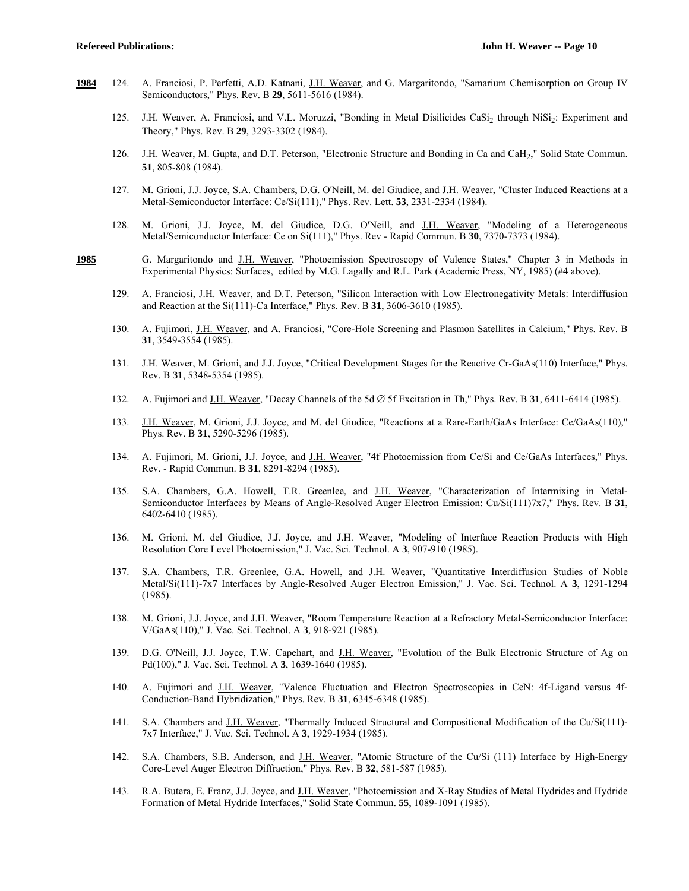**1984**

124. A. Franciosi, P. Perfetti, A.D. Katnani, J.H. Weaver, and G. Margaritondo, "Samarium Chemisorption on Group IV Semiconductors," Phys. Rev. B **29**, 5611-5616 (1984).

125. J.H. Weaver, A. Franciosi, and V.L. Moruzzi, "Bonding in Metal Disilicides $CaSi_2$ through $NiSi_2$: Experiment and Theory," Phys. Rev. B **29**, 3293-3302 (1984).

126. J.H. Weaver, M. Gupta, and D.T. Peterson, "Electronic Structure and Bonding in Ca and $CaH_2$," Solid State Commun. **51**, 805-808 (1984).

127. M. Grioni, J.J. Joyce, S.A. Chambers, D.G. O'Neill, M. del Giudice, and J.H. Weaver, "Cluster Induced Reactions at a Metal-Semiconductor Interface: Ce/Si(111)," Phys. Rev. Lett. **53**, 2331-2334 (1984).

128. M. Grioni, J.J. Joyce, M. del Giudice, D.G. O'Neill, and J.H. Weaver, "Modeling of a Heterogeneous Metal/Semiconductor Interface: Ce on Si(111)," Phys. Rev - Rapid Commun. B **30**, 7370-7373 (1984).

**1985**

G. Margaritondo and J.H. Weaver, "Photoemission Spectroscopy of Valence States," Chapter 3 in Methods in Experimental Physics: Surfaces, edited by M.G. Lagally and R.L. Park (Academic Press, NY, 1985) (#4 above).

129. A. Franciosi, J.H. Weaver, and D.T. Peterson, "Silicon Interaction with Low Electronegativity Metals: Interdiffusion and Reaction at the Si(111)-Ca Interface," Phys. Rev. B **31**, 3606-3610 (1985).

130. A. Fujimori, J.H. Weaver, and A. Franciosi, "Core-Hole Screening and Plasmon Satellites in Calcium," Phys. Rev. B **31**, 3549-3554 (1985).

131. J.H. Weaver, M. Grioni, and J.J. Joyce, "Critical Development Stages for the Reactive Cr-GaAs(110) Interface," Phys. Rev. B **31**, 5348-5354 (1985).

132. A. Fujimori and J.H. Weaver, "Decay Channels of the 5d ∅ 5f Excitation in Th," Phys. Rev. B **31**, 6411-6414 (1985).

133. J.H. Weaver, M. Grioni, J.J. Joyce, and M. del Giudice, "Reactions at a Rare-Earth/GaAs Interface: Ce/GaAs(110)," Phys. Rev. B **31**, 5290-5296 (1985).

134. A. Fujimori, M. Grioni, J.J. Joyce, and J.H. Weaver, "4f Photoemission from Ce/Si and Ce/GaAs Interfaces," Phys. Rev. - Rapid Commun. B **31**, 8291-8294 (1985).

135. S.A. Chambers, G.A. Howell, T.R. Greenlee, and J.H. Weaver, "Characterization of Intermixing in Metal-Semiconductor Interfaces by Means of Angle-Resolved Auger Electron Emission: Cu/Si(111)7x7," Phys. Rev. B **31**, 6402-6410 (1985).

136. M. Grioni, M. del Giudice, J.J. Joyce, and J.H. Weaver, "Modeling of Interface Reaction Products with High Resolution Core Level Photoemission," J. Vac. Sci. Technol. A **3**, 907-910 (1985).

137. S.A. Chambers, T.R. Greenlee, G.A. Howell, and J.H. Weaver, "Quantitative Interdiffusion Studies of Noble Metal/Si(111)-7x7 Interfaces by Angle-Resolved Auger Electron Emission," J. Vac. Sci. Technol. A **3**, 1291-1294 (1985).

138. M. Grioni, J.J. Joyce, and J.H. Weaver, "Room Temperature Reaction at a Refractory Metal-Semiconductor Interface: V/GaAs(110)," J. Vac. Sci. Technol. A **3**, 918-921 (1985).

139. D.G. O'Neill, J.J. Joyce, T.W. Capehart, and J.H. Weaver, "Evolution of the Bulk Electronic Structure of Ag on Pd(100)," J. Vac. Sci. Technol. A **3**, 1639-1640 (1985).

140. A. Fujimori and J.H. Weaver, "Valence Fluctuation and Electron Spectroscopies in CeN: 4f-Ligand versus 4f-Conduction-Band Hybridization," Phys. Rev. B **31**, 6345-6348 (1985).

141. S.A. Chambers and J.H. Weaver, "Thermally Induced Structural and Compositional Modification of the Cu/Si(111)-7x7 Interface," J. Vac. Sci. Technol. A **3**, 1929-1934 (1985).

142. S.A. Chambers, S.B. Anderson, and J.H. Weaver, "Atomic Structure of the Cu/Si (111) Interface by High-Energy Core-Level Auger Electron Diffraction," Phys. Rev. B **32**, 581-587 (1985).

143. R.A. Butera, E. Franz, J.J. Joyce, and J.H. Weaver, "Photoemission and X-Ray Studies of Metal Hydrides and Hydride Formation of Metal Hydride Interfaces," Solid State Commun. **55**, 1089-1091 (1985).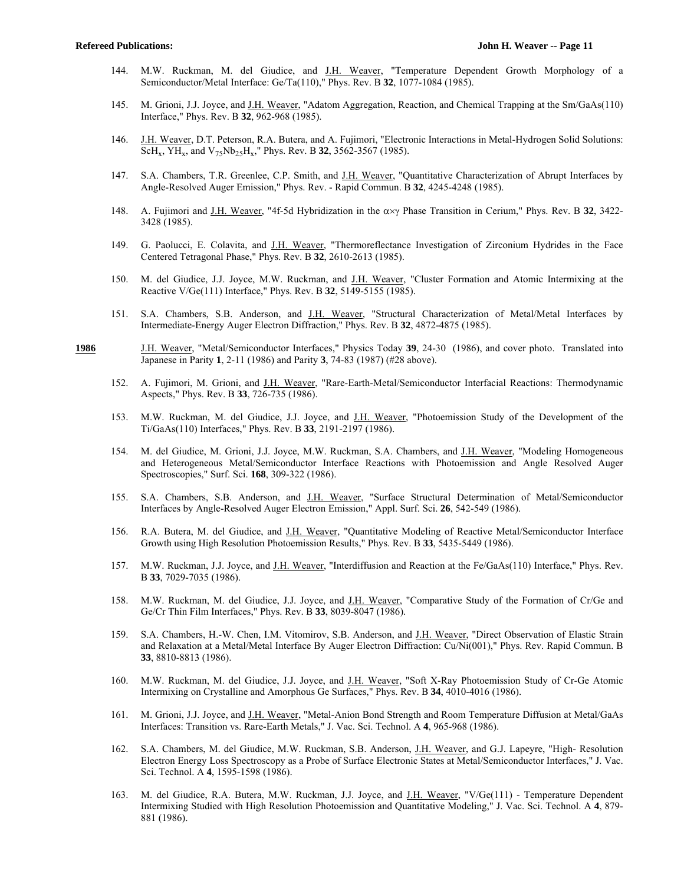144. M.W. Ruckman, M. del Giudice, and J.H. Weaver, "Temperature Dependent Growth Morphology of a Semiconductor/Metal Interface: Ge/Ta(110)," Phys. Rev. B **32**, 1077-1084 (1985).

145. M. Grioni, J.J. Joyce, and J.H. Weaver, "Adatom Aggregation, Reaction, and Chemical Trapping at the Sm/GaAs(110) Interface," Phys. Rev. B **32**, 962-968 (1985).

146. J.H. Weaver, D.T. Peterson, R.A. Butera, and A. Fujimori, "Electronic Interactions in Metal-Hydrogen Solid Solutions: $ScH_x$, $YH_x$, and $V_{75}Nb_{25}H_x$," Phys. Rev. B **32**, 3562-3567 (1985).

147. S.A. Chambers, T.R. Greenlee, C.P. Smith, and J.H. Weaver, "Quantitative Characterization of Abrupt Interfaces by Angle-Resolved Auger Emission," Phys. Rev. - Rapid Commun. B **32**, 4245-4248 (1985).

148. A. Fujimori and J.H. Weaver, "4f-5d Hybridization in the $\alpha \times \gamma$ Phase Transition in Cerium," Phys. Rev. B **32**, 3422-3428 (1985).

149. G. Paolucci, E. Colavita, and J.H. Weaver, "Thermoreflectance Investigation of Zirconium Hydrides in the Face Centered Tetragonal Phase," Phys. Rev. B **32**, 2610-2613 (1985).

150. M. del Giudice, J.J. Joyce, M.W. Ruckman, and J.H. Weaver, "Cluster Formation and Atomic Intermixing at the Reactive V/Ge(111) Interface," Phys. Rev. B **32**, 5149-5155 (1985).

151. S.A. Chambers, S.B. Anderson, and J.H. Weaver, "Structural Characterization of Metal/Metal Interfaces by Intermediate-Energy Auger Electron Diffraction," Phys. Rev. B **32**, 4872-4875 (1985).

**1986** J.H. Weaver, "Metal/Semiconductor Interfaces," Physics Today **39**, 24-30 (1986), and cover photo. Translated into Japanese in Parity **1**, 2-11 (1986) and Parity **3**, 74-83 (1987) (#28 above).

152. A. Fujimori, M. Grioni, and J.H. Weaver, "Rare-Earth-Metal/Semiconductor Interfacial Reactions: Thermodynamic Aspects," Phys. Rev. B **33**, 726-735 (1986).

153. M.W. Ruckman, M. del Giudice, J.J. Joyce, and J.H. Weaver, "Photoemission Study of the Development of the Ti/GaAs(110) Interfaces," Phys. Rev. B **33**, 2191-2197 (1986).

154. M. del Giudice, M. Grioni, J.J. Joyce, M.W. Ruckman, S.A. Chambers, and J.H. Weaver, "Modeling Homogeneous and Heterogeneous Metal/Semiconductor Interface Reactions with Photoemission and Angle Resolved Auger Spectroscopies," Surf. Sci. **168**, 309-322 (1986).

155. S.A. Chambers, S.B. Anderson, and J.H. Weaver, "Surface Structural Determination of Metal/Semiconductor Interfaces by Angle-Resolved Auger Electron Emission," Appl. Surf. Sci. **26**, 542-549 (1986).

156. R.A. Butera, M. del Giudice, and J.H. Weaver, "Quantitative Modeling of Reactive Metal/Semiconductor Interface Growth using High Resolution Photoemission Results," Phys. Rev. B **33**, 5435-5449 (1986).

157. M.W. Ruckman, J.J. Joyce, and J.H. Weaver, "Interdiffusion and Reaction at the Fe/GaAs(110) Interface," Phys. Rev. B **33**, 7029-7035 (1986).

158. M.W. Ruckman, M. del Giudice, J.J. Joyce, and J.H. Weaver, "Comparative Study of the Formation of Cr/Ge and Ge/Cr Thin Film Interfaces," Phys. Rev. B **33**, 8039-8047 (1986).

159. S.A. Chambers, H.-W. Chen, I.M. Vitomirov, S.B. Anderson, and J.H. Weaver, "Direct Observation of Elastic Strain and Relaxation at a Metal/Metal Interface By Auger Electron Diffraction: Cu/Ni(001)," Phys. Rev. Rapid Commun. B **33**, 8810-8813 (1986).

160. M.W. Ruckman, M. del Giudice, J.J. Joyce, and J.H. Weaver, "Soft X-Ray Photoemission Study of Cr-Ge Atomic Intermixing on Crystalline and Amorphous Ge Surfaces," Phys. Rev. B **34**, 4010-4016 (1986).

161. M. Grioni, J.J. Joyce, and J.H. Weaver, "Metal-Anion Bond Strength and Room Temperature Diffusion at Metal/GaAs Interfaces: Transition vs. Rare-Earth Metals," J. Vac. Sci. Technol. A **4**, 965-968 (1986).

162. S.A. Chambers, M. del Giudice, M.W. Ruckman, S.B. Anderson, J.H. Weaver, and G.J. Lapeyre, "High- Resolution Electron Energy Loss Spectroscopy as a Probe of Surface Electronic States at Metal/Semiconductor Interfaces," J. Vac. Sci. Technol. A **4**, 1595-1598 (1986).

163. M. del Giudice, R.A. Butera, M.W. Ruckman, J.J. Joyce, and J.H. Weaver, "V/Ge(111) - Temperature Dependent Intermixing Studied with High Resolution Photoemission and Quantitative Modeling," J. Vac. Sci. Technol. A **4**, 879-881 (1986).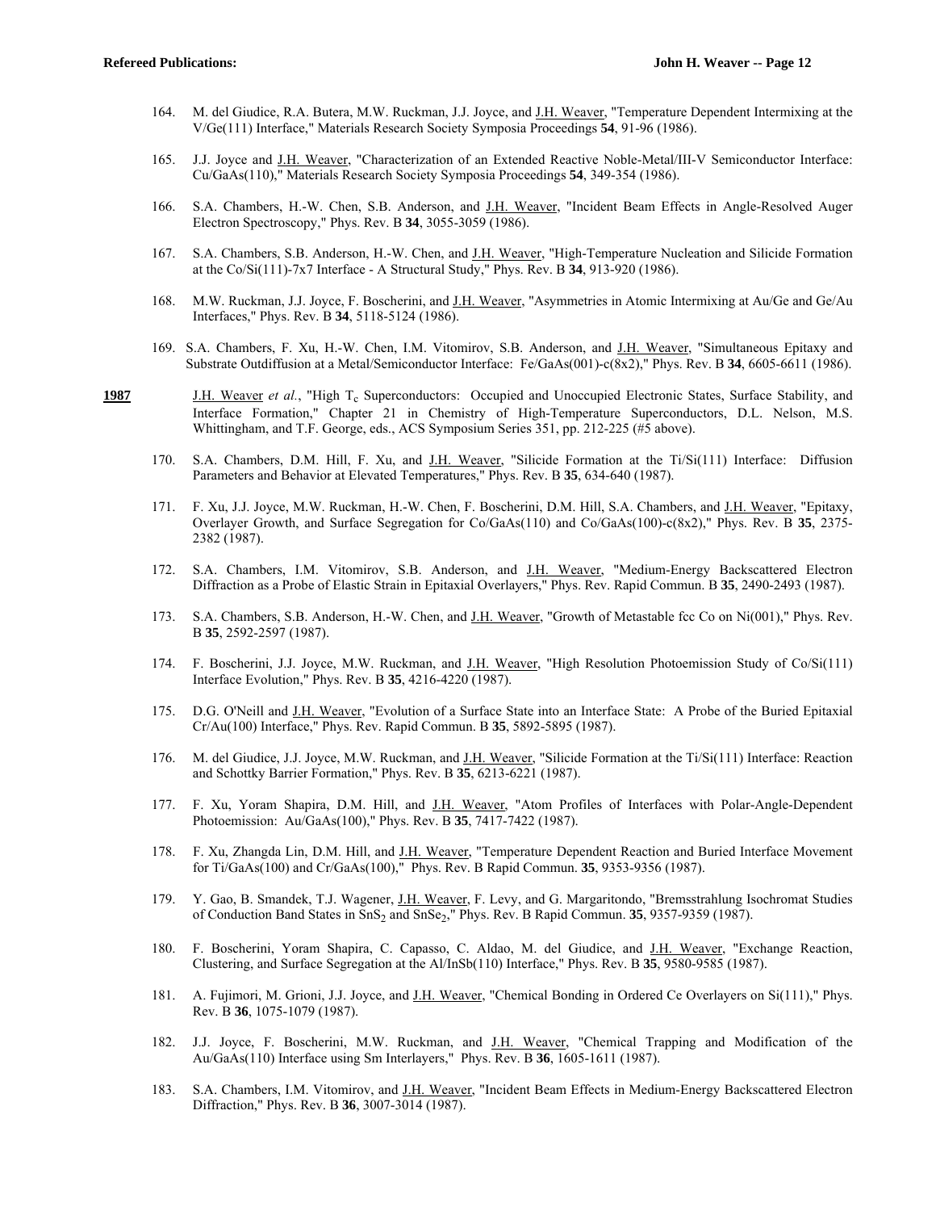164. M. del Giudice, R.A. Butera, M.W. Ruckman, J.J. Joyce, and J.H. Weaver, "Temperature Dependent Intermixing at the V/Ge(111) Interface," Materials Research Society Symposia Proceedings **54**, 91-96 (1986).

165. J.J. Joyce and J.H. Weaver, "Characterization of an Extended Reactive Noble-Metal/III-V Semiconductor Interface: Cu/GaAs(110)," Materials Research Society Symposia Proceedings **54**, 349-354 (1986).

166. S.A. Chambers, H.-W. Chen, S.B. Anderson, and J.H. Weaver, "Incident Beam Effects in Angle-Resolved Auger Electron Spectroscopy," Phys. Rev. B **34**, 3055-3059 (1986).

167. S.A. Chambers, S.B. Anderson, H.-W. Chen, and J.H. Weaver, "High-Temperature Nucleation and Silicide Formation at the Co/Si(111)-7x7 Interface - A Structural Study," Phys. Rev. B **34**, 913-920 (1986).

168. M.W. Ruckman, J.J. Joyce, F. Boscherini, and J.H. Weaver, "Asymmetries in Atomic Intermixing at Au/Ge and Ge/Au Interfaces," Phys. Rev. B **34**, 5118-5124 (1986).

169. S.A. Chambers, F. Xu, H.-W. Chen, I.M. Vitomirov, S.B. Anderson, and J.H. Weaver, "Simultaneous Epitaxy and Substrate Outdiffusion at a Metal/Semiconductor Interface: Fe/GaAs(001)-c(8x2)," Phys. Rev. B **34**, 6605-6611 (1986).

**1987** J.H. Weaver *et al.*, "High $T_c$ Superconductors: Occupied and Unoccupied Electronic States, Surface Stability, and Interface Formation," Chapter 21 in Chemistry of High-Temperature Superconductors, D.L. Nelson, M.S. Whittingham, and T.F. George, eds., ACS Symposium Series 351, pp. 212-225 (#5 above).

170. S.A. Chambers, D.M. Hill, F. Xu, and J.H. Weaver, "Silicide Formation at the Ti/Si(111) Interface: Diffusion Parameters and Behavior at Elevated Temperatures," Phys. Rev. B **35**, 634-640 (1987).

171. F. Xu, J.J. Joyce, M.W. Ruckman, H.-W. Chen, F. Boscherini, D.M. Hill, S.A. Chambers, and J.H. Weaver, "Epitaxy, Overlayer Growth, and Surface Segregation for Co/GaAs(110) and Co/GaAs(100)-c(8x2)," Phys. Rev. B **35**, 2375-2382 (1987).

172. S.A. Chambers, I.M. Vitomirov, S.B. Anderson, and J.H. Weaver, "Medium-Energy Backscattered Electron Diffraction as a Probe of Elastic Strain in Epitaxial Overlayers," Phys. Rev. Rapid Commun. B **35**, 2490-2493 (1987).

173. S.A. Chambers, S.B. Anderson, H.-W. Chen, and J.H. Weaver, "Growth of Metastable fcc Co on Ni(001)," Phys. Rev. B **35**, 2592-2597 (1987).

174. F. Boscherini, J.J. Joyce, M.W. Ruckman, and J.H. Weaver, "High Resolution Photoemission Study of Co/Si(111) Interface Evolution," Phys. Rev. B **35**, 4216-4220 (1987).

175. D.G. O'Neill and J.H. Weaver, "Evolution of a Surface State into an Interface State: A Probe of the Buried Epitaxial Cr/Au(100) Interface," Phys. Rev. Rapid Commun. B **35**, 5892-5895 (1987).

176. M. del Giudice, J.J. Joyce, M.W. Ruckman, and J.H. Weaver, "Silicide Formation at the Ti/Si(111) Interface: Reaction and Schottky Barrier Formation," Phys. Rev. B **35**, 6213-6221 (1987).

177. F. Xu, Yoram Shapira, D.M. Hill, and J.H. Weaver, "Atom Profiles of Interfaces with Polar-Angle-Dependent Photoemission: Au/GaAs(100)," Phys. Rev. B **35**, 7417-7422 (1987).

178. F. Xu, Zhangda Lin, D.M. Hill, and J.H. Weaver, "Temperature Dependent Reaction and Buried Interface Movement for Ti/GaAs(100) and Cr/GaAs(100)," Phys. Rev. B Rapid Commun. **35**, 9353-9356 (1987).

179. Y. Gao, B. Smandek, T.J. Wagener, J.H. Weaver, F. Levy, and G. Margaritondo, "Bremsstrahlung Isochromat Studies of Conduction Band States in $SnS_2$ and $SnSe_2$," Phys. Rev. B Rapid Commun. **35**, 9357-9359 (1987).

180. F. Boscherini, Yoram Shapira, C. Capasso, C. Aldao, M. del Giudice, and J.H. Weaver, "Exchange Reaction, Clustering, and Surface Segregation at the Al/InSb(110) Interface," Phys. Rev. B **35**, 9580-9585 (1987).

181. A. Fujimori, M. Grioni, J.J. Joyce, and J.H. Weaver, "Chemical Bonding in Ordered Ce Overlayers on Si(111)," Phys. Rev. B **36**, 1075-1079 (1987).

182. J.J. Joyce, F. Boscherini, M.W. Ruckman, and J.H. Weaver, "Chemical Trapping and Modification of the Au/GaAs(110) Interface using Sm Interlayers," Phys. Rev. B **36**, 1605-1611 (1987).

183. S.A. Chambers, I.M. Vitomirov, and J.H. Weaver, "Incident Beam Effects in Medium-Energy Backscattered Electron Diffraction," Phys. Rev. B **36**, 3007-3014 (1987).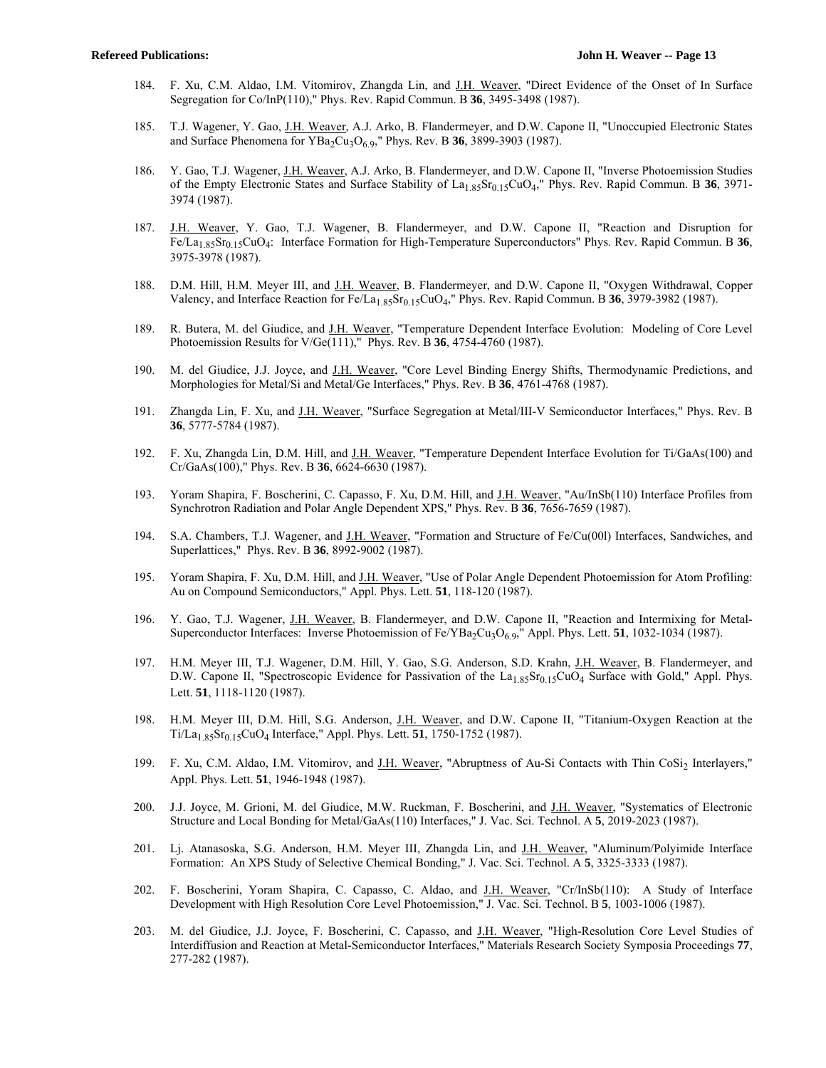184. F. Xu, C.M. Aldao, I.M. Vitomirov, Zhangda Lin, and J.H. Weaver, "Direct Evidence of the Onset of In Surface Segregation for Co/InP(110)," Phys. Rev. Rapid Commun. B **36**, 3495-3498 (1987).

185. T.J. Wagener, Y. Gao, J.H. Weaver, A.J. Arko, B. Flandermeyer, and D.W. Capone II, "Unoccupied Electronic States and Surface Phenomena for $YBa_2Cu_3O_{6.9}$," Phys. Rev. B **36**, 3899-3903 (1987).

186. Y. Gao, T.J. Wagener, J.H. Weaver, A.J. Arko, B. Flandermeyer, and D.W. Capone II, "Inverse Photoemission Studies of the Empty Electronic States and Surface Stability of $La_{1.85}Sr_{0.15}CuO_4$," Phys. Rev. Rapid Commun. B **36**, 3971-3974 (1987).

187. J.H. Weaver, Y. Gao, T.J. Wagener, B. Flandermeyer, and D.W. Capone II, "Reaction and Disruption for Fe/$La_{1.85}Sr_{0.15}CuO_4$: Interface Formation for High-Temperature Superconductors" Phys. Rev. Rapid Commun. B **36**, 3975-3978 (1987).

188. D.M. Hill, H.M. Meyer III, and J.H. Weaver, B. Flandermeyer, and D.W. Capone II, "Oxygen Withdrawal, Copper Valency, and Interface Reaction for Fe/$La_{1.85}Sr_{0.15}CuO_4$," Phys. Rev. Rapid Commun. B **36**, 3979-3982 (1987).

189. R. Butera, M. del Giudice, and J.H. Weaver, "Temperature Dependent Interface Evolution: Modeling of Core Level Photoemission Results for V/Ge(111)," Phys. Rev. B **36**, 4754-4760 (1987).

190. M. del Giudice, J.J. Joyce, and J.H. Weaver, "Core Level Binding Energy Shifts, Thermodynamic Predictions, and Morphologies for Metal/Si and Metal/Ge Interfaces," Phys. Rev. B **36**, 4761-4768 (1987).

191. Zhangda Lin, F. Xu, and J.H. Weaver, "Surface Segregation at Metal/III-V Semiconductor Interfaces," Phys. Rev. B **36**, 5777-5784 (1987).

192. F. Xu, Zhangda Lin, D.M. Hill, and J.H. Weaver, "Temperature Dependent Interface Evolution for Ti/GaAs(100) and Cr/GaAs(100)," Phys. Rev. B **36**, 6624-6630 (1987).

193. Yoram Shapira, F. Boscherini, C. Capasso, F. Xu, D.M. Hill, and J.H. Weaver, "Au/InSb(110) Interface Profiles from Synchrotron Radiation and Polar Angle Dependent XPS," Phys. Rev. B **36**, 7656-7659 (1987).

194. S.A. Chambers, T.J. Wagener, and J.H. Weaver, "Formation and Structure of Fe/Cu(00l) Interfaces, Sandwiches, and Superlattices," Phys. Rev. B **36**, 8992-9002 (1987).

195. Yoram Shapira, F. Xu, D.M. Hill, and J.H. Weaver, "Use of Polar Angle Dependent Photoemission for Atom Profiling: Au on Compound Semiconductors," Appl. Phys. Lett. **51**, 118-120 (1987).

196. Y. Gao, T.J. Wagener, J.H. Weaver, B. Flandermeyer, and D.W. Capone II, "Reaction and Intermixing for Metal-Superconductor Interfaces: Inverse Photoemission of Fe/$YBa_2Cu_3O_{6.9}$," Appl. Phys. Lett. **51**, 1032-1034 (1987).

197. H.M. Meyer III, T.J. Wagener, D.M. Hill, Y. Gao, S.G. Anderson, S.D. Krahn, J.H. Weaver, B. Flandermeyer, and D.W. Capone II, "Spectroscopic Evidence for Passivation of the $La_{1.85}Sr_{0.15}CuO_4$ Surface with Gold," Appl. Phys. Lett. **51**, 1118-1120 (1987).

198. H.M. Meyer III, D.M. Hill, S.G. Anderson, J.H. Weaver, and D.W. Capone II, "Titanium-Oxygen Reaction at the Ti/$La_{1.85}Sr_{0.15}CuO_4$ Interface," Appl. Phys. Lett. **51**, 1750-1752 (1987).

199. F. Xu, C.M. Aldao, I.M. Vitomirov, and J.H. Weaver, "Abruptness of Au-Si Contacts with Thin $CoSi_2$ Interlayers," Appl. Phys. Lett. **51**, 1946-1948 (1987).

200. J.J. Joyce, M. Grioni, M. del Giudice, M.W. Ruckman, F. Boscherini, and J.H. Weaver, "Systematics of Electronic Structure and Local Bonding for Metal/GaAs(110) Interfaces," J. Vac. Sci. Technol. A **5**, 2019-2023 (1987).

201. Lj. Atanasoska, S.G. Anderson, H.M. Meyer III, Zhangda Lin, and J.H. Weaver, "Aluminum/Polyimide Interface Formation: An XPS Study of Selective Chemical Bonding," J. Vac. Sci. Technol. A **5**, 3325-3333 (1987).

202. F. Boscherini, Yoram Shapira, C. Capasso, C. Aldao, and J.H. Weaver, "Cr/InSb(110): A Study of Interface Development with High Resolution Core Level Photoemission," J. Vac. Sci. Technol. B **5**, 1003-1006 (1987).

203. M. del Giudice, J.J. Joyce, F. Boscherini, C. Capasso, and J.H. Weaver, "High-Resolution Core Level Studies of Interdiffusion and Reaction at Metal-Semiconductor Interfaces," Materials Research Society Symposia Proceedings **77**, 277-282 (1987).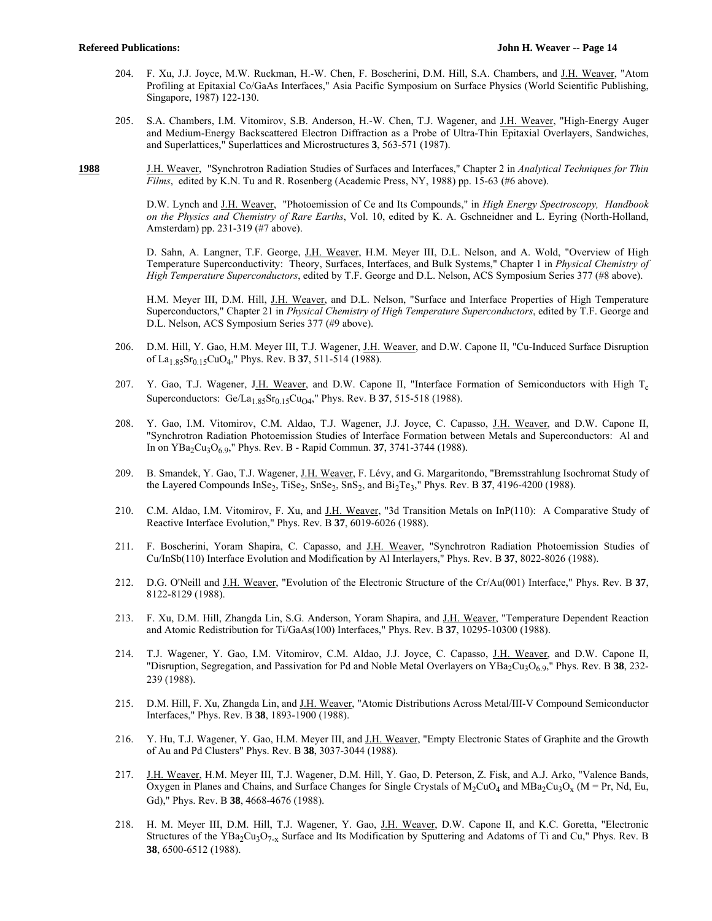204. F. Xu, J.J. Joyce, M.W. Ruckman, H.-W. Chen, F. Boscherini, D.M. Hill, S.A. Chambers, and J.H. Weaver, "Atom Profiling at Epitaxial Co/GaAs Interfaces," Asia Pacific Symposium on Surface Physics (World Scientific Publishing, Singapore, 1987) 122-130.

205. S.A. Chambers, I.M. Vitomirov, S.B. Anderson, H.-W. Chen, T.J. Wagener, and J.H. Weaver, "High-Energy Auger and Medium-Energy Backscattered Electron Diffraction as a Probe of Ultra-Thin Epitaxial Overlayers, Sandwiches, and Superlattices," Superlattices and Microstructures **3**, 563-571 (1987).

**1988**

J.H. Weaver, "Synchrotron Radiation Studies of Surfaces and Interfaces," Chapter 2 in *Analytical Techniques for Thin Films*, edited by K.N. Tu and R. Rosenberg (Academic Press, NY, 1988) pp. 15-63 (#6 above).

D.W. Lynch and J.H. Weaver, "Photoemission of Ce and Its Compounds," in *High Energy Spectroscopy, Handbook on the Physics and Chemistry of Rare Earths*, Vol. 10, edited by K. A. Gschneidner and L. Eyring (North-Holland, Amsterdam) pp. 231-319 (#7 above).

D. Sahn, A. Langner, T.F. George, J.H. Weaver, H.M. Meyer III, D.L. Nelson, and A. Wold, "Overview of High Temperature Superconductivity: Theory, Surfaces, Interfaces, and Bulk Systems," Chapter 1 in *Physical Chemistry of High Temperature Superconductors*, edited by T.F. George and D.L. Nelson, ACS Symposium Series 377 (#8 above).

H.M. Meyer III, D.M. Hill, J.H. Weaver, and D.L. Nelson, "Surface and Interface Properties of High Temperature Superconductors," Chapter 21 in *Physical Chemistry of High Temperature Superconductors*, edited by T.F. George and D.L. Nelson, ACS Symposium Series 377 (#9 above).

206. D.M. Hill, Y. Gao, H.M. Meyer III, T.J. Wagener, J.H. Weaver, and D.W. Capone II, "Cu-Induced Surface Disruption of $La_{1.85}Sr_{0.15}CuO_4$," Phys. Rev. B **37**, 511-514 (1988).

207. Y. Gao, T.J. Wagener, J.H. Weaver, and D.W. Capone II, "Interface Formation of Semiconductors with High $T_c$ Superconductors: $Ge/La_{1.85}Sr_{0.15}Cu_{O4}$," Phys. Rev. B **37**, 515-518 (1988).

208. Y. Gao, I.M. Vitomirov, C.M. Aldao, T.J. Wagener, J.J. Joyce, C. Capasso, J.H. Weaver, and D.W. Capone II, "Synchrotron Radiation Photoemission Studies of Interface Formation between Metals and Superconductors: Al and In on $YBa_2Cu_3O_{6.9}$," Phys. Rev. B - Rapid Commun. **37**, 3741-3744 (1988).

209. B. Smandek, Y. Gao, T.J. Wagener, J.H. Weaver, F. Lévy, and G. Margaritondo, "Bremsstrahlung Isochromat Study of the Layered Compounds $InSe_2$, $TiSe_2$, $SnSe_2$, $SnS_2$, and $Bi_2Te_3$," Phys. Rev. B **37**, 4196-4200 (1988).

210. C.M. Aldao, I.M. Vitomirov, F. Xu, and J.H. Weaver, "3d Transition Metals on InP(110): A Comparative Study of Reactive Interface Evolution," Phys. Rev. B **37**, 6019-6026 (1988).

211. F. Boscherini, Yoram Shapira, C. Capasso, and J.H. Weaver, "Synchrotron Radiation Photoemission Studies of Cu/InSb(110) Interface Evolution and Modification by Al Interlayers," Phys. Rev. B **37**, 8022-8026 (1988).

212. D.G. O'Neill and J.H. Weaver, "Evolution of the Electronic Structure of the Cr/Au(001) Interface," Phys. Rev. B **37**, 8122-8129 (1988).

213. F. Xu, D.M. Hill, Zhangda Lin, S.G. Anderson, Yoram Shapira, and J.H. Weaver, "Temperature Dependent Reaction and Atomic Redistribution for Ti/GaAs(100) Interfaces," Phys. Rev. B **37**, 10295-10300 (1988).

214. T.J. Wagener, Y. Gao, I.M. Vitomirov, C.M. Aldao, J.J. Joyce, C. Capasso, J.H. Weaver, and D.W. Capone II, "Disruption, Segregation, and Passivation for Pd and Noble Metal Overlayers on $YBa_2Cu_3O_{6.9}$," Phys. Rev. B **38**, 232-239 (1988).

215. D.M. Hill, F. Xu, Zhangda Lin, and J.H. Weaver, "Atomic Distributions Across Metal/III-V Compound Semiconductor Interfaces," Phys. Rev. B **38**, 1893-1900 (1988).

216. Y. Hu, T.J. Wagener, Y. Gao, H.M. Meyer III, and J.H. Weaver, "Empty Electronic States of Graphite and the Growth of Au and Pd Clusters" Phys. Rev. B **38**, 3037-3044 (1988).

217. J.H. Weaver, H.M. Meyer III, T.J. Wagener, D.M. Hill, Y. Gao, D. Peterson, Z. Fisk, and A.J. Arko, "Valence Bands, Oxygen in Planes and Chains, and Surface Changes for Single Crystals of $M_2CuO_4$ and $MBa_2Cu_3O_x$ (M = Pr, Nd, Eu, Gd)," Phys. Rev. B **38**, 4668-4676 (1988).

218. H. M. Meyer III, D.M. Hill, T.J. Wagener, Y. Gao, J.H. Weaver, D.W. Capone II, and K.C. Goretta, "Electronic Structures of the $YBa_2Cu_3O_{7-x}$ Surface and Its Modification by Sputtering and Adatoms of Ti and Cu," Phys. Rev. B **38**, 6500-6512 (1988).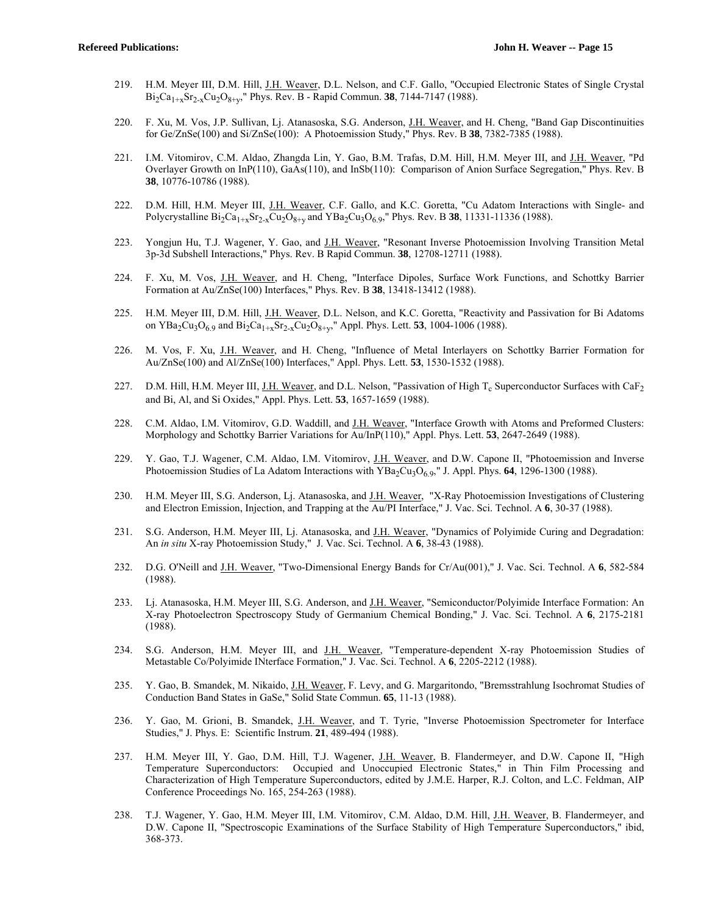219. H.M. Meyer III, D.M. Hill, J.H. Weaver, C.F. Gallo, and D.L. Nelson, "Occupied Electronic States of Single Crystal $Bi_2Ca_{1+x}Sr_{2-x}Cu_2O_{8+y}$," Phys. Rev. B - Rapid Commun. **38**, 7144-7147 (1988).

220. F. Xu, M. Vos, J.P. Sullivan, Lj. Atanasoska, S.G. Anderson, J.H. Weaver, and H. Cheng, "Band Gap Discontinuities for Ge/ZnSe(100) and Si/ZnSe(100): A Photoemission Study," Phys. Rev. B **38**, 7382-7385 (1988).

221. I.M. Vitomirov, C.M. Aldao, Zhangda Lin, Y. Gao, B.M. Trafas, D.M. Hill, H.M. Meyer III, and J.H. Weaver, "Pd Overlayer Growth on InP(110), GaAs(110), and InSb(110): Comparison of Anion Surface Segregation," Phys. Rev. B **38**, 10776-10786 (1988).

222. D.M. Hill, H.M. Meyer III, J.H. Weaver, C.F. Gallo, and K.C. Goretta, "Cu Adatom Interactions with Single- and Polycrystalline $Bi_2Ca_{1+x}Sr_{2-x}Cu_2O_{8+y}$ and $YBa_2Cu_3O_{6.9}$," Phys. Rev. B **38**, 11331-11336 (1988).

223. Yongjun Hu, T.J. Wagener, Y. Gao, and J.H. Weaver, "Resonant Inverse Photoemission Involving Transition Metal 3p-3d Subshell Interactions," Phys. Rev. B Rapid Commun. **38**, 12708-12711 (1988).

224. F. Xu, M. Vos, J.H. Weaver, and H. Cheng, "Interface Dipoles, Surface Work Functions, and Schottky Barrier Formation at Au/ZnSe(100) Interfaces," Phys. Rev. B **38**, 13418-13412 (1988).

225. H.M. Meyer III, D.M. Hill, J.H. Weaver, D.L. Nelson, and K.C. Goretta, "Reactivity and Passivation for Bi Adatoms on $YBa_2Cu_3O_{6.9}$ and $Bi_2Ca_{1+x}Sr_{2-x}Cu_2O_{8+y}$," Appl. Phys. Lett. **53**, 1004-1006 (1988).

226. M. Vos, F. Xu, J.H. Weaver, and H. Cheng, "Influence of Metal Interlayers on Schottky Barrier Formation for Au/ZnSe(100) and Al/ZnSe(100) Interfaces," Appl. Phys. Lett. **53**, 1530-1532 (1988).

227. D.M. Hill, H.M. Meyer III, J.H. Weaver, and D.L. Nelson, "Passivation of High $T_c$ Superconductor Surfaces with $CaF_2$ and Bi, Al, and Si Oxides," Appl. Phys. Lett. **53**, 1657-1659 (1988).

228. C.M. Aldao, I.M. Vitomirov, G.D. Waddill, and J.H. Weaver, "Interface Growth with Atoms and Preformed Clusters: Morphology and Schottky Barrier Variations for Au/InP(110)," Appl. Phys. Lett. **53**, 2647-2649 (1988).

229. Y. Gao, T.J. Wagener, C.M. Aldao, I.M. Vitomirov, J.H. Weaver, and D.W. Capone II, "Photoemission and Inverse Photoemission Studies of La Adatom Interactions with $YBa_2Cu_3O_{6.9}$," J. Appl. Phys. **64**, 1296-1300 (1988).

230. H.M. Meyer III, S.G. Anderson, Lj. Atanasoska, and J.H. Weaver, "X-Ray Photoemission Investigations of Clustering and Electron Emission, Injection, and Trapping at the Au/PI Interface," J. Vac. Sci. Technol. A **6**, 30-37 (1988).

231. S.G. Anderson, H.M. Meyer III, Lj. Atanasoska, and J.H. Weaver, "Dynamics of Polyimide Curing and Degradation: An *in situ* X-ray Photoemission Study," J. Vac. Sci. Technol. A **6**, 38-43 (1988).

232. D.G. O'Neill and J.H. Weaver, "Two-Dimensional Energy Bands for Cr/Au(001)," J. Vac. Sci. Technol. A **6**, 582-584 (1988).

233. Lj. Atanasoska, H.M. Meyer III, S.G. Anderson, and J.H. Weaver, "Semiconductor/Polyimide Interface Formation: An X-ray Photoelectron Spectroscopy Study of Germanium Chemical Bonding," J. Vac. Sci. Technol. A **6**, 2175-2181 (1988).

234. S.G. Anderson, H.M. Meyer III, and J.H. Weaver, "Temperature-dependent X-ray Photoemission Studies of Metastable Co/Polyimide INterface Formation," J. Vac. Sci. Technol. A **6**, 2205-2212 (1988).

235. Y. Gao, B. Smandek, M. Nikaido, J.H. Weaver, F. Levy, and G. Margaritondo, "Bremsstrahlung Isochromat Studies of Conduction Band States in GaSe," Solid State Commun. **65**, 11-13 (1988).

236. Y. Gao, M. Grioni, B. Smandek, J.H. Weaver, and T. Tyrie, "Inverse Photoemission Spectrometer for Interface Studies," J. Phys. E: Scientific Instrum. **21**, 489-494 (1988).

237. H.M. Meyer III, Y. Gao, D.M. Hill, T.J. Wagener, J.H. Weaver, B. Flandermeyer, and D.W. Capone II, "High Temperature Superconductors: Occupied and Unoccupied Electronic States," in Thin Film Processing and Characterization of High Temperature Superconductors, edited by J.M.E. Harper, R.J. Colton, and L.C. Feldman, AIP Conference Proceedings No. 165, 254-263 (1988).

238. T.J. Wagener, Y. Gao, H.M. Meyer III, I.M. Vitomirov, C.M. Aldao, D.M. Hill, J.H. Weaver, B. Flandermeyer, and D.W. Capone II, "Spectroscopic Examinations of the Surface Stability of High Temperature Superconductors," ibid, 368-373.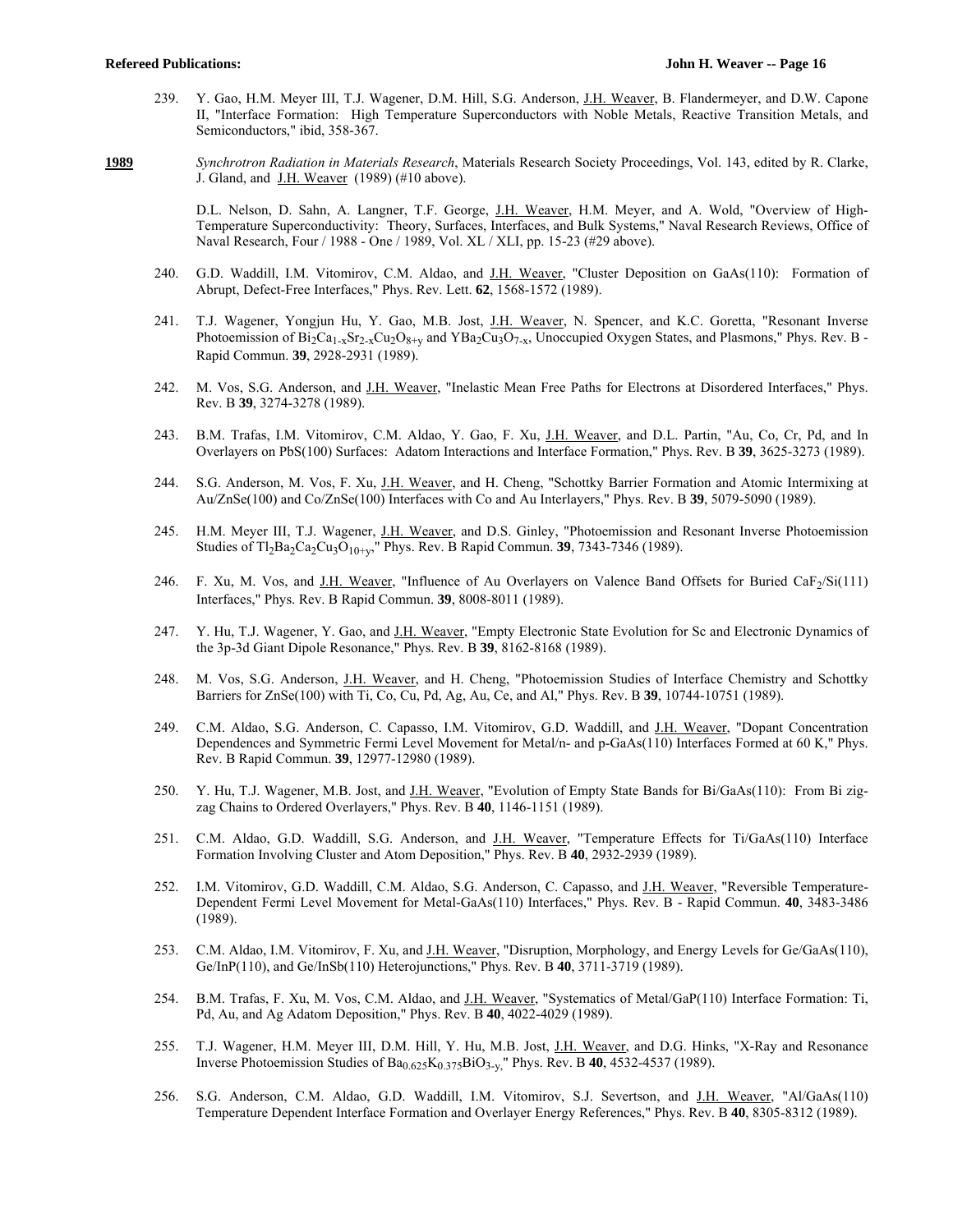239. Y. Gao, H.M. Meyer III, T.J. Wagener, D.M. Hill, S.G. Anderson, J.H. Weaver, B. Flandermeyer, and D.W. Capone II, "Interface Formation: High Temperature Superconductors with Noble Metals, Reactive Transition Metals, and Semiconductors," ibid, 358-367.

**1989**

*Synchrotron Radiation in Materials Research*, Materials Research Society Proceedings, Vol. 143, edited by R. Clarke, J. Gland, and J.H. Weaver (1989) (#10 above).

D.L. Nelson, D. Sahn, A. Langner, T.F. George, J.H. Weaver, H.M. Meyer, and A. Wold, "Overview of High-Temperature Superconductivity: Theory, Surfaces, Interfaces, and Bulk Systems," Naval Research Reviews, Office of Naval Research, Four / 1988 - One / 1989, Vol. XL / XLI, pp. 15-23 (#29 above).

240. G.D. Waddill, I.M. Vitomirov, C.M. Aldao, and J.H. Weaver, "Cluster Deposition on GaAs(110): Formation of Abrupt, Defect-Free Interfaces," Phys. Rev. Lett. **62**, 1568-1572 (1989).

241. T.J. Wagener, Yongjun Hu, Y. Gao, M.B. Jost, J.H. Weaver, N. Spencer, and K.C. Goretta, "Resonant Inverse Photoemission of $Bi_2Ca_{1-x}Sr_{2-x}Cu_2O_{8+y}$ and $YBa_2Cu_3O_{7-x}$, Unoccupied Oxygen States, and Plasmons," Phys. Rev. B - Rapid Commun. **39**, 2928-2931 (1989).

242. M. Vos, S.G. Anderson, and J.H. Weaver, "Inelastic Mean Free Paths for Electrons at Disordered Interfaces," Phys. Rev. B **39**, 3274-3278 (1989).

243. B.M. Trafas, I.M. Vitomirov, C.M. Aldao, Y. Gao, F. Xu, J.H. Weaver, and D.L. Partin, "Au, Co, Cr, Pd, and In Overlayers on PbS(100) Surfaces: Adatom Interactions and Interface Formation," Phys. Rev. B **39**, 3625-3273 (1989).

244. S.G. Anderson, M. Vos, F. Xu, J.H. Weaver, and H. Cheng, "Schottky Barrier Formation and Atomic Intermixing at Au/ZnSe(100) and Co/ZnSe(100) Interfaces with Co and Au Interlayers," Phys. Rev. B **39**, 5079-5090 (1989).

245. H.M. Meyer III, T.J. Wagener, J.H. Weaver, and D.S. Ginley, "Photoemission and Resonant Inverse Photoemission Studies of $Tl_2Ba_2Ca_2Cu_3O_{10+y}$," Phys. Rev. B Rapid Commun. **39**, 7343-7346 (1989).

246. F. Xu, M. Vos, and J.H. Weaver, "Influence of Au Overlayers on Valence Band Offsets for Buried $CaF_2$/Si(111) Interfaces," Phys. Rev. B Rapid Commun. **39**, 8008-8011 (1989).

247. Y. Hu, T.J. Wagener, Y. Gao, and J.H. Weaver, "Empty Electronic State Evolution for Sc and Electronic Dynamics of the 3p-3d Giant Dipole Resonance," Phys. Rev. B **39**, 8162-8168 (1989).

248. M. Vos, S.G. Anderson, J.H. Weaver, and H. Cheng, "Photoemission Studies of Interface Chemistry and Schottky Barriers for ZnSe(100) with Ti, Co, Cu, Pd, Ag, Au, Ce, and Al," Phys. Rev. B **39**, 10744-10751 (1989).

249. C.M. Aldao, S.G. Anderson, C. Capasso, I.M. Vitomirov, G.D. Waddill, and J.H. Weaver, "Dopant Concentration Dependences and Symmetric Fermi Level Movement for Metal/n- and p-GaAs(110) Interfaces Formed at 60 K," Phys. Rev. B Rapid Commun. **39**, 12977-12980 (1989).

250. Y. Hu, T.J. Wagener, M.B. Jost, and J.H. Weaver, "Evolution of Empty State Bands for Bi/GaAs(110): From Bi zig-zag Chains to Ordered Overlayers," Phys. Rev. B **40**, 1146-1151 (1989).

251. C.M. Aldao, G.D. Waddill, S.G. Anderson, and J.H. Weaver, "Temperature Effects for Ti/GaAs(110) Interface Formation Involving Cluster and Atom Deposition," Phys. Rev. B **40**, 2932-2939 (1989).

252. I.M. Vitomirov, G.D. Waddill, C.M. Aldao, S.G. Anderson, C. Capasso, and J.H. Weaver, "Reversible Temperature-Dependent Fermi Level Movement for Metal-GaAs(110) Interfaces," Phys. Rev. B - Rapid Commun. **40**, 3483-3486 (1989).

253. C.M. Aldao, I.M. Vitomirov, F. Xu, and J.H. Weaver, "Disruption, Morphology, and Energy Levels for Ge/GaAs(110), Ge/InP(110), and Ge/InSb(110) Heterojunctions," Phys. Rev. B **40**, 3711-3719 (1989).

254. B.M. Trafas, F. Xu, M. Vos, C.M. Aldao, and J.H. Weaver, "Systematics of Metal/GaP(110) Interface Formation: Ti, Pd, Au, and Ag Adatom Deposition," Phys. Rev. B **40**, 4022-4029 (1989).

255. T.J. Wagener, H.M. Meyer III, D.M. Hill, Y. Hu, M.B. Jost, J.H. Weaver, and D.G. Hinks, "X-Ray and Resonance Inverse Photoemission Studies of $Ba_{0.625}K_{0.375}BiO_{3-y}$," Phys. Rev. B **40**, 4532-4537 (1989).

256. S.G. Anderson, C.M. Aldao, G.D. Waddill, I.M. Vitomirov, S.J. Severtson, and J.H. Weaver, "Al/GaAs(110) Temperature Dependent Interface Formation and Overlayer Energy References," Phys. Rev. B **40**, 8305-8312 (1989).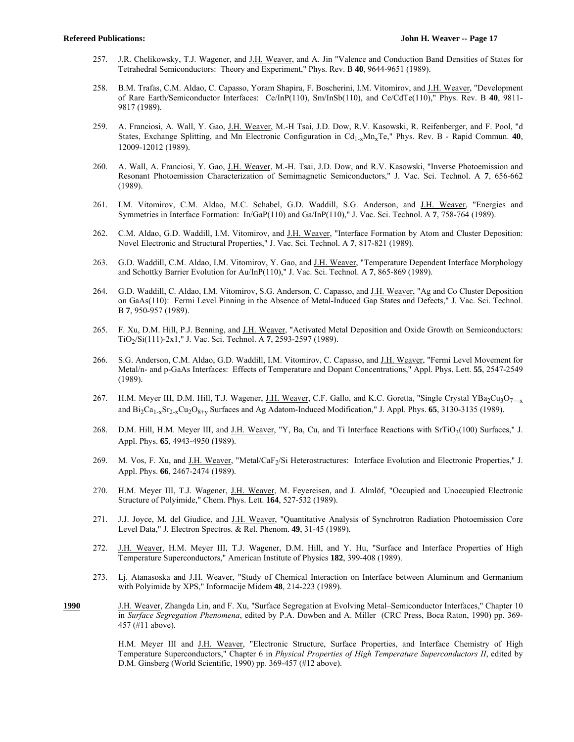257. J.R. Chelikowsky, T.J. Wagener, and J.H. Weaver, and A. Jin "Valence and Conduction Band Densities of States for Tetrahedral Semiconductors: Theory and Experiment," Phys. Rev. B **40**, 9644-9651 (1989).

258. B.M. Trafas, C.M. Aldao, C. Capasso, Yoram Shapira, F. Boscherini, I.M. Vitomirov, and J.H. Weaver, "Development of Rare Earth/Semiconductor Interfaces: Ce/InP(110), Sm/InSb(110), and Ce/CdTe(110)," Phys. Rev. B **40**, 9811-9817 (1989).

259. A. Franciosi, A. Wall, Y. Gao, J.H. Weaver, M.-H Tsai, J.D. Dow, R.V. Kasowski, R. Reifenberger, and F. Pool, "d States, Exchange Splitting, and Mn Electronic Configuration in $Cd_{1-x}Mn_xTe$," Phys. Rev. B - Rapid Commun. **40**, 12009-12012 (1989).

260. A. Wall, A. Franciosi, Y. Gao, J.H. Weaver, M.-H. Tsai, J.D. Dow, and R.V. Kasowski, "Inverse Photoemission and Resonant Photoemission Characterization of Semimagnetic Semiconductors," J. Vac. Sci. Technol. A **7**, 656-662 (1989).

261. I.M. Vitomirov, C.M. Aldao, M.C. Schabel, G.D. Waddill, S.G. Anderson, and J.H. Weaver, "Energies and Symmetries in Interface Formation: In/GaP(110) and Ga/InP(110)," J. Vac. Sci. Technol. A **7**, 758-764 (1989).

262. C.M. Aldao, G.D. Waddill, I.M. Vitomirov, and J.H. Weaver, "Interface Formation by Atom and Cluster Deposition: Novel Electronic and Structural Properties," J. Vac. Sci. Technol. A **7**, 817-821 (1989).

263. G.D. Waddill, C.M. Aldao, I.M. Vitomirov, Y. Gao, and J.H. Weaver, "Temperature Dependent Interface Morphology and Schottky Barrier Evolution for Au/InP(110)," J. Vac. Sci. Technol. A **7**, 865-869 (1989).

264. G.D. Waddill, C. Aldao, I.M. Vitomirov, S.G. Anderson, C. Capasso, and J.H. Weaver, "Ag and Co Cluster Deposition on GaAs(110): Fermi Level Pinning in the Absence of Metal-Induced Gap States and Defects," J. Vac. Sci. Technol. B **7**, 950-957 (1989).

265. F. Xu, D.M. Hill, P.J. Benning, and J.H. Weaver, "Activated Metal Deposition and Oxide Growth on Semiconductors: $TiO_2$/Si(111)-2x1," J. Vac. Sci. Technol. A **7**, 2593-2597 (1989).

266. S.G. Anderson, C.M. Aldao, G.D. Waddill, I.M. Vitomirov, C. Capasso, and J.H. Weaver, "Fermi Level Movement for Metal/n- and p-GaAs Interfaces: Effects of Temperature and Dopant Concentrations," Appl. Phys. Lett. **55**, 2547-2549 (1989).

267. H.M. Meyer III, D.M. Hill, T.J. Wagener, J.H. Weaver, C.F. Gallo, and K.C. Goretta, "Single Crystal $YBa_2Cu_3O_{7-x}$ and $Bi_2Ca_{1-x}Sr_{2-x}Cu_2O_{8+y}$ Surfaces and Ag Adatom-Induced Modification," J. Appl. Phys. **65**, 3130-3135 (1989).

268. D.M. Hill, H.M. Meyer III, and J.H. Weaver, "Y, Ba, Cu, and Ti Interface Reactions with $SrTiO_3$(100) Surfaces," J. Appl. Phys. **65**, 4943-4950 (1989).

269. M. Vos, F. Xu, and J.H. Weaver, "Metal/$CaF_2$/Si Heterostructures: Interface Evolution and Electronic Properties," J. Appl. Phys. **66**, 2467-2474 (1989).

270. H.M. Meyer III, T.J. Wagener, J.H. Weaver, M. Feyereisen, and J. Almlöf, "Occupied and Unoccupied Electronic Structure of Polyimide," Chem. Phys. Lett. **164**, 527-532 (1989).

271. J.J. Joyce, M. del Giudice, and J.H. Weaver, "Quantitative Analysis of Synchrotron Radiation Photoemission Core Level Data," J. Electron Spectros. & Rel. Phenom. **49**, 31-45 (1989).

272. J.H. Weaver, H.M. Meyer III, T.J. Wagener, D.M. Hill, and Y. Hu, "Surface and Interface Properties of High Temperature Superconductors," American Institute of Physics **182**, 399-408 (1989).

273. Lj. Atanasoska and J.H. Weaver, "Study of Chemical Interaction on Interface between Aluminum and Germanium with Polyimide by XPS," Informacije Midem **48**, 214-223 (1989).

**1990**

J.H. Weaver, Zhangda Lin, and F. Xu, "Surface Segregation at Evolving Metal–Semiconductor Interfaces," Chapter 10 in *Surface Segregation Phenomena*, edited by P.A. Dowben and A. Miller (CRC Press, Boca Raton, 1990) pp. 369-457 (#11 above).

H.M. Meyer III and J.H. Weaver, "Electronic Structure, Surface Properties, and Interface Chemistry of High Temperature Superconductors," Chapter 6 in *Physical Properties of High Temperature Superconductors II*, edited by D.M. Ginsberg (World Scientific, 1990) pp. 369-457 (#12 above).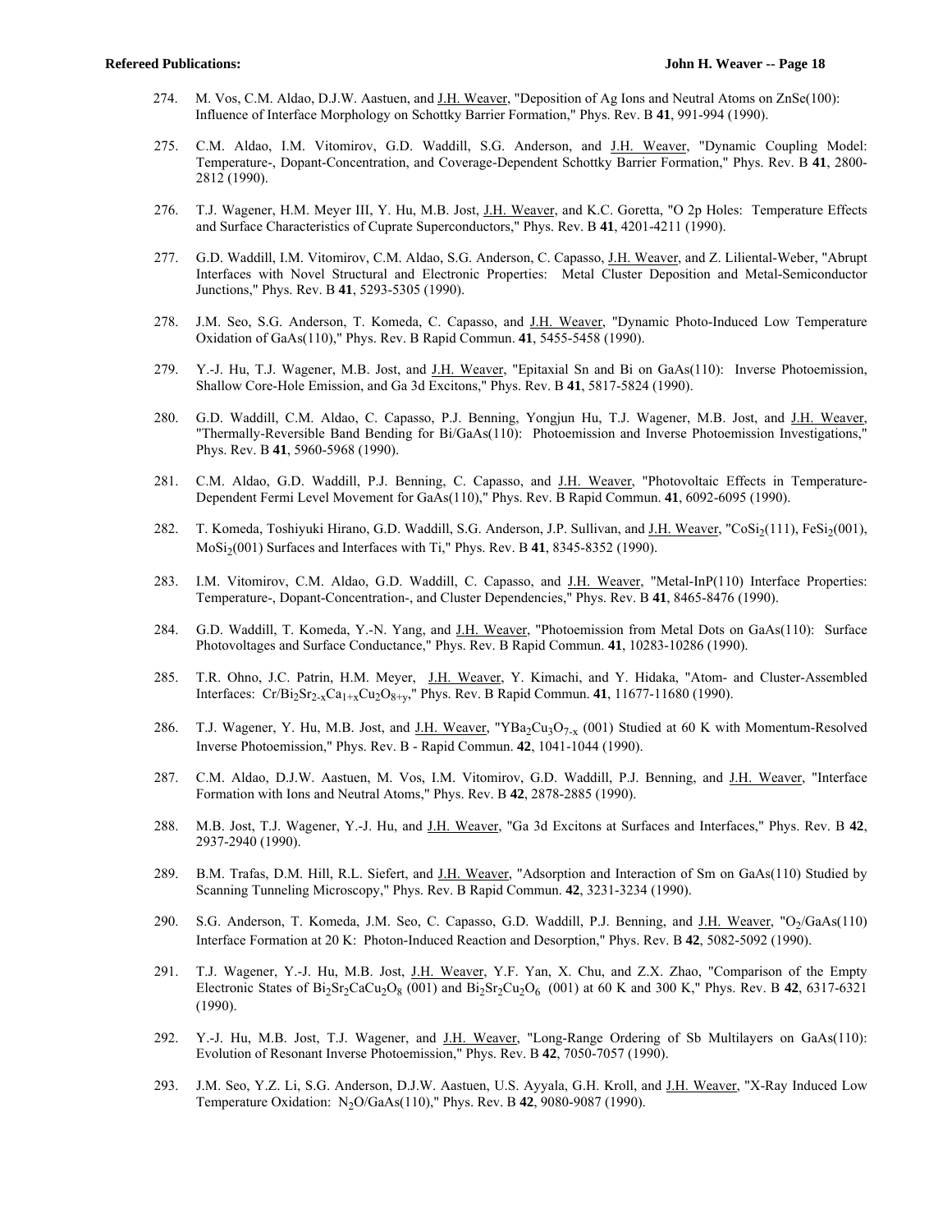274. M. Vos, C.M. Aldao, D.J.W. Aastuen, and J.H. Weaver, "Deposition of Ag Ions and Neutral Atoms on ZnSe(100): Influence of Interface Morphology on Schottky Barrier Formation," Phys. Rev. B **41**, 991-994 (1990).

275. C.M. Aldao, I.M. Vitomirov, G.D. Waddill, S.G. Anderson, and J.H. Weaver, "Dynamic Coupling Model: Temperature-, Dopant-Concentration, and Coverage-Dependent Schottky Barrier Formation," Phys. Rev. B **41**, 2800-2812 (1990).

276. T.J. Wagener, H.M. Meyer III, Y. Hu, M.B. Jost, J.H. Weaver, and K.C. Goretta, "O 2p Holes: Temperature Effects and Surface Characteristics of Cuprate Superconductors," Phys. Rev. B **41**, 4201-4211 (1990).

277. G.D. Waddill, I.M. Vitomirov, C.M. Aldao, S.G. Anderson, C. Capasso, J.H. Weaver, and Z. Liliental-Weber, "Abrupt Interfaces with Novel Structural and Electronic Properties: Metal Cluster Deposition and Metal-Semiconductor Junctions," Phys. Rev. B **41**, 5293-5305 (1990).

278. J.M. Seo, S.G. Anderson, T. Komeda, C. Capasso, and J.H. Weaver, "Dynamic Photo-Induced Low Temperature Oxidation of GaAs(110)," Phys. Rev. B Rapid Commun. **41**, 5455-5458 (1990).

279. Y.-J. Hu, T.J. Wagener, M.B. Jost, and J.H. Weaver, "Epitaxial Sn and Bi on GaAs(110): Inverse Photoemission, Shallow Core-Hole Emission, and Ga 3d Excitons," Phys. Rev. B **41**, 5817-5824 (1990).

280. G.D. Waddill, C.M. Aldao, C. Capasso, P.J. Benning, Yongjun Hu, T.J. Wagener, M.B. Jost, and J.H. Weaver, "Thermally-Reversible Band Bending for Bi/GaAs(110): Photoemission and Inverse Photoemission Investigations," Phys. Rev. B **41**, 5960-5968 (1990).

281. C.M. Aldao, G.D. Waddill, P.J. Benning, C. Capasso, and J.H. Weaver, "Photovoltaic Effects in Temperature-Dependent Fermi Level Movement for GaAs(110)," Phys. Rev. B Rapid Commun. **41**, 6092-6095 (1990).

282. T. Komeda, Toshiyuki Hirano, G.D. Waddill, S.G. Anderson, J.P. Sullivan, and J.H. Weaver, "$CoSi_2$(111), $FeSi_2$(001), $MoSi_2$(001) Surfaces and Interfaces with Ti," Phys. Rev. B **41**, 8345-8352 (1990).

283. I.M. Vitomirov, C.M. Aldao, G.D. Waddill, C. Capasso, and J.H. Weaver, "Metal-InP(110) Interface Properties: Temperature-, Dopant-Concentration-, and Cluster Dependencies," Phys. Rev. B **41**, 8465-8476 (1990).

284. G.D. Waddill, T. Komeda, Y.-N. Yang, and J.H. Weaver, "Photoemission from Metal Dots on GaAs(110): Surface Photovoltages and Surface Conductance," Phys. Rev. B Rapid Commun. **41**, 10283-10286 (1990).

285. T.R. Ohno, J.C. Patrin, H.M. Meyer, J.H. Weaver, Y. Kimachi, and Y. Hidaka, "Atom- and Cluster-Assembled Interfaces: $Cr/Bi_2Sr_{2-x}Ca_{1+x}Cu_2O_{8+y}$," Phys. Rev. B Rapid Commun. **41**, 11677-11680 (1990).

286. T.J. Wagener, Y. Hu, M.B. Jost, and J.H. Weaver, "$YBa_2Cu_3O_{7-x}$ (001) Studied at 60 K with Momentum-Resolved Inverse Photoemission," Phys. Rev. B - Rapid Commun. **42**, 1041-1044 (1990).

287. C.M. Aldao, D.J.W. Aastuen, M. Vos, I.M. Vitomirov, G.D. Waddill, P.J. Benning, and J.H. Weaver, "Interface Formation with Ions and Neutral Atoms," Phys. Rev. B **42**, 2878-2885 (1990).

288. M.B. Jost, T.J. Wagener, Y.-J. Hu, and J.H. Weaver, "Ga 3d Excitons at Surfaces and Interfaces," Phys. Rev. B **42**, 2937-2940 (1990).

289. B.M. Trafas, D.M. Hill, R.L. Siefert, and J.H. Weaver, "Adsorption and Interaction of Sm on GaAs(110) Studied by Scanning Tunneling Microscopy," Phys. Rev. B Rapid Commun. **42**, 3231-3234 (1990).

290. S.G. Anderson, T. Komeda, J.M. Seo, C. Capasso, G.D. Waddill, P.J. Benning, and J.H. Weaver, "$O_2$/GaAs(110) Interface Formation at 20 K: Photon-Induced Reaction and Desorption," Phys. Rev. B **42**, 5082-5092 (1990).

291. T.J. Wagener, Y.-J. Hu, M.B. Jost, J.H. Weaver, Y.F. Yan, X. Chu, and Z.X. Zhao, "Comparison of the Empty Electronic States of $Bi_2Sr_2CaCu_2O_8$ (001) and $Bi_2Sr_2Cu_2O_6$ (001) at 60 K and 300 K," Phys. Rev. B **42**, 6317-6321 (1990).

292. Y.-J. Hu, M.B. Jost, T.J. Wagener, and J.H. Weaver, "Long-Range Ordering of Sb Multilayers on GaAs(110): Evolution of Resonant Inverse Photoemission," Phys. Rev. B **42**, 7050-7057 (1990).

293. J.M. Seo, Y.Z. Li, S.G. Anderson, D.J.W. Aastuen, U.S. Ayyala, G.H. Kroll, and J.H. Weaver, "X-Ray Induced Low Temperature Oxidation: $N_2O$/GaAs(110)," Phys. Rev. B **42**, 9080-9087 (1990).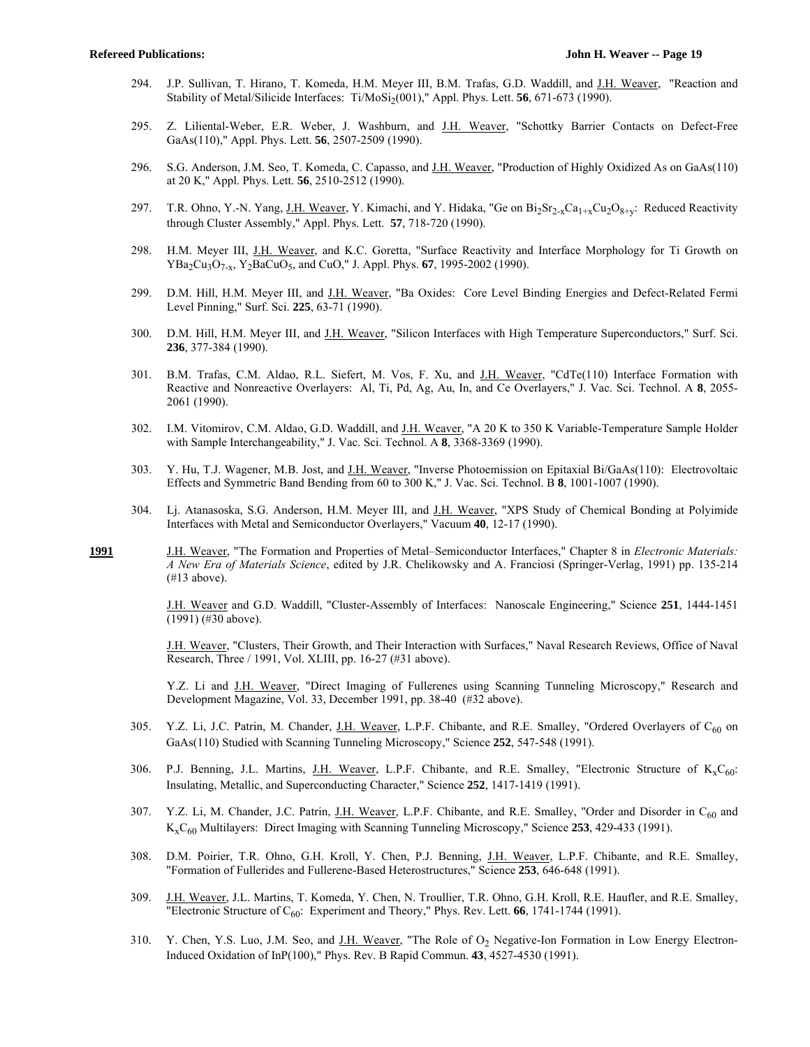294. J.P. Sullivan, T. Hirano, T. Komeda, H.M. Meyer III, B.M. Trafas, G.D. Waddill, and J.H. Weaver, "Reaction and Stability of Metal/Silicide Interfaces: $Ti/MoSi_2(001)$," Appl. Phys. Lett. **56**, 671-673 (1990).

295. Z. Liliental-Weber, E.R. Weber, J. Washburn, and J.H. Weaver, "Schottky Barrier Contacts on Defect-Free GaAs(110)," Appl. Phys. Lett. **56**, 2507-2509 (1990).

296. S.G. Anderson, J.M. Seo, T. Komeda, C. Capasso, and J.H. Weaver, "Production of Highly Oxidized As on GaAs(110) at 20 K," Appl. Phys. Lett. **56**, 2510-2512 (1990).

297. T.R. Ohno, Y.-N. Yang, J.H. Weaver, Y. Kimachi, and Y. Hidaka, "Ge on $Bi_2Sr_{2-x}Ca_{1+x}Cu_2O_{8+y}$: Reduced Reactivity through Cluster Assembly," Appl. Phys. Lett. **57**, 718-720 (1990).

298. H.M. Meyer III, J.H. Weaver, and K.C. Goretta, "Surface Reactivity and Interface Morphology for Ti Growth on $YBa_2Cu_3O_{7-x}$, $Y_2BaCuO_5$, and CuO," J. Appl. Phys. **67**, 1995-2002 (1990).

299. D.M. Hill, H.M. Meyer III, and J.H. Weaver, "Ba Oxides: Core Level Binding Energies and Defect-Related Fermi Level Pinning," Surf. Sci. **225**, 63-71 (1990).

300. D.M. Hill, H.M. Meyer III, and J.H. Weaver, "Silicon Interfaces with High Temperature Superconductors," Surf. Sci. **236**, 377-384 (1990).

301. B.M. Trafas, C.M. Aldao, R.L. Siefert, M. Vos, F. Xu, and J.H. Weaver, "CdTe(110) Interface Formation with Reactive and Nonreactive Overlayers: Al, Ti, Pd, Ag, Au, In, and Ce Overlayers," J. Vac. Sci. Technol. A **8**, 2055-2061 (1990).

302. I.M. Vitomirov, C.M. Aldao, G.D. Waddill, and J.H. Weaver, "A 20 K to 350 K Variable-Temperature Sample Holder with Sample Interchangeability," J. Vac. Sci. Technol. A **8**, 3368-3369 (1990).

303. Y. Hu, T.J. Wagener, M.B. Jost, and J.H. Weaver, "Inverse Photoemission on Epitaxial Bi/GaAs(110): Electrovoltaic Effects and Symmetric Band Bending from 60 to 300 K," J. Vac. Sci. Technol. B **8**, 1001-1007 (1990).

304. Lj. Atanasoska, S.G. Anderson, H.M. Meyer III, and J.H. Weaver, "XPS Study of Chemical Bonding at Polyimide Interfaces with Metal and Semiconductor Overlayers," Vacuum **40**, 12-17 (1990).

**1991**

J.H. Weaver, "The Formation and Properties of Metal–Semiconductor Interfaces," Chapter 8 in *Electronic Materials: A New Era of Materials Science*, edited by J.R. Chelikowsky and A. Franciosi (Springer-Verlag, 1991) pp. 135-214 (#13 above).

J.H. Weaver and G.D. Waddill, "Cluster-Assembly of Interfaces: Nanoscale Engineering," Science **251**, 1444-1451 (1991) (#30 above).

J.H. Weaver, "Clusters, Their Growth, and Their Interaction with Surfaces," Naval Research Reviews, Office of Naval Research, Three / 1991, Vol. XLIII, pp. 16-27 (#31 above).

Y.Z. Li and J.H. Weaver, "Direct Imaging of Fullerenes using Scanning Tunneling Microscopy," Research and Development Magazine, Vol. 33, December 1991, pp. 38-40 (#32 above).

305. Y.Z. Li, J.C. Patrin, M. Chander, J.H. Weaver, L.P.F. Chibante, and R.E. Smalley, "Ordered Overlayers of $C_{60}$ on GaAs(110) Studied with Scanning Tunneling Microscopy," Science **252**, 547-548 (1991).

306. P.J. Benning, J.L. Martins, J.H. Weaver, L.P.F. Chibante, and R.E. Smalley, "Electronic Structure of $K_xC_{60}$: Insulating, Metallic, and Superconducting Character," Science **252**, 1417-1419 (1991).

307. Y.Z. Li, M. Chander, J.C. Patrin, J.H. Weaver, L.P.F. Chibante, and R.E. Smalley, "Order and Disorder in $C_{60}$ and $K_xC_{60}$ Multilayers: Direct Imaging with Scanning Tunneling Microscopy," Science **253**, 429-433 (1991).

308. D.M. Poirier, T.R. Ohno, G.H. Kroll, Y. Chen, P.J. Benning, J.H. Weaver, L.P.F. Chibante, and R.E. Smalley, "Formation of Fullerides and Fullerene-Based Heterostructures," Science **253**, 646-648 (1991).

309. J.H. Weaver, J.L. Martins, T. Komeda, Y. Chen, N. Troullier, T.R. Ohno, G.H. Kroll, R.E. Haufler, and R.E. Smalley, "Electronic Structure of $C_{60}$: Experiment and Theory," Phys. Rev. Lett. **66**, 1741-1744 (1991).

310. Y. Chen, Y.S. Luo, J.M. Seo, and J.H. Weaver, "The Role of $O_2$ Negative-Ion Formation in Low Energy Electron-Induced Oxidation of InP(100)," Phys. Rev. B Rapid Commun. **43**, 4527-4530 (1991).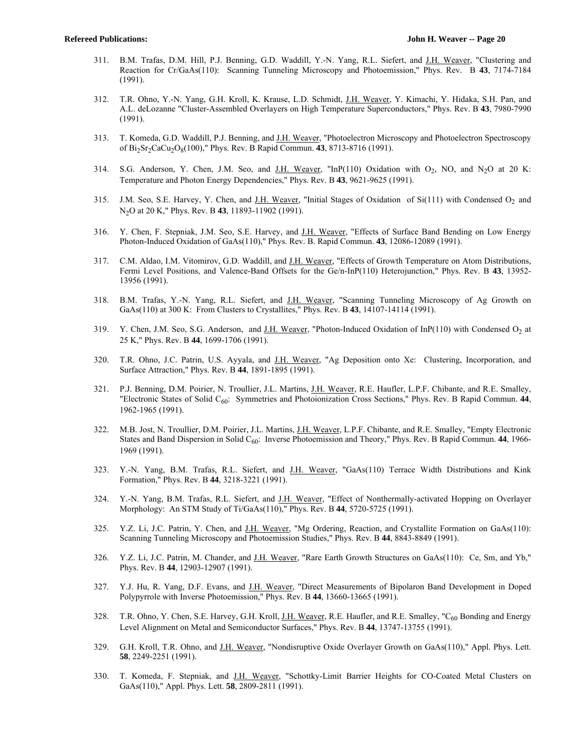311. B.M. Trafas, D.M. Hill, P.J. Benning, G.D. Waddill, Y.-N. Yang, R.L. Siefert, and J.H. Weaver, "Clustering and Reaction for Cr/GaAs(110): Scanning Tunneling Microscopy and Photoemission," Phys. Rev. B **43**, 7174-7184 (1991).

312. T.R. Ohno, Y.-N. Yang, G.H. Kroll, K. Krause, L.D. Schmidt, J.H. Weaver, Y. Kimachi, Y. Hidaka, S.H. Pan, and A.L. deLozanne "Cluster-Assembled Overlayers on High Temperature Superconductors," Phys. Rev. B **43**, 7980-7990 (1991).

313. T. Komeda, G.D. Waddill, P.J. Benning, and J.H. Weaver, "Photoelectron Microscopy and Photoelectron Spectroscopy of $Bi_2Sr_2CaCu_2O_8$(100)," Phys. Rev. B Rapid Commun. **43**, 8713-8716 (1991).

314. S.G. Anderson, Y. Chen, J.M. Seo, and J.H. Weaver, "InP(110) Oxidation with $O_2$, NO, and $N_2O$ at 20 K: Temperature and Photon Energy Dependencies," Phys. Rev. B **43**, 9621-9625 (1991).

315. J.M. Seo, S.E. Harvey, Y. Chen, and J.H. Weaver, "Initial Stages of Oxidation of Si(111) with Condensed $O_2$ and $N_2O$ at 20 K," Phys. Rev. B **43**, 11893-11902 (1991).

316. Y. Chen, F. Stepniak, J.M. Seo, S.E. Harvey, and J.H. Weaver, "Effects of Surface Band Bending on Low Energy Photon-Induced Oxidation of GaAs(110)," Phys. Rev. B. Rapid Commun. **43**, 12086-12089 (1991).

317. C.M. Aldao, I.M. Vitomirov, G.D. Waddill, and J.H. Weaver, "Effects of Growth Temperature on Atom Distributions, Fermi Level Positions, and Valence-Band Offsets for the Ge/n-InP(110) Heterojunction," Phys. Rev. B **43**, 13952-13956 (1991).

318. B.M. Trafas, Y.-N. Yang, R.L. Siefert, and J.H. Weaver, "Scanning Tunneling Microscopy of Ag Growth on GaAs(110) at 300 K: From Clusters to Crystallites," Phys. Rev. B **43**, 14107-14114 (1991).

319. Y. Chen, J.M. Seo, S.G. Anderson, and J.H. Weaver, "Photon-Induced Oxidation of InP(110) with Condensed $O_2$ at 25 K," Phys. Rev. B **44**, 1699-1706 (1991).

320. T.R. Ohno, J.C. Patrin, U.S. Ayyala, and J.H. Weaver, "Ag Deposition onto Xe: Clustering, Incorporation, and Surface Attraction," Phys. Rev. B **44**, 1891-1895 (1991).

321. P.J. Benning, D.M. Poirier, N. Troullier, J.L. Martins, J.H. Weaver, R.E. Haufler, L.P.F. Chibante, and R.E. Smalley, "Electronic States of Solid $C_{60}$: Symmetries and Photoionization Cross Sections," Phys. Rev. B Rapid Commun. **44**, 1962-1965 (1991).

322. M.B. Jost, N. Troullier, D.M. Poirier, J.L. Martins, J.H. Weaver, L.P.F. Chibante, and R.E. Smalley, "Empty Electronic States and Band Dispersion in Solid $C_{60}$: Inverse Photoemission and Theory," Phys. Rev. B Rapid Commun. **44**, 1966-1969 (1991).

323. Y.-N. Yang, B.M. Trafas, R.L. Siefert, and J.H. Weaver, "GaAs(110) Terrace Width Distributions and Kink Formation," Phys. Rev. B **44**, 3218-3221 (1991).

324. Y.-N. Yang, B.M. Trafas, R.L. Siefert, and J.H. Weaver, "Effect of Nonthermally-activated Hopping on Overlayer Morphology: An STM Study of Ti/GaAs(110)," Phys. Rev. B **44**, 5720-5725 (1991).

325. Y.Z. Li, J.C. Patrin, Y. Chen, and J.H. Weaver, "Mg Ordering, Reaction, and Crystallite Formation on GaAs(110): Scanning Tunneling Microscopy and Photoemission Studies," Phys. Rev. B **44**, 8843-8849 (1991).

326. Y.Z. Li, J.C. Patrin, M. Chander, and J.H. Weaver, "Rare Earth Growth Structures on GaAs(110): Ce, Sm, and Yb," Phys. Rev. B **44**, 12903-12907 (1991).

327. Y.J. Hu, R. Yang, D.F. Evans, and J.H. Weaver, "Direct Measurements of Bipolaron Band Development in Doped Polypyrrole with Inverse Photoemission," Phys. Rev. B **44**, 13660-13665 (1991).

328. T.R. Ohno, Y. Chen, S.E. Harvey, G.H. Kroll, J.H. Weaver, R.E. Haufler, and R.E. Smalley, "$C_{60}$ Bonding and Energy Level Alignment on Metal and Semiconductor Surfaces," Phys. Rev. B **44**, 13747-13755 (1991).

329. G.H. Kroll, T.R. Ohno, and J.H. Weaver, "Nondisruptive Oxide Overlayer Growth on GaAs(110)," Appl. Phys. Lett. **58**, 2249-2251 (1991).

330. T. Komeda, F. Stepniak, and J.H. Weaver, "Schottky-Limit Barrier Heights for CO-Coated Metal Clusters on GaAs(110)," Appl. Phys. Lett. **58**, 2809-2811 (1991).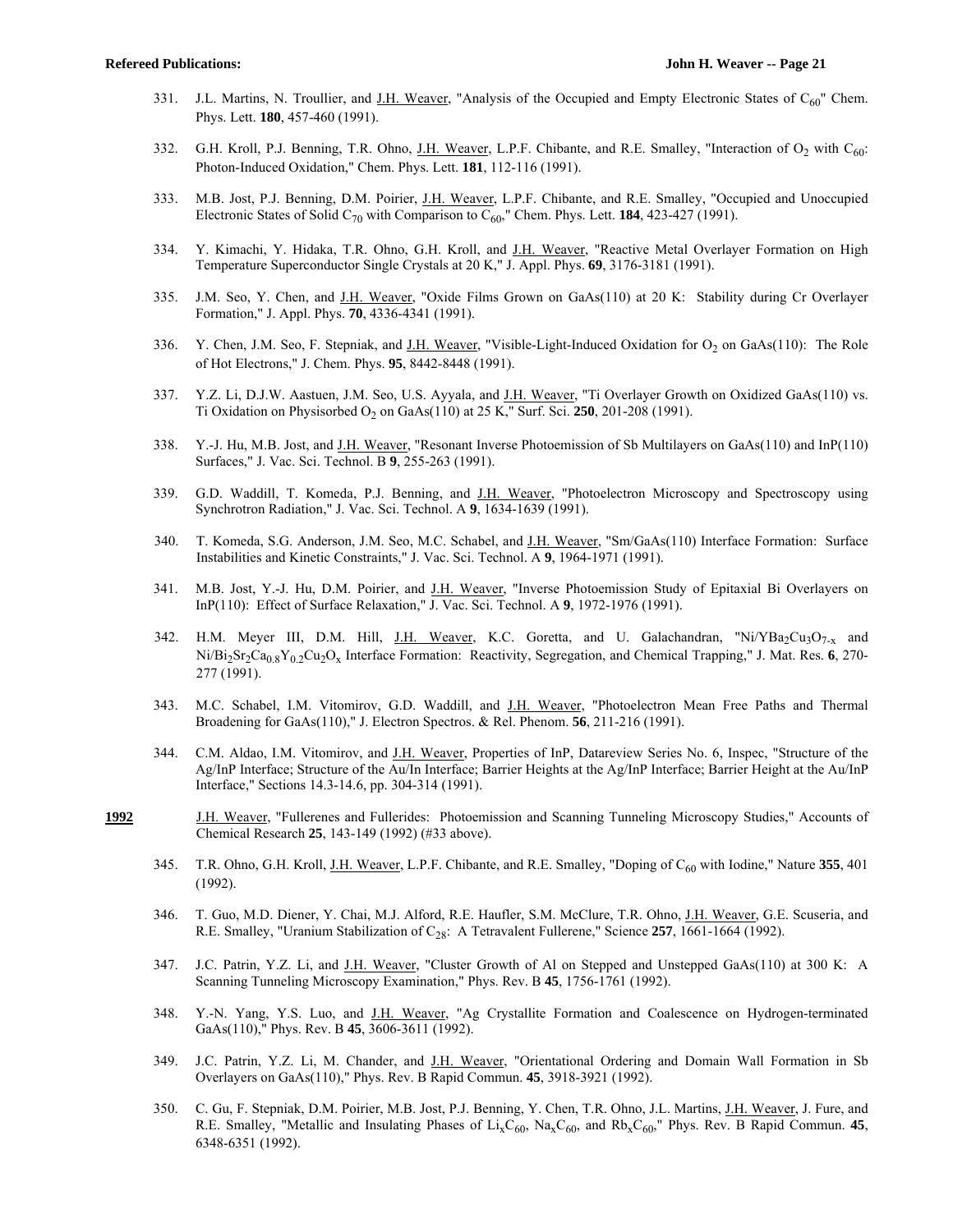331. J.L. Martins, N. Troullier, and J.H. Weaver, "Analysis of the Occupied and Empty Electronic States of $C_{60}$" Chem. Phys. Lett. **180**, 457-460 (1991).

332. G.H. Kroll, P.J. Benning, T.R. Ohno, J.H. Weaver, L.P.F. Chibante, and R.E. Smalley, "Interaction of $O_2$ with $C_{60}$: Photon-Induced Oxidation," Chem. Phys. Lett. **181**, 112-116 (1991).

333. M.B. Jost, P.J. Benning, D.M. Poirier, J.H. Weaver, L.P.F. Chibante, and R.E. Smalley, "Occupied and Unoccupied Electronic States of Solid $C_{70}$ with Comparison to $C_{60}$," Chem. Phys. Lett. **184**, 423-427 (1991).

334. Y. Kimachi, Y. Hidaka, T.R. Ohno, G.H. Kroll, and J.H. Weaver, "Reactive Metal Overlayer Formation on High Temperature Superconductor Single Crystals at 20 K," J. Appl. Phys. **69**, 3176-3181 (1991).

335. J.M. Seo, Y. Chen, and J.H. Weaver, "Oxide Films Grown on GaAs(110) at 20 K: Stability during Cr Overlayer Formation," J. Appl. Phys. **70**, 4336-4341 (1991).

336. Y. Chen, J.M. Seo, F. Stepniak, and J.H. Weaver, "Visible-Light-Induced Oxidation for $O_2$ on GaAs(110): The Role of Hot Electrons," J. Chem. Phys. **95**, 8442-8448 (1991).

337. Y.Z. Li, D.J.W. Aastuen, J.M. Seo, U.S. Ayyala, and J.H. Weaver, "Ti Overlayer Growth on Oxidized GaAs(110) vs. Ti Oxidation on Physisorbed $O_2$ on GaAs(110) at 25 K," Surf. Sci. **250**, 201-208 (1991).

338. Y.-J. Hu, M.B. Jost, and J.H. Weaver, "Resonant Inverse Photoemission of Sb Multilayers on GaAs(110) and InP(110) Surfaces," J. Vac. Sci. Technol. B **9**, 255-263 (1991).

339. G.D. Waddill, T. Komeda, P.J. Benning, and J.H. Weaver, "Photoelectron Microscopy and Spectroscopy using Synchrotron Radiation," J. Vac. Sci. Technol. A **9**, 1634-1639 (1991).

340. T. Komeda, S.G. Anderson, J.M. Seo, M.C. Schabel, and J.H. Weaver, "Sm/GaAs(110) Interface Formation: Surface Instabilities and Kinetic Constraints," J. Vac. Sci. Technol. A **9**, 1964-1971 (1991).

341. M.B. Jost, Y.-J. Hu, D.M. Poirier, and J.H. Weaver, "Inverse Photoemission Study of Epitaxial Bi Overlayers on InP(110): Effect of Surface Relaxation," J. Vac. Sci. Technol. A **9**, 1972-1976 (1991).

342. H.M. Meyer III, D.M. Hill, J.H. Weaver, K.C. Goretta, and U. Galachandran, "Ni/$YBa_2Cu_3O_{7-x}$ and Ni/$Bi_2Sr_2Ca_{0.8}Y_{0.2}Cu_2O_x$ Interface Formation: Reactivity, Segregation, and Chemical Trapping," J. Mat. Res. **6**, 270-277 (1991).

343. M.C. Schabel, I.M. Vitomirov, G.D. Waddill, and J.H. Weaver, "Photoelectron Mean Free Paths and Thermal Broadening for GaAs(110)," J. Electron Spectros. & Rel. Phenom. **56**, 211-216 (1991).

344. C.M. Aldao, I.M. Vitomirov, and J.H. Weaver, Properties of InP, Datareview Series No. 6, Inspec, "Structure of the Ag/InP Interface; Structure of the Au/In Interface; Barrier Heights at the Ag/InP Interface; Barrier Height at the Au/InP Interface," Sections 14.3-14.6, pp. 304-314 (1991).

**1992**

J.H. Weaver, "Fullerenes and Fullerides: Photoemission and Scanning Tunneling Microscopy Studies," Accounts of Chemical Research **25**, 143-149 (1992) (#33 above).

345. T.R. Ohno, G.H. Kroll, J.H. Weaver, L.P.F. Chibante, and R.E. Smalley, "Doping of $C_{60}$ with Iodine," Nature **355**, 401 (1992).

346. T. Guo, M.D. Diener, Y. Chai, M.J. Alford, R.E. Haufler, S.M. McClure, T.R. Ohno, J.H. Weaver, G.E. Scuseria, and R.E. Smalley, "Uranium Stabilization of $C_{28}$: A Tetravalent Fullerene," Science **257**, 1661-1664 (1992).

347. J.C. Patrin, Y.Z. Li, and J.H. Weaver, "Cluster Growth of Al on Stepped and Unstepped GaAs(110) at 300 K: A Scanning Tunneling Microscopy Examination," Phys. Rev. B **45**, 1756-1761 (1992).

348. Y.-N. Yang, Y.S. Luo, and J.H. Weaver, "Ag Crystallite Formation and Coalescence on Hydrogen-terminated GaAs(110)," Phys. Rev. B **45**, 3606-3611 (1992).

349. J.C. Patrin, Y.Z. Li, M. Chander, and J.H. Weaver, "Orientational Ordering and Domain Wall Formation in Sb Overlayers on GaAs(110)," Phys. Rev. B Rapid Commun. **45**, 3918-3921 (1992).

350. C. Gu, F. Stepniak, D.M. Poirier, M.B. Jost, P.J. Benning, Y. Chen, T.R. Ohno, J.L. Martins, J.H. Weaver, J. Fure, and R.E. Smalley, "Metallic and Insulating Phases of $Li_xC_{60}$, $Na_xC_{60}$, and $Rb_xC_{60}$," Phys. Rev. B Rapid Commun. **45**, 6348-6351 (1992).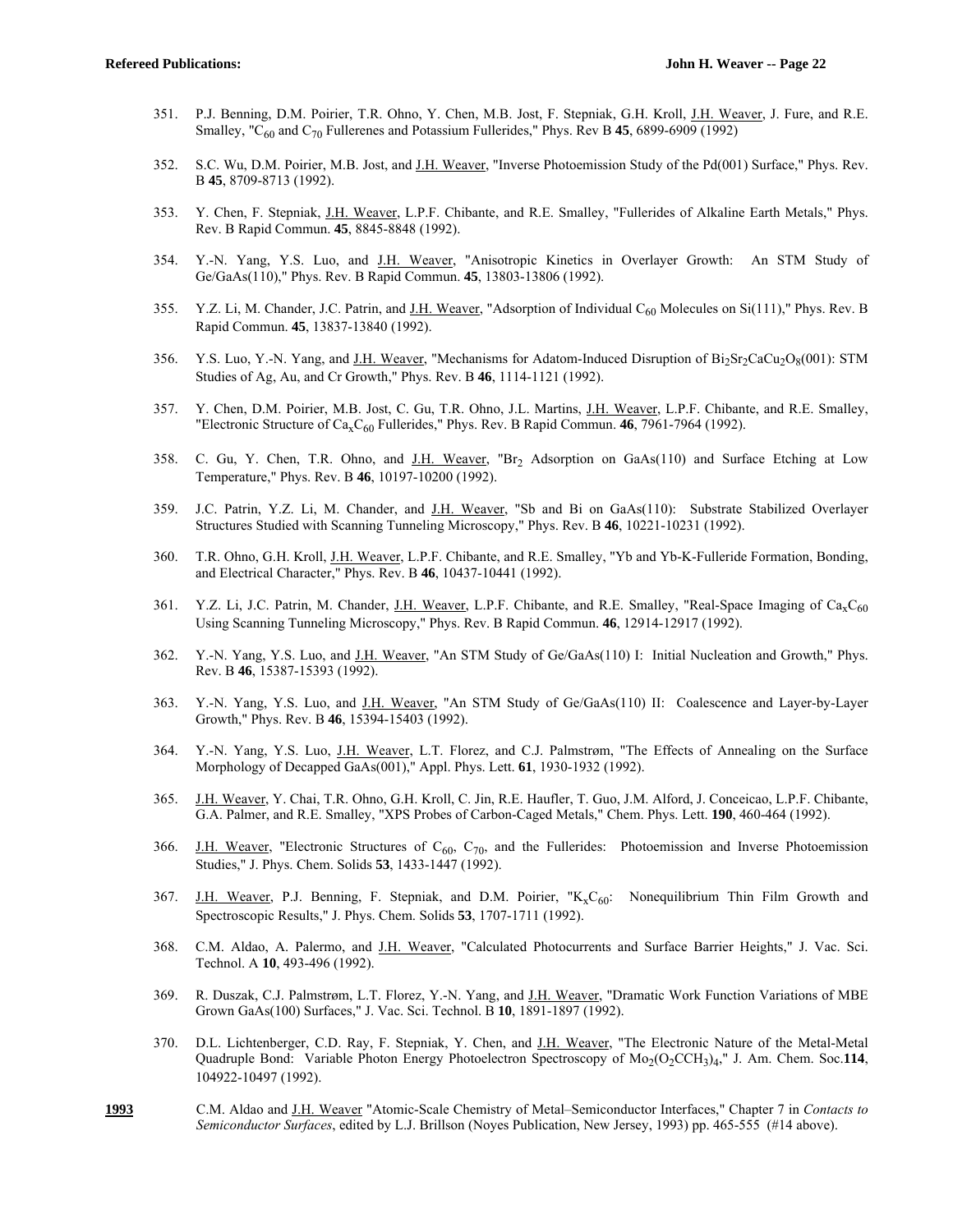351. P.J. Benning, D.M. Poirier, T.R. Ohno, Y. Chen, M.B. Jost, F. Stepniak, G.H. Kroll, J.H. Weaver, J. Fure, and R.E. Smalley, "$C_{60}$ and $C_{70}$ Fullerenes and Potassium Fullerides," Phys. Rev B **45**, 6899-6909 (1992)

352. S.C. Wu, D.M. Poirier, M.B. Jost, and J.H. Weaver, "Inverse Photoemission Study of the Pd(001) Surface," Phys. Rev. B **45**, 8709-8713 (1992).

353. Y. Chen, F. Stepniak, J.H. Weaver, L.P.F. Chibante, and R.E. Smalley, "Fullerides of Alkaline Earth Metals," Phys. Rev. B Rapid Commun. **45**, 8845-8848 (1992).

354. Y.-N. Yang, Y.S. Luo, and J.H. Weaver, "Anisotropic Kinetics in Overlayer Growth: An STM Study of Ge/GaAs(110)," Phys. Rev. B Rapid Commun. **45**, 13803-13806 (1992).

355. Y.Z. Li, M. Chander, J.C. Patrin, and J.H. Weaver, "Adsorption of Individual $C_{60}$ Molecules on Si(111)," Phys. Rev. B Rapid Commun. **45**, 13837-13840 (1992).

356. Y.S. Luo, Y.-N. Yang, and J.H. Weaver, "Mechanisms for Adatom-Induced Disruption of $Bi_2Sr_2CaCu_2O_8$(001): STM Studies of Ag, Au, and Cr Growth," Phys. Rev. B **46**, 1114-1121 (1992).

357. Y. Chen, D.M. Poirier, M.B. Jost, C. Gu, T.R. Ohno, J.L. Martins, J.H. Weaver, L.P.F. Chibante, and R.E. Smalley, "Electronic Structure of $Ca_xC_{60}$ Fullerides," Phys. Rev. B Rapid Commun. **46**, 7961-7964 (1992).

358. C. Gu, Y. Chen, T.R. Ohno, and J.H. Weaver, "$Br_2$ Adsorption on GaAs(110) and Surface Etching at Low Temperature," Phys. Rev. B **46**, 10197-10200 (1992).

359. J.C. Patrin, Y.Z. Li, M. Chander, and J.H. Weaver, "Sb and Bi on GaAs(110): Substrate Stabilized Overlayer Structures Studied with Scanning Tunneling Microscopy," Phys. Rev. B **46**, 10221-10231 (1992).

360. T.R. Ohno, G.H. Kroll, J.H. Weaver, L.P.F. Chibante, and R.E. Smalley, "Yb and Yb-K-Fulleride Formation, Bonding, and Electrical Character," Phys. Rev. B **46**, 10437-10441 (1992).

361. Y.Z. Li, J.C. Patrin, M. Chander, J.H. Weaver, L.P.F. Chibante, and R.E. Smalley, "Real-Space Imaging of $Ca_xC_{60}$ Using Scanning Tunneling Microscopy," Phys. Rev. B Rapid Commun. **46**, 12914-12917 (1992).

362. Y.-N. Yang, Y.S. Luo, and J.H. Weaver, "An STM Study of Ge/GaAs(110) I: Initial Nucleation and Growth," Phys. Rev. B **46**, 15387-15393 (1992).

363. Y.-N. Yang, Y.S. Luo, and J.H. Weaver, "An STM Study of Ge/GaAs(110) II: Coalescence and Layer-by-Layer Growth," Phys. Rev. B **46**, 15394-15403 (1992).

364. Y.-N. Yang, Y.S. Luo, J.H. Weaver, L.T. Florez, and C.J. Palmstrøm, "The Effects of Annealing on the Surface Morphology of Decapped GaAs(001)," Appl. Phys. Lett. **61**, 1930-1932 (1992).

365. J.H. Weaver, Y. Chai, T.R. Ohno, G.H. Kroll, C. Jin, R.E. Haufler, T. Guo, J.M. Alford, J. Conceicao, L.P.F. Chibante, G.A. Palmer, and R.E. Smalley, "XPS Probes of Carbon-Caged Metals," Chem. Phys. Lett. **190**, 460-464 (1992).

366. J.H. Weaver, "Electronic Structures of $C_{60}$, $C_{70}$, and the Fullerides: Photoemission and Inverse Photoemission Studies," J. Phys. Chem. Solids **53**, 1433-1447 (1992).

367. J.H. Weaver, P.J. Benning, F. Stepniak, and D.M. Poirier, "$K_xC_{60}$: Nonequilibrium Thin Film Growth and Spectroscopic Results," J. Phys. Chem. Solids **53**, 1707-1711 (1992).

368. C.M. Aldao, A. Palermo, and J.H. Weaver, "Calculated Photocurrents and Surface Barrier Heights," J. Vac. Sci. Technol. A **10**, 493-496 (1992).

369. R. Duszak, C.J. Palmstrøm, L.T. Florez, Y.-N. Yang, and J.H. Weaver, "Dramatic Work Function Variations of MBE Grown GaAs(100) Surfaces," J. Vac. Sci. Technol. B **10**, 1891-1897 (1992).

370. D.L. Lichtenberger, C.D. Ray, F. Stepniak, Y. Chen, and J.H. Weaver, "The Electronic Nature of the Metal-Metal Quadruple Bond: Variable Photon Energy Photoelectron Spectroscopy of $Mo_2(O_2CCH_3)_4$," J. Am. Chem. Soc.**114**, 104922-10497 (1992).

**1993** C.M. Aldao and J.H. Weaver "Atomic-Scale Chemistry of Metal–Semiconductor Interfaces," Chapter 7 in *Contacts to Semiconductor Surfaces*, edited by L.J. Brillson (Noyes Publication, New Jersey, 1993) pp. 465-555 (#14 above).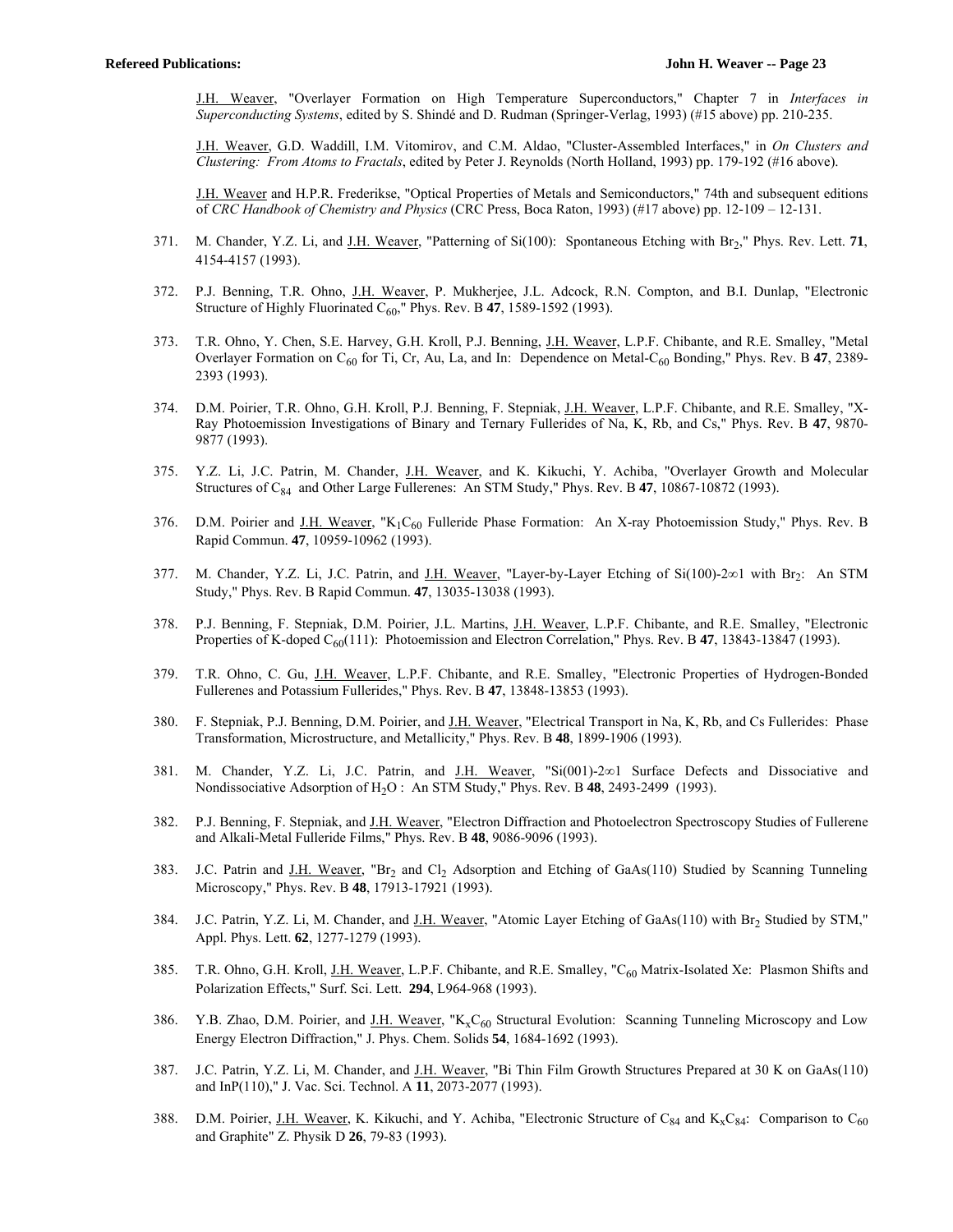J.H. Weaver, "Overlayer Formation on High Temperature Superconductors," Chapter 7 in *Interfaces in Superconducting Systems*, edited by S. Shindé and D. Rudman (Springer-Verlag, 1993) (#15 above) pp. 210-235.

J.H. Weaver, G.D. Waddill, I.M. Vitomirov, and C.M. Aldao, "Cluster-Assembled Interfaces," in *On Clusters and Clustering: From Atoms to Fractals*, edited by Peter J. Reynolds (North Holland, 1993) pp. 179-192 (#16 above).

J.H. Weaver and H.P.R. Frederikse, "Optical Properties of Metals and Semiconductors," 74th and subsequent editions of *CRC Handbook of Chemistry and Physics* (CRC Press, Boca Raton, 1993) (#17 above) pp. 12-109 – 12-131.

371. M. Chander, Y.Z. Li, and J.H. Weaver, "Patterning of Si(100): Spontaneous Etching with $Br_2$," Phys. Rev. Lett. **71**, 4154-4157 (1993).

372. P.J. Benning, T.R. Ohno, J.H. Weaver, P. Mukherjee, J.L. Adcock, R.N. Compton, and B.I. Dunlap, "Electronic Structure of Highly Fluorinated $C_{60}$," Phys. Rev. B **47**, 1589-1592 (1993).

373. T.R. Ohno, Y. Chen, S.E. Harvey, G.H. Kroll, P.J. Benning, J.H. Weaver, L.P.F. Chibante, and R.E. Smalley, "Metal Overlayer Formation on $C_{60}$ for Ti, Cr, Au, La, and In: Dependence on Metal-$C_{60}$ Bonding," Phys. Rev. B **47**, 2389-2393 (1993).

374. D.M. Poirier, T.R. Ohno, G.H. Kroll, P.J. Benning, F. Stepniak, J.H. Weaver, L.P.F. Chibante, and R.E. Smalley, "X-Ray Photoemission Investigations of Binary and Ternary Fullerides of Na, K, Rb, and Cs," Phys. Rev. B **47**, 9870-9877 (1993).

375. Y.Z. Li, J.C. Patrin, M. Chander, J.H. Weaver, and K. Kikuchi, Y. Achiba, "Overlayer Growth and Molecular Structures of $C_{84}$ and Other Large Fullerenes: An STM Study," Phys. Rev. B **47**, 10867-10872 (1993).

376. D.M. Poirier and J.H. Weaver, "$K_1C_{60}$ Fulleride Phase Formation: An X-ray Photoemission Study," Phys. Rev. B Rapid Commun. **47**, 10959-10962 (1993).

377. M. Chander, Y.Z. Li, J.C. Patrin, and J.H. Weaver, "Layer-by-Layer Etching of Si(100)-2∞1 with $Br_2$: An STM Study," Phys. Rev. B Rapid Commun. **47**, 13035-13038 (1993).

378. P.J. Benning, F. Stepniak, D.M. Poirier, J.L. Martins, J.H. Weaver, L.P.F. Chibante, and R.E. Smalley, "Electronic Properties of K-doped $C_{60}$(111): Photoemission and Electron Correlation," Phys. Rev. B **47**, 13843-13847 (1993).

379. T.R. Ohno, C. Gu, J.H. Weaver, L.P.F. Chibante, and R.E. Smalley, "Electronic Properties of Hydrogen-Bonded Fullerenes and Potassium Fullerides," Phys. Rev. B **47**, 13848-13853 (1993).

380. F. Stepniak, P.J. Benning, D.M. Poirier, and J.H. Weaver, "Electrical Transport in Na, K, Rb, and Cs Fullerides: Phase Transformation, Microstructure, and Metallicity," Phys. Rev. B **48**, 1899-1906 (1993).

381. M. Chander, Y.Z. Li, J.C. Patrin, and J.H. Weaver, "Si(001)-2∞1 Surface Defects and Dissociative and Nondissociative Adsorption of $H_2O$ : An STM Study," Phys. Rev. B **48**, 2493-2499 (1993).

382. P.J. Benning, F. Stepniak, and J.H. Weaver, "Electron Diffraction and Photoelectron Spectroscopy Studies of Fullerene and Alkali-Metal Fulleride Films," Phys. Rev. B **48**, 9086-9096 (1993).

383. J.C. Patrin and J.H. Weaver, "$Br_2$ and $Cl_2$ Adsorption and Etching of GaAs(110) Studied by Scanning Tunneling Microscopy," Phys. Rev. B **48**, 17913-17921 (1993).

384. J.C. Patrin, Y.Z. Li, M. Chander, and J.H. Weaver, "Atomic Layer Etching of GaAs(110) with $Br_2$ Studied by STM," Appl. Phys. Lett. **62**, 1277-1279 (1993).

385. T.R. Ohno, G.H. Kroll, J.H. Weaver, L.P.F. Chibante, and R.E. Smalley, "$C_{60}$ Matrix-Isolated Xe: Plasmon Shifts and Polarization Effects," Surf. Sci. Lett. **294**, L964-968 (1993).

386. Y.B. Zhao, D.M. Poirier, and J.H. Weaver, "$K_xC_{60}$ Structural Evolution: Scanning Tunneling Microscopy and Low Energy Electron Diffraction," J. Phys. Chem. Solids **54**, 1684-1692 (1993).

387. J.C. Patrin, Y.Z. Li, M. Chander, and J.H. Weaver, "Bi Thin Film Growth Structures Prepared at 30 K on GaAs(110) and InP(110)," J. Vac. Sci. Technol. A **11**, 2073-2077 (1993).

388. D.M. Poirier, J.H. Weaver, K. Kikuchi, and Y. Achiba, "Electronic Structure of $C_{84}$ and $K_xC_{84}$: Comparison to $C_{60}$ and Graphite" Z. Physik D **26**, 79-83 (1993).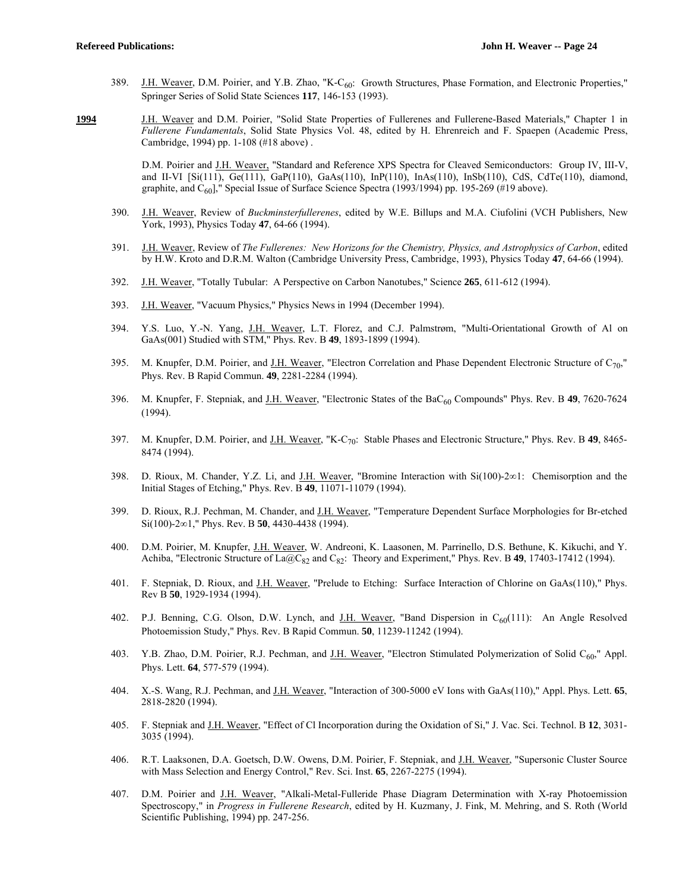389. J.H. Weaver, D.M. Poirier, and Y.B. Zhao, "K-$C_{60}$: Growth Structures, Phase Formation, and Electronic Properties," Springer Series of Solid State Sciences **117**, 146-153 (1993).

**1994** J.H. Weaver and D.M. Poirier, "Solid State Properties of Fullerenes and Fullerene-Based Materials," Chapter 1 in *Fullerene Fundamentals*, Solid State Physics Vol. 48, edited by H. Ehrenreich and F. Spaepen (Academic Press, Cambridge, 1994) pp. 1-108 (#18 above) .

D.M. Poirier and J.H. Weaver, "Standard and Reference XPS Spectra for Cleaved Semiconductors: Group IV, III-V, and II-VI [Si(111), Ge(111), GaP(110), GaAs(110), InP(110), InAs(110), InSb(110), CdS, CdTe(110), diamond, graphite, and $C_{60}$]," Special Issue of Surface Science Spectra (1993/1994) pp. 195-269 (#19 above).

390. J.H. Weaver, Review of *Buckminsterfullerenes*, edited by W.E. Billups and M.A. Ciufolini (VCH Publishers, New York, 1993), Physics Today **47**, 64-66 (1994).

391. J.H. Weaver, Review of *The Fullerenes: New Horizons for the Chemistry, Physics, and Astrophysics of Carbon*, edited by H.W. Kroto and D.R.M. Walton (Cambridge University Press, Cambridge, 1993), Physics Today **47**, 64-66 (1994).

392. J.H. Weaver, "Totally Tubular: A Perspective on Carbon Nanotubes," Science **265**, 611-612 (1994).

393. J.H. Weaver, "Vacuum Physics," Physics News in 1994 (December 1994).

394. Y.S. Luo, Y.-N. Yang, J.H. Weaver, L.T. Florez, and C.J. Palmstrøm, "Multi-Orientational Growth of Al on GaAs(001) Studied with STM," Phys. Rev. B **49**, 1893-1899 (1994).

395. M. Knupfer, D.M. Poirier, and J.H. Weaver, "Electron Correlation and Phase Dependent Electronic Structure of $C_{70}$," Phys. Rev. B Rapid Commun. **49**, 2281-2284 (1994).

396. M. Knupfer, F. Stepniak, and J.H. Weaver, "Electronic States of the $BaC_{60}$ Compounds" Phys. Rev. B **49**, 7620-7624 (1994).

397. M. Knupfer, D.M. Poirier, and J.H. Weaver, "K-$C_{70}$: Stable Phases and Electronic Structure," Phys. Rev. B **49**, 8465-8474 (1994).

398. D. Rioux, M. Chander, Y.Z. Li, and J.H. Weaver, "Bromine Interaction with Si(100)-2$\infty$1: Chemisorption and the Initial Stages of Etching," Phys. Rev. B **49**, 11071-11079 (1994).

399. D. Rioux, R.J. Pechman, M. Chander, and J.H. Weaver, "Temperature Dependent Surface Morphologies for Br-etched Si(100)-2$\infty$1," Phys. Rev. B **50**, 4430-4438 (1994).

400. D.M. Poirier, M. Knupfer, J.H. Weaver, W. Andreoni, K. Laasonen, M. Parrinello, D.S. Bethune, K. Kikuchi, and Y. Achiba, "Electronic Structure of La@$C_{82}$ and $C_{82}$: Theory and Experiment," Phys. Rev. B **49**, 17403-17412 (1994).

401. F. Stepniak, D. Rioux, and J.H. Weaver, "Prelude to Etching: Surface Interaction of Chlorine on GaAs(110)," Phys. Rev B **50**, 1929-1934 (1994).

402. P.J. Benning, C.G. Olson, D.W. Lynch, and J.H. Weaver, "Band Dispersion in $C_{60}$(111): An Angle Resolved Photoemission Study," Phys. Rev. B Rapid Commun. **50**, 11239-11242 (1994).

403. Y.B. Zhao, D.M. Poirier, R.J. Pechman, and J.H. Weaver, "Electron Stimulated Polymerization of Solid $C_{60}$," Appl. Phys. Lett. **64**, 577-579 (1994).

404. X.-S. Wang, R.J. Pechman, and J.H. Weaver, "Interaction of 300-5000 eV Ions with GaAs(110)," Appl. Phys. Lett. **65**, 2818-2820 (1994).

405. F. Stepniak and J.H. Weaver, "Effect of Cl Incorporation during the Oxidation of Si," J. Vac. Sci. Technol. B **12**, 3031-3035 (1994).

406. R.T. Laaksonen, D.A. Goetsch, D.W. Owens, D.M. Poirier, F. Stepniak, and J.H. Weaver, "Supersonic Cluster Source with Mass Selection and Energy Control," Rev. Sci. Inst. **65**, 2267-2275 (1994).

407. D.M. Poirier and J.H. Weaver, "Alkali-Metal-Fulleride Phase Diagram Determination with X-ray Photoemission Spectroscopy," in *Progress in Fullerene Research*, edited by H. Kuzmany, J. Fink, M. Mehring, and S. Roth (World Scientific Publishing, 1994) pp. 247-256.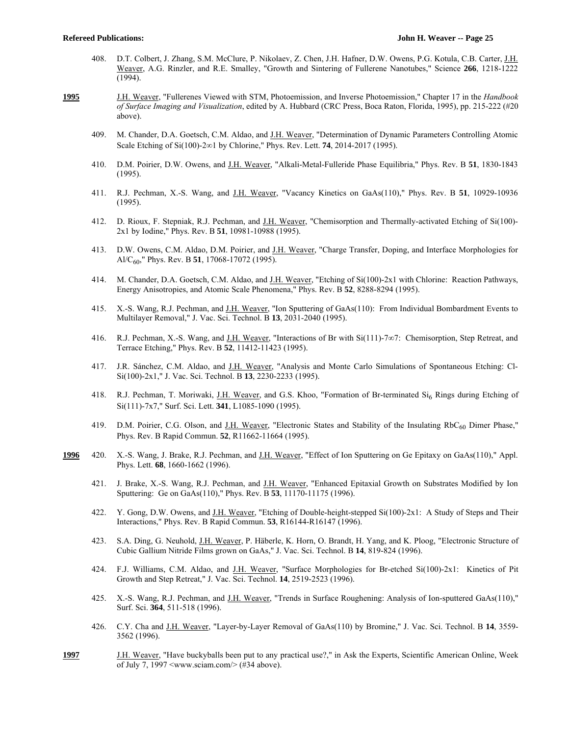408. D.T. Colbert, J. Zhang, S.M. McClure, P. Nikolaev, Z. Chen, J.H. Hafner, D.W. Owens, P.G. Kotula, C.B. Carter, J.H. Weaver, A.G. Rinzler, and R.E. Smalley, "Growth and Sintering of Fullerene Nanotubes," Science **266**, 1218-1222 (1994).

**1995** J.H. Weaver, "Fullerenes Viewed with STM, Photoemission, and Inverse Photoemission," Chapter 17 in the *Handbook of Surface Imaging and Visualization*, edited by A. Hubbard (CRC Press, Boca Raton, Florida, 1995), pp. 215-222 (#20 above).

409. M. Chander, D.A. Goetsch, C.M. Aldao, and J.H. Weaver, "Determination of Dynamic Parameters Controlling Atomic Scale Etching of Si(100)-2∞1 by Chlorine," Phys. Rev. Lett. **74**, 2014-2017 (1995).

410. D.M. Poirier, D.W. Owens, and J.H. Weaver, "Alkali-Metal-Fulleride Phase Equilibria," Phys. Rev. B **51**, 1830-1843 (1995).

411. R.J. Pechman, X.-S. Wang, and J.H. Weaver, "Vacancy Kinetics on GaAs(110)," Phys. Rev. B **51**, 10929-10936 (1995).

412. D. Rioux, F. Stepniak, R.J. Pechman, and J.H. Weaver, "Chemisorption and Thermally-activated Etching of Si(100)-2x1 by Iodine," Phys. Rev. B **51**, 10981-10988 (1995).

413. D.W. Owens, C.M. Aldao, D.M. Poirier, and J.H. Weaver, "Charge Transfer, Doping, and Interface Morphologies for Al/$C_{60}$," Phys. Rev. B **51**, 17068-17072 (1995).

414. M. Chander, D.A. Goetsch, C.M. Aldao, and J.H. Weaver, "Etching of Si(100)-2x1 with Chlorine: Reaction Pathways, Energy Anisotropies, and Atomic Scale Phenomena," Phys. Rev. B **52**, 8288-8294 (1995).

415. X.-S. Wang, R.J. Pechman, and J.H. Weaver, "Ion Sputtering of GaAs(110): From Individual Bombardment Events to Multilayer Removal," J. Vac. Sci. Technol. B **13**, 2031-2040 (1995).

416. R.J. Pechman, X.-S. Wang, and J.H. Weaver, "Interactions of Br with Si(111)-7∞7: Chemisorption, Step Retreat, and Terrace Etching," Phys. Rev. B **52**, 11412-11423 (1995).

417. J.R. Sánchez, C.M. Aldao, and J.H. Weaver, "Analysis and Monte Carlo Simulations of Spontaneous Etching: Cl-Si(100)-2x1," J. Vac. Sci. Technol. B **13**, 2230-2233 (1995).

418. R.J. Pechman, T. Moriwaki, J.H. Weaver, and G.S. Khoo, "Formation of Br-terminated $Si_6$ Rings during Etching of Si(111)-7x7," Surf. Sci. Lett. **341**, L1085-1090 (1995).

419. D.M. Poirier, C.G. Olson, and J.H. Weaver, "Electronic States and Stability of the Insulating $RbC_{60}$ Dimer Phase," Phys. Rev. B Rapid Commun. **52**, R11662-11664 (1995).

**1996** 420. X.-S. Wang, J. Brake, R.J. Pechman, and J.H. Weaver, "Effect of Ion Sputtering on Ge Epitaxy on GaAs(110)," Appl. Phys. Lett. **68**, 1660-1662 (1996).

421. J. Brake, X.-S. Wang, R.J. Pechman, and J.H. Weaver, "Enhanced Epitaxial Growth on Substrates Modified by Ion Sputtering: Ge on GaAs(110)," Phys. Rev. B **53**, 11170-11175 (1996).

422. Y. Gong, D.W. Owens, and J.H. Weaver, "Etching of Double-height-stepped Si(100)-2x1: A Study of Steps and Their Interactions," Phys. Rev. B Rapid Commun. **53**, R16144-R16147 (1996).

423. S.A. Ding, G. Neuhold, J.H. Weaver, P. Häberle, K. Horn, O. Brandt, H. Yang, and K. Ploog, "Electronic Structure of Cubic Gallium Nitride Films grown on GaAs," J. Vac. Sci. Technol. B **14**, 819-824 (1996).

424. F.J. Williams, C.M. Aldao, and J.H. Weaver, "Surface Morphologies for Br-etched Si(100)-2x1: Kinetics of Pit Growth and Step Retreat," J. Vac. Sci. Technol. **14**, 2519-2523 (1996).

425. X.-S. Wang, R.J. Pechman, and J.H. Weaver, "Trends in Surface Roughening: Analysis of Ion-sputtered GaAs(110)," Surf. Sci. **364**, 511-518 (1996).

426. C.Y. Cha and J.H. Weaver, "Layer-by-Layer Removal of GaAs(110) by Bromine," J. Vac. Sci. Technol. B **14**, 3559-3562 (1996).

**1997** J.H. Weaver, "Have buckyballs been put to any practical use?," in Ask the Experts, Scientific American Online, Week of July 7, 1997 <www.sciam.com/> (#34 above).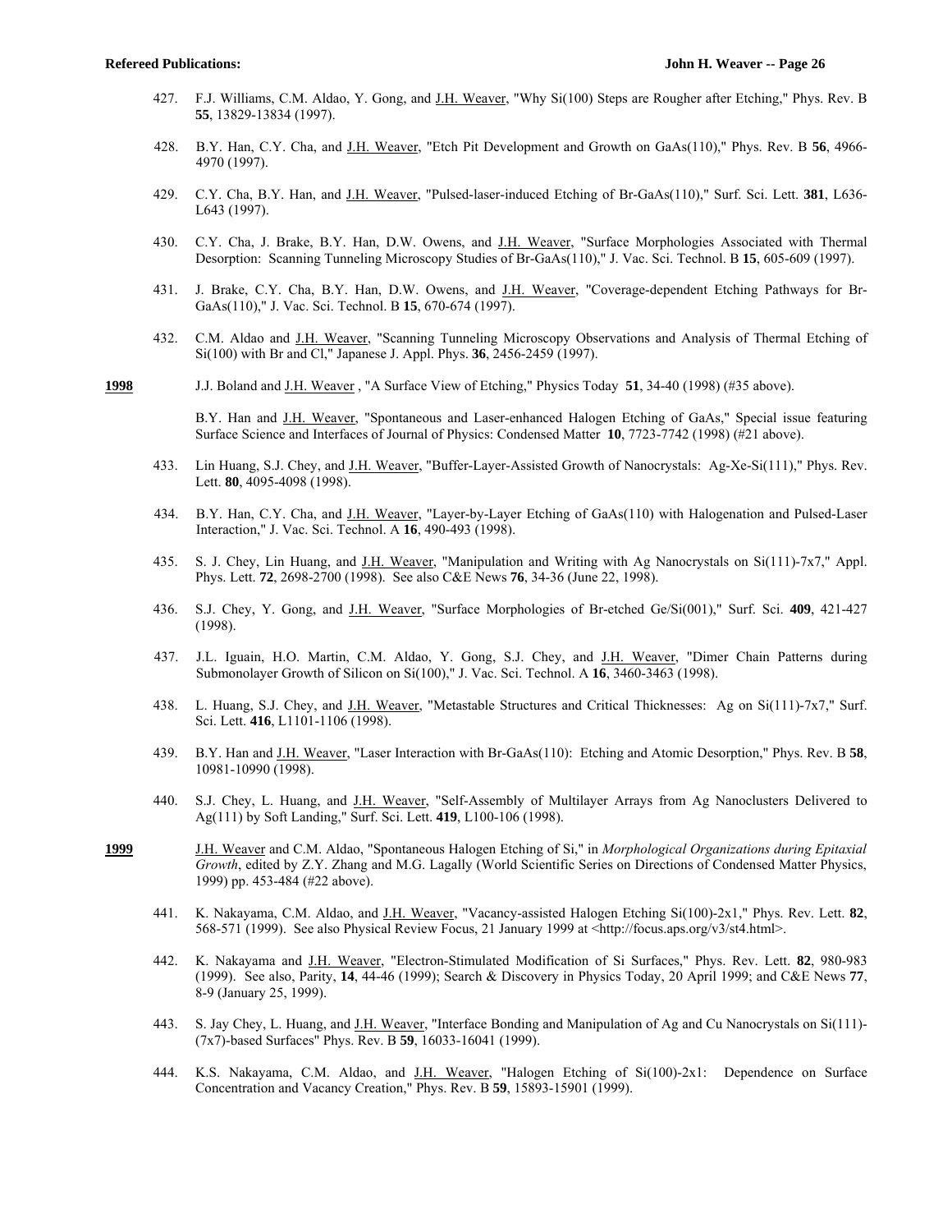427. F.J. Williams, C.M. Aldao, Y. Gong, and J.H. Weaver, "Why Si(100) Steps are Rougher after Etching," Phys. Rev. B **55**, 13829-13834 (1997).

428. B.Y. Han, C.Y. Cha, and J.H. Weaver, "Etch Pit Development and Growth on GaAs(110)," Phys. Rev. B **56**, 4966-4970 (1997).

429. C.Y. Cha, B.Y. Han, and J.H. Weaver, "Pulsed-laser-induced Etching of Br-GaAs(110)," Surf. Sci. Lett. **381**, L636-L643 (1997).

430. C.Y. Cha, J. Brake, B.Y. Han, D.W. Owens, and J.H. Weaver, "Surface Morphologies Associated with Thermal Desorption: Scanning Tunneling Microscopy Studies of Br-GaAs(110)," J. Vac. Sci. Technol. B **15**, 605-609 (1997).

431. J. Brake, C.Y. Cha, B.Y. Han, D.W. Owens, and J.H. Weaver, "Coverage-dependent Etching Pathways for Br-GaAs(110)," J. Vac. Sci. Technol. B **15**, 670-674 (1997).

432. C.M. Aldao and J.H. Weaver, "Scanning Tunneling Microscopy Observations and Analysis of Thermal Etching of Si(100) with Br and Cl," Japanese J. Appl. Phys. **36**, 2456-2459 (1997).

**1998** J.J. Boland and J.H. Weaver , "A Surface View of Etching," Physics Today **51**, 34-40 (1998) (#35 above).

B.Y. Han and J.H. Weaver, "Spontaneous and Laser-enhanced Halogen Etching of GaAs," Special issue featuring Surface Science and Interfaces of Journal of Physics: Condensed Matter **10**, 7723-7742 (1998) (#21 above).

433. Lin Huang, S.J. Chey, and J.H. Weaver, "Buffer-Layer-Assisted Growth of Nanocrystals: Ag-Xe-Si(111)," Phys. Rev. Lett. **80**, 4095-4098 (1998).

434. B.Y. Han, C.Y. Cha, and J.H. Weaver, "Layer-by-Layer Etching of GaAs(110) with Halogenation and Pulsed-Laser Interaction," J. Vac. Sci. Technol. A **16**, 490-493 (1998).

435. S. J. Chey, Lin Huang, and J.H. Weaver, "Manipulation and Writing with Ag Nanocrystals on Si(111)-7x7," Appl. Phys. Lett. **72**, 2698-2700 (1998). See also C&E News **76**, 34-36 (June 22, 1998).

436. S.J. Chey, Y. Gong, and J.H. Weaver, "Surface Morphologies of Br-etched Ge/Si(001)," Surf. Sci. **409**, 421-427 (1998).

437. J.L. Iguain, H.O. Martin, C.M. Aldao, Y. Gong, S.J. Chey, and J.H. Weaver, "Dimer Chain Patterns during Submonolayer Growth of Silicon on Si(100)," J. Vac. Sci. Technol. A **16**, 3460-3463 (1998).

438. L. Huang, S.J. Chey, and J.H. Weaver, "Metastable Structures and Critical Thicknesses: Ag on Si(111)-7x7," Surf. Sci. Lett. **416**, L1101-1106 (1998).

439. B.Y. Han and J.H. Weaver, "Laser Interaction with Br-GaAs(110): Etching and Atomic Desorption," Phys. Rev. B **58**, 10981-10990 (1998).

440. S.J. Chey, L. Huang, and J.H. Weaver, "Self-Assembly of Multilayer Arrays from Ag Nanoclusters Delivered to Ag(111) by Soft Landing," Surf. Sci. Lett. **419**, L100-106 (1998).

**1999** J.H. Weaver and C.M. Aldao, "Spontaneous Halogen Etching of Si," in *Morphological Organizations during Epitaxial Growth*, edited by Z.Y. Zhang and M.G. Lagally (World Scientific Series on Directions of Condensed Matter Physics, 1999) pp. 453-484 (#22 above).

441. K. Nakayama, C.M. Aldao, and J.H. Weaver, "Vacancy-assisted Halogen Etching Si(100)-2x1," Phys. Rev. Lett. **82**, 568-571 (1999). See also Physical Review Focus, 21 January 1999 at <http://focus.aps.org/v3/st4.html>.

442. K. Nakayama and J.H. Weaver, "Electron-Stimulated Modification of Si Surfaces," Phys. Rev. Lett. **82**, 980-983 (1999). See also, Parity, **14**, 44-46 (1999); Search & Discovery in Physics Today, 20 April 1999; and C&E News **77**, 8-9 (January 25, 1999).

443. S. Jay Chey, L. Huang, and J.H. Weaver, "Interface Bonding and Manipulation of Ag and Cu Nanocrystals on Si(111)-(7x7)-based Surfaces" Phys. Rev. B **59**, 16033-16041 (1999).

444. K.S. Nakayama, C.M. Aldao, and J.H. Weaver, "Halogen Etching of Si(100)-2x1: Dependence on Surface Concentration and Vacancy Creation," Phys. Rev. B **59**, 15893-15901 (1999).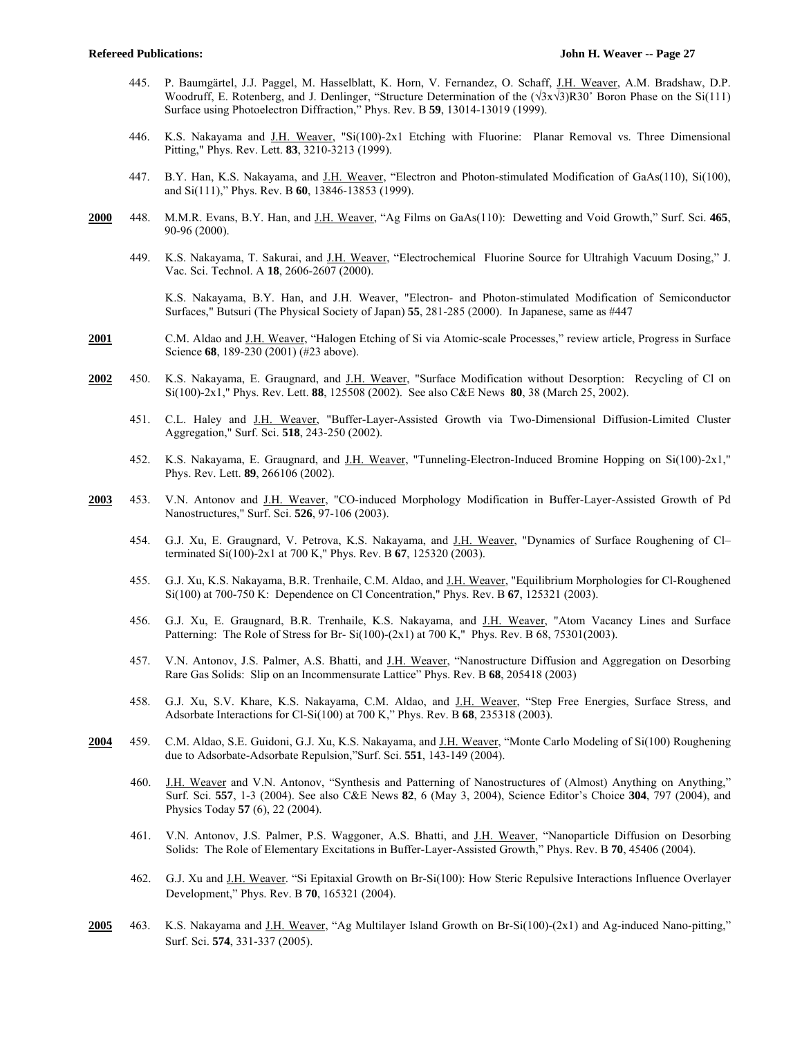445. P. Baumgärtel, J.J. Paggel, M. Hasselblatt, K. Horn, V. Fernandez, O. Schaff, J.H. Weaver, A.M. Bradshaw, D.P. Woodruff, E. Rotenberg, and J. Denlinger, "Structure Determination of the ($\sqrt{3}$x$\sqrt{3}$)R30° Boron Phase on the Si(111) Surface using Photoelectron Diffraction," Phys. Rev. B **59**, 13014-13019 (1999).

446. K.S. Nakayama and J.H. Weaver, "Si(100)-2x1 Etching with Fluorine: Planar Removal vs. Three Dimensional Pitting," Phys. Rev. Lett. **83**, 3210-3213 (1999).

447. B.Y. Han, K.S. Nakayama, and J.H. Weaver, "Electron and Photon-stimulated Modification of GaAs(110), Si(100), and Si(111)," Phys. Rev. B **60**, 13846-13853 (1999).

**2000**

448. M.M.R. Evans, B.Y. Han, and J.H. Weaver, "Ag Films on GaAs(110): Dewetting and Void Growth," Surf. Sci. **465**, 90-96 (2000).

449. K.S. Nakayama, T. Sakurai, and J.H. Weaver, "Electrochemical Fluorine Source for Ultrahigh Vacuum Dosing," J. Vac. Sci. Technol. A **18**, 2606-2607 (2000).

K.S. Nakayama, B.Y. Han, and J.H. Weaver, "Electron- and Photon-stimulated Modification of Semiconductor Surfaces," Butsuri (The Physical Society of Japan) **55**, 281-285 (2000). In Japanese, same as #447

**2001**

C.M. Aldao and J.H. Weaver, "Halogen Etching of Si via Atomic-scale Processes," review article, Progress in Surface Science **68**, 189-230 (2001) (#23 above).

**2002**

450. K.S. Nakayama, E. Graugnard, and J.H. Weaver, "Surface Modification without Desorption: Recycling of Cl on Si(100)-2x1," Phys. Rev. Lett. **88**, 125508 (2002). See also C&E News **80**, 38 (March 25, 2002).

451. C.L. Haley and J.H. Weaver, "Buffer-Layer-Assisted Growth via Two-Dimensional Diffusion-Limited Cluster Aggregation," Surf. Sci. **518**, 243-250 (2002).

452. K.S. Nakayama, E. Graugnard, and J.H. Weaver, "Tunneling-Electron-Induced Bromine Hopping on Si(100)-2x1," Phys. Rev. Lett. **89**, 266106 (2002).

**2003**

453. V.N. Antonov and J.H. Weaver, "CO-induced Morphology Modification in Buffer-Layer-Assisted Growth of Pd Nanostructures," Surf. Sci. **526**, 97-106 (2003).

454. G.J. Xu, E. Graugnard, V. Petrova, K.S. Nakayama, and J.H. Weaver, "Dynamics of Surface Roughening of Cl–terminated Si(100)-2x1 at 700 K," Phys. Rev. B **67**, 125320 (2003).

455. G.J. Xu, K.S. Nakayama, B.R. Trenhaile, C.M. Aldao, and J.H. Weaver, "Equilibrium Morphologies for Cl-Roughened Si(100) at 700-750 K: Dependence on Cl Concentration," Phys. Rev. B **67**, 125321 (2003).

456. G.J. Xu, E. Graugnard, B.R. Trenhaile, K.S. Nakayama, and J.H. Weaver, "Atom Vacancy Lines and Surface Patterning: The Role of Stress for Br- Si(100)-(2x1) at 700 K," Phys. Rev. B 68, 75301(2003).

457. V.N. Antonov, J.S. Palmer, A.S. Bhatti, and J.H. Weaver, "Nanostructure Diffusion and Aggregation on Desorbing Rare Gas Solids: Slip on an Incommensurate Lattice" Phys. Rev. B **68**, 205418 (2003)

458. G.J. Xu, S.V. Khare, K.S. Nakayama, C.M. Aldao, and J.H. Weaver, "Step Free Energies, Surface Stress, and Adsorbate Interactions for Cl-Si(100) at 700 K," Phys. Rev. B **68**, 235318 (2003).

**2004**

459. C.M. Aldao, S.E. Guidoni, G.J. Xu, K.S. Nakayama, and J.H. Weaver, "Monte Carlo Modeling of Si(100) Roughening due to Adsorbate-Adsorbate Repulsion,"Surf. Sci. **551**, 143-149 (2004).

460. J.H. Weaver and V.N. Antonov, "Synthesis and Patterning of Nanostructures of (Almost) Anything on Anything," Surf. Sci. **557**, 1-3 (2004). See also C&E News **82**, 6 (May 3, 2004), Science Editor's Choice **304**, 797 (2004), and Physics Today **57** (6), 22 (2004).

461. V.N. Antonov, J.S. Palmer, P.S. Waggoner, A.S. Bhatti, and J.H. Weaver, "Nanoparticle Diffusion on Desorbing Solids: The Role of Elementary Excitations in Buffer-Layer-Assisted Growth," Phys. Rev. B **70**, 45406 (2004).

462. G.J. Xu and J.H. Weaver. "Si Epitaxial Growth on Br-Si(100): How Steric Repulsive Interactions Influence Overlayer Development," Phys. Rev. B **70**, 165321 (2004).

**2005**

463. K.S. Nakayama and J.H. Weaver, "Ag Multilayer Island Growth on Br-Si(100)-(2x1) and Ag-induced Nano-pitting," Surf. Sci. **574**, 331-337 (2005).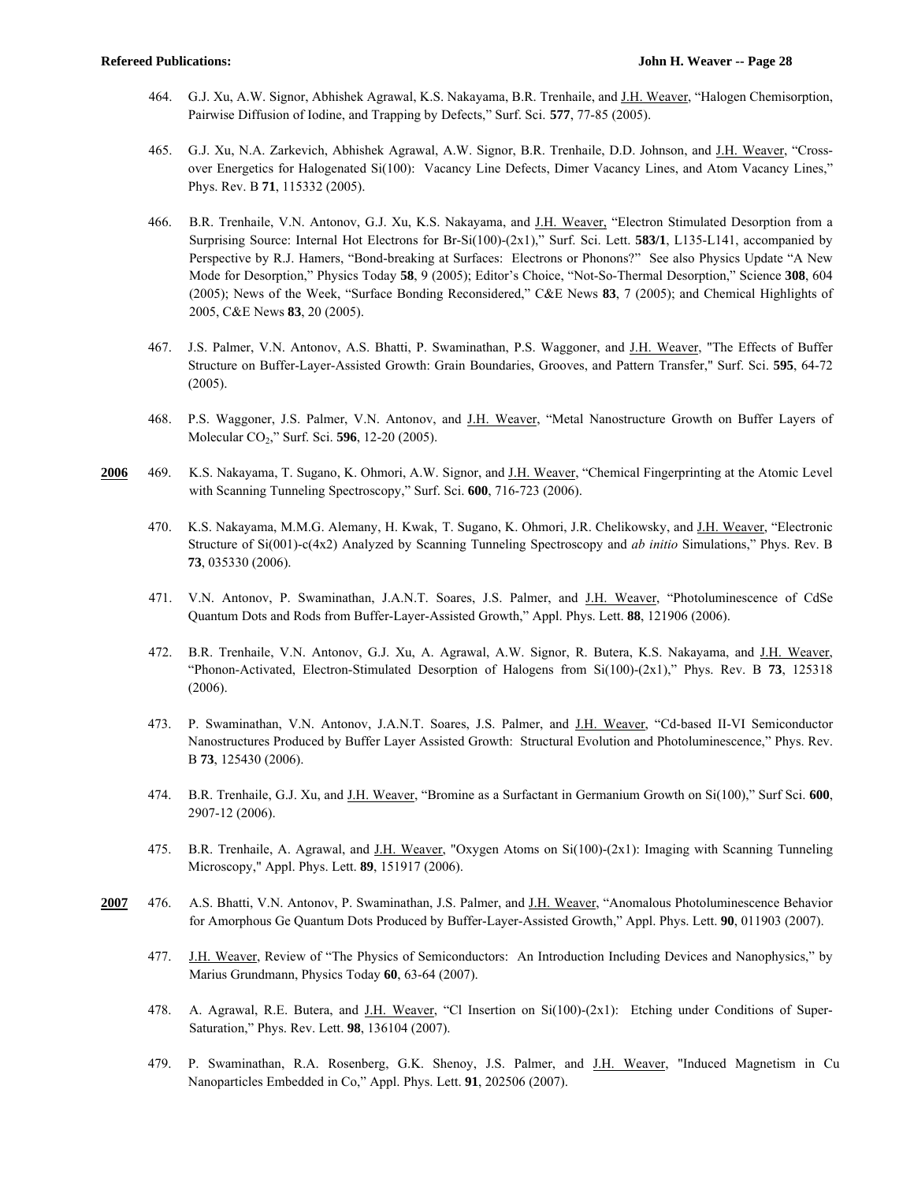464. G.J. Xu, A.W. Signor, Abhishek Agrawal, K.S. Nakayama, B.R. Trenhaile, and J.H. Weaver, "Halogen Chemisorption, Pairwise Diffusion of Iodine, and Trapping by Defects," Surf. Sci. **577**, 77-85 (2005).

465. G.J. Xu, N.A. Zarkevich, Abhishek Agrawal, A.W. Signor, B.R. Trenhaile, D.D. Johnson, and J.H. Weaver, "Cross-over Energetics for Halogenated Si(100): Vacancy Line Defects, Dimer Vacancy Lines, and Atom Vacancy Lines," Phys. Rev. B **71**, 115332 (2005).

466. B.R. Trenhaile, V.N. Antonov, G.J. Xu, K.S. Nakayama, and J.H. Weaver, "Electron Stimulated Desorption from a Surprising Source: Internal Hot Electrons for Br-Si(100)-(2x1)," Surf. Sci. Lett. **583/1**, L135-L141, accompanied by Perspective by R.J. Hamers, "Bond-breaking at Surfaces: Electrons or Phonons?" See also Physics Update "A New Mode for Desorption," Physics Today **58**, 9 (2005); Editor's Choice, "Not-So-Thermal Desorption," Science **308**, 604 (2005); News of the Week, "Surface Bonding Reconsidered," C&E News **83**, 7 (2005); and Chemical Highlights of 2005, C&E News **83**, 20 (2005).

467. J.S. Palmer, V.N. Antonov, A.S. Bhatti, P. Swaminathan, P.S. Waggoner, and J.H. Weaver, "The Effects of Buffer Structure on Buffer-Layer-Assisted Growth: Grain Boundaries, Grooves, and Pattern Transfer," Surf. Sci. **595**, 64-72 (2005).

468. P.S. Waggoner, J.S. Palmer, V.N. Antonov, and J.H. Weaver, "Metal Nanostructure Growth on Buffer Layers of Molecular $CO_2$," Surf. Sci. **596**, 12-20 (2005).

**2006**

469. K.S. Nakayama, T. Sugano, K. Ohmori, A.W. Signor, and J.H. Weaver, "Chemical Fingerprinting at the Atomic Level with Scanning Tunneling Spectroscopy," Surf. Sci. **600**, 716-723 (2006).

470. K.S. Nakayama, M.M.G. Alemany, H. Kwak, T. Sugano, K. Ohmori, J.R. Chelikowsky, and J.H. Weaver, "Electronic Structure of Si(001)-c(4x2) Analyzed by Scanning Tunneling Spectroscopy and *ab initio* Simulations," Phys. Rev. B **73**, 035330 (2006).

471. V.N. Antonov, P. Swaminathan, J.A.N.T. Soares, J.S. Palmer, and J.H. Weaver, "Photoluminescence of CdSe Quantum Dots and Rods from Buffer-Layer-Assisted Growth," Appl. Phys. Lett. **88**, 121906 (2006).

472. B.R. Trenhaile, V.N. Antonov, G.J. Xu, A. Agrawal, A.W. Signor, R. Butera, K.S. Nakayama, and J.H. Weaver, "Phonon-Activated, Electron-Stimulated Desorption of Halogens from Si(100)-(2x1)," Phys. Rev. B **73**, 125318 (2006).

473. P. Swaminathan, V.N. Antonov, J.A.N.T. Soares, J.S. Palmer, and J.H. Weaver, "Cd-based II-VI Semiconductor Nanostructures Produced by Buffer Layer Assisted Growth: Structural Evolution and Photoluminescence," Phys. Rev. B **73**, 125430 (2006).

474. B.R. Trenhaile, G.J. Xu, and J.H. Weaver, "Bromine as a Surfactant in Germanium Growth on Si(100)," Surf Sci. **600**, 2907-12 (2006).

475. B.R. Trenhaile, A. Agrawal, and J.H. Weaver, "Oxygen Atoms on Si(100)-(2x1): Imaging with Scanning Tunneling Microscopy," Appl. Phys. Lett. **89**, 151917 (2006).

**2007**

476. A.S. Bhatti, V.N. Antonov, P. Swaminathan, J.S. Palmer, and J.H. Weaver, "Anomalous Photoluminescence Behavior for Amorphous Ge Quantum Dots Produced by Buffer-Layer-Assisted Growth," Appl. Phys. Lett. **90**, 011903 (2007).

477. J.H. Weaver, Review of "The Physics of Semiconductors: An Introduction Including Devices and Nanophysics," by Marius Grundmann, Physics Today **60**, 63-64 (2007).

478. A. Agrawal, R.E. Butera, and J.H. Weaver, "Cl Insertion on Si(100)-(2x1): Etching under Conditions of Super-Saturation," Phys. Rev. Lett. **98**, 136104 (2007).

479. P. Swaminathan, R.A. Rosenberg, G.K. Shenoy, J.S. Palmer, and J.H. Weaver, "Induced Magnetism in Cu Nanoparticles Embedded in Co," Appl. Phys. Lett. **91**, 202506 (2007).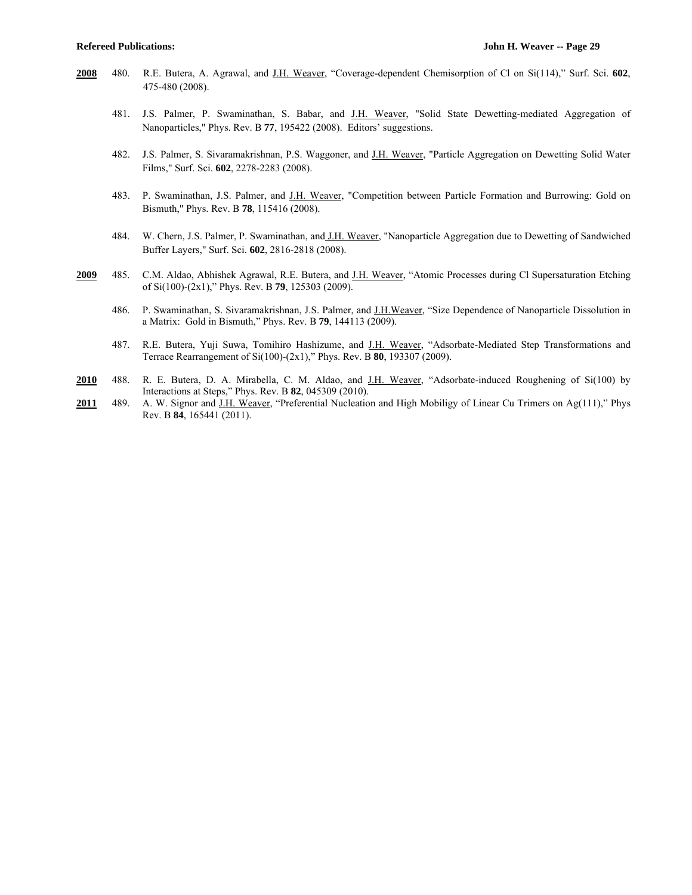**<u>2008</u>** 480. R.E. Butera, A. Agrawal, and <u>J.H. Weaver</u>, "Coverage-dependent Chemisorption of Cl on Si(114)," Surf. Sci. **602**, 475-480 (2008).

481. J.S. Palmer, P. Swaminathan, S. Babar, and <u>J.H. Weaver</u>, "Solid State Dewetting-mediated Aggregation of Nanoparticles," Phys. Rev. B **77**, 195422 (2008). Editors' suggestions.

482. J.S. Palmer, S. Sivaramakrishnan, P.S. Waggoner, and <u>J.H. Weaver</u>, "Particle Aggregation on Dewetting Solid Water Films," Surf. Sci. **602**, 2278-2283 (2008).

483. P. Swaminathan, J.S. Palmer, and <u>J.H. Weaver</u>, "Competition between Particle Formation and Burrowing: Gold on Bismuth," Phys. Rev. B **78**, 115416 (2008).

484. W. Chern, J.S. Palmer, P. Swaminathan, and <u>J.H. Weaver</u>, "Nanoparticle Aggregation due to Dewetting of Sandwiched Buffer Layers," Surf. Sci. **602**, 2816-2818 (2008).

**<u>2009</u>** 485. C.M. Aldao, Abhishek Agrawal, R.E. Butera, and <u>J.H. Weaver</u>, "Atomic Processes during Cl Supersaturation Etching of Si(100)-(2x1)," Phys. Rev. B **79**, 125303 (2009).

486. P. Swaminathan, S. Sivaramakrishnan, J.S. Palmer, and <u>J.H.Weaver</u>, "Size Dependence of Nanoparticle Dissolution in a Matrix: Gold in Bismuth," Phys. Rev. B **79**, 144113 (2009).

487. R.E. Butera, Yuji Suwa, Tomihiro Hashizume, and <u>J.H. Weaver</u>, "Adsorbate-Mediated Step Transformations and Terrace Rearrangement of Si(100)-(2x1)," Phys. Rev. B **80**, 193307 (2009).

**<u>2010</u>** 488. R. E. Butera, D. A. Mirabella, C. M. Aldao, and <u>J.H. Weaver</u>, "Adsorbate-induced Roughening of Si(100) by Interactions at Steps," Phys. Rev. B **82**, 045309 (2010).

**<u>2011</u>** 489. A. W. Signor and <u>J.H. Weaver</u>, "Preferential Nucleation and High Mobiligy of Linear Cu Trimers on Ag(111)," Phys Rev. B **84**, 165441 (2011).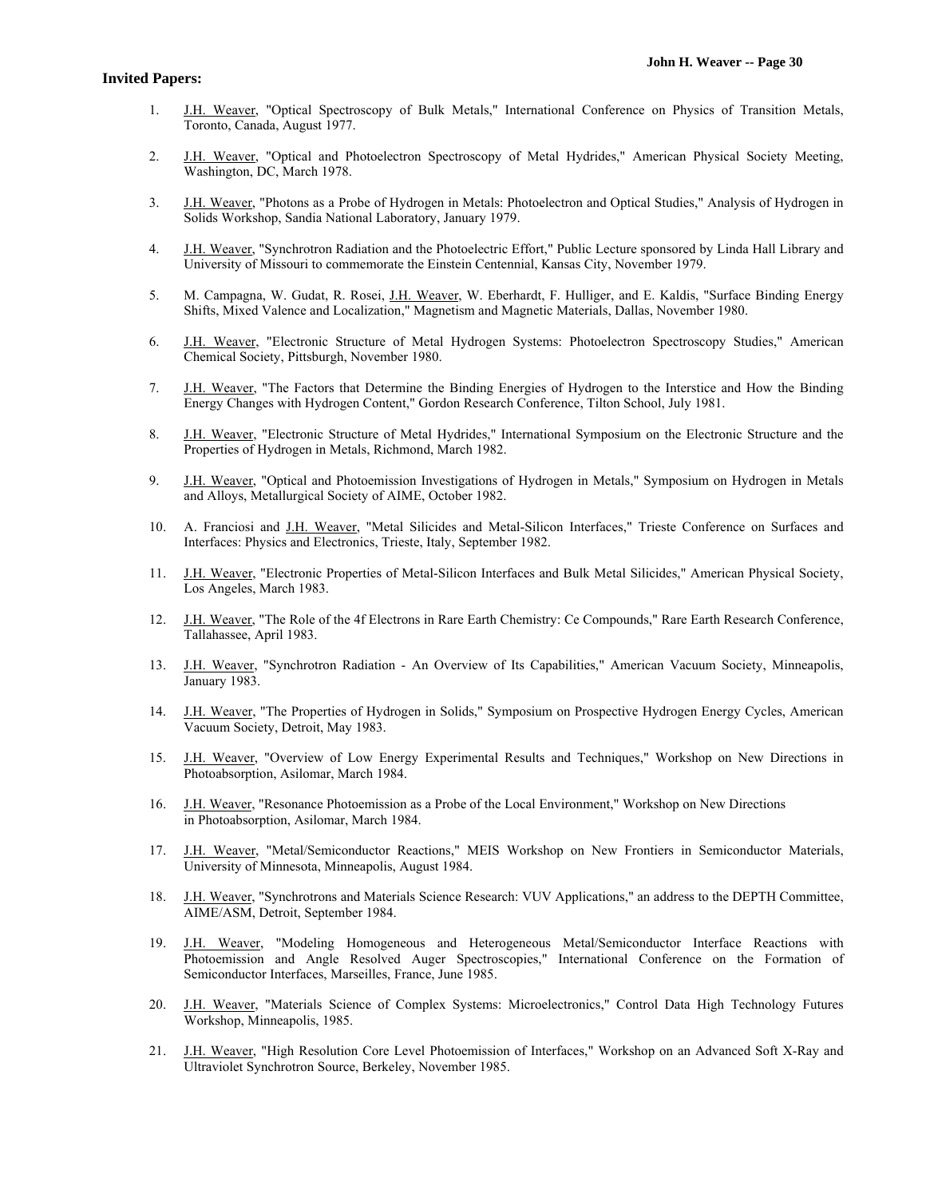**Invited Papers:**

1. J.H. Weaver, "Optical Spectroscopy of Bulk Metals," International Conference on Physics of Transition Metals, Toronto, Canada, August 1977.

2. J.H. Weaver, "Optical and Photoelectron Spectroscopy of Metal Hydrides," American Physical Society Meeting, Washington, DC, March 1978.

3. J.H. Weaver, "Photons as a Probe of Hydrogen in Metals: Photoelectron and Optical Studies," Analysis of Hydrogen in Solids Workshop, Sandia National Laboratory, January 1979.

4. J.H. Weaver, "Synchrotron Radiation and the Photoelectric Effort," Public Lecture sponsored by Linda Hall Library and University of Missouri to commemorate the Einstein Centennial, Kansas City, November 1979.

5. M. Campagna, W. Gudat, R. Rosei, J.H. Weaver, W. Eberhardt, F. Hulliger, and E. Kaldis, "Surface Binding Energy Shifts, Mixed Valence and Localization," Magnetism and Magnetic Materials, Dallas, November 1980.

6. J.H. Weaver, "Electronic Structure of Metal Hydrogen Systems: Photoelectron Spectroscopy Studies," American Chemical Society, Pittsburgh, November 1980.

7. J.H. Weaver, "The Factors that Determine the Binding Energies of Hydrogen to the Interstice and How the Binding Energy Changes with Hydrogen Content," Gordon Research Conference, Tilton School, July 1981.

8. J.H. Weaver, "Electronic Structure of Metal Hydrides," International Symposium on the Electronic Structure and the Properties of Hydrogen in Metals, Richmond, March 1982.

9. J.H. Weaver, "Optical and Photoemission Investigations of Hydrogen in Metals," Symposium on Hydrogen in Metals and Alloys, Metallurgical Society of AIME, October 1982.

10. A. Franciosi and J.H. Weaver, "Metal Silicides and Metal-Silicon Interfaces," Trieste Conference on Surfaces and Interfaces: Physics and Electronics, Trieste, Italy, September 1982.

11. J.H. Weaver, "Electronic Properties of Metal-Silicon Interfaces and Bulk Metal Silicides," American Physical Society, Los Angeles, March 1983.

12. J.H. Weaver, "The Role of the 4f Electrons in Rare Earth Chemistry: Ce Compounds," Rare Earth Research Conference, Tallahassee, April 1983.

13. J.H. Weaver, "Synchrotron Radiation - An Overview of Its Capabilities," American Vacuum Society, Minneapolis, January 1983.

14. J.H. Weaver, "The Properties of Hydrogen in Solids," Symposium on Prospective Hydrogen Energy Cycles, American Vacuum Society, Detroit, May 1983.

15. J.H. Weaver, "Overview of Low Energy Experimental Results and Techniques," Workshop on New Directions in Photoabsorption, Asilomar, March 1984.

16. J.H. Weaver, "Resonance Photoemission as a Probe of the Local Environment," Workshop on New Directions in Photoabsorption, Asilomar, March 1984.

17. J.H. Weaver, "Metal/Semiconductor Reactions," MEIS Workshop on New Frontiers in Semiconductor Materials, University of Minnesota, Minneapolis, August 1984.

18. J.H. Weaver, "Synchrotrons and Materials Science Research: VUV Applications," an address to the DEPTH Committee, AIME/ASM, Detroit, September 1984.

19. J.H. Weaver, "Modeling Homogeneous and Heterogeneous Metal/Semiconductor Interface Reactions with Photoemission and Angle Resolved Auger Spectroscopies," International Conference on the Formation of Semiconductor Interfaces, Marseilles, France, June 1985.

20. J.H. Weaver, "Materials Science of Complex Systems: Microelectronics," Control Data High Technology Futures Workshop, Minneapolis, 1985.

21. J.H. Weaver, "High Resolution Core Level Photoemission of Interfaces," Workshop on an Advanced Soft X-Ray and Ultraviolet Synchrotron Source, Berkeley, November 1985.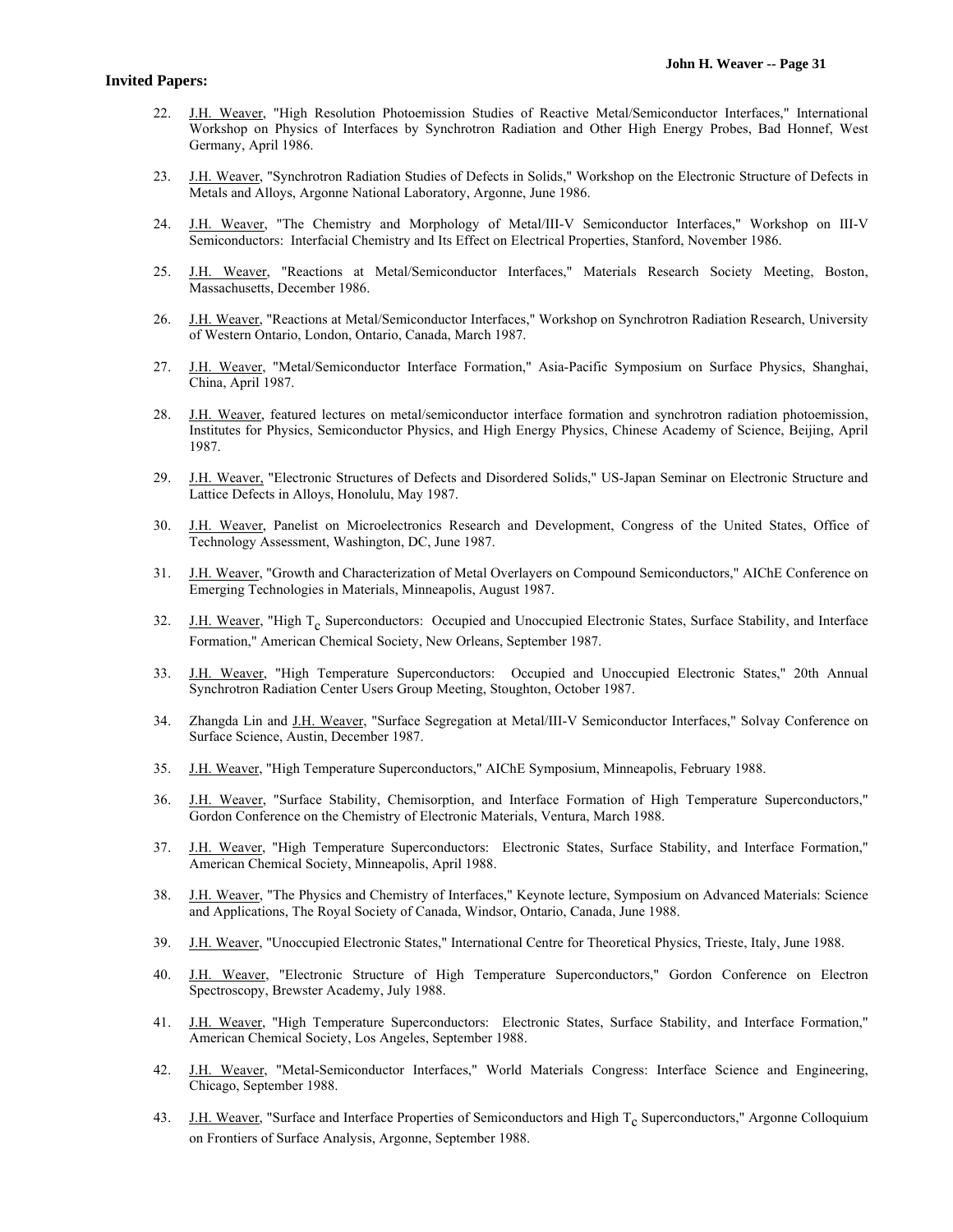**Invited Papers:**

22. J.H. Weaver, "High Resolution Photoemission Studies of Reactive Metal/Semiconductor Interfaces," International Workshop on Physics of Interfaces by Synchrotron Radiation and Other High Energy Probes, Bad Honnef, West Germany, April 1986.

23. J.H. Weaver, "Synchrotron Radiation Studies of Defects in Solids," Workshop on the Electronic Structure of Defects in Metals and Alloys, Argonne National Laboratory, Argonne, June 1986.

24. J.H. Weaver, "The Chemistry and Morphology of Metal/III-V Semiconductor Interfaces," Workshop on III-V Semiconductors: Interfacial Chemistry and Its Effect on Electrical Properties, Stanford, November 1986.

25. J.H. Weaver, "Reactions at Metal/Semiconductor Interfaces," Materials Research Society Meeting, Boston, Massachusetts, December 1986.

26. J.H. Weaver, "Reactions at Metal/Semiconductor Interfaces," Workshop on Synchrotron Radiation Research, University of Western Ontario, London, Ontario, Canada, March 1987.

27. J.H. Weaver, "Metal/Semiconductor Interface Formation," Asia-Pacific Symposium on Surface Physics, Shanghai, China, April 1987.

28. J.H. Weaver, featured lectures on metal/semiconductor interface formation and synchrotron radiation photoemission, Institutes for Physics, Semiconductor Physics, and High Energy Physics, Chinese Academy of Science, Beijing, April 1987.

29. J.H. Weaver, "Electronic Structures of Defects and Disordered Solids," US-Japan Seminar on Electronic Structure and Lattice Defects in Alloys, Honolulu, May 1987.

30. J.H. Weaver, Panelist on Microelectronics Research and Development, Congress of the United States, Office of Technology Assessment, Washington, DC, June 1987.

31. J.H. Weaver, "Growth and Characterization of Metal Overlayers on Compound Semiconductors," AIChE Conference on Emerging Technologies in Materials, Minneapolis, August 1987.

32. J.H. Weaver, "High $T_c$ Superconductors: Occupied and Unoccupied Electronic States, Surface Stability, and Interface Formation," American Chemical Society, New Orleans, September 1987.

33. J.H. Weaver, "High Temperature Superconductors: Occupied and Unoccupied Electronic States," 20th Annual Synchrotron Radiation Center Users Group Meeting, Stoughton, October 1987.

34. Zhangda Lin and J.H. Weaver, "Surface Segregation at Metal/III-V Semiconductor Interfaces," Solvay Conference on Surface Science, Austin, December 1987.

35. J.H. Weaver, "High Temperature Superconductors," AIChE Symposium, Minneapolis, February 1988.

36. J.H. Weaver, "Surface Stability, Chemisorption, and Interface Formation of High Temperature Superconductors," Gordon Conference on the Chemistry of Electronic Materials, Ventura, March 1988.

37. J.H. Weaver, "High Temperature Superconductors: Electronic States, Surface Stability, and Interface Formation," American Chemical Society, Minneapolis, April 1988.

38. J.H. Weaver, "The Physics and Chemistry of Interfaces," Keynote lecture, Symposium on Advanced Materials: Science and Applications, The Royal Society of Canada, Windsor, Ontario, Canada, June 1988.

39. J.H. Weaver, "Unoccupied Electronic States," International Centre for Theoretical Physics, Trieste, Italy, June 1988.

40. J.H. Weaver, "Electronic Structure of High Temperature Superconductors," Gordon Conference on Electron Spectroscopy, Brewster Academy, July 1988.

41. J.H. Weaver, "High Temperature Superconductors: Electronic States, Surface Stability, and Interface Formation," American Chemical Society, Los Angeles, September 1988.

42. J.H. Weaver, "Metal-Semiconductor Interfaces," World Materials Congress: Interface Science and Engineering, Chicago, September 1988.

43. J.H. Weaver, "Surface and Interface Properties of Semiconductors and High $T_c$ Superconductors," Argonne Colloquium on Frontiers of Surface Analysis, Argonne, September 1988.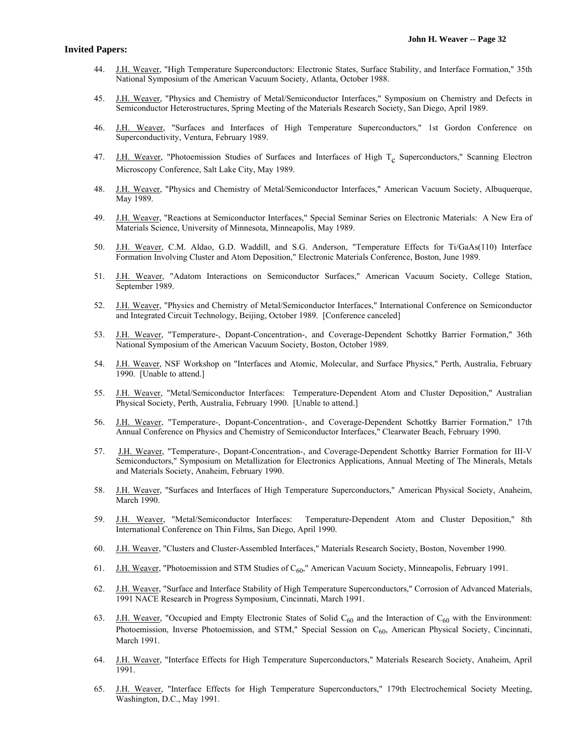**Invited Papers:**

44. J.H. Weaver, "High Temperature Superconductors: Electronic States, Surface Stability, and Interface Formation," 35th National Symposium of the American Vacuum Society, Atlanta, October 1988.

45. J.H. Weaver, "Physics and Chemistry of Metal/Semiconductor Interfaces," Symposium on Chemistry and Defects in Semiconductor Heterostructures, Spring Meeting of the Materials Research Society, San Diego, April 1989.

46. J.H. Weaver, "Surfaces and Interfaces of High Temperature Superconductors," 1st Gordon Conference on Superconductivity, Ventura, February 1989.

47. J.H. Weaver, "Photoemission Studies of Surfaces and Interfaces of High $T_c$ Superconductors," Scanning Electron Microscopy Conference, Salt Lake City, May 1989.

48. J.H. Weaver, "Physics and Chemistry of Metal/Semiconductor Interfaces," American Vacuum Society, Albuquerque, May 1989.

49. J.H. Weaver, "Reactions at Semiconductor Interfaces," Special Seminar Series on Electronic Materials: A New Era of Materials Science, University of Minnesota, Minneapolis, May 1989.

50. J.H. Weaver, C.M. Aldao, G.D. Waddill, and S.G. Anderson, "Temperature Effects for Ti/GaAs(110) Interface Formation Involving Cluster and Atom Deposition," Electronic Materials Conference, Boston, June 1989.

51. J.H. Weaver, "Adatom Interactions on Semiconductor Surfaces," American Vacuum Society, College Station, September 1989.

52. J.H. Weaver, "Physics and Chemistry of Metal/Semiconductor Interfaces," International Conference on Semiconductor and Integrated Circuit Technology, Beijing, October 1989. [Conference canceled]

53. J.H. Weaver, "Temperature-, Dopant-Concentration-, and Coverage-Dependent Schottky Barrier Formation," 36th National Symposium of the American Vacuum Society, Boston, October 1989.

54. J.H. Weaver, NSF Workshop on "Interfaces and Atomic, Molecular, and Surface Physics," Perth, Australia, February 1990. [Unable to attend.]

55. J.H. Weaver, "Metal/Semiconductor Interfaces: Temperature-Dependent Atom and Cluster Deposition," Australian Physical Society, Perth, Australia, February 1990. [Unable to attend.]

56. J.H. Weaver, "Temperature-, Dopant-Concentration-, and Coverage-Dependent Schottky Barrier Formation," 17th Annual Conference on Physics and Chemistry of Semiconductor Interfaces," Clearwater Beach, February 1990.

57. J.H. Weaver, "Temperature-, Dopant-Concentration-, and Coverage-Dependent Schottky Barrier Formation for III-V Semiconductors," Symposium on Metallization for Electronics Applications, Annual Meeting of The Minerals, Metals and Materials Society, Anaheim, February 1990.

58. J.H. Weaver, "Surfaces and Interfaces of High Temperature Superconductors," American Physical Society, Anaheim, March 1990.

59. J.H. Weaver, "Metal/Semiconductor Interfaces: Temperature-Dependent Atom and Cluster Deposition," 8th International Conference on Thin Films, San Diego, April 1990.

60. J.H. Weaver, "Clusters and Cluster-Assembled Interfaces," Materials Research Society, Boston, November 1990.

61. J.H. Weaver, "Photoemission and STM Studies of $C_{60}$," American Vacuum Society, Minneapolis, February 1991.

62. J.H. Weaver, "Surface and Interface Stability of High Temperature Superconductors," Corrosion of Advanced Materials, 1991 NACE Research in Progress Symposium, Cincinnati, March 1991.

63. J.H. Weaver, "Occupied and Empty Electronic States of Solid $C_{60}$ and the Interaction of $C_{60}$ with the Environment: Photoemission, Inverse Photoemission, and STM," Special Session on $C_{60}$, American Physical Society, Cincinnati, March 1991.

64. J.H. Weaver, "Interface Effects for High Temperature Superconductors," Materials Research Society, Anaheim, April 1991.

65. J.H. Weaver, "Interface Effects for High Temperature Superconductors," 179th Electrochemical Society Meeting, Washington, D.C., May 1991.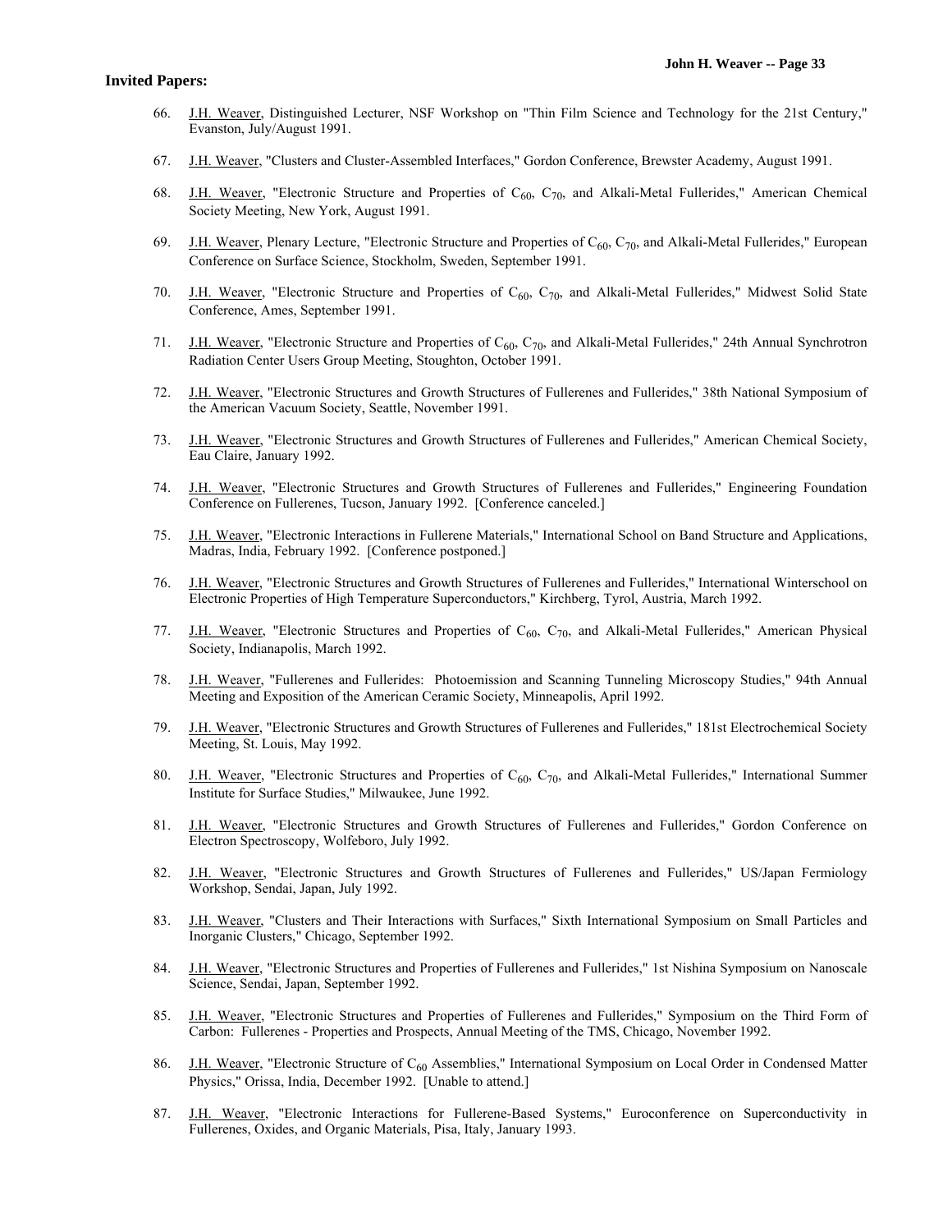**Invited Papers:**

66. J.H. Weaver, Distinguished Lecturer, NSF Workshop on "Thin Film Science and Technology for the 21st Century," Evanston, July/August 1991.

67. J.H. Weaver, "Clusters and Cluster-Assembled Interfaces," Gordon Conference, Brewster Academy, August 1991.

68. J.H. Weaver, "Electronic Structure and Properties of $C_{60}$, $C_{70}$, and Alkali-Metal Fullerides," American Chemical Society Meeting, New York, August 1991.

69. J.H. Weaver, Plenary Lecture, "Electronic Structure and Properties of $C_{60}$, $C_{70}$, and Alkali-Metal Fullerides," European Conference on Surface Science, Stockholm, Sweden, September 1991.

70. J.H. Weaver, "Electronic Structure and Properties of $C_{60}$, $C_{70}$, and Alkali-Metal Fullerides," Midwest Solid State Conference, Ames, September 1991.

71. J.H. Weaver, "Electronic Structure and Properties of $C_{60}$, $C_{70}$, and Alkali-Metal Fullerides," 24th Annual Synchrotron Radiation Center Users Group Meeting, Stoughton, October 1991.

72. J.H. Weaver, "Electronic Structures and Growth Structures of Fullerenes and Fullerides," 38th National Symposium of the American Vacuum Society, Seattle, November 1991.

73. J.H. Weaver, "Electronic Structures and Growth Structures of Fullerenes and Fullerides," American Chemical Society, Eau Claire, January 1992.

74. J.H. Weaver, "Electronic Structures and Growth Structures of Fullerenes and Fullerides," Engineering Foundation Conference on Fullerenes, Tucson, January 1992. [Conference canceled.]

75. J.H. Weaver, "Electronic Interactions in Fullerene Materials," International School on Band Structure and Applications, Madras, India, February 1992. [Conference postponed.]

76. J.H. Weaver, "Electronic Structures and Growth Structures of Fullerenes and Fullerides," International Winterschool on Electronic Properties of High Temperature Superconductors," Kirchberg, Tyrol, Austria, March 1992.

77. J.H. Weaver, "Electronic Structures and Properties of $C_{60}$, $C_{70}$, and Alkali-Metal Fullerides," American Physical Society, Indianapolis, March 1992.

78. J.H. Weaver, "Fullerenes and Fullerides: Photoemission and Scanning Tunneling Microscopy Studies," 94th Annual Meeting and Exposition of the American Ceramic Society, Minneapolis, April 1992.

79. J.H. Weaver, "Electronic Structures and Growth Structures of Fullerenes and Fullerides," 181st Electrochemical Society Meeting, St. Louis, May 1992.

80. J.H. Weaver, "Electronic Structures and Properties of $C_{60}$, $C_{70}$, and Alkali-Metal Fullerides," International Summer Institute for Surface Studies," Milwaukee, June 1992.

81. J.H. Weaver, "Electronic Structures and Growth Structures of Fullerenes and Fullerides," Gordon Conference on Electron Spectroscopy, Wolfeboro, July 1992.

82. J.H. Weaver, "Electronic Structures and Growth Structures of Fullerenes and Fullerides," US/Japan Fermiology Workshop, Sendai, Japan, July 1992.

83. J.H. Weaver, "Clusters and Their Interactions with Surfaces," Sixth International Symposium on Small Particles and Inorganic Clusters," Chicago, September 1992.

84. J.H. Weaver, "Electronic Structures and Properties of Fullerenes and Fullerides," 1st Nishina Symposium on Nanoscale Science, Sendai, Japan, September 1992.

85. J.H. Weaver, "Electronic Structures and Properties of Fullerenes and Fullerides," Symposium on the Third Form of Carbon: Fullerenes - Properties and Prospects, Annual Meeting of the TMS, Chicago, November 1992.

86. J.H. Weaver, "Electronic Structure of $C_{60}$ Assemblies," International Symposium on Local Order in Condensed Matter Physics," Orissa, India, December 1992. [Unable to attend.]

87. J.H. Weaver, "Electronic Interactions for Fullerene-Based Systems," Euroconference on Superconductivity in Fullerenes, Oxides, and Organic Materials, Pisa, Italy, January 1993.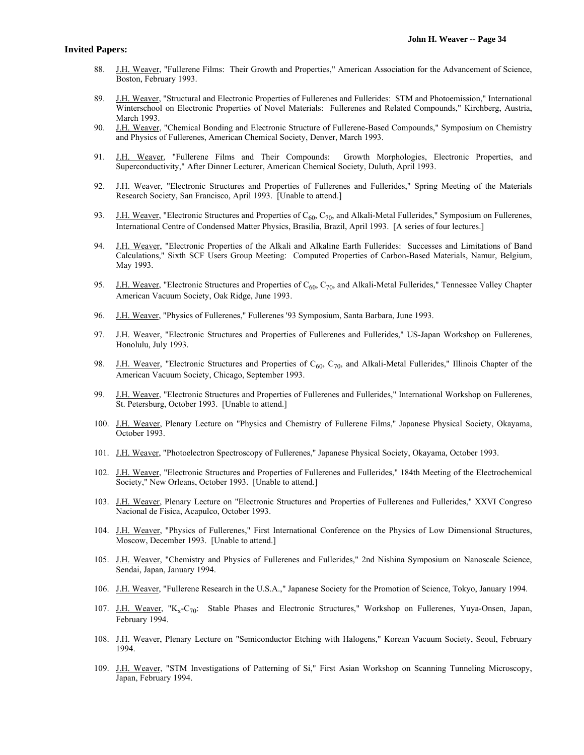**Invited Papers:**

88. J.H. Weaver, "Fullerene Films: Their Growth and Properties," American Association for the Advancement of Science, Boston, February 1993.

89. J.H. Weaver, "Structural and Electronic Properties of Fullerenes and Fullerides: STM and Photoemission," International Winterschool on Electronic Properties of Novel Materials: Fullerenes and Related Compounds," Kirchberg, Austria, March 1993.

90. J.H. Weaver, "Chemical Bonding and Electronic Structure of Fullerene-Based Compounds," Symposium on Chemistry and Physics of Fullerenes, American Chemical Society, Denver, March 1993.

91. J.H. Weaver, "Fullerene Films and Their Compounds: Growth Morphologies, Electronic Properties, and Superconductivity," After Dinner Lecturer, American Chemical Society, Duluth, April 1993.

92. J.H. Weaver, "Electronic Structures and Properties of Fullerenes and Fullerides," Spring Meeting of the Materials Research Society, San Francisco, April 1993. [Unable to attend.]

93. J.H. Weaver, "Electronic Structures and Properties of $C_{60}$, $C_{70}$, and Alkali-Metal Fullerides," Symposium on Fullerenes, International Centre of Condensed Matter Physics, Brasilia, Brazil, April 1993. [A series of four lectures.]

94. J.H. Weaver, "Electronic Properties of the Alkali and Alkaline Earth Fullerides: Successes and Limitations of Band Calculations," Sixth SCF Users Group Meeting: Computed Properties of Carbon-Based Materials, Namur, Belgium, May 1993.

95. J.H. Weaver, "Electronic Structures and Properties of $C_{60}$, $C_{70}$, and Alkali-Metal Fullerides," Tennessee Valley Chapter American Vacuum Society, Oak Ridge, June 1993.

96. J.H. Weaver, "Physics of Fullerenes," Fullerenes '93 Symposium, Santa Barbara, June 1993.

97. J.H. Weaver, "Electronic Structures and Properties of Fullerenes and Fullerides," US-Japan Workshop on Fullerenes, Honolulu, July 1993.

98. J.H. Weaver, "Electronic Structures and Properties of $C_{60}$, $C_{70}$, and Alkali-Metal Fullerides," Illinois Chapter of the American Vacuum Society, Chicago, September 1993.

99. J.H. Weaver, "Electronic Structures and Properties of Fullerenes and Fullerides," International Workshop on Fullerenes, St. Petersburg, October 1993. [Unable to attend.]

100. J.H. Weaver, Plenary Lecture on "Physics and Chemistry of Fullerene Films," Japanese Physical Society, Okayama, October 1993.

101. J.H. Weaver, "Photoelectron Spectroscopy of Fullerenes," Japanese Physical Society, Okayama, October 1993.

102. J.H. Weaver, "Electronic Structures and Properties of Fullerenes and Fullerides," 184th Meeting of the Electrochemical Society," New Orleans, October 1993. [Unable to attend.]

103. J.H. Weaver, Plenary Lecture on "Electronic Structures and Properties of Fullerenes and Fullerides," XXVI Congreso Nacional de Fisica, Acapulco, October 1993.

104. J.H. Weaver, "Physics of Fullerenes," First International Conference on the Physics of Low Dimensional Structures, Moscow, December 1993. [Unable to attend.]

105. J.H. Weaver, "Chemistry and Physics of Fullerenes and Fullerides," 2nd Nishina Symposium on Nanoscale Science, Sendai, Japan, January 1994.

106. J.H. Weaver, "Fullerene Research in the U.S.A.," Japanese Society for the Promotion of Science, Tokyo, January 1994.

107. J.H. Weaver, "$K_x$-$C_{70}$: Stable Phases and Electronic Structures," Workshop on Fullerenes, Yuya-Onsen, Japan, February 1994.

108. J.H. Weaver, Plenary Lecture on "Semiconductor Etching with Halogens," Korean Vacuum Society, Seoul, February 1994.

109. J.H. Weaver, "STM Investigations of Patterning of Si," First Asian Workshop on Scanning Tunneling Microscopy, Japan, February 1994.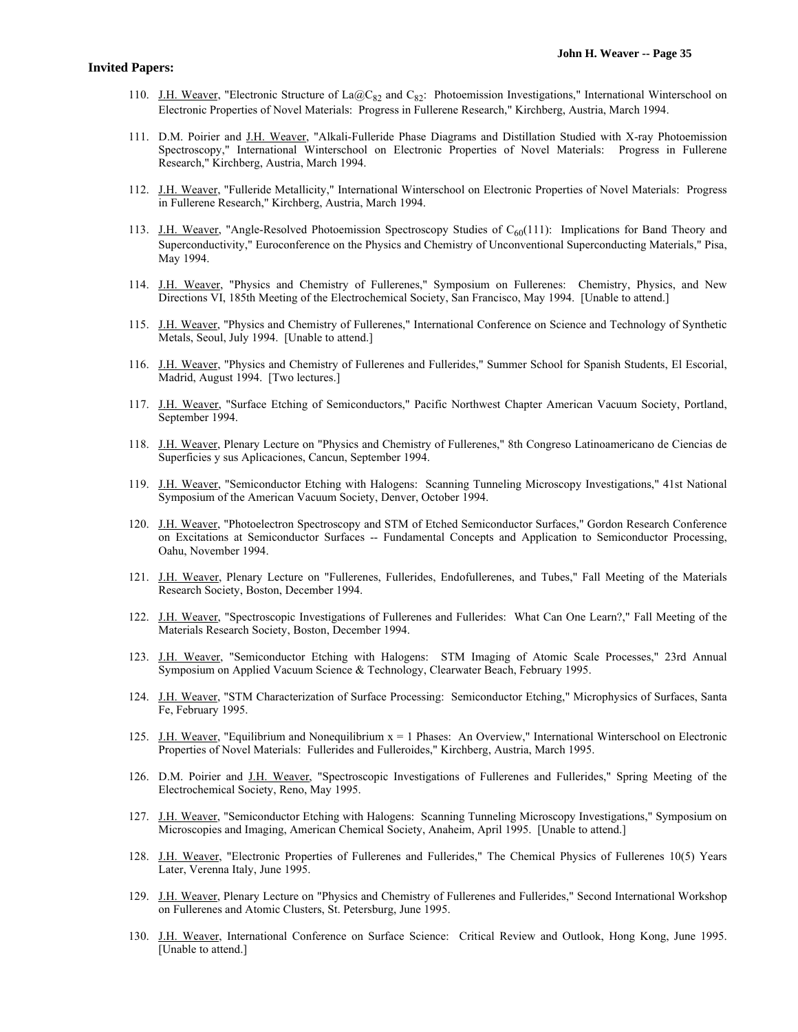**Invited Papers:**

110. J.H. Weaver, "Electronic Structure of La@$C_{82}$ and $C_{82}$: Photoemission Investigations," International Winterschool on Electronic Properties of Novel Materials: Progress in Fullerene Research," Kirchberg, Austria, March 1994.

111. D.M. Poirier and J.H. Weaver, "Alkali-Fulleride Phase Diagrams and Distillation Studied with X-ray Photoemission Spectroscopy," International Winterschool on Electronic Properties of Novel Materials: Progress in Fullerene Research," Kirchberg, Austria, March 1994.

112. J.H. Weaver, "Fulleride Metallicity," International Winterschool on Electronic Properties of Novel Materials: Progress in Fullerene Research," Kirchberg, Austria, March 1994.

113. J.H. Weaver, "Angle-Resolved Photoemission Spectroscopy Studies of $C_{60}$(111): Implications for Band Theory and Superconductivity," Euroconference on the Physics and Chemistry of Unconventional Superconducting Materials," Pisa, May 1994.

114. J.H. Weaver, "Physics and Chemistry of Fullerenes," Symposium on Fullerenes: Chemistry, Physics, and New Directions VI, 185th Meeting of the Electrochemical Society, San Francisco, May 1994. [Unable to attend.]

115. J.H. Weaver, "Physics and Chemistry of Fullerenes," International Conference on Science and Technology of Synthetic Metals, Seoul, July 1994. [Unable to attend.]

116. J.H. Weaver, "Physics and Chemistry of Fullerenes and Fullerides," Summer School for Spanish Students, El Escorial, Madrid, August 1994. [Two lectures.]

117. J.H. Weaver, "Surface Etching of Semiconductors," Pacific Northwest Chapter American Vacuum Society, Portland, September 1994.

118. J.H. Weaver, Plenary Lecture on "Physics and Chemistry of Fullerenes," 8th Congreso Latinoamericano de Ciencias de Superficies y sus Aplicaciones, Cancun, September 1994.

119. J.H. Weaver, "Semiconductor Etching with Halogens: Scanning Tunneling Microscopy Investigations," 41st National Symposium of the American Vacuum Society, Denver, October 1994.

120. J.H. Weaver, "Photoelectron Spectroscopy and STM of Etched Semiconductor Surfaces," Gordon Research Conference on Excitations at Semiconductor Surfaces -- Fundamental Concepts and Application to Semiconductor Processing, Oahu, November 1994.

121. J.H. Weaver, Plenary Lecture on "Fullerenes, Fullerides, Endofullerenes, and Tubes," Fall Meeting of the Materials Research Society, Boston, December 1994.

122. J.H. Weaver, "Spectroscopic Investigations of Fullerenes and Fullerides: What Can One Learn?," Fall Meeting of the Materials Research Society, Boston, December 1994.

123. J.H. Weaver, "Semiconductor Etching with Halogens: STM Imaging of Atomic Scale Processes," 23rd Annual Symposium on Applied Vacuum Science & Technology, Clearwater Beach, February 1995.

124. J.H. Weaver, "STM Characterization of Surface Processing: Semiconductor Etching," Microphysics of Surfaces, Santa Fe, February 1995.

125. J.H. Weaver, "Equilibrium and Nonequilibrium $x = 1$ Phases: An Overview," International Winterschool on Electronic Properties of Novel Materials: Fullerides and Fulleroides," Kirchberg, Austria, March 1995.

126. D.M. Poirier and J.H. Weaver, "Spectroscopic Investigations of Fullerenes and Fullerides," Spring Meeting of the Electrochemical Society, Reno, May 1995.

127. J.H. Weaver, "Semiconductor Etching with Halogens: Scanning Tunneling Microscopy Investigations," Symposium on Microscopies and Imaging, American Chemical Society, Anaheim, April 1995. [Unable to attend.]

128. J.H. Weaver, "Electronic Properties of Fullerenes and Fullerides," The Chemical Physics of Fullerenes 10(5) Years Later, Verenna Italy, June 1995.

129. J.H. Weaver, Plenary Lecture on "Physics and Chemistry of Fullerenes and Fullerides," Second International Workshop on Fullerenes and Atomic Clusters, St. Petersburg, June 1995.

130. J.H. Weaver, International Conference on Surface Science: Critical Review and Outlook, Hong Kong, June 1995. [Unable to attend.]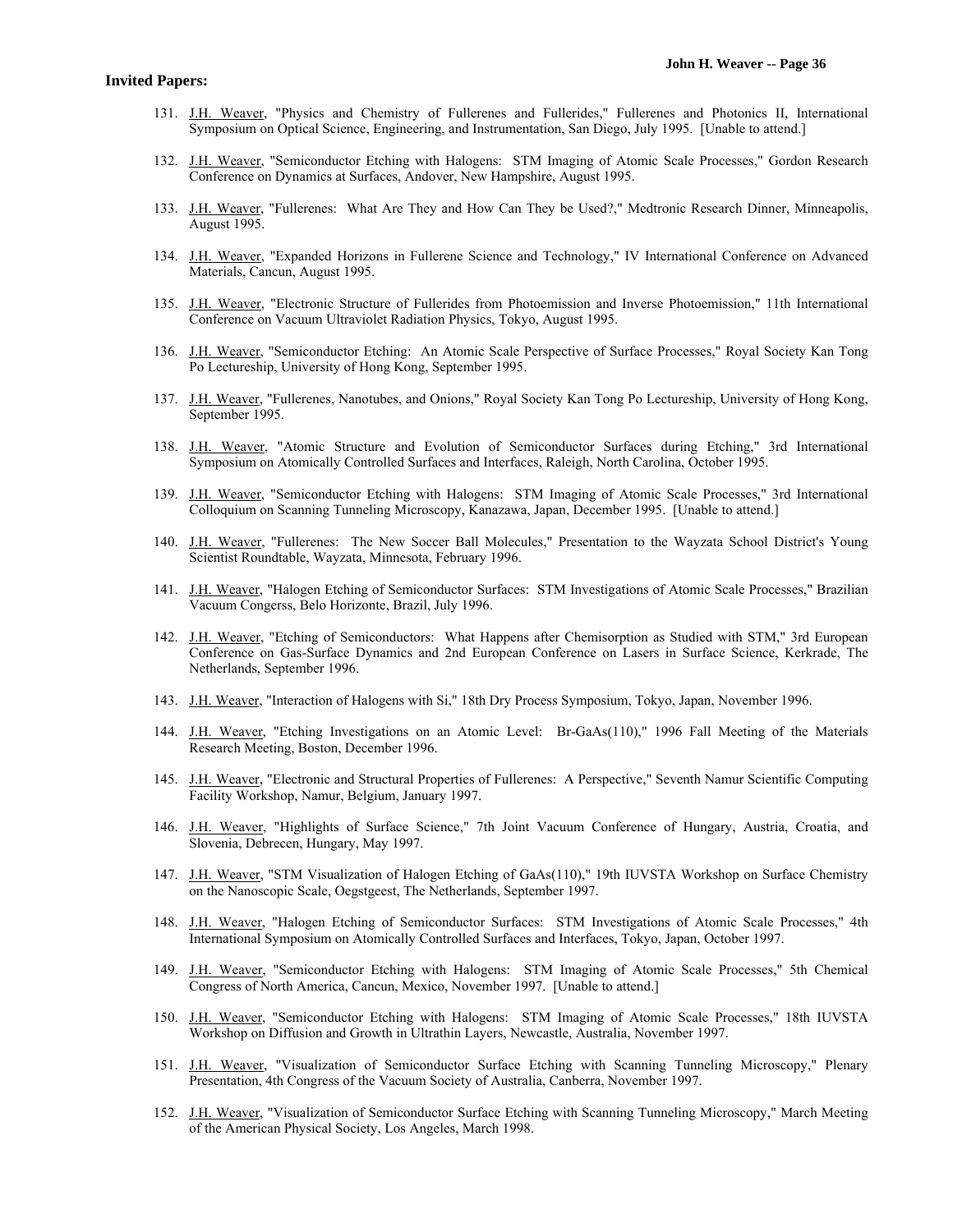**Invited Papers:**

131. J.H. Weaver, "Physics and Chemistry of Fullerenes and Fullerides," Fullerenes and Photonics II, International Symposium on Optical Science, Engineering, and Instrumentation, San Diego, July 1995. [Unable to attend.]

132. J.H. Weaver, "Semiconductor Etching with Halogens: STM Imaging of Atomic Scale Processes," Gordon Research Conference on Dynamics at Surfaces, Andover, New Hampshire, August 1995.

133. J.H. Weaver, "Fullerenes: What Are They and How Can They be Used?," Medtronic Research Dinner, Minneapolis, August 1995.

134. J.H. Weaver, "Expanded Horizons in Fullerene Science and Technology," IV International Conference on Advanced Materials, Cancun, August 1995.

135. J.H. Weaver, "Electronic Structure of Fullerides from Photoemission and Inverse Photoemission," 11th International Conference on Vacuum Ultraviolet Radiation Physics, Tokyo, August 1995.

136. J.H. Weaver, "Semiconductor Etching: An Atomic Scale Perspective of Surface Processes," Royal Society Kan Tong Po Lectureship, University of Hong Kong, September 1995.

137. J.H. Weaver, "Fullerenes, Nanotubes, and Onions," Royal Society Kan Tong Po Lectureship, University of Hong Kong, September 1995.

138. J.H. Weaver, "Atomic Structure and Evolution of Semiconductor Surfaces during Etching," 3rd International Symposium on Atomically Controlled Surfaces and Interfaces, Raleigh, North Carolina, October 1995.

139. J.H. Weaver, "Semiconductor Etching with Halogens: STM Imaging of Atomic Scale Processes," 3rd International Colloquium on Scanning Tunneling Microscopy, Kanazawa, Japan, December 1995. [Unable to attend.]

140. J.H. Weaver, "Fullerenes: The New Soccer Ball Molecules," Presentation to the Wayzata School District's Young Scientist Roundtable, Wayzata, Minnesota, February 1996.

141. J.H. Weaver, "Halogen Etching of Semiconductor Surfaces: STM Investigations of Atomic Scale Processes," Brazilian Vacuum Congerss, Belo Horizonte, Brazil, July 1996.

142. J.H. Weaver, "Etching of Semiconductors: What Happens after Chemisorption as Studied with STM," 3rd European Conference on Gas-Surface Dynamics and 2nd European Conference on Lasers in Surface Science, Kerkrade, The Netherlands, September 1996.

143. J.H. Weaver, "Interaction of Halogens with Si," 18th Dry Process Symposium, Tokyo, Japan, November 1996.

144. J.H. Weaver, "Etching Investigations on an Atomic Level: Br-GaAs(110)," 1996 Fall Meeting of the Materials Research Meeting, Boston, December 1996.

145. J.H. Weaver, "Electronic and Structural Properties of Fullerenes: A Perspective," Seventh Namur Scientific Computing Facility Workshop, Namur, Belgium, January 1997.

146. J.H. Weaver, "Highlights of Surface Science," 7th Joint Vacuum Conference of Hungary, Austria, Croatia, and Slovenia, Debrecen, Hungary, May 1997.

147. J.H. Weaver, "STM Visualization of Halogen Etching of GaAs(110)," 19th IUVSTA Workshop on Surface Chemistry on the Nanoscopic Scale, Oegstgeest, The Netherlands, September 1997.

148. J.H. Weaver, "Halogen Etching of Semiconductor Surfaces: STM Investigations of Atomic Scale Processes," 4th International Symposium on Atomically Controlled Surfaces and Interfaces, Tokyo, Japan, October 1997.

149. J.H. Weaver, "Semiconductor Etching with Halogens: STM Imaging of Atomic Scale Processes," 5th Chemical Congress of North America, Cancun, Mexico, November 1997. [Unable to attend.]

150. J.H. Weaver, "Semiconductor Etching with Halogens: STM Imaging of Atomic Scale Processes," 18th IUVSTA Workshop on Diffusion and Growth in Ultrathin Layers, Newcastle, Australia, November 1997.

151. J.H. Weaver, "Visualization of Semiconductor Surface Etching with Scanning Tunneling Microscopy," Plenary Presentation, 4th Congress of the Vacuum Society of Australia, Canberra, November 1997.

152. J.H. Weaver, "Visualization of Semiconductor Surface Etching with Scanning Tunneling Microscopy," March Meeting of the American Physical Society, Los Angeles, March 1998.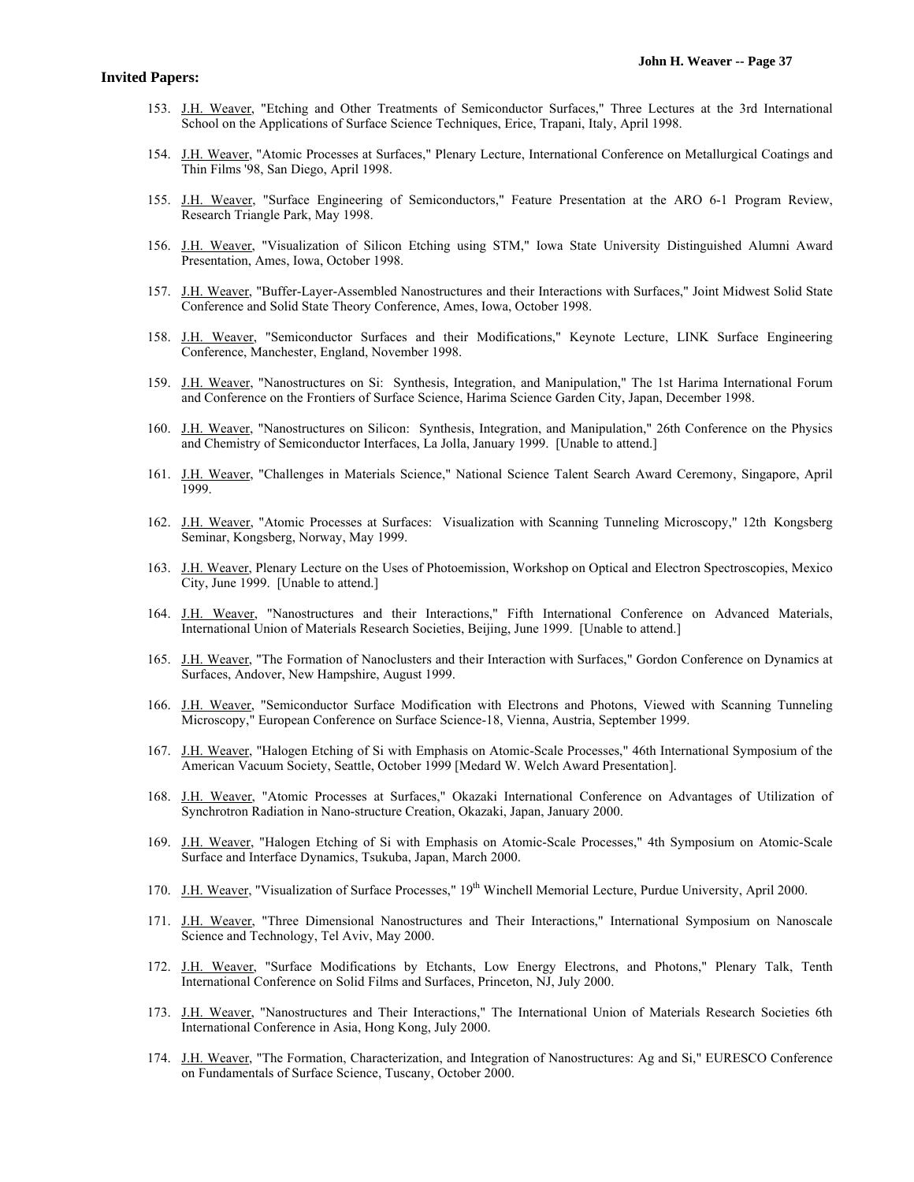**Invited Papers:**

153. J.H. Weaver, "Etching and Other Treatments of Semiconductor Surfaces," Three Lectures at the 3rd International School on the Applications of Surface Science Techniques, Erice, Trapani, Italy, April 1998.

154. J.H. Weaver, "Atomic Processes at Surfaces," Plenary Lecture, International Conference on Metallurgical Coatings and Thin Films '98, San Diego, April 1998.

155. J.H. Weaver, "Surface Engineering of Semiconductors," Feature Presentation at the ARO 6-1 Program Review, Research Triangle Park, May 1998.

156. J.H. Weaver, "Visualization of Silicon Etching using STM," Iowa State University Distinguished Alumni Award Presentation, Ames, Iowa, October 1998.

157. J.H. Weaver, "Buffer-Layer-Assembled Nanostructures and their Interactions with Surfaces," Joint Midwest Solid State Conference and Solid State Theory Conference, Ames, Iowa, October 1998.

158. J.H. Weaver, "Semiconductor Surfaces and their Modifications," Keynote Lecture, LINK Surface Engineering Conference, Manchester, England, November 1998.

159. J.H. Weaver, "Nanostructures on Si: Synthesis, Integration, and Manipulation," The 1st Harima International Forum and Conference on the Frontiers of Surface Science, Harima Science Garden City, Japan, December 1998.

160. J.H. Weaver, "Nanostructures on Silicon: Synthesis, Integration, and Manipulation," 26th Conference on the Physics and Chemistry of Semiconductor Interfaces, La Jolla, January 1999. [Unable to attend.]

161. J.H. Weaver, "Challenges in Materials Science," National Science Talent Search Award Ceremony, Singapore, April 1999.

162. J.H. Weaver, "Atomic Processes at Surfaces: Visualization with Scanning Tunneling Microscopy," 12th Kongsberg Seminar, Kongsberg, Norway, May 1999.

163. J.H. Weaver, Plenary Lecture on the Uses of Photoemission, Workshop on Optical and Electron Spectroscopies, Mexico City, June 1999. [Unable to attend.]

164. J.H. Weaver, "Nanostructures and their Interactions," Fifth International Conference on Advanced Materials, International Union of Materials Research Societies, Beijing, June 1999. [Unable to attend.]

165. J.H. Weaver, "The Formation of Nanoclusters and their Interaction with Surfaces," Gordon Conference on Dynamics at Surfaces, Andover, New Hampshire, August 1999.

166. J.H. Weaver, "Semiconductor Surface Modification with Electrons and Photons, Viewed with Scanning Tunneling Microscopy," European Conference on Surface Science-18, Vienna, Austria, September 1999.

167. J.H. Weaver, "Halogen Etching of Si with Emphasis on Atomic-Scale Processes," 46th International Symposium of the American Vacuum Society, Seattle, October 1999 [Medard W. Welch Award Presentation].

168. J.H. Weaver, "Atomic Processes at Surfaces," Okazaki International Conference on Advantages of Utilization of Synchrotron Radiation in Nano-structure Creation, Okazaki, Japan, January 2000.

169. J.H. Weaver, "Halogen Etching of Si with Emphasis on Atomic-Scale Processes," 4th Symposium on Atomic-Scale Surface and Interface Dynamics, Tsukuba, Japan, March 2000.

170. J.H. Weaver, "Visualization of Surface Processes," 19th Winchell Memorial Lecture, Purdue University, April 2000.

171. J.H. Weaver, "Three Dimensional Nanostructures and Their Interactions," International Symposium on Nanoscale Science and Technology, Tel Aviv, May 2000.

172. J.H. Weaver, "Surface Modifications by Etchants, Low Energy Electrons, and Photons," Plenary Talk, Tenth International Conference on Solid Films and Surfaces, Princeton, NJ, July 2000.

173. J.H. Weaver, "Nanostructures and Their Interactions," The International Union of Materials Research Societies 6th International Conference in Asia, Hong Kong, July 2000.

174. J.H. Weaver, "The Formation, Characterization, and Integration of Nanostructures: Ag and Si," EURESCO Conference on Fundamentals of Surface Science, Tuscany, October 2000.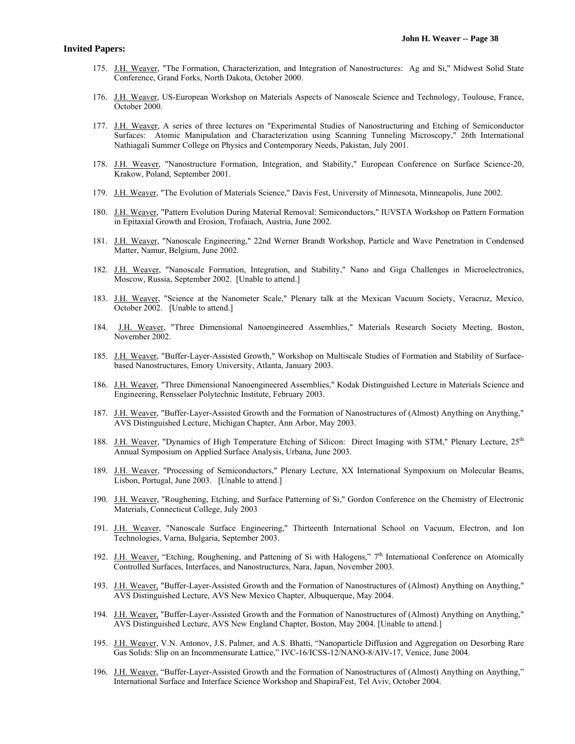**Invited Papers:**

175. J.H. Weaver, "The Formation, Characterization, and Integration of Nanostructures: Ag and Si," Midwest Solid State Conference, Grand Forks, North Dakota, October 2000.

176. J.H. Weaver, US-European Workshop on Materials Aspects of Nanoscale Science and Technology, Toulouse, France, October 2000.

177. J.H. Weaver, A series of three lectures on "Experimental Studies of Nanostructuring and Etching of Semiconductor Surfaces: Atomic Manipulation and Characterization using Scanning Tunneling Microscopy," 26th International Nathiagali Summer College on Physics and Contemporary Needs, Pakistan, July 2001.

178. J.H. Weaver, "Nanostructure Formation, Integration, and Stability," European Conference on Surface Science-20, Krakow, Poland, September 2001.

179. J.H. Weaver, "The Evolution of Materials Science," Davis Fest, University of Minnesota, Minneapolis, June 2002.

180. J.H. Weaver, "Pattern Evolution During Material Removal: Semiconductors," IUVSTA Workshop on Pattern Formation in Epitaxial Growth and Erosion, Trofaiach, Austria, June 2002.

181. J.H. Weaver, "Nanoscale Engineering," 22nd Werner Brandt Workshop, Particle and Wave Penetration in Condensed Matter, Namur, Belgium, June 2002.

182. J.H. Weaver, "Nanoscale Formation, Integration, and Stability," Nano and Giga Challenges in Microelectronics, Moscow, Russia, September 2002. [Unable to attend.]

183. J.H. Weaver, "Science at the Nanometer Scale," Plenary talk at the Mexican Vacuum Society, Veracruz, Mexico, October 2002. [Unable to attend.]

184. J.H. Weaver, "Three Dimensional Nanoengineered Assemblies," Materials Research Society Meeting, Boston, November 2002.

185. J.H. Weaver, "Buffer-Layer-Assisted Growth," Workshop on Multiscale Studies of Formation and Stability of Surface-based Nanostructures, Emory University, Atlanta, January 2003.

186. J.H. Weaver, "Three Dimensional Nanoengineered Assemblies," Kodak Distinguished Lecture in Materials Science and Engineering, Rensselaer Polytechnic Institute, February 2003.

187. J.H. Weaver, "Buffer-Layer-Assisted Growth and the Formation of Nanostructures of (Almost) Anything on Anything," AVS Distinguished Lecture, Michigan Chapter, Ann Arbor, May 2003.

188. J.H. Weaver, "Dynamics of High Temperature Etching of Silicon: Direct Imaging with STM," Plenary Lecture, 25th Annual Symposium on Applied Surface Analysis, Urbana, June 2003.

189. J.H. Weaver, "Processing of Semiconductors," Plenary Lecture, XX International Sympoxium on Molecular Beams, Lisbon, Portugal, June 2003. [Unable to attend.]

190. J.H. Weaver, "Roughening, Etching, and Surface Patterning of Si," Gordon Conference on the Chemistry of Electronic Materials, Connecticut College, July 2003

191. J.H. Weaver, "Nanoscale Surface Engineering," Thirteenth International School on Vacuum, Electron, and Ion Technologies, Varna, Bulgaria, September 2003.

192. J.H. Weaver, "Etching, Roughening, and Pattening of Si with Halogens," 7th International Conference on Atomically Controlled Surfaces, Interfaces, and Nanostructures, Nara, Japan, November 2003.

193. J.H. Weaver, "Buffer-Layer-Assisted Growth and the Formation of Nanostructures of (Almost) Anything on Anything," AVS Distinguished Lecture, AVS New Mexico Chapter, Albuquerque, May 2004.

194. J.H. Weaver, "Buffer-Layer-Assisted Growth and the Formation of Nanostructures of (Almost) Anything on Anything," AVS Distinguished Lecture, AVS New England Chapter, Boston, May 2004. [Unable to attend.]

195. J.H. Weaver, V.N. Antonov, J.S. Palmer, and A.S. Bhatti, "Nanoparticle Diffusion and Aggregation on Desorbing Rare Gas Solids: Slip on an Incommensurate Lattice," IVC-16/ICSS-12/NANO-8/AIV-17, Venice, June 2004.

196. J.H. Weaver, "Buffer-Layer-Assisted Growth and the Formation of Nanostructures of (Almost) Anything on Anything," International Surface and Interface Science Workshop and ShapiraFest, Tel Aviv, October 2004.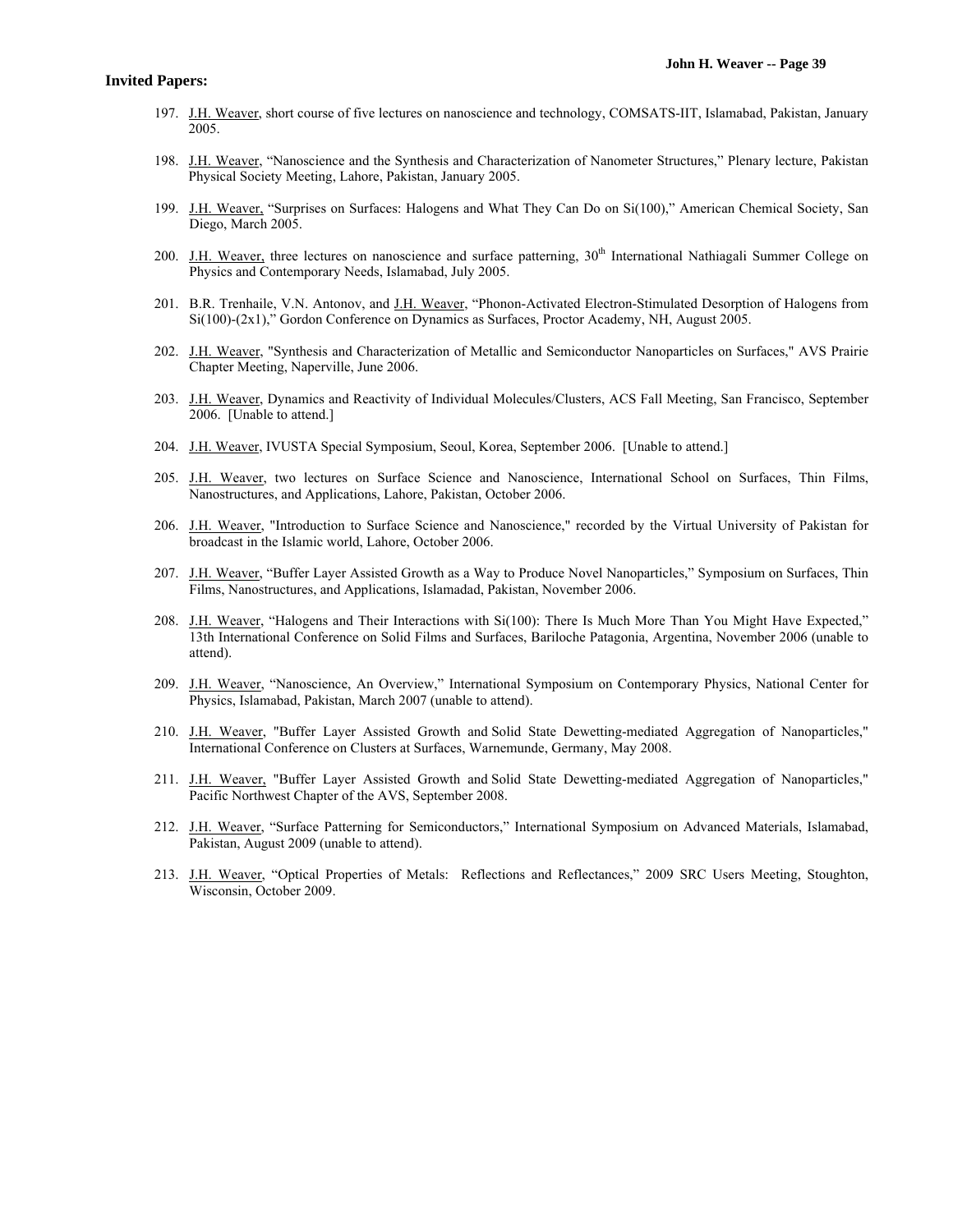**Invited Papers:**

197. J.H. Weaver, short course of five lectures on nanoscience and technology, COMSATS-IIT, Islamabad, Pakistan, January 2005.

198. J.H. Weaver, "Nanoscience and the Synthesis and Characterization of Nanometer Structures," Plenary lecture, Pakistan Physical Society Meeting, Lahore, Pakistan, January 2005.

199. J.H. Weaver, "Surprises on Surfaces: Halogens and What They Can Do on Si(100)," American Chemical Society, San Diego, March 2005.

200. J.H. Weaver, three lectures on nanoscience and surface patterning, 30th International Nathiagali Summer College on Physics and Contemporary Needs, Islamabad, July 2005.

201. B.R. Trenhaile, V.N. Antonov, and J.H. Weaver, "Phonon-Activated Electron-Stimulated Desorption of Halogens from Si(100)-(2x1)," Gordon Conference on Dynamics as Surfaces, Proctor Academy, NH, August 2005.

202. J.H. Weaver, "Synthesis and Characterization of Metallic and Semiconductor Nanoparticles on Surfaces," AVS Prairie Chapter Meeting, Naperville, June 2006.

203. J.H. Weaver, Dynamics and Reactivity of Individual Molecules/Clusters, ACS Fall Meeting, San Francisco, September 2006. [Unable to attend.]

204. J.H. Weaver, IVUSTA Special Symposium, Seoul, Korea, September 2006. [Unable to attend.]

205. J.H. Weaver, two lectures on Surface Science and Nanoscience, International School on Surfaces, Thin Films, Nanostructures, and Applications, Lahore, Pakistan, October 2006.

206. J.H. Weaver, "Introduction to Surface Science and Nanoscience," recorded by the Virtual University of Pakistan for broadcast in the Islamic world, Lahore, October 2006.

207. J.H. Weaver, "Buffer Layer Assisted Growth as a Way to Produce Novel Nanoparticles," Symposium on Surfaces, Thin Films, Nanostructures, and Applications, Islamadad, Pakistan, November 2006.

208. J.H. Weaver, "Halogens and Their Interactions with Si(100): There Is Much More Than You Might Have Expected," 13th International Conference on Solid Films and Surfaces, Bariloche Patagonia, Argentina, November 2006 (unable to attend).

209. J.H. Weaver, "Nanoscience, An Overview," International Symposium on Contemporary Physics, National Center for Physics, Islamabad, Pakistan, March 2007 (unable to attend).

210. J.H. Weaver, "Buffer Layer Assisted Growth and Solid State Dewetting-mediated Aggregation of Nanoparticles," International Conference on Clusters at Surfaces, Warnemunde, Germany, May 2008.

211. J.H. Weaver, "Buffer Layer Assisted Growth and Solid State Dewetting-mediated Aggregation of Nanoparticles," Pacific Northwest Chapter of the AVS, September 2008.

212. J.H. Weaver, "Surface Patterning for Semiconductors," International Symposium on Advanced Materials, Islamabad, Pakistan, August 2009 (unable to attend).

213. J.H. Weaver, "Optical Properties of Metals: Reflections and Reflectances," 2009 SRC Users Meeting, Stoughton, Wisconsin, October 2009.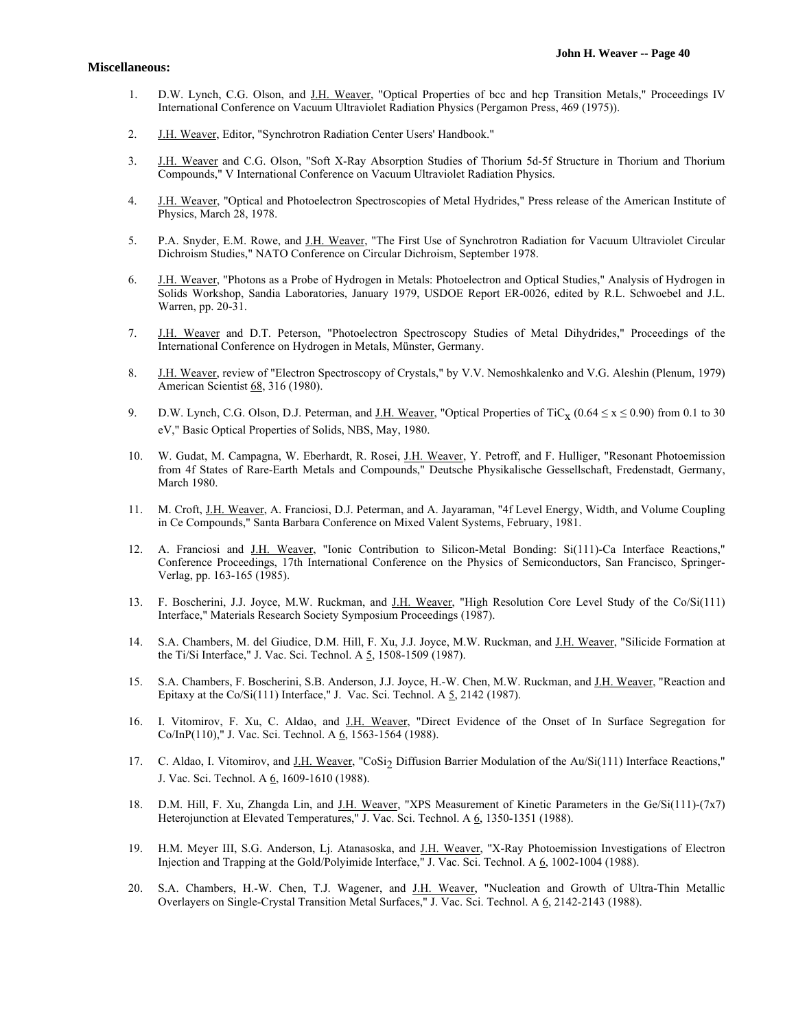**Miscellaneous:**

1. D.W. Lynch, C.G. Olson, and J.H. Weaver, "Optical Properties of bcc and hcp Transition Metals," Proceedings IV International Conference on Vacuum Ultraviolet Radiation Physics (Pergamon Press, 469 (1975)).

2. J.H. Weaver, Editor, "Synchrotron Radiation Center Users' Handbook."

3. J.H. Weaver and C.G. Olson, "Soft X-Ray Absorption Studies of Thorium 5d-5f Structure in Thorium and Thorium Compounds," V International Conference on Vacuum Ultraviolet Radiation Physics.

4. J.H. Weaver, "Optical and Photoelectron Spectroscopies of Metal Hydrides," Press release of the American Institute of Physics, March 28, 1978.

5. P.A. Snyder, E.M. Rowe, and J.H. Weaver, "The First Use of Synchrotron Radiation for Vacuum Ultraviolet Circular Dichroism Studies," NATO Conference on Circular Dichroism, September 1978.

6. J.H. Weaver, "Photons as a Probe of Hydrogen in Metals: Photoelectron and Optical Studies," Analysis of Hydrogen in Solids Workshop, Sandia Laboratories, January 1979, USDOE Report ER-0026, edited by R.L. Schwoebel and J.L. Warren, pp. 20-31.

7. J.H. Weaver and D.T. Peterson, "Photoelectron Spectroscopy Studies of Metal Dihydrides," Proceedings of the International Conference on Hydrogen in Metals, Münster, Germany.

8. J.H. Weaver, review of "Electron Spectroscopy of Crystals," by V.V. Nemoshkalenko and V.G. Aleshin (Plenum, 1979) American Scientist 68, 316 (1980).

9. D.W. Lynch, C.G. Olson, D.J. Peterman, and J.H. Weaver, "Optical Properties of $TiC_x$ ($0.64 \le x \le 0.90$) from 0.1 to 30 eV," Basic Optical Properties of Solids, NBS, May, 1980.

10. W. Gudat, M. Campagna, W. Eberhardt, R. Rosei, J.H. Weaver, Y. Petroff, and F. Hulliger, "Resonant Photoemission from 4f States of Rare-Earth Metals and Compounds," Deutsche Physikalische Gessellschaft, Fredenstadt, Germany, March 1980.

11. M. Croft, J.H. Weaver, A. Franciosi, D.J. Peterman, and A. Jayaraman, "4f Level Energy, Width, and Volume Coupling in Ce Compounds," Santa Barbara Conference on Mixed Valent Systems, February, 1981.

12. A. Franciosi and J.H. Weaver, "Ionic Contribution to Silicon-Metal Bonding: Si(111)-Ca Interface Reactions," Conference Proceedings, 17th International Conference on the Physics of Semiconductors, San Francisco, Springer-Verlag, pp. 163-165 (1985).

13. F. Boscherini, J.J. Joyce, M.W. Ruckman, and J.H. Weaver, "High Resolution Core Level Study of the Co/Si(111) Interface," Materials Research Society Symposium Proceedings (1987).

14. S.A. Chambers, M. del Giudice, D.M. Hill, F. Xu, J.J. Joyce, M.W. Ruckman, and J.H. Weaver, "Silicide Formation at the Ti/Si Interface," J. Vac. Sci. Technol. A 5, 1508-1509 (1987).

15. S.A. Chambers, F. Boscherini, S.B. Anderson, J.J. Joyce, H.-W. Chen, M.W. Ruckman, and J.H. Weaver, "Reaction and Epitaxy at the Co/Si(111) Interface," J. Vac. Sci. Technol. A 5, 2142 (1987).

16. I. Vitomirov, F. Xu, C. Aldao, and J.H. Weaver, "Direct Evidence of the Onset of In Surface Segregation for Co/InP(110)," J. Vac. Sci. Technol. A 6, 1563-1564 (1988).

17. C. Aldao, I. Vitomirov, and J.H. Weaver, "$CoSi_2$ Diffusion Barrier Modulation of the Au/Si(111) Interface Reactions," J. Vac. Sci. Technol. A 6, 1609-1610 (1988).

18. D.M. Hill, F. Xu, Zhangda Lin, and J.H. Weaver, "XPS Measurement of Kinetic Parameters in the Ge/Si(111)-(7x7) Heterojunction at Elevated Temperatures," J. Vac. Sci. Technol. A 6, 1350-1351 (1988).

19. H.M. Meyer III, S.G. Anderson, Lj. Atanasoska, and J.H. Weaver, "X-Ray Photoemission Investigations of Electron Injection and Trapping at the Gold/Polyimide Interface," J. Vac. Sci. Technol. A 6, 1002-1004 (1988).

20. S.A. Chambers, H.-W. Chen, T.J. Wagener, and J.H. Weaver, "Nucleation and Growth of Ultra-Thin Metallic Overlayers on Single-Crystal Transition Metal Surfaces," J. Vac. Sci. Technol. A 6, 2142-2143 (1988).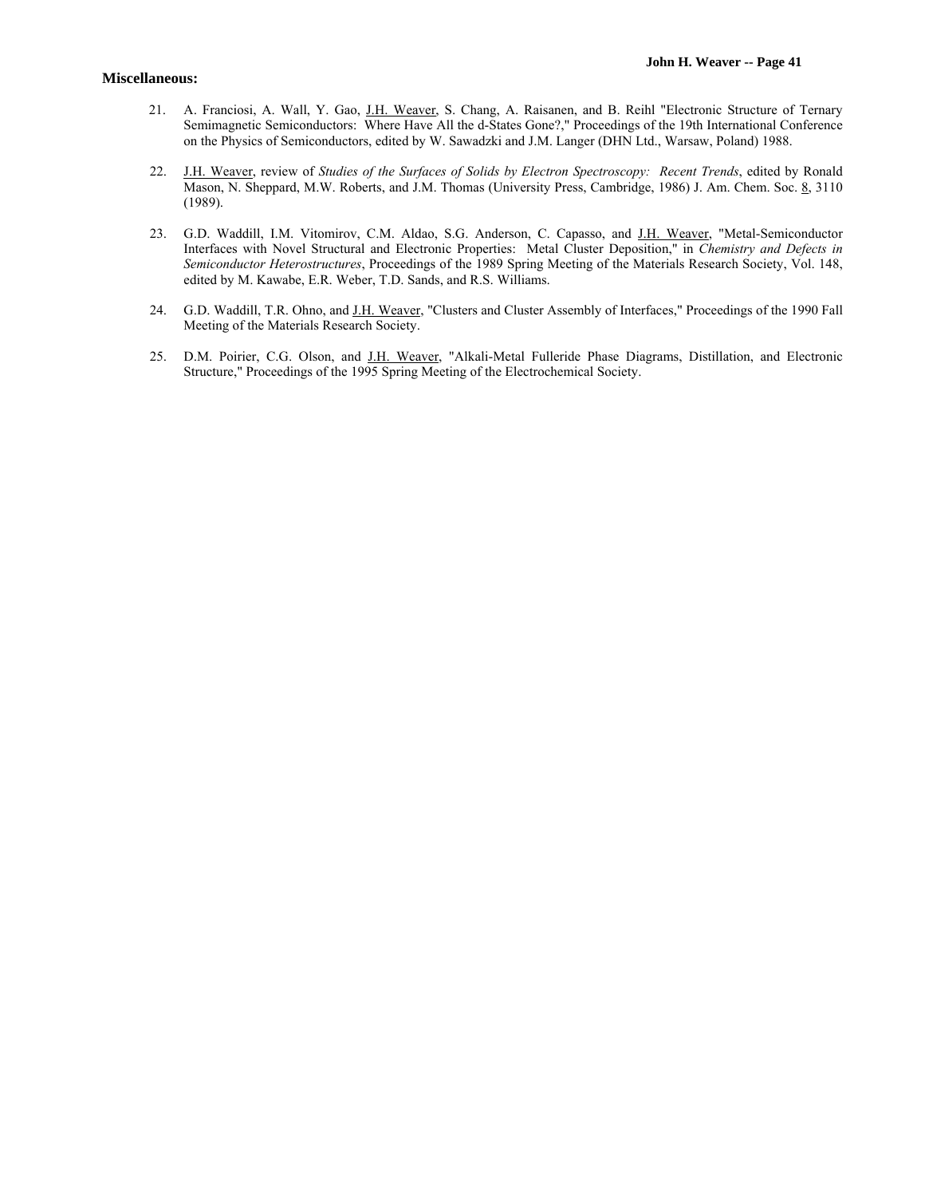**Miscellaneous:**

21. A. Franciosi, A. Wall, Y. Gao, J.H. Weaver, S. Chang, A. Raisanen, and B. Reihl "Electronic Structure of Ternary Semimagnetic Semiconductors: Where Have All the d-States Gone?," Proceedings of the 19th International Conference on the Physics of Semiconductors, edited by W. Sawadzki and J.M. Langer (DHN Ltd., Warsaw, Poland) 1988.

22. J.H. Weaver, review of *Studies of the Surfaces of Solids by Electron Spectroscopy: Recent Trends*, edited by Ronald Mason, N. Sheppard, M.W. Roberts, and J.M. Thomas (University Press, Cambridge, 1986) J. Am. Chem. Soc. 8, 3110 (1989).

23. G.D. Waddill, I.M. Vitomirov, C.M. Aldao, S.G. Anderson, C. Capasso, and J.H. Weaver, "Metal-Semiconductor Interfaces with Novel Structural and Electronic Properties: Metal Cluster Deposition," in *Chemistry and Defects in Semiconductor Heterostructures*, Proceedings of the 1989 Spring Meeting of the Materials Research Society, Vol. 148, edited by M. Kawabe, E.R. Weber, T.D. Sands, and R.S. Williams.

24. G.D. Waddill, T.R. Ohno, and J.H. Weaver, "Clusters and Cluster Assembly of Interfaces," Proceedings of the 1990 Fall Meeting of the Materials Research Society.

25. D.M. Poirier, C.G. Olson, and J.H. Weaver, "Alkali-Metal Fulleride Phase Diagrams, Distillation, and Electronic Structure," Proceedings of the 1995 Spring Meeting of the Electrochemical Society.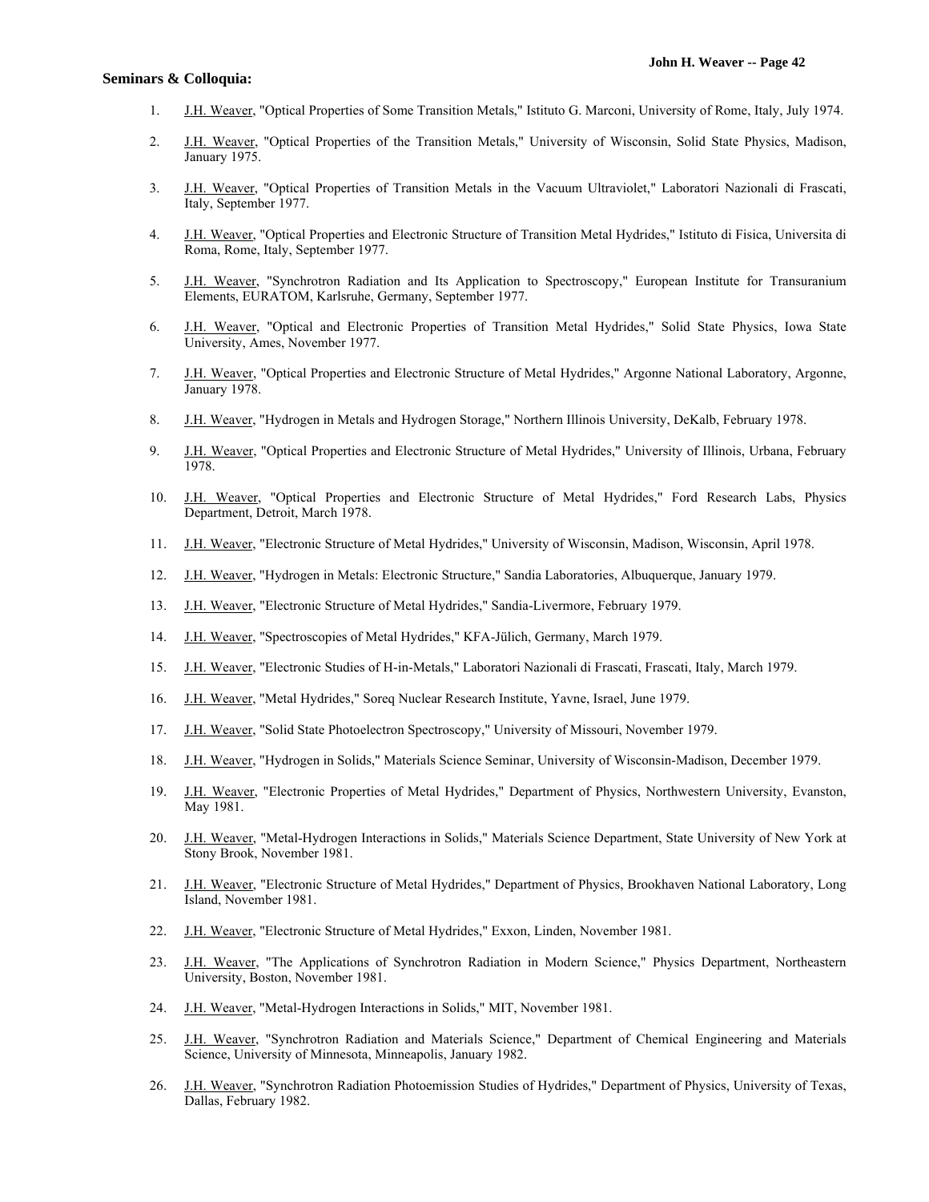**Seminars & Colloquia:**

1. J.H. Weaver, "Optical Properties of Some Transition Metals," Istituto G. Marconi, University of Rome, Italy, July 1974.

2. J.H. Weaver, "Optical Properties of the Transition Metals," University of Wisconsin, Solid State Physics, Madison, January 1975.

3. J.H. Weaver, "Optical Properties of Transition Metals in the Vacuum Ultraviolet," Laboratori Nazionali di Frascati, Italy, September 1977.

4. J.H. Weaver, "Optical Properties and Electronic Structure of Transition Metal Hydrides," Istituto di Fisica, Universita di Roma, Rome, Italy, September 1977.

5. J.H. Weaver, "Synchrotron Radiation and Its Application to Spectroscopy," European Institute for Transuranium Elements, EURATOM, Karlsruhe, Germany, September 1977.

6. J.H. Weaver, "Optical and Electronic Properties of Transition Metal Hydrides," Solid State Physics, Iowa State University, Ames, November 1977.

7. J.H. Weaver, "Optical Properties and Electronic Structure of Metal Hydrides," Argonne National Laboratory, Argonne, January 1978.

8. J.H. Weaver, "Hydrogen in Metals and Hydrogen Storage," Northern Illinois University, DeKalb, February 1978.

9. J.H. Weaver, "Optical Properties and Electronic Structure of Metal Hydrides," University of Illinois, Urbana, February 1978.

10. J.H. Weaver, "Optical Properties and Electronic Structure of Metal Hydrides," Ford Research Labs, Physics Department, Detroit, March 1978.

11. J.H. Weaver, "Electronic Structure of Metal Hydrides," University of Wisconsin, Madison, Wisconsin, April 1978.

12. J.H. Weaver, "Hydrogen in Metals: Electronic Structure," Sandia Laboratories, Albuquerque, January 1979.

13. J.H. Weaver, "Electronic Structure of Metal Hydrides," Sandia-Livermore, February 1979.

14. J.H. Weaver, "Spectroscopies of Metal Hydrides," KFA-Jülich, Germany, March 1979.

15. J.H. Weaver, "Electronic Studies of H-in-Metals," Laboratori Nazionali di Frascati, Frascati, Italy, March 1979.

16. J.H. Weaver, "Metal Hydrides," Soreq Nuclear Research Institute, Yavne, Israel, June 1979.

17. J.H. Weaver, "Solid State Photoelectron Spectroscopy," University of Missouri, November 1979.

18. J.H. Weaver, "Hydrogen in Solids," Materials Science Seminar, University of Wisconsin-Madison, December 1979.

19. J.H. Weaver, "Electronic Properties of Metal Hydrides," Department of Physics, Northwestern University, Evanston, May 1981.

20. J.H. Weaver, "Metal-Hydrogen Interactions in Solids," Materials Science Department, State University of New York at Stony Brook, November 1981.

21. J.H. Weaver, "Electronic Structure of Metal Hydrides," Department of Physics, Brookhaven National Laboratory, Long Island, November 1981.

22. J.H. Weaver, "Electronic Structure of Metal Hydrides," Exxon, Linden, November 1981.

23. J.H. Weaver, "The Applications of Synchrotron Radiation in Modern Science," Physics Department, Northeastern University, Boston, November 1981.

24. J.H. Weaver, "Metal-Hydrogen Interactions in Solids," MIT, November 1981.

25. J.H. Weaver, "Synchrotron Radiation and Materials Science," Department of Chemical Engineering and Materials Science, University of Minnesota, Minneapolis, January 1982.

26. J.H. Weaver, "Synchrotron Radiation Photoemission Studies of Hydrides," Department of Physics, University of Texas, Dallas, February 1982.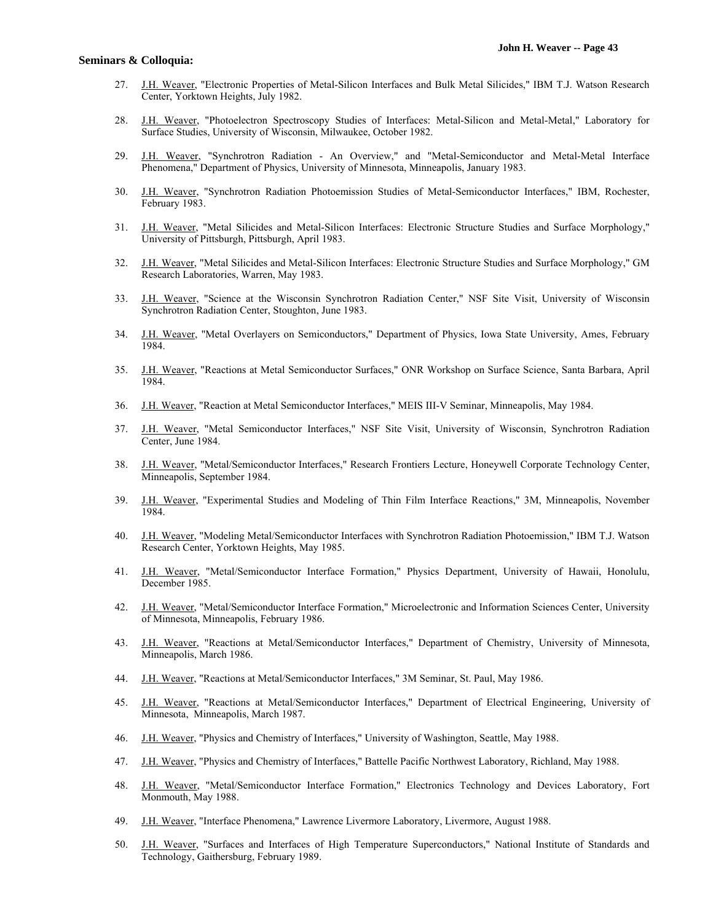**Seminars & Colloquia:**

27. J.H. Weaver, "Electronic Properties of Metal-Silicon Interfaces and Bulk Metal Silicides," IBM T.J. Watson Research Center, Yorktown Heights, July 1982.

28. J.H. Weaver, "Photoelectron Spectroscopy Studies of Interfaces: Metal-Silicon and Metal-Metal," Laboratory for Surface Studies, University of Wisconsin, Milwaukee, October 1982.

29. J.H. Weaver, "Synchrotron Radiation - An Overview," and "Metal-Semiconductor and Metal-Metal Interface Phenomena," Department of Physics, University of Minnesota, Minneapolis, January 1983.

30. J.H. Weaver, "Synchrotron Radiation Photoemission Studies of Metal-Semiconductor Interfaces," IBM, Rochester, February 1983.

31. J.H. Weaver, "Metal Silicides and Metal-Silicon Interfaces: Electronic Structure Studies and Surface Morphology," University of Pittsburgh, Pittsburgh, April 1983.

32. J.H. Weaver, "Metal Silicides and Metal-Silicon Interfaces: Electronic Structure Studies and Surface Morphology," GM Research Laboratories, Warren, May 1983.

33. J.H. Weaver, "Science at the Wisconsin Synchrotron Radiation Center," NSF Site Visit, University of Wisconsin Synchrotron Radiation Center, Stoughton, June 1983.

34. J.H. Weaver, "Metal Overlayers on Semiconductors," Department of Physics, Iowa State University, Ames, February 1984.

35. J.H. Weaver, "Reactions at Metal Semiconductor Surfaces," ONR Workshop on Surface Science, Santa Barbara, April 1984.

36. J.H. Weaver, "Reaction at Metal Semiconductor Interfaces," MEIS III-V Seminar, Minneapolis, May 1984.

37. J.H. Weaver, "Metal Semiconductor Interfaces," NSF Site Visit, University of Wisconsin, Synchrotron Radiation Center, June 1984.

38. J.H. Weaver, "Metal/Semiconductor Interfaces," Research Frontiers Lecture, Honeywell Corporate Technology Center, Minneapolis, September 1984.

39. J.H. Weaver, "Experimental Studies and Modeling of Thin Film Interface Reactions," 3M, Minneapolis, November 1984.

40. J.H. Weaver, "Modeling Metal/Semiconductor Interfaces with Synchrotron Radiation Photoemission," IBM T.J. Watson Research Center, Yorktown Heights, May 1985.

41. J.H. Weaver, "Metal/Semiconductor Interface Formation," Physics Department, University of Hawaii, Honolulu, December 1985.

42. J.H. Weaver, "Metal/Semiconductor Interface Formation," Microelectronic and Information Sciences Center, University of Minnesota, Minneapolis, February 1986.

43. J.H. Weaver, "Reactions at Metal/Semiconductor Interfaces," Department of Chemistry, University of Minnesota, Minneapolis, March 1986.

44. J.H. Weaver, "Reactions at Metal/Semiconductor Interfaces," 3M Seminar, St. Paul, May 1986.

45. J.H. Weaver, "Reactions at Metal/Semiconductor Interfaces," Department of Electrical Engineering, University of Minnesota, Minneapolis, March 1987.

46. J.H. Weaver, "Physics and Chemistry of Interfaces," University of Washington, Seattle, May 1988.

47. J.H. Weaver, "Physics and Chemistry of Interfaces," Battelle Pacific Northwest Laboratory, Richland, May 1988.

48. J.H. Weaver, "Metal/Semiconductor Interface Formation," Electronics Technology and Devices Laboratory, Fort Monmouth, May 1988.

49. J.H. Weaver, "Interface Phenomena," Lawrence Livermore Laboratory, Livermore, August 1988.

50. J.H. Weaver, "Surfaces and Interfaces of High Temperature Superconductors," National Institute of Standards and Technology, Gaithersburg, February 1989.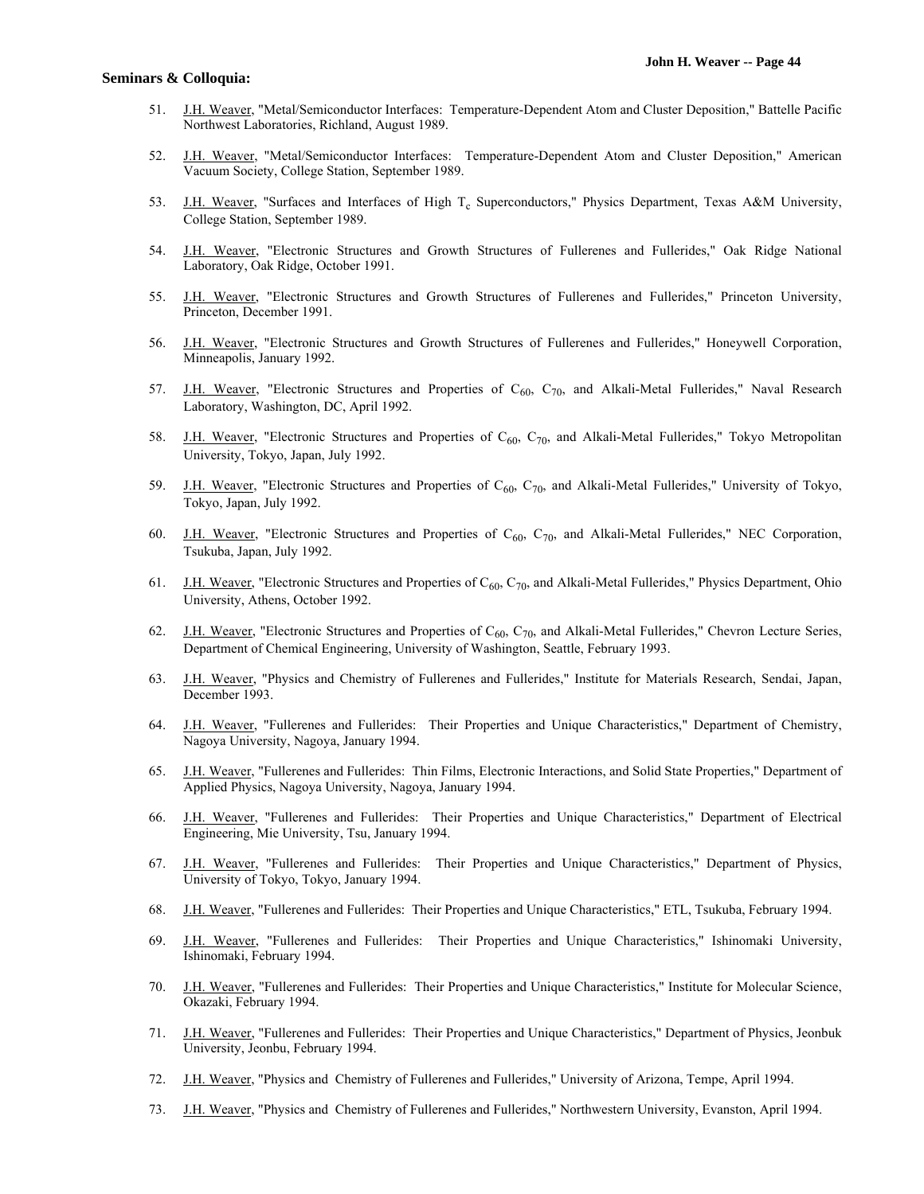**Seminars & Colloquia:**

51. J.H. Weaver, "Metal/Semiconductor Interfaces: Temperature-Dependent Atom and Cluster Deposition," Battelle Pacific Northwest Laboratories, Richland, August 1989.

52. J.H. Weaver, "Metal/Semiconductor Interfaces: Temperature-Dependent Atom and Cluster Deposition," American Vacuum Society, College Station, September 1989.

53. J.H. Weaver, "Surfaces and Interfaces of High $T_c$ Superconductors," Physics Department, Texas A&M University, College Station, September 1989.

54. J.H. Weaver, "Electronic Structures and Growth Structures of Fullerenes and Fullerides," Oak Ridge National Laboratory, Oak Ridge, October 1991.

55. J.H. Weaver, "Electronic Structures and Growth Structures of Fullerenes and Fullerides," Princeton University, Princeton, December 1991.

56. J.H. Weaver, "Electronic Structures and Growth Structures of Fullerenes and Fullerides," Honeywell Corporation, Minneapolis, January 1992.

57. J.H. Weaver, "Electronic Structures and Properties of $C_{60}$, $C_{70}$, and Alkali-Metal Fullerides," Naval Research Laboratory, Washington, DC, April 1992.

58. J.H. Weaver, "Electronic Structures and Properties of $C_{60}$, $C_{70}$, and Alkali-Metal Fullerides," Tokyo Metropolitan University, Tokyo, Japan, July 1992.

59. J.H. Weaver, "Electronic Structures and Properties of $C_{60}$, $C_{70}$, and Alkali-Metal Fullerides," University of Tokyo, Tokyo, Japan, July 1992.

60. J.H. Weaver, "Electronic Structures and Properties of $C_{60}$, $C_{70}$, and Alkali-Metal Fullerides," NEC Corporation, Tsukuba, Japan, July 1992.

61. J.H. Weaver, "Electronic Structures and Properties of $C_{60}$, $C_{70}$, and Alkali-Metal Fullerides," Physics Department, Ohio University, Athens, October 1992.

62. J.H. Weaver, "Electronic Structures and Properties of $C_{60}$, $C_{70}$, and Alkali-Metal Fullerides," Chevron Lecture Series, Department of Chemical Engineering, University of Washington, Seattle, February 1993.

63. J.H. Weaver, "Physics and Chemistry of Fullerenes and Fullerides," Institute for Materials Research, Sendai, Japan, December 1993.

64. J.H. Weaver, "Fullerenes and Fullerides: Their Properties and Unique Characteristics," Department of Chemistry, Nagoya University, Nagoya, January 1994.

65. J.H. Weaver, "Fullerenes and Fullerides: Thin Films, Electronic Interactions, and Solid State Properties," Department of Applied Physics, Nagoya University, Nagoya, January 1994.

66. J.H. Weaver, "Fullerenes and Fullerides: Their Properties and Unique Characteristics," Department of Electrical Engineering, Mie University, Tsu, January 1994.

67. J.H. Weaver, "Fullerenes and Fullerides: Their Properties and Unique Characteristics," Department of Physics, University of Tokyo, Tokyo, January 1994.

68. J.H. Weaver, "Fullerenes and Fullerides: Their Properties and Unique Characteristics," ETL, Tsukuba, February 1994.

69. J.H. Weaver, "Fullerenes and Fullerides: Their Properties and Unique Characteristics," Ishinomaki University, Ishinomaki, February 1994.

70. J.H. Weaver, "Fullerenes and Fullerides: Their Properties and Unique Characteristics," Institute for Molecular Science, Okazaki, February 1994.

71. J.H. Weaver, "Fullerenes and Fullerides: Their Properties and Unique Characteristics," Department of Physics, Jeonbuk University, Jeonbu, February 1994.

72. J.H. Weaver, "Physics and Chemistry of Fullerenes and Fullerides," University of Arizona, Tempe, April 1994.

73. J.H. Weaver, "Physics and Chemistry of Fullerenes and Fullerides," Northwestern University, Evanston, April 1994.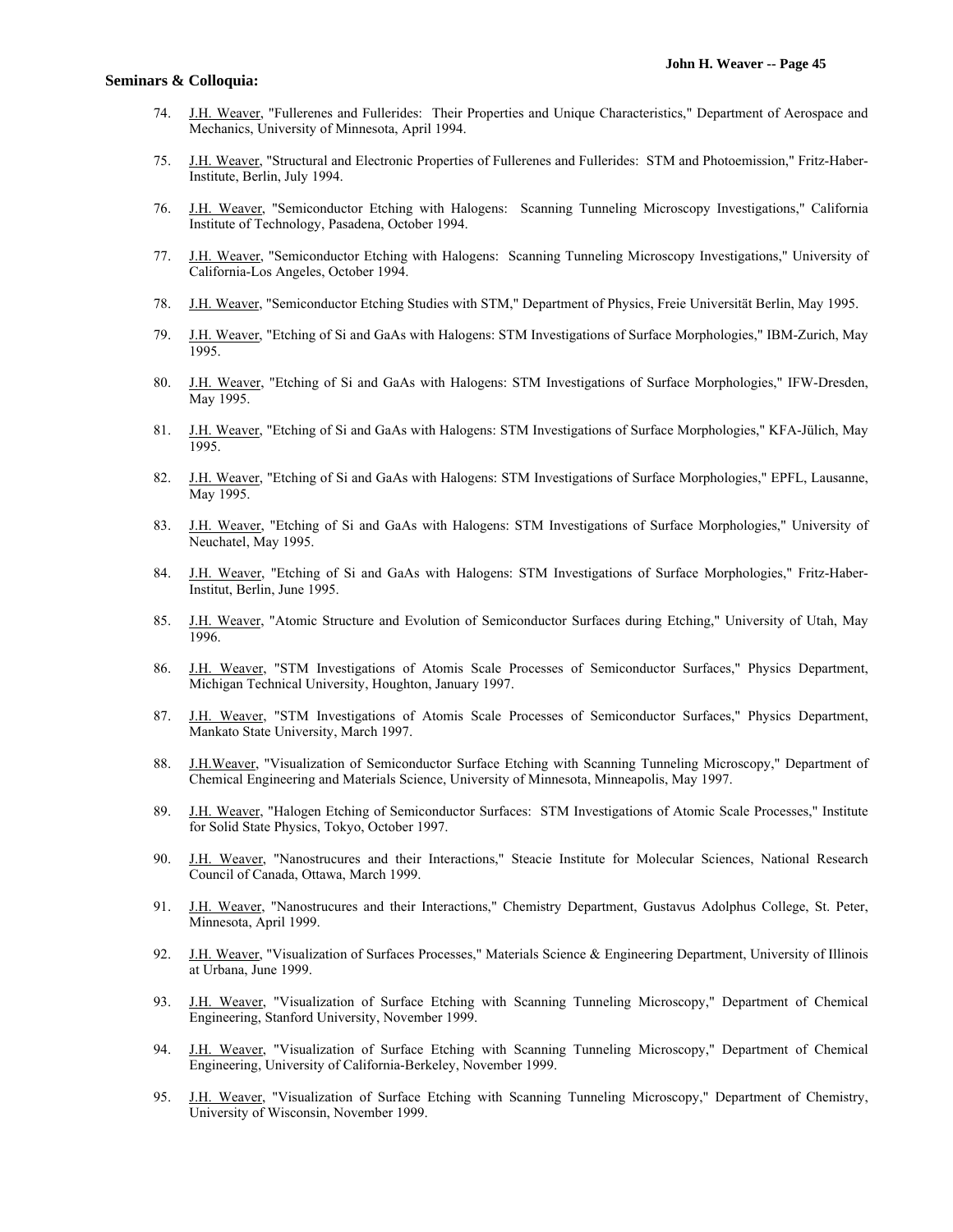**Seminars & Colloquia:**

74. J.H. Weaver, "Fullerenes and Fullerides: Their Properties and Unique Characteristics," Department of Aerospace and Mechanics, University of Minnesota, April 1994.

75. J.H. Weaver, "Structural and Electronic Properties of Fullerenes and Fullerides: STM and Photoemission," Fritz-Haber-Institute, Berlin, July 1994.

76. J.H. Weaver, "Semiconductor Etching with Halogens: Scanning Tunneling Microscopy Investigations," California Institute of Technology, Pasadena, October 1994.

77. J.H. Weaver, "Semiconductor Etching with Halogens: Scanning Tunneling Microscopy Investigations," University of California-Los Angeles, October 1994.

78. J.H. Weaver, "Semiconductor Etching Studies with STM," Department of Physics, Freie Universität Berlin, May 1995.

79. J.H. Weaver, "Etching of Si and GaAs with Halogens: STM Investigations of Surface Morphologies," IBM-Zurich, May 1995.

80. J.H. Weaver, "Etching of Si and GaAs with Halogens: STM Investigations of Surface Morphologies," IFW-Dresden, May 1995.

81. J.H. Weaver, "Etching of Si and GaAs with Halogens: STM Investigations of Surface Morphologies," KFA-Jülich, May 1995.

82. J.H. Weaver, "Etching of Si and GaAs with Halogens: STM Investigations of Surface Morphologies," EPFL, Lausanne, May 1995.

83. J.H. Weaver, "Etching of Si and GaAs with Halogens: STM Investigations of Surface Morphologies," University of Neuchatel, May 1995.

84. J.H. Weaver, "Etching of Si and GaAs with Halogens: STM Investigations of Surface Morphologies," Fritz-Haber-Institut, Berlin, June 1995.

85. J.H. Weaver, "Atomic Structure and Evolution of Semiconductor Surfaces during Etching," University of Utah, May 1996.

86. J.H. Weaver, "STM Investigations of Atomis Scale Processes of Semiconductor Surfaces," Physics Department, Michigan Technical University, Houghton, January 1997.

87. J.H. Weaver, "STM Investigations of Atomis Scale Processes of Semiconductor Surfaces," Physics Department, Mankato State University, March 1997.

88. J.H.Weaver, "Visualization of Semiconductor Surface Etching with Scanning Tunneling Microscopy," Department of Chemical Engineering and Materials Science, University of Minnesota, Minneapolis, May 1997.

89. J.H. Weaver, "Halogen Etching of Semiconductor Surfaces: STM Investigations of Atomic Scale Processes," Institute for Solid State Physics, Tokyo, October 1997.

90. J.H. Weaver, "Nanostrucures and their Interactions," Steacie Institute for Molecular Sciences, National Research Council of Canada, Ottawa, March 1999.

91. J.H. Weaver, "Nanostrucures and their Interactions," Chemistry Department, Gustavus Adolphus College, St. Peter, Minnesota, April 1999.

92. J.H. Weaver, "Visualization of Surfaces Processes," Materials Science & Engineering Department, University of Illinois at Urbana, June 1999.

93. J.H. Weaver, "Visualization of Surface Etching with Scanning Tunneling Microscopy," Department of Chemical Engineering, Stanford University, November 1999.

94. J.H. Weaver, "Visualization of Surface Etching with Scanning Tunneling Microscopy," Department of Chemical Engineering, University of California-Berkeley, November 1999.

95. J.H. Weaver, "Visualization of Surface Etching with Scanning Tunneling Microscopy," Department of Chemistry, University of Wisconsin, November 1999.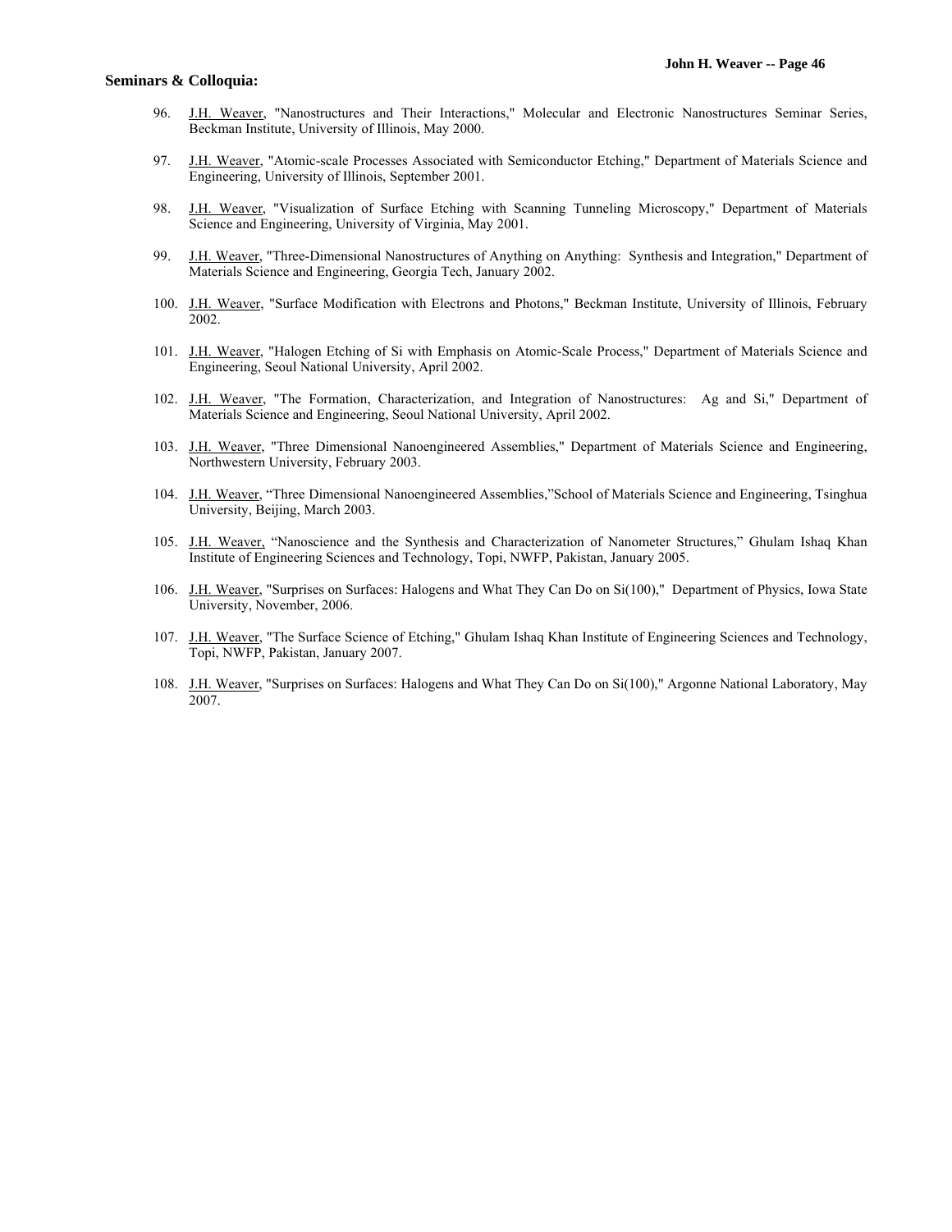**Seminars & Colloquia:**

96. J.H. Weaver, "Nanostructures and Their Interactions," Molecular and Electronic Nanostructures Seminar Series, Beckman Institute, University of Illinois, May 2000.

97. J.H. Weaver, "Atomic-scale Processes Associated with Semiconductor Etching," Department of Materials Science and Engineering, University of Illinois, September 2001.

98. J.H. Weaver, "Visualization of Surface Etching with Scanning Tunneling Microscopy," Department of Materials Science and Engineering, University of Virginia, May 2001.

99. J.H. Weaver, "Three-Dimensional Nanostructures of Anything on Anything: Synthesis and Integration," Department of Materials Science and Engineering, Georgia Tech, January 2002.

100. J.H. Weaver, "Surface Modification with Electrons and Photons," Beckman Institute, University of Illinois, February 2002.

101. J.H. Weaver, "Halogen Etching of Si with Emphasis on Atomic-Scale Process," Department of Materials Science and Engineering, Seoul National University, April 2002.

102. J.H. Weaver, "The Formation, Characterization, and Integration of Nanostructures: Ag and Si," Department of Materials Science and Engineering, Seoul National University, April 2002.

103. J.H. Weaver, "Three Dimensional Nanoengineered Assemblies," Department of Materials Science and Engineering, Northwestern University, February 2003.

104. J.H. Weaver, "Three Dimensional Nanoengineered Assemblies,"School of Materials Science and Engineering, Tsinghua University, Beijing, March 2003.

105. J.H. Weaver, "Nanoscience and the Synthesis and Characterization of Nanometer Structures," Ghulam Ishaq Khan Institute of Engineering Sciences and Technology, Topi, NWFP, Pakistan, January 2005.

106. J.H. Weaver, "Surprises on Surfaces: Halogens and What They Can Do on Si(100)," Department of Physics, Iowa State University, November, 2006.

107. J.H. Weaver, "The Surface Science of Etching," Ghulam Ishaq Khan Institute of Engineering Sciences and Technology, Topi, NWFP, Pakistan, January 2007.

108. J.H. Weaver, "Surprises on Surfaces: Halogens and What They Can Do on Si(100)," Argonne National Laboratory, May 2007.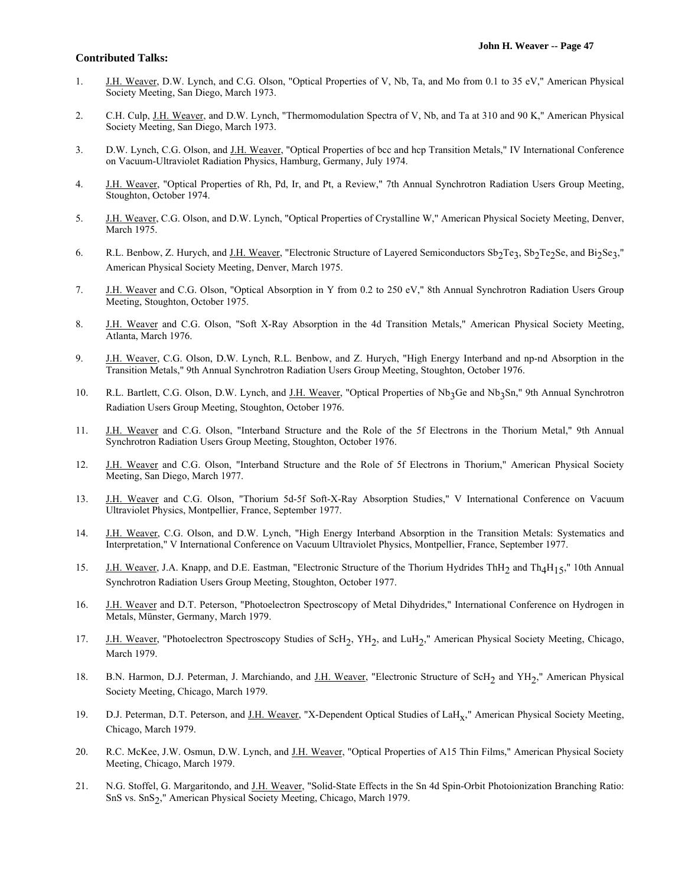**Contributed Talks:**

1. J.H. Weaver, D.W. Lynch, and C.G. Olson, "Optical Properties of V, Nb, Ta, and Mo from 0.1 to 35 eV," American Physical Society Meeting, San Diego, March 1973.

2. C.H. Culp, J.H. Weaver, and D.W. Lynch, "Thermomodulation Spectra of V, Nb, and Ta at 310 and 90 K," American Physical Society Meeting, San Diego, March 1973.

3. D.W. Lynch, C.G. Olson, and J.H. Weaver, "Optical Properties of bcc and hcp Transition Metals," IV International Conference on Vacuum-Ultraviolet Radiation Physics, Hamburg, Germany, July 1974.

4. J.H. Weaver, "Optical Properties of Rh, Pd, Ir, and Pt, a Review," 7th Annual Synchrotron Radiation Users Group Meeting, Stoughton, October 1974.

5. J.H. Weaver, C.G. Olson, and D.W. Lynch, "Optical Properties of Crystalline W," American Physical Society Meeting, Denver, March 1975.

6. R.L. Benbow, Z. Hurych, and J.H. Weaver, "Electronic Structure of Layered Semiconductors $Sb_2Te_3$, $Sb_2Te_2Se$, and $Bi_2Se_3$," American Physical Society Meeting, Denver, March 1975.

7. J.H. Weaver and C.G. Olson, "Optical Absorption in Y from 0.2 to 250 eV," 8th Annual Synchrotron Radiation Users Group Meeting, Stoughton, October 1975.

8. J.H. Weaver and C.G. Olson, "Soft X-Ray Absorption in the 4d Transition Metals," American Physical Society Meeting, Atlanta, March 1976.

9. J.H. Weaver, C.G. Olson, D.W. Lynch, R.L. Benbow, and Z. Hurych, "High Energy Interband and np-nd Absorption in the Transition Metals," 9th Annual Synchrotron Radiation Users Group Meeting, Stoughton, October 1976.

10. R.L. Bartlett, C.G. Olson, D.W. Lynch, and J.H. Weaver, "Optical Properties of $Nb_3Ge$ and $Nb_3Sn$," 9th Annual Synchrotron Radiation Users Group Meeting, Stoughton, October 1976.

11. J.H. Weaver and C.G. Olson, "Interband Structure and the Role of the 5f Electrons in the Thorium Metal," 9th Annual Synchrotron Radiation Users Group Meeting, Stoughton, October 1976.

12. J.H. Weaver and C.G. Olson, "Interband Structure and the Role of 5f Electrons in Thorium," American Physical Society Meeting, San Diego, March 1977.

13. J.H. Weaver and C.G. Olson, "Thorium 5d-5f Soft-X-Ray Absorption Studies," V International Conference on Vacuum Ultraviolet Physics, Montpellier, France, September 1977.

14. J.H. Weaver, C.G. Olson, and D.W. Lynch, "High Energy Interband Absorption in the Transition Metals: Systematics and Interpretation," V International Conference on Vacuum Ultraviolet Physics, Montpellier, France, September 1977.

15. J.H. Weaver, J.A. Knapp, and D.E. Eastman, "Electronic Structure of the Thorium Hydrides $ThH_2$ and $Th_4H_{15}$," 10th Annual Synchrotron Radiation Users Group Meeting, Stoughton, October 1977.

16. J.H. Weaver and D.T. Peterson, "Photoelectron Spectroscopy of Metal Dihydrides," International Conference on Hydrogen in Metals, Münster, Germany, March 1979.

17. J.H. Weaver, "Photoelectron Spectroscopy Studies of $ScH_2$, $YH_2$, and $LuH_2$," American Physical Society Meeting, Chicago, March 1979.

18. B.N. Harmon, D.J. Peterman, J. Marchiando, and J.H. Weaver, "Electronic Structure of $ScH_2$ and $YH_2$," American Physical Society Meeting, Chicago, March 1979.

19. D.J. Peterman, D.T. Peterson, and J.H. Weaver, "X-Dependent Optical Studies of $LaH_x$," American Physical Society Meeting, Chicago, March 1979.

20. R.C. McKee, J.W. Osmun, D.W. Lynch, and J.H. Weaver, "Optical Properties of A15 Thin Films," American Physical Society Meeting, Chicago, March 1979.

21. N.G. Stoffel, G. Margaritondo, and J.H. Weaver, "Solid-State Effects in the Sn 4d Spin-Orbit Photoionization Branching Ratio: SnS vs. $SnS_2$," American Physical Society Meeting, Chicago, March 1979.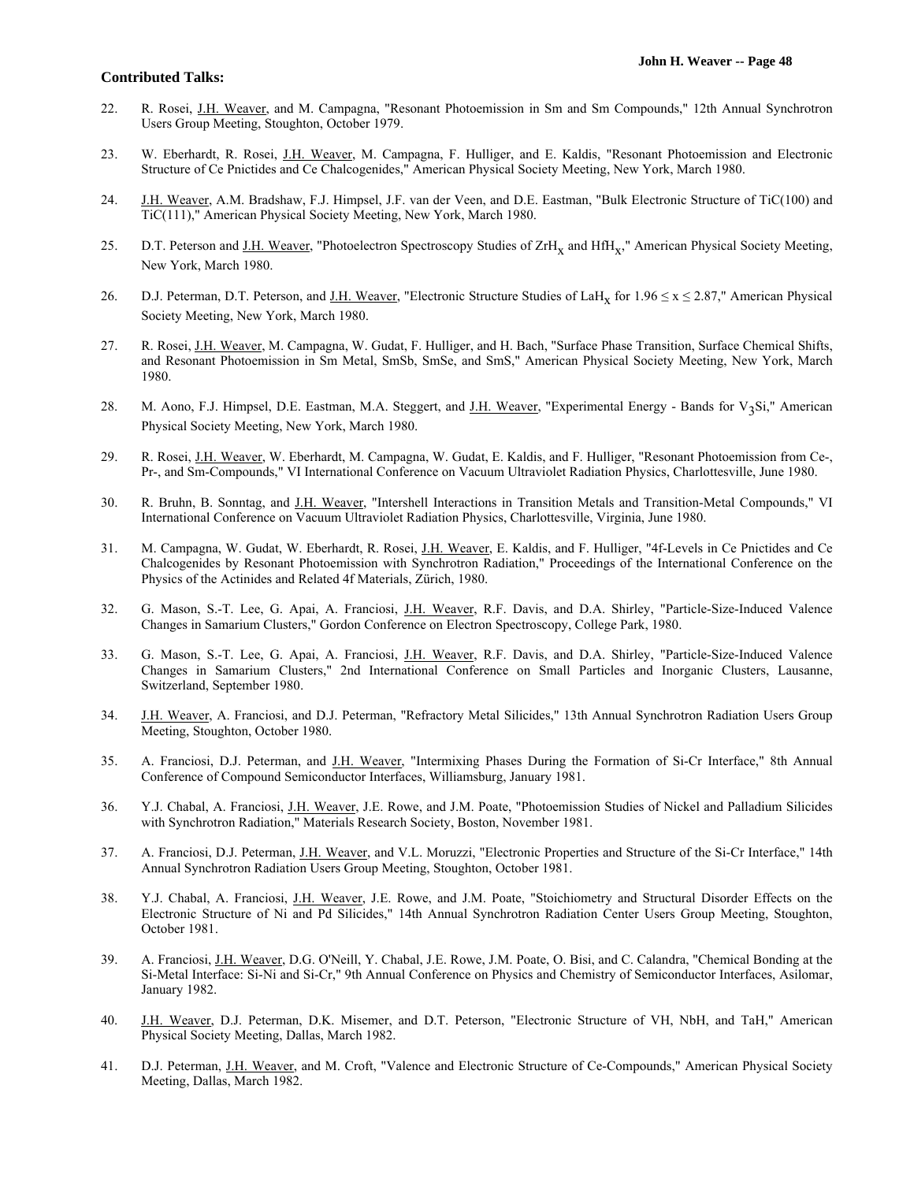**Contributed Talks:**

22. R. Rosei, J.H. Weaver, and M. Campagna, "Resonant Photoemission in Sm and Sm Compounds," 12th Annual Synchrotron Users Group Meeting, Stoughton, October 1979.

23. W. Eberhardt, R. Rosei, J.H. Weaver, M. Campagna, F. Hulliger, and E. Kaldis, "Resonant Photoemission and Electronic Structure of Ce Pnictides and Ce Chalcogenides," American Physical Society Meeting, New York, March 1980.

24. J.H. Weaver, A.M. Bradshaw, F.J. Himpsel, J.F. van der Veen, and D.E. Eastman, "Bulk Electronic Structure of TiC(100) and TiC(111)," American Physical Society Meeting, New York, March 1980.

25. D.T. Peterson and J.H. Weaver, "Photoelectron Spectroscopy Studies of $ZrH_x$ and $HfH_x$," American Physical Society Meeting, New York, March 1980.

26. D.J. Peterman, D.T. Peterson, and J.H. Weaver, "Electronic Structure Studies of $LaH_x$ for $1.96 \leq x \leq 2.87$," American Physical Society Meeting, New York, March 1980.

27. R. Rosei, J.H. Weaver, M. Campagna, W. Gudat, F. Hulliger, and H. Bach, "Surface Phase Transition, Surface Chemical Shifts, and Resonant Photoemission in Sm Metal, SmSb, SmSe, and SmS," American Physical Society Meeting, New York, March 1980.

28. M. Aono, F.J. Himpsel, D.E. Eastman, M.A. Steggert, and J.H. Weaver, "Experimental Energy - Bands for $V_3Si$," American Physical Society Meeting, New York, March 1980.

29. R. Rosei, J.H. Weaver, W. Eberhardt, M. Campagna, W. Gudat, E. Kaldis, and F. Hulliger, "Resonant Photoemission from Ce-, Pr-, and Sm-Compounds," VI International Conference on Vacuum Ultraviolet Radiation Physics, Charlottesville, June 1980.

30. R. Bruhn, B. Sonntag, and J.H. Weaver, "Intershell Interactions in Transition Metals and Transition-Metal Compounds," VI International Conference on Vacuum Ultraviolet Radiation Physics, Charlottesville, Virginia, June 1980.

31. M. Campagna, W. Gudat, W. Eberhardt, R. Rosei, J.H. Weaver, E. Kaldis, and F. Hulliger, "4f-Levels in Ce Pnictides and Ce Chalcogenides by Resonant Photoemission with Synchrotron Radiation," Proceedings of the International Conference on the Physics of the Actinides and Related 4f Materials, Zürich, 1980.

32. G. Mason, S.-T. Lee, G. Apai, A. Franciosi, J.H. Weaver, R.F. Davis, and D.A. Shirley, "Particle-Size-Induced Valence Changes in Samarium Clusters," Gordon Conference on Electron Spectroscopy, College Park, 1980.

33. G. Mason, S.-T. Lee, G. Apai, A. Franciosi, J.H. Weaver, R.F. Davis, and D.A. Shirley, "Particle-Size-Induced Valence Changes in Samarium Clusters," 2nd International Conference on Small Particles and Inorganic Clusters, Lausanne, Switzerland, September 1980.

34. J.H. Weaver, A. Franciosi, and D.J. Peterman, "Refractory Metal Silicides," 13th Annual Synchrotron Radiation Users Group Meeting, Stoughton, October 1980.

35. A. Franciosi, D.J. Peterman, and J.H. Weaver, "Intermixing Phases During the Formation of Si-Cr Interface," 8th Annual Conference of Compound Semiconductor Interfaces, Williamsburg, January 1981.

36. Y.J. Chabal, A. Franciosi, J.H. Weaver, J.E. Rowe, and J.M. Poate, "Photoemission Studies of Nickel and Palladium Silicides with Synchrotron Radiation," Materials Research Society, Boston, November 1981.

37. A. Franciosi, D.J. Peterman, J.H. Weaver, and V.L. Moruzzi, "Electronic Properties and Structure of the Si-Cr Interface," 14th Annual Synchrotron Radiation Users Group Meeting, Stoughton, October 1981.

38. Y.J. Chabal, A. Franciosi, J.H. Weaver, J.E. Rowe, and J.M. Poate, "Stoichiometry and Structural Disorder Effects on the Electronic Structure of Ni and Pd Silicides," 14th Annual Synchrotron Radiation Center Users Group Meeting, Stoughton, October 1981.

39. A. Franciosi, J.H. Weaver, D.G. O'Neill, Y. Chabal, J.E. Rowe, J.M. Poate, O. Bisi, and C. Calandra, "Chemical Bonding at the Si-Metal Interface: Si-Ni and Si-Cr," 9th Annual Conference on Physics and Chemistry of Semiconductor Interfaces, Asilomar, January 1982.

40. J.H. Weaver, D.J. Peterman, D.K. Misemer, and D.T. Peterson, "Electronic Structure of VH, NbH, and TaH," American Physical Society Meeting, Dallas, March 1982.

41. D.J. Peterman, J.H. Weaver, and M. Croft, "Valence and Electronic Structure of Ce-Compounds," American Physical Society Meeting, Dallas, March 1982.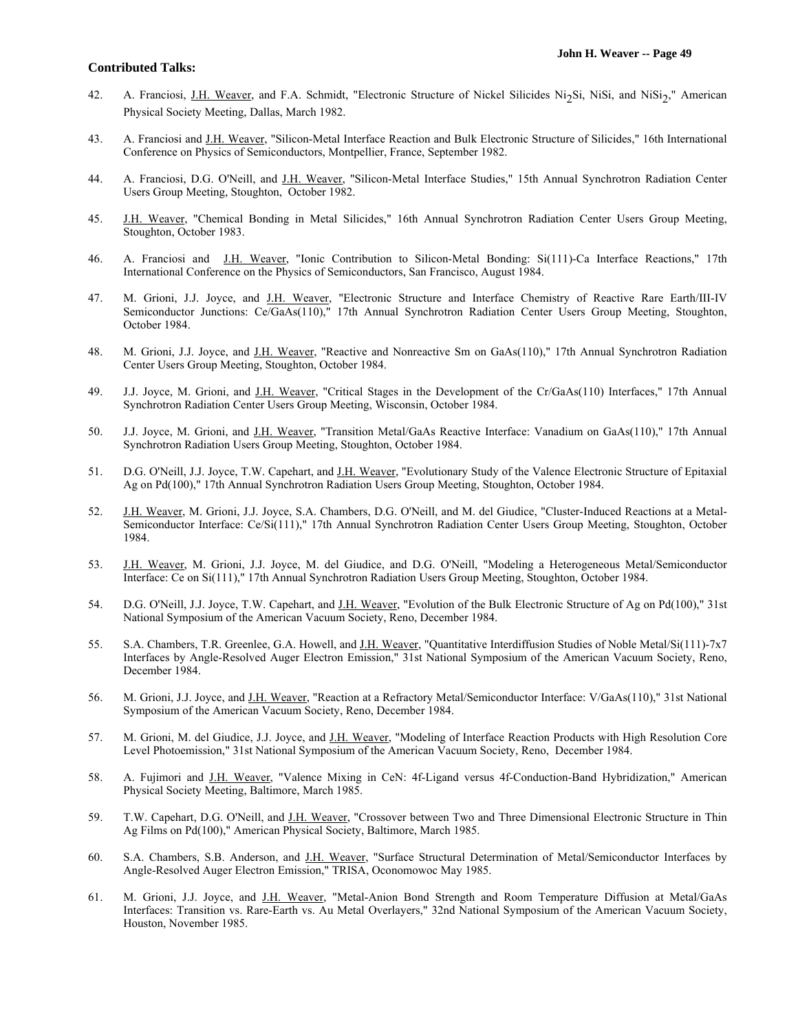**Contributed Talks:**

42. A. Franciosi, J.H. Weaver, and F.A. Schmidt, "Electronic Structure of Nickel Silicides $Ni_2Si$, NiSi, and $NiSi_2$," American Physical Society Meeting, Dallas, March 1982.

43. A. Franciosi and J.H. Weaver, "Silicon-Metal Interface Reaction and Bulk Electronic Structure of Silicides," 16th International Conference on Physics of Semiconductors, Montpellier, France, September 1982.

44. A. Franciosi, D.G. O'Neill, and J.H. Weaver, "Silicon-Metal Interface Studies," 15th Annual Synchrotron Radiation Center Users Group Meeting, Stoughton, October 1982.

45. J.H. Weaver, "Chemical Bonding in Metal Silicides," 16th Annual Synchrotron Radiation Center Users Group Meeting, Stoughton, October 1983.

46. A. Franciosi and J.H. Weaver, "Ionic Contribution to Silicon-Metal Bonding: Si(111)-Ca Interface Reactions," 17th International Conference on the Physics of Semiconductors, San Francisco, August 1984.

47. M. Grioni, J.J. Joyce, and J.H. Weaver, "Electronic Structure and Interface Chemistry of Reactive Rare Earth/III-IV Semiconductor Junctions: Ce/GaAs(110)," 17th Annual Synchrotron Radiation Center Users Group Meeting, Stoughton, October 1984.

48. M. Grioni, J.J. Joyce, and J.H. Weaver, "Reactive and Nonreactive Sm on GaAs(110)," 17th Annual Synchrotron Radiation Center Users Group Meeting, Stoughton, October 1984.

49. J.J. Joyce, M. Grioni, and J.H. Weaver, "Critical Stages in the Development of the Cr/GaAs(110) Interfaces," 17th Annual Synchrotron Radiation Center Users Group Meeting, Wisconsin, October 1984.

50. J.J. Joyce, M. Grioni, and J.H. Weaver, "Transition Metal/GaAs Reactive Interface: Vanadium on GaAs(110)," 17th Annual Synchrotron Radiation Users Group Meeting, Stoughton, October 1984.

51. D.G. O'Neill, J.J. Joyce, T.W. Capehart, and J.H. Weaver, "Evolutionary Study of the Valence Electronic Structure of Epitaxial Ag on Pd(100)," 17th Annual Synchrotron Radiation Users Group Meeting, Stoughton, October 1984.

52. J.H. Weaver, M. Grioni, J.J. Joyce, S.A. Chambers, D.G. O'Neill, and M. del Giudice, "Cluster-Induced Reactions at a Metal-Semiconductor Interface: Ce/Si(111)," 17th Annual Synchrotron Radiation Center Users Group Meeting, Stoughton, October 1984.

53. J.H. Weaver, M. Grioni, J.J. Joyce, M. del Giudice, and D.G. O'Neill, "Modeling a Heterogeneous Metal/Semiconductor Interface: Ce on Si(111)," 17th Annual Synchrotron Radiation Users Group Meeting, Stoughton, October 1984.

54. D.G. O'Neill, J.J. Joyce, T.W. Capehart, and J.H. Weaver, "Evolution of the Bulk Electronic Structure of Ag on Pd(100)," 31st National Symposium of the American Vacuum Society, Reno, December 1984.

55. S.A. Chambers, T.R. Greenlee, G.A. Howell, and J.H. Weaver, "Quantitative Interdiffusion Studies of Noble Metal/Si(111)-7x7 Interfaces by Angle-Resolved Auger Electron Emission," 31st National Symposium of the American Vacuum Society, Reno, December 1984.

56. M. Grioni, J.J. Joyce, and J.H. Weaver, "Reaction at a Refractory Metal/Semiconductor Interface: V/GaAs(110)," 31st National Symposium of the American Vacuum Society, Reno, December 1984.

57. M. Grioni, M. del Giudice, J.J. Joyce, and J.H. Weaver, "Modeling of Interface Reaction Products with High Resolution Core Level Photoemission," 31st National Symposium of the American Vacuum Society, Reno, December 1984.

58. A. Fujimori and J.H. Weaver, "Valence Mixing in CeN: 4f-Ligand versus 4f-Conduction-Band Hybridization," American Physical Society Meeting, Baltimore, March 1985.

59. T.W. Capehart, D.G. O'Neill, and J.H. Weaver, "Crossover between Two and Three Dimensional Electronic Structure in Thin Ag Films on Pd(100)," American Physical Society, Baltimore, March 1985.

60. S.A. Chambers, S.B. Anderson, and J.H. Weaver, "Surface Structural Determination of Metal/Semiconductor Interfaces by Angle-Resolved Auger Electron Emission," TRISA, Oconomowoc May 1985.

61. M. Grioni, J.J. Joyce, and J.H. Weaver, "Metal-Anion Bond Strength and Room Temperature Diffusion at Metal/GaAs Interfaces: Transition vs. Rare-Earth vs. Au Metal Overlayers," 32nd National Symposium of the American Vacuum Society, Houston, November 1985.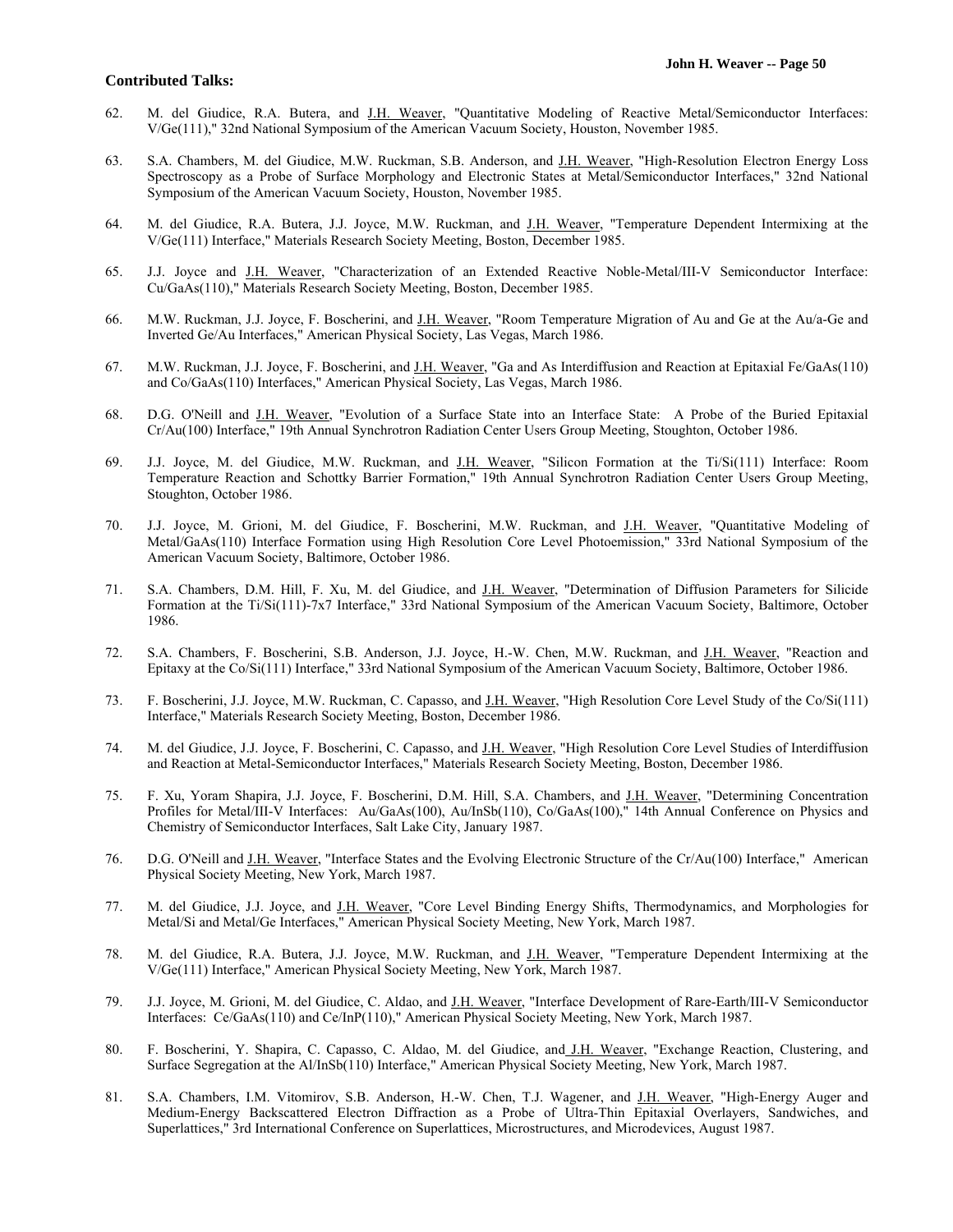**Contributed Talks:**

62. M. del Giudice, R.A. Butera, and J.H. Weaver, "Quantitative Modeling of Reactive Metal/Semiconductor Interfaces: V/Ge(111)," 32nd National Symposium of the American Vacuum Society, Houston, November 1985.

63. S.A. Chambers, M. del Giudice, M.W. Ruckman, S.B. Anderson, and J.H. Weaver, "High-Resolution Electron Energy Loss Spectroscopy as a Probe of Surface Morphology and Electronic States at Metal/Semiconductor Interfaces," 32nd National Symposium of the American Vacuum Society, Houston, November 1985.

64. M. del Giudice, R.A. Butera, J.J. Joyce, M.W. Ruckman, and J.H. Weaver, "Temperature Dependent Intermixing at the V/Ge(111) Interface," Materials Research Society Meeting, Boston, December 1985.

65. J.J. Joyce and J.H. Weaver, "Characterization of an Extended Reactive Noble-Metal/III-V Semiconductor Interface: Cu/GaAs(110)," Materials Research Society Meeting, Boston, December 1985.

66. M.W. Ruckman, J.J. Joyce, F. Boscherini, and J.H. Weaver, "Room Temperature Migration of Au and Ge at the Au/a-Ge and Inverted Ge/Au Interfaces," American Physical Society, Las Vegas, March 1986.

67. M.W. Ruckman, J.J. Joyce, F. Boscherini, and J.H. Weaver, "Ga and As Interdiffusion and Reaction at Epitaxial Fe/GaAs(110) and Co/GaAs(110) Interfaces," American Physical Society, Las Vegas, March 1986.

68. D.G. O'Neill and J.H. Weaver, "Evolution of a Surface State into an Interface State: A Probe of the Buried Epitaxial Cr/Au(100) Interface," 19th Annual Synchrotron Radiation Center Users Group Meeting, Stoughton, October 1986.

69. J.J. Joyce, M. del Giudice, M.W. Ruckman, and J.H. Weaver, "Silicon Formation at the Ti/Si(111) Interface: Room Temperature Reaction and Schottky Barrier Formation," 19th Annual Synchrotron Radiation Center Users Group Meeting, Stoughton, October 1986.

70. J.J. Joyce, M. Grioni, M. del Giudice, F. Boscherini, M.W. Ruckman, and J.H. Weaver, "Quantitative Modeling of Metal/GaAs(110) Interface Formation using High Resolution Core Level Photoemission," 33rd National Symposium of the American Vacuum Society, Baltimore, October 1986.

71. S.A. Chambers, D.M. Hill, F. Xu, M. del Giudice, and J.H. Weaver, "Determination of Diffusion Parameters for Silicide Formation at the Ti/Si(111)-7x7 Interface," 33rd National Symposium of the American Vacuum Society, Baltimore, October 1986.

72. S.A. Chambers, F. Boscherini, S.B. Anderson, J.J. Joyce, H.-W. Chen, M.W. Ruckman, and J.H. Weaver, "Reaction and Epitaxy at the Co/Si(111) Interface," 33rd National Symposium of the American Vacuum Society, Baltimore, October 1986.

73. F. Boscherini, J.J. Joyce, M.W. Ruckman, C. Capasso, and J.H. Weaver, "High Resolution Core Level Study of the Co/Si(111) Interface," Materials Research Society Meeting, Boston, December 1986.

74. M. del Giudice, J.J. Joyce, F. Boscherini, C. Capasso, and J.H. Weaver, "High Resolution Core Level Studies of Interdiffusion and Reaction at Metal-Semiconductor Interfaces," Materials Research Society Meeting, Boston, December 1986.

75. F. Xu, Yoram Shapira, J.J. Joyce, F. Boscherini, D.M. Hill, S.A. Chambers, and J.H. Weaver, "Determining Concentration Profiles for Metal/III-V Interfaces: Au/GaAs(100), Au/InSb(110), Co/GaAs(100)," 14th Annual Conference on Physics and Chemistry of Semiconductor Interfaces, Salt Lake City, January 1987.

76. D.G. O'Neill and J.H. Weaver, "Interface States and the Evolving Electronic Structure of the Cr/Au(100) Interface," American Physical Society Meeting, New York, March 1987.

77. M. del Giudice, J.J. Joyce, and J.H. Weaver, "Core Level Binding Energy Shifts, Thermodynamics, and Morphologies for Metal/Si and Metal/Ge Interfaces," American Physical Society Meeting, New York, March 1987.

78. M. del Giudice, R.A. Butera, J.J. Joyce, M.W. Ruckman, and J.H. Weaver, "Temperature Dependent Intermixing at the V/Ge(111) Interface," American Physical Society Meeting, New York, March 1987.

79. J.J. Joyce, M. Grioni, M. del Giudice, C. Aldao, and J.H. Weaver, "Interface Development of Rare-Earth/III-V Semiconductor Interfaces: Ce/GaAs(110) and Ce/InP(110)," American Physical Society Meeting, New York, March 1987.

80. F. Boscherini, Y. Shapira, C. Capasso, C. Aldao, M. del Giudice, and J.H. Weaver, "Exchange Reaction, Clustering, and Surface Segregation at the Al/InSb(110) Interface," American Physical Society Meeting, New York, March 1987.

81. S.A. Chambers, I.M. Vitomirov, S.B. Anderson, H-W. Chen, T.J. Wagener, and J.H. Weaver, "High-Energy Auger and Medium-Energy Backscattered Electron Diffraction as a Probe of Ultra-Thin Epitaxial Overlayers, Sandwiches, and Superlattices," 3rd International Conference on Superlattices, Microstructures, and Microdevices, August 1987.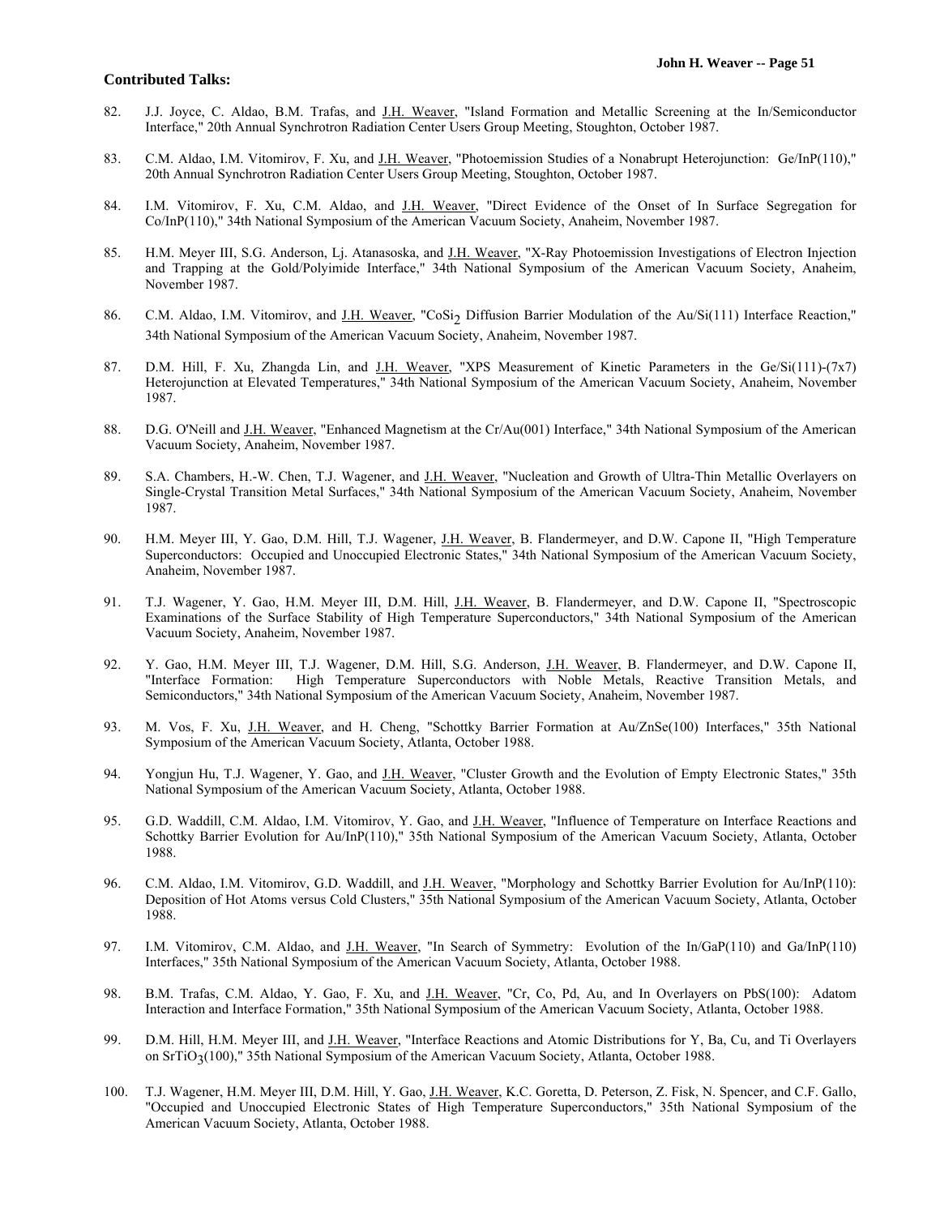**Contributed Talks:**

82. J.J. Joyce, C. Aldao, B.M. Trafas, and J.H. Weaver, "Island Formation and Metallic Screening at the In/Semiconductor Interface," 20th Annual Synchrotron Radiation Center Users Group Meeting, Stoughton, October 1987.

83. C.M. Aldao, I.M. Vitomirov, F. Xu, and J.H. Weaver, "Photoemission Studies of a Nonabrupt Heterojunction: Ge/InP(110)," 20th Annual Synchrotron Radiation Center Users Group Meeting, Stoughton, October 1987.

84. I.M. Vitomirov, F. Xu, C.M. Aldao, and J.H. Weaver, "Direct Evidence of the Onset of In Surface Segregation for Co/InP(110)," 34th National Symposium of the American Vacuum Society, Anaheim, November 1987.

85. H.M. Meyer III, S.G. Anderson, Lj. Atanasoska, and J.H. Weaver, "X-Ray Photoemission Investigations of Electron Injection and Trapping at the Gold/Polyimide Interface," 34th National Symposium of the American Vacuum Society, Anaheim, November 1987.

86. C.M. Aldao, I.M. Vitomirov, and J.H. Weaver, "$CoSi_2$ Diffusion Barrier Modulation of the Au/Si(111) Interface Reaction," 34th National Symposium of the American Vacuum Society, Anaheim, November 1987.

87. D.M. Hill, F. Xu, Zhangda Lin, and J.H. Weaver, "XPS Measurement of Kinetic Parameters in the Ge/Si(111)-(7x7) Heterojunction at Elevated Temperatures," 34th National Symposium of the American Vacuum Society, Anaheim, November 1987.

88. D.G. O'Neill and J.H. Weaver, "Enhanced Magnetism at the Cr/Au(001) Interface," 34th National Symposium of the American Vacuum Society, Anaheim, November 1987.

89. S.A. Chambers, H.-W. Chen, T.J. Wagener, and J.H. Weaver, "Nucleation and Growth of Ultra-Thin Metallic Overlayers on Single-Crystal Transition Metal Surfaces," 34th National Symposium of the American Vacuum Society, Anaheim, November 1987.

90. H.M. Meyer III, Y. Gao, D.M. Hill, T.J. Wagener, J.H. Weaver, B. Flandermeyer, and D.W. Capone II, "High Temperature Superconductors: Occupied and Unoccupied Electronic States," 34th National Symposium of the American Vacuum Society, Anaheim, November 1987.

91. T.J. Wagener, Y. Gao, H.M. Meyer III, D.M. Hill, J.H. Weaver, B. Flandermeyer, and D.W. Capone II, "Spectroscopic Examinations of the Surface Stability of High Temperature Superconductors," 34th National Symposium of the American Vacuum Society, Anaheim, November 1987.

92. Y. Gao, H.M. Meyer III, T.J. Wagener, D.M. Hill, S.G. Anderson, J.H. Weaver, B. Flandermeyer, and D.W. Capone II, "Interface Formation: High Temperature Superconductors with Noble Metals, Reactive Transition Metals, and Semiconductors," 34th National Symposium of the American Vacuum Society, Anaheim, November 1987.

93. M. Vos, F. Xu, J.H. Weaver, and H. Cheng, "Schottky Barrier Formation at Au/ZnSe(100) Interfaces," 35th National Symposium of the American Vacuum Society, Atlanta, October 1988.

94. Yongjun Hu, T.J. Wagener, Y. Gao, and J.H. Weaver, "Cluster Growth and the Evolution of Empty Electronic States," 35th National Symposium of the American Vacuum Society, Atlanta, October 1988.

95. G.D. Waddill, C.M. Aldao, I.M. Vitomirov, Y. Gao, and J.H. Weaver, "Influence of Temperature on Interface Reactions and Schottky Barrier Evolution for Au/InP(110)," 35th National Symposium of the American Vacuum Society, Atlanta, October 1988.

96. C.M. Aldao, I.M. Vitomirov, G.D. Waddill, and J.H. Weaver, "Morphology and Schottky Barrier Evolution for Au/InP(110): Deposition of Hot Atoms versus Cold Clusters," 35th National Symposium of the American Vacuum Society, Atlanta, October 1988.

97. I.M. Vitomirov, C.M. Aldao, and J.H. Weaver, "In Search of Symmetry: Evolution of the In/GaP(110) and Ga/InP(110) Interfaces," 35th National Symposium of the American Vacuum Society, Atlanta, October 1988.

98. B.M. Trafas, C.M. Aldao, Y. Gao, F. Xu, and J.H. Weaver, "Cr, Co, Pd, Au, and In Overlayers on PbS(100): Adatom Interaction and Interface Formation," 35th National Symposium of the American Vacuum Society, Atlanta, October 1988.

99. D.M. Hill, H.M. Meyer III, and J.H. Weaver, "Interface Reactions and Atomic Distributions for Y, Ba, Cu, and Ti Overlayers on $SrTiO_3$(100)," 35th National Symposium of the American Vacuum Society, Atlanta, October 1988.

100. T.J. Wagener, H.M. Meyer III, D.M. Hill, Y. Gao, J.H. Weaver, K.C. Goretta, D. Peterson, Z. Fisk, N. Spencer, and C.F. Gallo, "Occupied and Unoccupied Electronic States of High Temperature Superconductors," 35th National Symposium of the American Vacuum Society, Atlanta, October 1988.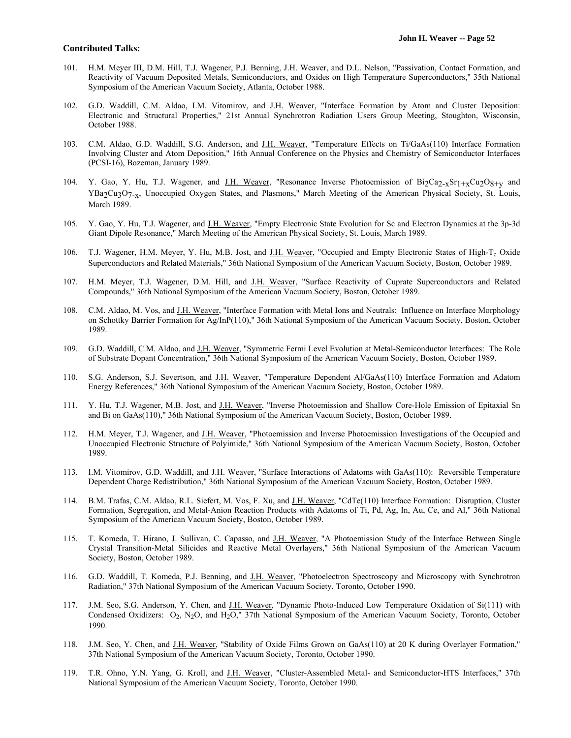**Contributed Talks:**

101. H.M. Meyer III, D.M. Hill, T.J. Wagener, P.J. Benning, J.H. Weaver, and D.L. Nelson, "Passivation, Contact Formation, and Reactivity of Vacuum Deposited Metals, Semiconductors, and Oxides on High Temperature Superconductors," 35th National Symposium of the American Vacuum Society, Atlanta, October 1988.

102. G.D. Waddill, C.M. Aldao, I.M. Vitomirov, and J.H. Weaver, "Interface Formation by Atom and Cluster Deposition: Electronic and Structural Properties," 21st Annual Synchrotron Radiation Users Group Meeting, Stoughton, Wisconsin, October 1988.

103. C.M. Aldao, G.D. Waddill, S.G. Anderson, and J.H. Weaver, "Temperature Effects on Ti/GaAs(110) Interface Formation Involving Cluster and Atom Deposition," 16th Annual Conference on the Physics and Chemistry of Semiconductor Interfaces (PCSI-16), Bozeman, January 1989.

104. Y. Gao, Y. Hu, T.J. Wagener, and J.H. Weaver, "Resonance Inverse Photoemission of $Bi_2Ca_{2-x}Sr_{1+x}Cu_2O_{8+y}$ and $YBa_2Cu_3O_{7-x}$, Unoccupied Oxygen States, and Plasmons," March Meeting of the American Physical Society, St. Louis, March 1989.

105. Y. Gao, Y. Hu, T.J. Wagener, and J.H. Weaver, "Empty Electronic State Evolution for Sc and Electron Dynamics at the 3p-3d Giant Dipole Resonance," March Meeting of the American Physical Society, St. Louis, March 1989.

106. T.J. Wagener, H.M. Meyer, Y. Hu, M.B. Jost, and J.H. Weaver, "Occupied and Empty Electronic States of High-$T_c$ Oxide Superconductors and Related Materials," 36th National Symposium of the American Vacuum Society, Boston, October 1989.

107. H.M. Meyer, T.J. Wagener, D.M. Hill, and J.H. Weaver, "Surface Reactivity of Cuprate Superconductors and Related Compounds," 36th National Symposium of the American Vacuum Society, Boston, October 1989.

108. C.M. Aldao, M. Vos, and J.H. Weaver, "Interface Formation with Metal Ions and Neutrals: Influence on Interface Morphology on Schottky Barrier Formation for Ag/InP(110)," 36th National Symposium of the American Vacuum Society, Boston, October 1989.

109. G.D. Waddill, C.M. Aldao, and J.H. Weaver, "Symmetric Fermi Level Evolution at Metal-Semiconductor Interfaces: The Role of Substrate Dopant Concentration," 36th National Symposium of the American Vacuum Society, Boston, October 1989.

110. S.G. Anderson, S.J. Severtson, and J.H. Weaver, "Temperature Dependent Al/GaAs(110) Interface Formation and Adatom Energy References," 36th National Symposium of the American Vacuum Society, Boston, October 1989.

111. Y. Hu, T.J. Wagener, M.B. Jost, and J.H. Weaver, "Inverse Photoemission and Shallow Core-Hole Emission of Epitaxial Sn and Bi on GaAs(110)," 36th National Symposium of the American Vacuum Society, Boston, October 1989.

112. H.M. Meyer, T.J. Wagener, and J.H. Weaver, "Photoemission and Inverse Photoemission Investigations of the Occupied and Unoccupied Electronic Structure of Polyimide," 36th National Symposium of the American Vacuum Society, Boston, October 1989.

113. I.M. Vitomirov, G.D. Waddill, and J.H. Weaver, "Surface Interactions of Adatoms with GaAs(110): Reversible Temperature Dependent Charge Redistribution," 36th National Symposium of the American Vacuum Society, Boston, October 1989.

114. B.M. Trafas, C.M. Aldao, R.L. Siefert, M. Vos, F. Xu, and J.H. Weaver, "CdTe(110) Interface Formation: Disruption, Cluster Formation, Segregation, and Metal-Anion Reaction Products with Adatoms of Ti, Pd, Ag, In, Au, Ce, and Al," 36th National Symposium of the American Vacuum Society, Boston, October 1989.

115. T. Komeda, T. Hirano, J. Sullivan, C. Capasso, and J.H. Weaver, "A Photoemission Study of the Interface Between Single Crystal Transition-Metal Silicides and Reactive Metal Overlayers," 36th National Symposium of the American Vacuum Society, Boston, October 1989.

116. G.D. Waddill, T. Komeda, P.J. Benning, and J.H. Weaver, "Photoelectron Spectroscopy and Microscopy with Synchrotron Radiation," 37th National Symposium of the American Vacuum Society, Toronto, October 1990.

117. J.M. Seo, S.G. Anderson, Y. Chen, and J.H. Weaver, "Dynamic Photo-Induced Low Temperature Oxidation of Si(111) with Condensed Oxidizers: $O_2$, $N_2O$, and $H_2O$," 37th National Symposium of the American Vacuum Society, Toronto, October 1990.

118. J.M. Seo, Y. Chen, and J.H. Weaver, "Stability of Oxide Films Grown on GaAs(110) at 20 K during Overlayer Formation," 37th National Symposium of the American Vacuum Society, Toronto, October 1990.

119. T.R. Ohno, Y.N. Yang, G. Kroll, and J.H. Weaver, "Cluster-Assembled Metal- and Semiconductor-HTS Interfaces," 37th National Symposium of the American Vacuum Society, Toronto, October 1990.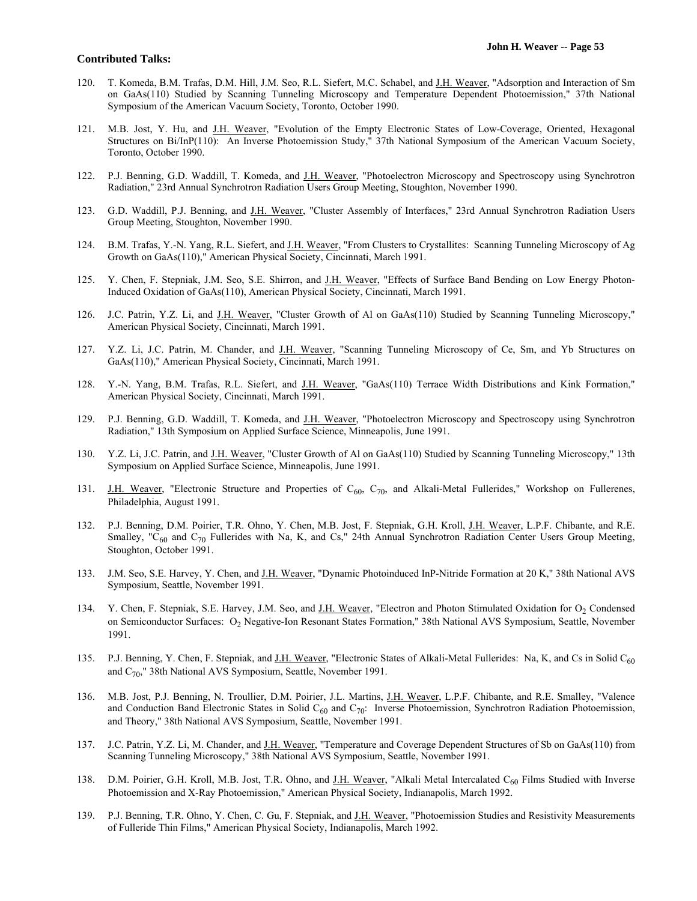**Contributed Talks:**

120. T. Komeda, B.M. Trafas, D.M. Hill, J.M. Seo, R.L. Siefert, M.C. Schabel, and J.H. Weaver, "Adsorption and Interaction of Sm on GaAs(110) Studied by Scanning Tunneling Microscopy and Temperature Dependent Photoemission," 37th National Symposium of the American Vacuum Society, Toronto, October 1990.

121. M.B. Jost, Y. Hu, and J.H. Weaver, "Evolution of the Empty Electronic States of Low-Coverage, Oriented, Hexagonal Structures on Bi/InP(110): An Inverse Photoemission Study," 37th National Symposium of the American Vacuum Society, Toronto, October 1990.

122. P.J. Benning, G.D. Waddill, T. Komeda, and J.H. Weaver, "Photoelectron Microscopy and Spectroscopy using Synchrotron Radiation," 23rd Annual Synchrotron Radiation Users Group Meeting, Stoughton, November 1990.

123. G.D. Waddill, P.J. Benning, and J.H. Weaver, "Cluster Assembly of Interfaces," 23rd Annual Synchrotron Radiation Users Group Meeting, Stoughton, November 1990.

124. B.M. Trafas, Y.-N. Yang, R.L. Siefert, and J.H. Weaver, "From Clusters to Crystallites: Scanning Tunneling Microscopy of Ag Growth on GaAs(110)," American Physical Society, Cincinnati, March 1991.

125. Y. Chen, F. Stepniak, J.M. Seo, S.E. Shirron, and J.H. Weaver, "Effects of Surface Band Bending on Low Energy Photon-Induced Oxidation of GaAs(110), American Physical Society, Cincinnati, March 1991.

126. J.C. Patrin, Y.Z. Li, and J.H. Weaver, "Cluster Growth of Al on GaAs(110) Studied by Scanning Tunneling Microscopy," American Physical Society, Cincinnati, March 1991.

127. Y.Z. Li, J.C. Patrin, M. Chander, and J.H. Weaver, "Scanning Tunneling Microscopy of Ce, Sm, and Yb Structures on GaAs(110)," American Physical Society, Cincinnati, March 1991.

128. Y.-N. Yang, B.M. Trafas, R.L. Siefert, and J.H. Weaver, "GaAs(110) Terrace Width Distributions and Kink Formation," American Physical Society, Cincinnati, March 1991.

129. P.J. Benning, G.D. Waddill, T. Komeda, and J.H. Weaver, "Photoelectron Microscopy and Spectroscopy using Synchrotron Radiation," 13th Symposium on Applied Surface Science, Minneapolis, June 1991.

130. Y.Z. Li, J.C. Patrin, and J.H. Weaver, "Cluster Growth of Al on GaAs(110) Studied by Scanning Tunneling Microscopy," 13th Symposium on Applied Surface Science, Minneapolis, June 1991.

131. J.H. Weaver, "Electronic Structure and Properties of $C_{60}$, $C_{70}$, and Alkali-Metal Fullerides," Workshop on Fullerenes, Philadelphia, August 1991.

132. P.J. Benning, D.M. Poirier, T.R. Ohno, Y. Chen, M.B. Jost, F. Stepniak, G.H. Kroll, J.H. Weaver, L.P.F. Chibante, and R.E. Smalley, "$C_{60}$ and $C_{70}$ Fullerides with Na, K, and Cs," 24th Annual Synchrotron Radiation Center Users Group Meeting, Stoughton, October 1991.

133. J.M. Seo, S.E. Harvey, Y. Chen, and J.H. Weaver, "Dynamic Photoinduced InP-Nitride Formation at 20 K," 38th National AVS Symposium, Seattle, November 1991.

134. Y. Chen, F. Stepniak, S.E. Harvey, J.M. Seo, and J.H. Weaver, "Electron and Photon Stimulated Oxidation for $O_2$ Condensed on Semiconductor Surfaces: $O_2$ Negative-Ion Resonant States Formation," 38th National AVS Symposium, Seattle, November 1991.

135. P.J. Benning, Y. Chen, F. Stepniak, and J.H. Weaver, "Electronic States of Alkali-Metal Fullerides: Na, K, and Cs in Solid $C_{60}$ and $C_{70}$," 38th National AVS Symposium, Seattle, November 1991.

136. M.B. Jost, P.J. Benning, N. Troullier, D.M. Poirier, J.L. Martins, J.H. Weaver, L.P.F. Chibante, and R.E. Smalley, "Valence and Conduction Band Electronic States in Solid $C_{60}$ and $C_{70}$: Inverse Photoemission, Synchrotron Radiation Photoemission, and Theory," 38th National AVS Symposium, Seattle, November 1991.

137. J.C. Patrin, Y.Z. Li, M. Chander, and J.H. Weaver, "Temperature and Coverage Dependent Structures of Sb on GaAs(110) from Scanning Tunneling Microscopy," 38th National AVS Symposium, Seattle, November 1991.

138. D.M. Poirier, G.H. Kroll, M.B. Jost, T.R. Ohno, and J.H. Weaver, "Alkali Metal Intercalated $C_{60}$ Films Studied with Inverse Photoemission and X-Ray Photoemission," American Physical Society, Indianapolis, March 1992.

139. P.J. Benning, T.R. Ohno, Y. Chen, C. Gu, F. Stepniak, and J.H. Weaver, "Photoemission Studies and Resistivity Measurements of Fulleride Thin Films," American Physical Society, Indianapolis, March 1992.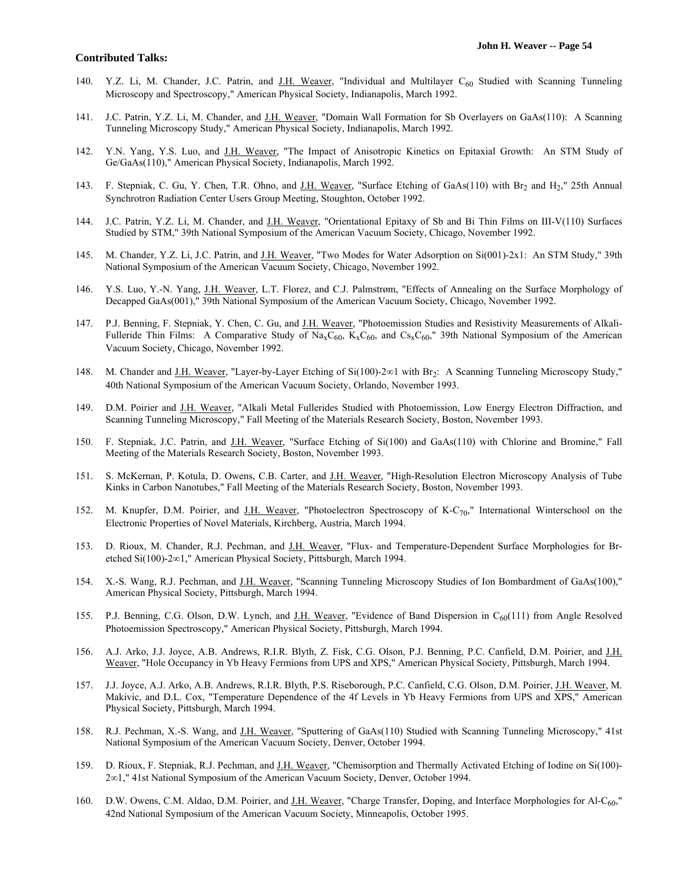**Contributed Talks:**

140. Y.Z. Li, M. Chander, J.C. Patrin, and J.H. Weaver, "Individual and Multilayer $C_{60}$ Studied with Scanning Tunneling Microscopy and Spectroscopy," American Physical Society, Indianapolis, March 1992.

141. J.C. Patrin, Y.Z. Li, M. Chander, and J.H. Weaver, "Domain Wall Formation for Sb Overlayers on GaAs(110): A Scanning Tunneling Microscopy Study," American Physical Society, Indianapolis, March 1992.

142. Y.N. Yang, Y.S. Luo, and J.H. Weaver, "The Impact of Anisotropic Kinetics on Epitaxial Growth: An STM Study of Ge/GaAs(110)," American Physical Society, Indianapolis, March 1992.

143. F. Stepniak, C. Gu, Y. Chen, T.R. Ohno, and J.H. Weaver, "Surface Etching of GaAs(110) with $Br_2$ and $H_2$," 25th Annual Synchrotron Radiation Center Users Group Meeting, Stoughton, October 1992.

144. J.C. Patrin, Y.Z. Li, M. Chander, and J.H. Weaver, "Orientational Epitaxy of Sb and Bi Thin Films on III-V(110) Surfaces Studied by STM," 39th National Symposium of the American Vacuum Society, Chicago, November 1992.

145. M. Chander, Y.Z. Li, J.C. Patrin, and J.H. Weaver, "Two Modes for Water Adsorption on Si(001)-2x1: An STM Study," 39th National Symposium of the American Vacuum Society, Chicago, November 1992.

146. Y.S. Luo, Y.-N. Yang, J.H. Weaver, L.T. Florez, and C.J. Palmstrøm, "Effects of Annealing on the Surface Morphology of Decapped GaAs(001)," 39th National Symposium of the American Vacuum Society, Chicago, November 1992.

147. P.J. Benning, F. Stepniak, Y. Chen, C. Gu, and J.H. Weaver, "Photoemission Studies and Resistivity Measurements of Alkali-Fulleride Thin Films: A Comparative Study of $Na_xC_{60}$, $K_xC_{60}$, and $Cs_xC_{60}$," 39th National Symposium of the American Vacuum Society, Chicago, November 1992.

148. M. Chander and J.H. Weaver, "Layer-by-Layer Etching of Si(100)-2∞1 with $Br_2$: A Scanning Tunneling Microscopy Study," 40th National Symposium of the American Vacuum Society, Orlando, November 1993.

149. D.M. Poirier and J.H. Weaver, "Alkali Metal Fullerides Studied with Photoemission, Low Energy Electron Diffraction, and Scanning Tunneling Microscopy," Fall Meeting of the Materials Research Society, Boston, November 1993.

150. F. Stepniak, J.C. Patrin, and J.H. Weaver, "Surface Etching of Si(100) and GaAs(110) with Chlorine and Bromine," Fall Meeting of the Materials Research Society, Boston, November 1993.

151. S. McKernan, P. Kotula, D. Owens, C.B. Carter, and J.H. Weaver, "High-Resolution Electron Microscopy Analysis of Tube Kinks in Carbon Nanotubes," Fall Meeting of the Materials Research Society, Boston, November 1993.

152. M. Knupfer, D.M. Poirier, and J.H. Weaver, "Photoelectron Spectroscopy of K-$C_{70}$," International Winterschool on the Electronic Properties of Novel Materials, Kirchberg, Austria, March 1994.

153. D. Rioux, M. Chander, R.J. Pechman, and J.H. Weaver, "Flux- and Temperature-Dependent Surface Morphologies for Br-etched Si(100)-2∞1," American Physical Society, Pittsburgh, March 1994.

154. X.-S. Wang, R.J. Pechman, and J.H. Weaver, "Scanning Tunneling Microscopy Studies of Ion Bombardment of GaAs(100)," American Physical Society, Pittsburgh, March 1994.

155. P.J. Benning, C.G. Olson, D.W. Lynch, and J.H. Weaver, "Evidence of Band Dispersion in $C_{60}$(111) from Angle Resolved Photoemission Spectroscopy," American Physical Society, Pittsburgh, March 1994.

156. A.J. Arko, J.J. Joyce, A.B. Andrews, R.I.R. Blyth, Z. Fisk, C.G. Olson, P.J. Benning, P.C. Canfield, D.M. Poirier, and J.H. Weaver, "Hole Occupancy in Yb Heavy Fermions from UPS and XPS," American Physical Society, Pittsburgh, March 1994.

157. J.J. Joyce, A.J. Arko, A.B. Andrews, R.I.R. Blyth, P.S. Riseborough, P.C. Canfield, C.G. Olson, D.M. Poirier, J.H. Weaver, M. Makivic, and D.L. Cox, "Temperature Dependence of the 4f Levels in Yb Heavy Fermions from UPS and XPS," American Physical Society, Pittsburgh, March 1994.

158. R.J. Pechman, X.-S. Wang, and J.H. Weaver, "Sputtering of GaAs(110) Studied with Scanning Tunneling Microscopy," 41st National Symposium of the American Vacuum Society, Denver, October 1994.

159. D. Rioux, F. Stepniak, R.J. Pechman, and J.H. Weaver, "Chemisorption and Thermally Activated Etching of Iodine on Si(100)-2∞1," 41st National Symposium of the American Vacuum Society, Denver, October 1994.

160. D.W. Owens, C.M. Aldao, D.M. Poirier, and J.H. Weaver, "Charge Transfer, Doping, and Interface Morphologies for Al-$C_{60}$," 42nd National Symposium of the American Vacuum Society, Minneapolis, October 1995.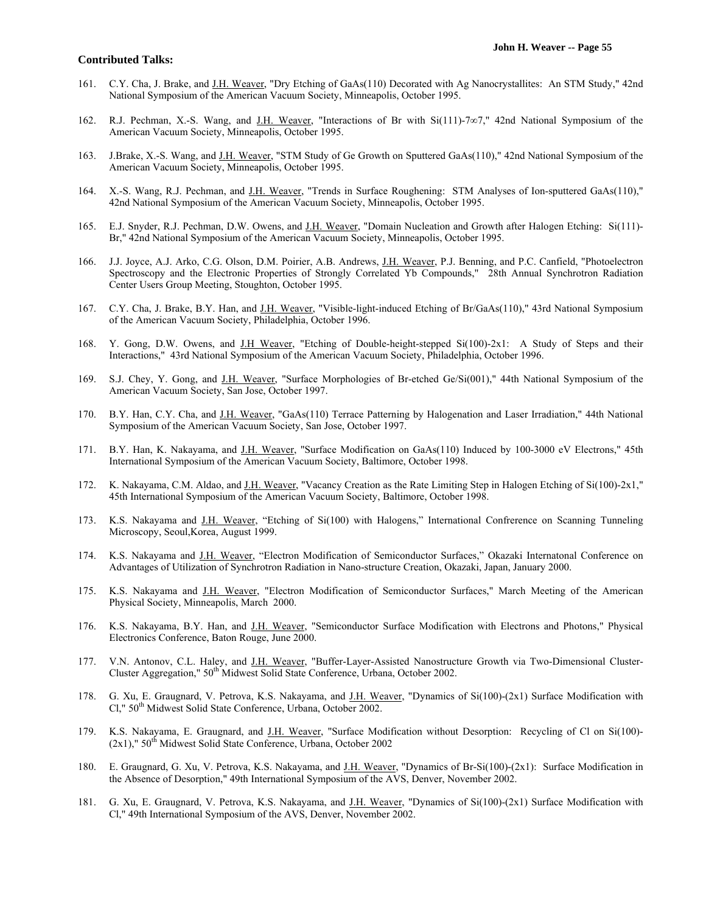**Contributed Talks:**

161. C.Y. Cha, J. Brake, and J.H. Weaver, "Dry Etching of GaAs(110) Decorated with Ag Nanocrystallites: An STM Study," 42nd National Symposium of the American Vacuum Society, Minneapolis, October 1995.

162. R.J. Pechman, X.-S. Wang, and J.H. Weaver, "Interactions of Br with Si(111)-7∞7," 42nd National Symposium of the American Vacuum Society, Minneapolis, October 1995.

163. J.Brake, X.-S. Wang, and J.H. Weaver, "STM Study of Ge Growth on Sputtered GaAs(110)," 42nd National Symposium of the American Vacuum Society, Minneapolis, October 1995.

164. X.-S. Wang, R.J. Pechman, and J.H. Weaver, "Trends in Surface Roughening: STM Analyses of Ion-sputtered GaAs(110)," 42nd National Symposium of the American Vacuum Society, Minneapolis, October 1995.

165. E.J. Snyder, R.J. Pechman, D.W. Owens, and J.H. Weaver, "Domain Nucleation and Growth after Halogen Etching: Si(111)-Br," 42nd National Symposium of the American Vacuum Society, Minneapolis, October 1995.

166. J.J. Joyce, A.J. Arko, C.G. Olson, D.M. Poirier, A.B. Andrews, J.H. Weaver, P.J. Benning, and P.C. Canfield, "Photoelectron Spectroscopy and the Electronic Properties of Strongly Correlated Yb Compounds," 28th Annual Synchrotron Radiation Center Users Group Meeting, Stoughton, October 1995.

167. C.Y. Cha, J. Brake, B.Y. Han, and J.H. Weaver, "Visible-light-induced Etching of Br/GaAs(110)," 43rd National Symposium of the American Vacuum Society, Philadelphia, October 1996.

168. Y. Gong, D.W. Owens, and J.H Weaver, "Etching of Double-height-stepped Si(100)-2x1: A Study of Steps and their Interactions," 43rd National Symposium of the American Vacuum Society, Philadelphia, October 1996.

169. S.J. Chey, Y. Gong, and J.H. Weaver, "Surface Morphologies of Br-etched Ge/Si(001)," 44th National Symposium of the American Vacuum Society, San Jose, October 1997.

170. B.Y. Han, C.Y. Cha, and J.H. Weaver, "GaAs(110) Terrace Patterning by Halogenation and Laser Irradiation," 44th National Symposium of the American Vacuum Society, San Jose, October 1997.

171. B.Y. Han, K. Nakayama, and J.H. Weaver, "Surface Modification on GaAs(110) Induced by 100-3000 eV Electrons," 45th International Symposium of the American Vacuum Society, Baltimore, October 1998.

172. K. Nakayama, C.M. Aldao, and J.H. Weaver, "Vacancy Creation as the Rate Limiting Step in Halogen Etching of Si(100)-2x1," 45th International Symposium of the American Vacuum Society, Baltimore, October 1998.

173. K.S. Nakayama and J.H. Weaver, "Etching of Si(100) with Halogens," International Confrerence on Scanning Tunneling Microscopy, Seoul,Korea, August 1999.

174. K.S. Nakayama and J.H. Weaver, "Electron Modification of Semiconductor Surfaces," Okazaki Internatonal Conference on Advantages of Utilization of Synchrotron Radiation in Nano-structure Creation, Okazaki, Japan, January 2000.

175. K.S. Nakayama and J.H. Weaver, "Electron Modification of Semiconductor Surfaces," March Meeting of the American Physical Society, Minneapolis, March 2000.

176. K.S. Nakayama, B.Y. Han, and J.H. Weaver, "Semiconductor Surface Modification with Electrons and Photons," Physical Electronics Conference, Baton Rouge, June 2000.

177. V.N. Antonov, C.L. Haley, and J.H. Weaver, "Buffer-Layer-Assisted Nanostructure Growth via Two-Dimensional Cluster-Cluster Aggregation," 50th Midwest Solid State Conference, Urbana, October 2002.

178. G. Xu, E. Graugnard, V. Petrova, K.S. Nakayama, and J.H. Weaver, "Dynamics of Si(100)-(2x1) Surface Modification with Cl," 50th Midwest Solid State Conference, Urbana, October 2002.

179. K.S. Nakayama, E. Graugnard, and J.H. Weaver, "Surface Modification without Desorption: Recycling of Cl on Si(100)-(2x1)," 50th Midwest Solid State Conference, Urbana, October 2002

180. E. Graugnard, G. Xu, V. Petrova, K.S. Nakayama, and J.H. Weaver, "Dynamics of Br-Si(100)-(2x1): Surface Modification in the Absence of Desorption," 49th International Symposium of the AVS, Denver, November 2002.

181. G. Xu, E. Graugnard, V. Petrova, K.S. Nakayama, and J.H. Weaver, "Dynamics of Si(100)-(2x1) Surface Modification with Cl," 49th International Symposium of the AVS, Denver, November 2002.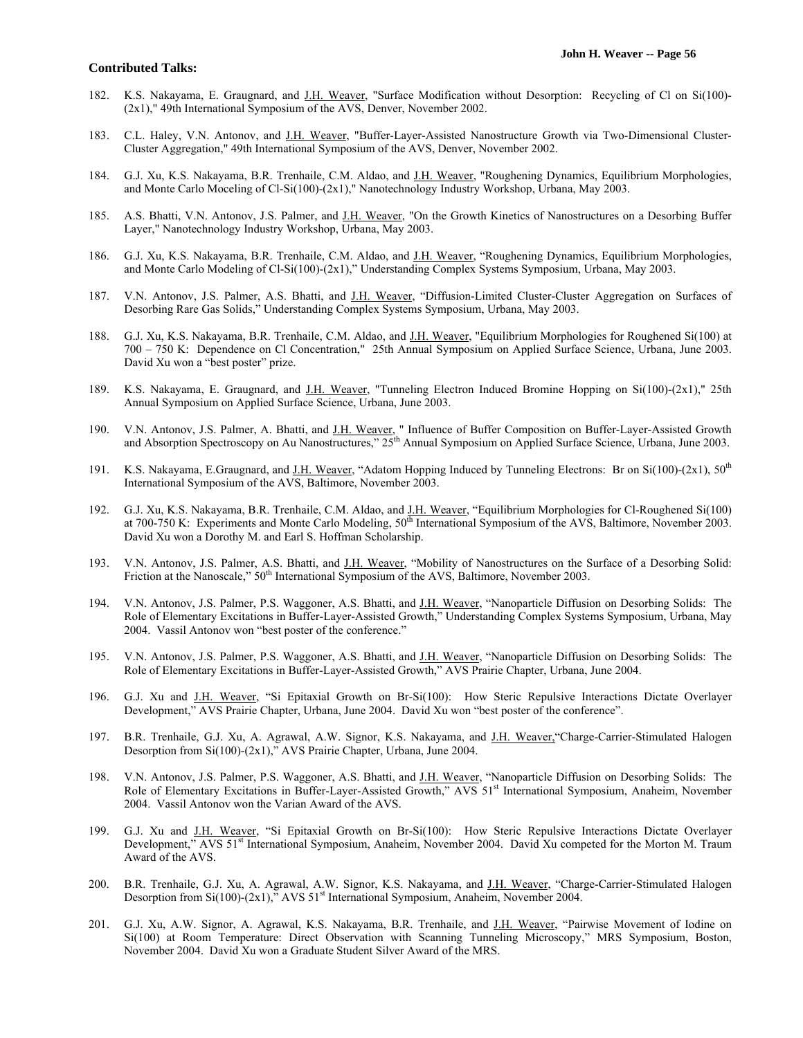**Contributed Talks:**

182. K.S. Nakayama, E. Graugnard, and J.H. Weaver, "Surface Modification without Desorption: Recycling of Cl on Si(100)-(2x1)," 49th International Symposium of the AVS, Denver, November 2002.

183. C.L. Haley, V.N. Antonov, and J.H. Weaver, "Buffer-Layer-Assisted Nanostructure Growth via Two-Dimensional Cluster-Cluster Aggregation," 49th International Symposium of the AVS, Denver, November 2002.

184. G.J. Xu, K.S. Nakayama, B.R. Trenhaile, C.M. Aldao, and J.H. Weaver, "Roughening Dynamics, Equilibrium Morphologies, and Monte Carlo Moceling of Cl-Si(100)-(2x1)," Nanotechnology Industry Workshop, Urbana, May 2003.

185. A.S. Bhatti, V.N. Antonov, J.S. Palmer, and J.H. Weaver, "On the Growth Kinetics of Nanostructures on a Desorbing Buffer Layer," Nanotechnology Industry Workshop, Urbana, May 2003.

186. G.J. Xu, K.S. Nakayama, B.R. Trenhaile, C.M. Aldao, and J.H. Weaver, "Roughening Dynamics, Equilibrium Morphologies, and Monte Carlo Modeling of Cl-Si(100)-(2x1)," Understanding Complex Systems Symposium, Urbana, May 2003.

187. V.N. Antonov, J.S. Palmer, A.S. Bhatti, and J.H. Weaver, "Diffusion-Limited Cluster-Cluster Aggregation on Surfaces of Desorbing Rare Gas Solids," Understanding Complex Systems Symposium, Urbana, May 2003.

188. G.J. Xu, K.S. Nakayama, B.R. Trenhaile, C.M. Aldao, and J.H. Weaver, "Equilibrium Morphologies for Roughened Si(100) at 700 – 750 K: Dependence on Cl Concentration," 25th Annual Symposium on Applied Surface Science, Urbana, June 2003. David Xu won a "best poster" prize.

189. K.S. Nakayama, E. Graugnard, and J.H. Weaver, "Tunneling Electron Induced Bromine Hopping on Si(100)-(2x1)," 25th Annual Symposium on Applied Surface Science, Urbana, June 2003.

190. V.N. Antonov, J.S. Palmer, A. Bhatti, and J.H. Weaver, " Influence of Buffer Composition on Buffer-Layer-Assisted Growth and Absorption Spectroscopy on Au Nanostructures," 25th Annual Symposium on Applied Surface Science, Urbana, June 2003.

191. K.S. Nakayama, E.Graugnard, and J.H. Weaver, "Adatom Hopping Induced by Tunneling Electrons: Br on Si(100)-(2x1), 50th International Symposium of the AVS, Baltimore, November 2003.

192. G.J. Xu, K.S. Nakayama, B.R. Trenhaile, C.M. Aldao, and J.H. Weaver, "Equilibrium Morphologies for Cl-Roughened Si(100) at 700-750 K: Experiments and Monte Carlo Modeling, 50th International Symposium of the AVS, Baltimore, November 2003. David Xu won a Dorothy M. and Earl S. Hoffman Scholarship.

193. V.N. Antonov, J.S. Palmer, A.S. Bhatti, and J.H. Weaver, "Mobility of Nanostructures on the Surface of a Desorbing Solid: Friction at the Nanoscale," 50th International Symposium of the AVS, Baltimore, November 2003.

194. V.N. Antonov, J.S. Palmer, P.S. Waggoner, A.S. Bhatti, and J.H. Weaver, "Nanoparticle Diffusion on Desorbing Solids: The Role of Elementary Excitations in Buffer-Layer-Assisted Growth," Understanding Complex Systems Symposium, Urbana, May 2004. Vassil Antonov won "best poster of the conference."

195. V.N. Antonov, J.S. Palmer, P.S. Waggoner, A.S. Bhatti, and J.H. Weaver, "Nanoparticle Diffusion on Desorbing Solids: The Role of Elementary Excitations in Buffer-Layer-Assisted Growth," AVS Prairie Chapter, Urbana, June 2004.

196. G.J. Xu and J.H. Weaver, "Si Epitaxial Growth on Br-Si(100): How Steric Repulsive Interactions Dictate Overlayer Development," AVS Prairie Chapter, Urbana, June 2004. David Xu won "best poster of the conference".

197. B.R. Trenhaile, G.J. Xu, A. Agrawal, A.W. Signor, K.S. Nakayama, and J.H. Weaver,"Charge-Carrier-Stimulated Halogen Desorption from Si(100)-(2x1)," AVS Prairie Chapter, Urbana, June 2004.

198. V.N. Antonov, J.S. Palmer, P.S. Waggoner, A.S. Bhatti, and J.H. Weaver, "Nanoparticle Diffusion on Desorbing Solids: The Role of Elementary Excitations in Buffer-Layer-Assisted Growth," AVS 51st International Symposium, Anaheim, November 2004. Vassil Antonov won the Varian Award of the AVS.

199. G.J. Xu and J.H. Weaver, "Si Epitaxial Growth on Br-Si(100): How Steric Repulsive Interactions Dictate Overlayer Development," AVS 51st International Symposium, Anaheim, November 2004. David Xu competed for the Morton M. Traum Award of the AVS.

200. B.R. Trenhaile, G.J. Xu, A. Agrawal, A.W. Signor, K.S. Nakayama, and J.H. Weaver, "Charge-Carrier-Stimulated Halogen Desorption from Si(100)-(2x1)," AVS 51st International Symposium, Anaheim, November 2004.

201. G.J. Xu, A.W. Signor, A. Agrawal, K.S. Nakayama, B.R. Trenhaile, and J.H. Weaver, "Pairwise Movement of Iodine on Si(100) at Room Temperature: Direct Observation with Scanning Tunneling Microscopy," MRS Symposium, Boston, November 2004. David Xu won a Graduate Student Silver Award of the MRS.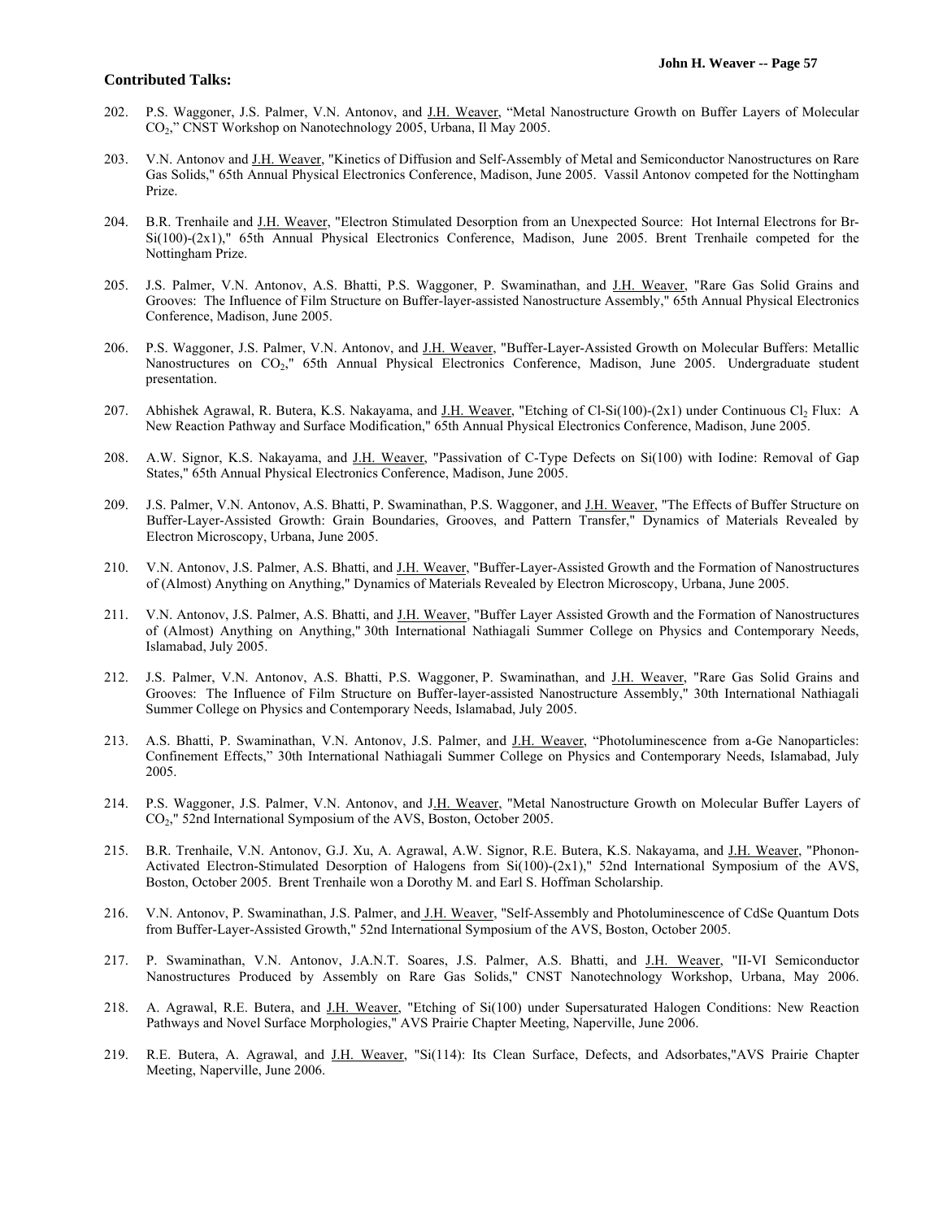**Contributed Talks:**

202. P.S. Waggoner, J.S. Palmer, V.N. Antonov, and J.H. Weaver, "Metal Nanostructure Growth on Buffer Layers of Molecular $CO_2$," CNST Workshop on Nanotechnology 2005, Urbana, Il May 2005.

203. V.N. Antonov and J.H. Weaver, "Kinetics of Diffusion and Self-Assembly of Metal and Semiconductor Nanostructures on Rare Gas Solids," 65th Annual Physical Electronics Conference, Madison, June 2005. Vassil Antonov competed for the Nottingham Prize.

204. B.R. Trenhaile and J.H. Weaver, "Electron Stimulated Desorption from an Unexpected Source: Hot Internal Electrons for Br-Si(100)-(2x1)," 65th Annual Physical Electronics Conference, Madison, June 2005. Brent Trenhaile competed for the Nottingham Prize.

205. J.S. Palmer, V.N. Antonov, A.S. Bhatti, P.S. Waggoner, P. Swaminathan, and J.H. Weaver, "Rare Gas Solid Grains and Grooves: The Influence of Film Structure on Buffer-layer-assisted Nanostructure Assembly," 65th Annual Physical Electronics Conference, Madison, June 2005.

206. P.S. Waggoner, J.S. Palmer, V.N. Antonov, and J.H. Weaver, "Buffer-Layer-Assisted Growth on Molecular Buffers: Metallic Nanostructures on $CO_2$," 65th Annual Physical Electronics Conference, Madison, June 2005. Undergraduate student presentation.

207. Abhishek Agrawal, R. Butera, K.S. Nakayama, and J.H. Weaver, "Etching of Cl-Si(100)-(2x1) under Continuous $Cl_2$ Flux: A New Reaction Pathway and Surface Modification," 65th Annual Physical Electronics Conference, Madison, June 2005.

208. A.W. Signor, K.S. Nakayama, and J.H. Weaver, "Passivation of C-Type Defects on Si(100) with Iodine: Removal of Gap States," 65th Annual Physical Electronics Conference, Madison, June 2005.

209. J.S. Palmer, V.N. Antonov, A.S. Bhatti, P. Swaminathan, P.S. Waggoner, and J.H. Weaver, "The Effects of Buffer Structure on Buffer-Layer-Assisted Growth: Grain Boundaries, Grooves, and Pattern Transfer," Dynamics of Materials Revealed by Electron Microscopy, Urbana, June 2005.

210. V.N. Antonov, J.S. Palmer, A.S. Bhatti, and J.H. Weaver, "Buffer-Layer-Assisted Growth and the Formation of Nanostructures of (Almost) Anything on Anything," Dynamics of Materials Revealed by Electron Microscopy, Urbana, June 2005.

211. V.N. Antonov, J.S. Palmer, A.S. Bhatti, and J.H. Weaver, "Buffer Layer Assisted Growth and the Formation of Nanostructures of (Almost) Anything on Anything," 30th International Nathiagali Summer College on Physics and Contemporary Needs, Islamabad, July 2005.

212. J.S. Palmer, V.N. Antonov, A.S. Bhatti, P.S. Waggoner, P. Swaminathan, and J.H. Weaver, "Rare Gas Solid Grains and Grooves: The Influence of Film Structure on Buffer-layer-assisted Nanostructure Assembly," 30th International Nathiagali Summer College on Physics and Contemporary Needs, Islamabad, July 2005.

213. A.S. Bhatti, P. Swaminathan, V.N. Antonov, J.S. Palmer, and J.H. Weaver, "Photoluminescence from a-Ge Nanoparticles: Confinement Effects," 30th International Nathiagali Summer College on Physics and Contemporary Needs, Islamabad, July 2005.

214. P.S. Waggoner, J.S. Palmer, V.N. Antonov, and J.H. Weaver, "Metal Nanostructure Growth on Molecular Buffer Layers of $CO_2$," 52nd International Symposium of the AVS, Boston, October 2005.

215. B.R. Trenhaile, V.N. Antonov, G.J. Xu, A. Agrawal, A.W. Signor, R.E. Butera, K.S. Nakayama, and J.H. Weaver, "Phonon-Activated Electron-Stimulated Desorption of Halogens from Si(100)-(2x1)," 52nd International Symposium of the AVS, Boston, October 2005. Brent Trenhaile won a Dorothy M. and Earl S. Hoffman Scholarship.

216. V.N. Antonov, P. Swaminathan, J.S. Palmer, and J.H. Weaver, "Self-Assembly and Photoluminescence of CdSe Quantum Dots from Buffer-Layer-Assisted Growth," 52nd International Symposium of the AVS, Boston, October 2005.

217. P. Swaminathan, V.N. Antonov, J.A.N.T. Soares, J.S. Palmer, A.S. Bhatti, and J.H. Weaver, "II-VI Semiconductor Nanostructures Produced by Assembly on Rare Gas Solids," CNST Nanotechnology Workshop, Urbana, May 2006.

218. A. Agrawal, R.E. Butera, and J.H. Weaver, "Etching of Si(100) under Supersaturated Halogen Conditions: New Reaction Pathways and Novel Surface Morphologies," AVS Prairie Chapter Meeting, Naperville, June 2006.

219. R.E. Butera, A. Agrawal, and J.H. Weaver, "Si(114): Its Clean Surface, Defects, and Adsorbates,"AVS Prairie Chapter Meeting, Naperville, June 2006.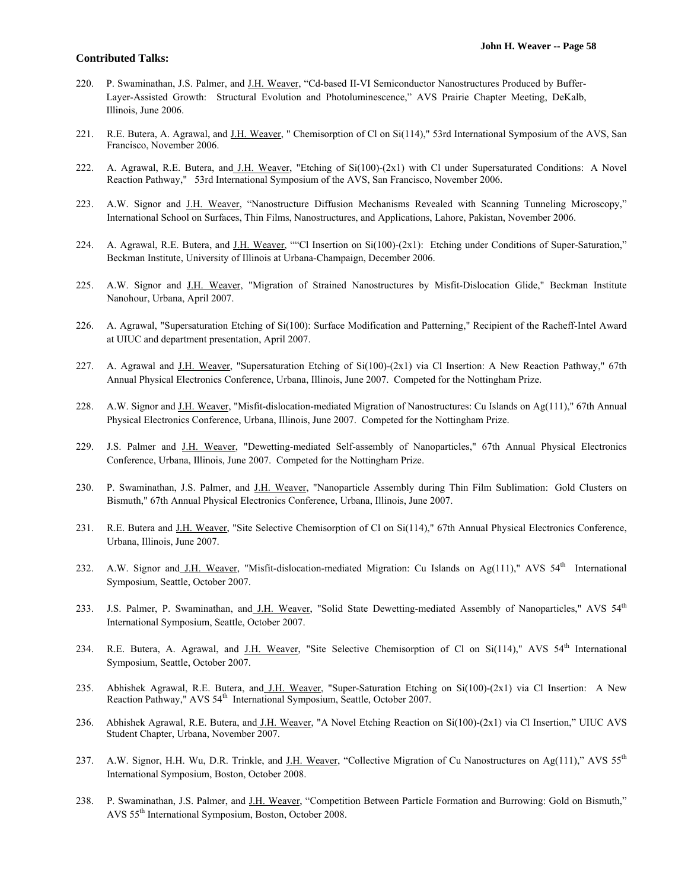**Contributed Talks:**

220. P. Swaminathan, J.S. Palmer, and J.H. Weaver, "Cd-based II-VI Semiconductor Nanostructures Produced by Buffer-Layer-Assisted Growth: Structural Evolution and Photoluminescence," AVS Prairie Chapter Meeting, DeKalb, Illinois, June 2006.

221. R.E. Butera, A. Agrawal, and J.H. Weaver, " Chemisorption of Cl on Si(114)," 53rd International Symposium of the AVS, San Francisco, November 2006.

222. A. Agrawal, R.E. Butera, and J.H. Weaver, "Etching of Si(100)-(2x1) with Cl under Supersaturated Conditions: A Novel Reaction Pathway," 53rd International Symposium of the AVS, San Francisco, November 2006.

223. A.W. Signor and J.H. Weaver, "Nanostructure Diffusion Mechanisms Revealed with Scanning Tunneling Microscopy," International School on Surfaces, Thin Films, Nanostructures, and Applications, Lahore, Pakistan, November 2006.

224. A. Agrawal, R.E. Butera, and J.H. Weaver, ""Cl Insertion on Si(100)-(2x1): Etching under Conditions of Super-Saturation," Beckman Institute, University of Illinois at Urbana-Champaign, December 2006.

225. A.W. Signor and J.H. Weaver, "Migration of Strained Nanostructures by Misfit-Dislocation Glide," Beckman Institute Nanohour, Urbana, April 2007.

226. A. Agrawal, "Supersaturation Etching of Si(100): Surface Modification and Patterning," Recipient of the Racheff-Intel Award at UIUC and department presentation, April 2007.

227. A. Agrawal and J.H. Weaver, "Supersaturation Etching of Si(100)-(2x1) via Cl Insertion: A New Reaction Pathway," 67th Annual Physical Electronics Conference, Urbana, Illinois, June 2007. Competed for the Nottingham Prize.

228. A.W. Signor and J.H. Weaver, "Misfit-dislocation-mediated Migration of Nanostructures: Cu Islands on Ag(111)," 67th Annual Physical Electronics Conference, Urbana, Illinois, June 2007. Competed for the Nottingham Prize.

229. J.S. Palmer and J.H. Weaver, "Dewetting-mediated Self-assembly of Nanoparticles," 67th Annual Physical Electronics Conference, Urbana, Illinois, June 2007. Competed for the Nottingham Prize.

230. P. Swaminathan, J.S. Palmer, and J.H. Weaver, "Nanoparticle Assembly during Thin Film Sublimation: Gold Clusters on Bismuth," 67th Annual Physical Electronics Conference, Urbana, Illinois, June 2007.

231. R.E. Butera and J.H. Weaver, "Site Selective Chemisorption of Cl on Si(114)," 67th Annual Physical Electronics Conference, Urbana, Illinois, June 2007.

232. A.W. Signor and J.H. Weaver, "Misfit-dislocation-mediated Migration: Cu Islands on Ag(111)," AVS 54th International Symposium, Seattle, October 2007.

233. J.S. Palmer, P. Swaminathan, and J.H. Weaver, "Solid State Dewetting-mediated Assembly of Nanoparticles," AVS 54th International Symposium, Seattle, October 2007.

234. R.E. Butera, A. Agrawal, and J.H. Weaver, "Site Selective Chemisorption of Cl on Si(114)," AVS 54th International Symposium, Seattle, October 2007.

235. Abhishek Agrawal, R.E. Butera, and J.H. Weaver, "Super-Saturation Etching on Si(100)-(2x1) via Cl Insertion: A New Reaction Pathway," AVS 54th International Symposium, Seattle, October 2007.

236. Abhishek Agrawal, R.E. Butera, and J.H. Weaver, "A Novel Etching Reaction on Si(100)-(2x1) via Cl Insertion," UIUC AVS Student Chapter, Urbana, November 2007.

237. A.W. Signor, H.H. Wu, D.R. Trinkle, and J.H. Weaver, "Collective Migration of Cu Nanostructures on Ag(111)," AVS 55th International Symposium, Boston, October 2008.

238. P. Swaminathan, J.S. Palmer, and J.H. Weaver, "Competition Between Particle Formation and Burrowing: Gold on Bismuth," AVS 55th International Symposium, Boston, October 2008.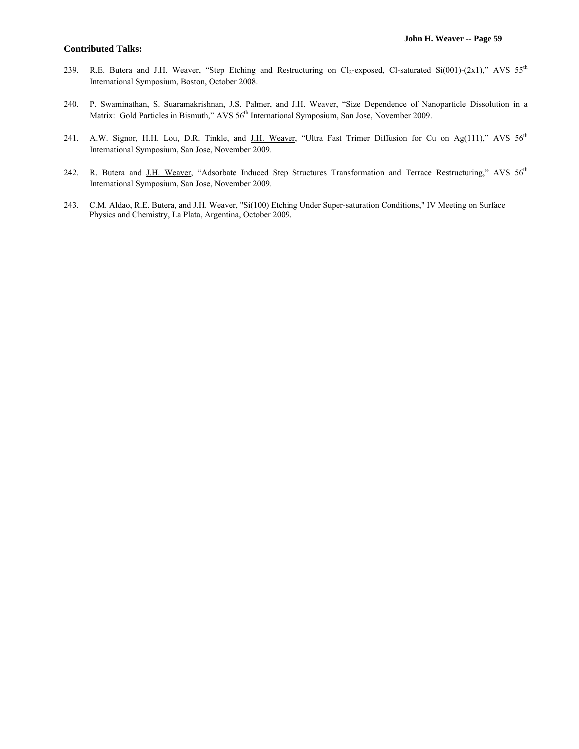**Contributed Talks:**

239. R.E. Butera and J.H. Weaver, "Step Etching and Restructuring on $Cl_2$-exposed, Cl-saturated Si(001)-(2x1)," AVS 55th International Symposium, Boston, October 2008.

240. P. Swaminathan, S. Suaramakrishnan, J.S. Palmer, and J.H. Weaver, "Size Dependence of Nanoparticle Dissolution in a Matrix: Gold Particles in Bismuth," AVS 56th International Symposium, San Jose, November 2009.

241. A.W. Signor, H.H. Lou, D.R. Tinkle, and J.H. Weaver, "Ultra Fast Trimer Diffusion for Cu on Ag(111)," AVS 56th International Symposium, San Jose, November 2009.

242. R. Butera and J.H. Weaver, "Adsorbate Induced Step Structures Transformation and Terrace Restructuring," AVS 56th International Symposium, San Jose, November 2009.

243. C.M. Aldao, R.E. Butera, and J.H. Weaver, "Si(100) Etching Under Super-saturation Conditions," IV Meeting on Surface Physics and Chemistry, La Plata, Argentina, October 2009.